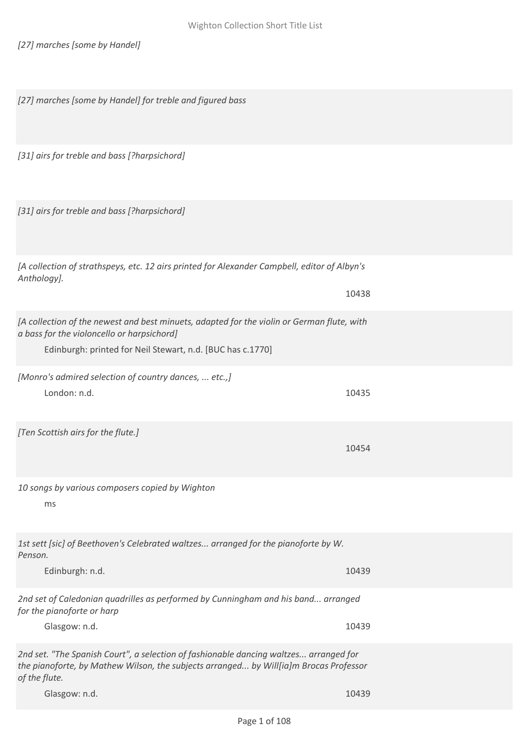*[27] marches [some by Handel]*

*[27] marches [some by Handel] for treble and figured bass*

*[31] airs for treble and bass [?harpsichord]*

*[31] airs for treble and bass [?harpsichord]*

*[A collection of strathspeys, etc. 12 airs printed for Alexander Campbell, editor of Albyn's Anthology].*

10438

*[A collection of the newest and best minuets, adapted for the violin or German flute, with a bass for the violoncello or harpsichord]*

Edinburgh: printed for Neil Stewart, n.d. [BUC has c.1770]

*[Monro's admired selection of country dances, ... etc.,]*

London: n.d. — 10435

*[Ten Scottish airs for the flute.]*

10454

*10 songs by various composers copied by Wighton*

ms

*1st sett [sic] of Beethoven's Celebrated waltzes... arranged for the pianoforte by W. Penson.*

Edinburgh: n.d. — 10439

*2nd set of Caledonian quadrilles as performed by Cunningham and his band... arranged for the pianoforte or harp*

Glasgow: n.d. — 10439

*2nd set. "The Spanish Court", a selection of fashionable dancing waltzes... arranged for the pianoforte, by Mathew Wilson, the subjects arranged... by Will[ia]m Brocas Professor of the flute.*

Glasgow: n.d. — 10439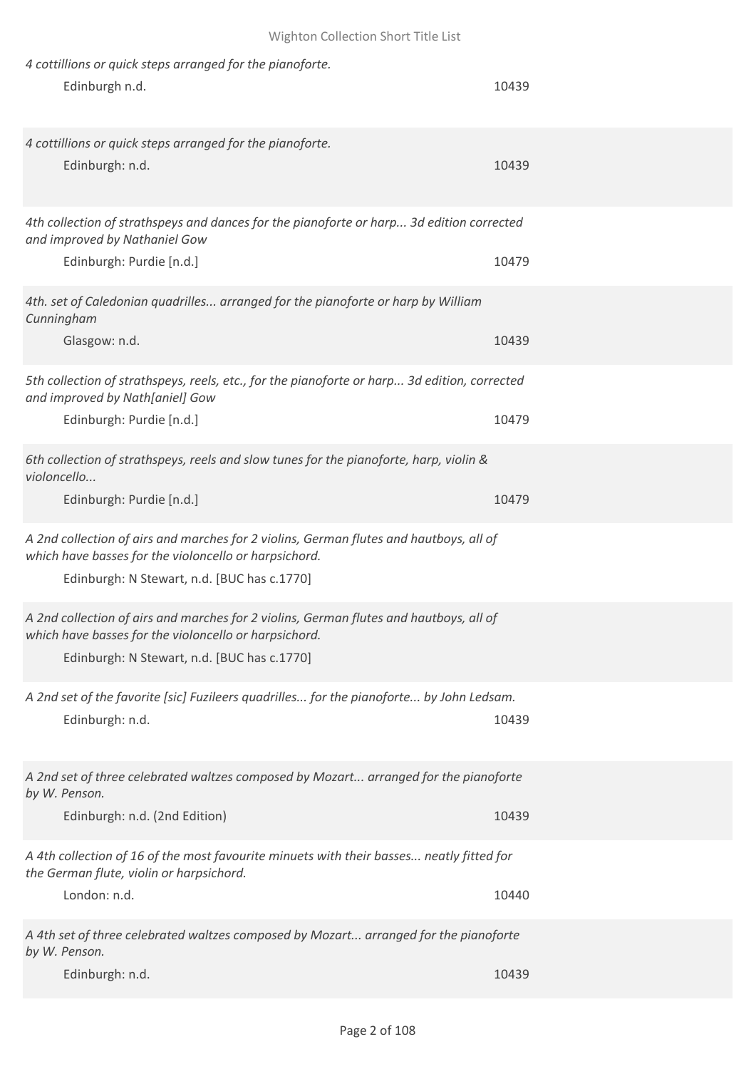*4 cottillions or quick steps arranged for the pianoforte.*

Edinburgh n.d. 10439

*4 cottillions or quick steps arranged for the pianoforte.*

Edinburgh: n.d. 10439

*4th collection of strathspeys and dances for the pianoforte or harp... 3d edition corrected and improved by Nathaniel Gow*

Edinburgh: Purdie [n.d.] 10479

*4th. set of Caledonian quadrilles... arranged for the pianoforte or harp by William Cunningham*

Glasgow: n.d. 10439

*5th collection of strathspeys, reels, etc., for the pianoforte or harp... 3d edition, corrected and improved by Nath[aniel] Gow*

Edinburgh: Purdie [n.d.] 10479

*6th collection of strathspeys, reels and slow tunes for the pianoforte, harp, violin & violoncello...*

Edinburgh: Purdie [n.d.] 10479

*A 2nd collection of airs and marches for 2 violins, German flutes and hautboys, all of which have basses for the violoncello or harpsichord.*

Edinburgh: N Stewart, n.d. [BUC has c.1770]

*A 2nd collection of airs and marches for 2 violins, German flutes and hautboys, all of which have basses for the violoncello or harpsichord.*

Edinburgh: N Stewart, n.d. [BUC has c.1770]

*A 2nd set of the favorite [sic] Fuzileers quadrilles... for the pianoforte... by John Ledsam.*

Edinburgh: n.d. 10439

*A 2nd set of three celebrated waltzes composed by Mozart... arranged for the pianoforte by W. Penson.*

Edinburgh: n.d. (2nd Edition) 10439

*A 4th collection of 16 of the most favourite minuets with their basses... neatly fitted for the German flute, violin or harpsichord.*

London: n.d. 10440

*A 4th set of three celebrated waltzes composed by Mozart... arranged for the pianoforte by W. Penson.*

Edinburgh: n.d. 10439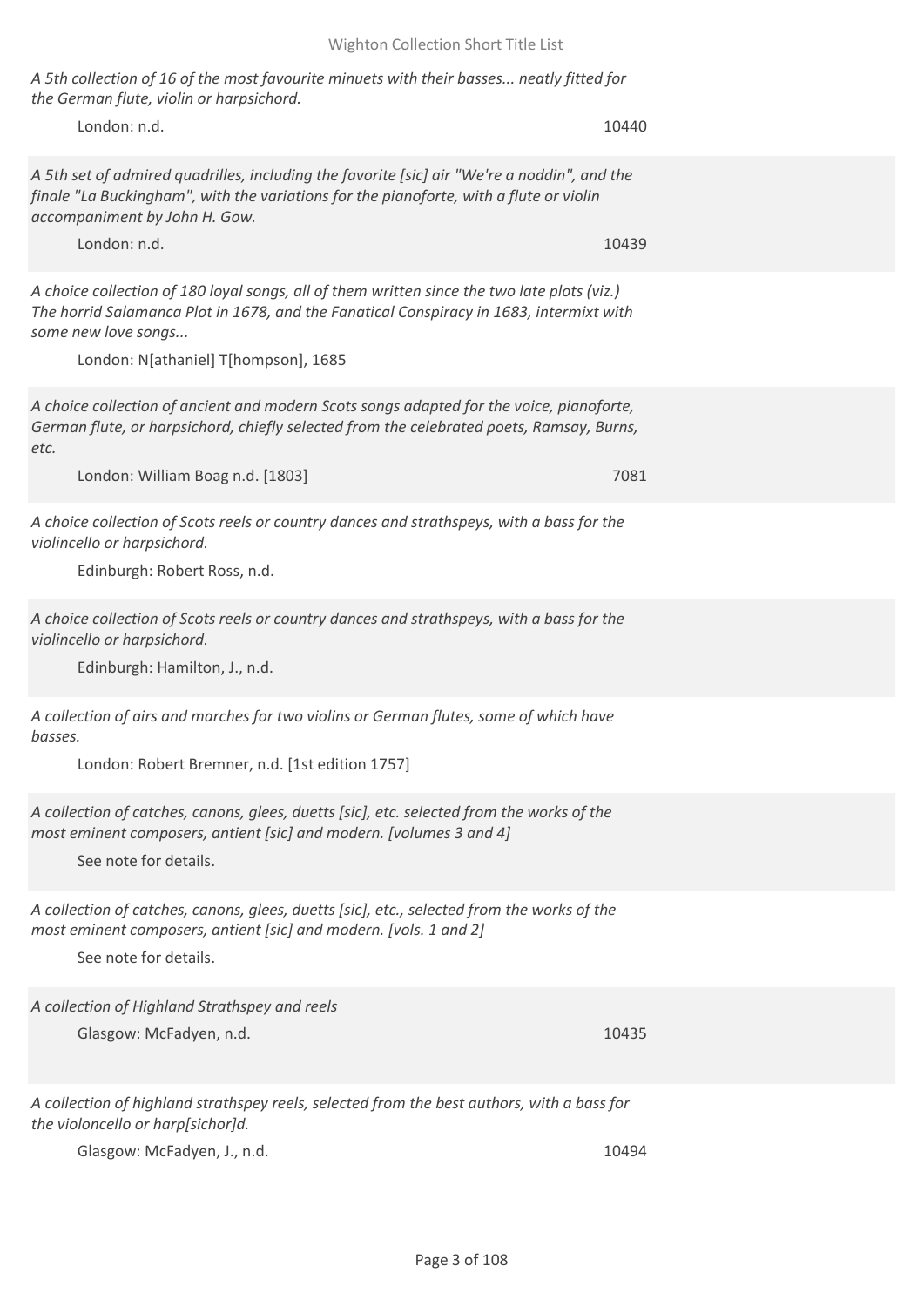*A 5th collection of 16 of the most favourite minuets with their basses... neatly fitted for the German flute, violin or harpsichord.*

London: n.d. 10440

*A 5th set of admired quadrilles, including the favorite [sic] air "We're a noddin", and the finale "La Buckingham", with the variations for the pianoforte, with a flute or violin accompaniment by John H. Gow.*

London: n.d. 10439

*A choice collection of 180 loyal songs, all of them written since the two late plots (viz.) The horrid Salamanca Plot in 1678, and the Fanatical Conspiracy in 1683, intermixt with some new love songs...*

London: N[athaniel] T[hompson], 1685

*A choice collection of ancient and modern Scots songs adapted for the voice, pianoforte, German flute, or harpsichord, chiefly selected from the celebrated poets, Ramsay, Burns, etc.*

London: William Boag n.d. [1803] 7081

*A choice collection of Scots reels or country dances and strathspeys, with a bass for the violincello or harpsichord.*

Edinburgh: Robert Ross, n.d.

*A choice collection of Scots reels or country dances and strathspeys, with a bass for the violincello or harpsichord.*

Edinburgh: Hamilton, J., n.d.

*A collection of airs and marches for two violins or German flutes, some of which have basses.*

London: Robert Bremner, n.d. [1st edition 1757]

*A collection of catches, canons, glees, duetts [sic], etc. selected from the works of the most eminent composers, antient [sic] and modern. [volumes 3 and 4]*

See note for details.

*A collection of catches, canons, glees, duetts [sic], etc., selected from the works of the most eminent composers, antient [sic] and modern. [vols. 1 and 2]*

See note for details.

*A collection of Highland Strathspey and reels*

Glasgow: McFadyen, n.d. 10435

*A collection of highland strathspey reels, selected from the best authors, with a bass for the violoncello or harp[sichor]d.*

Glasgow: McFadyen, J., n.d. 10494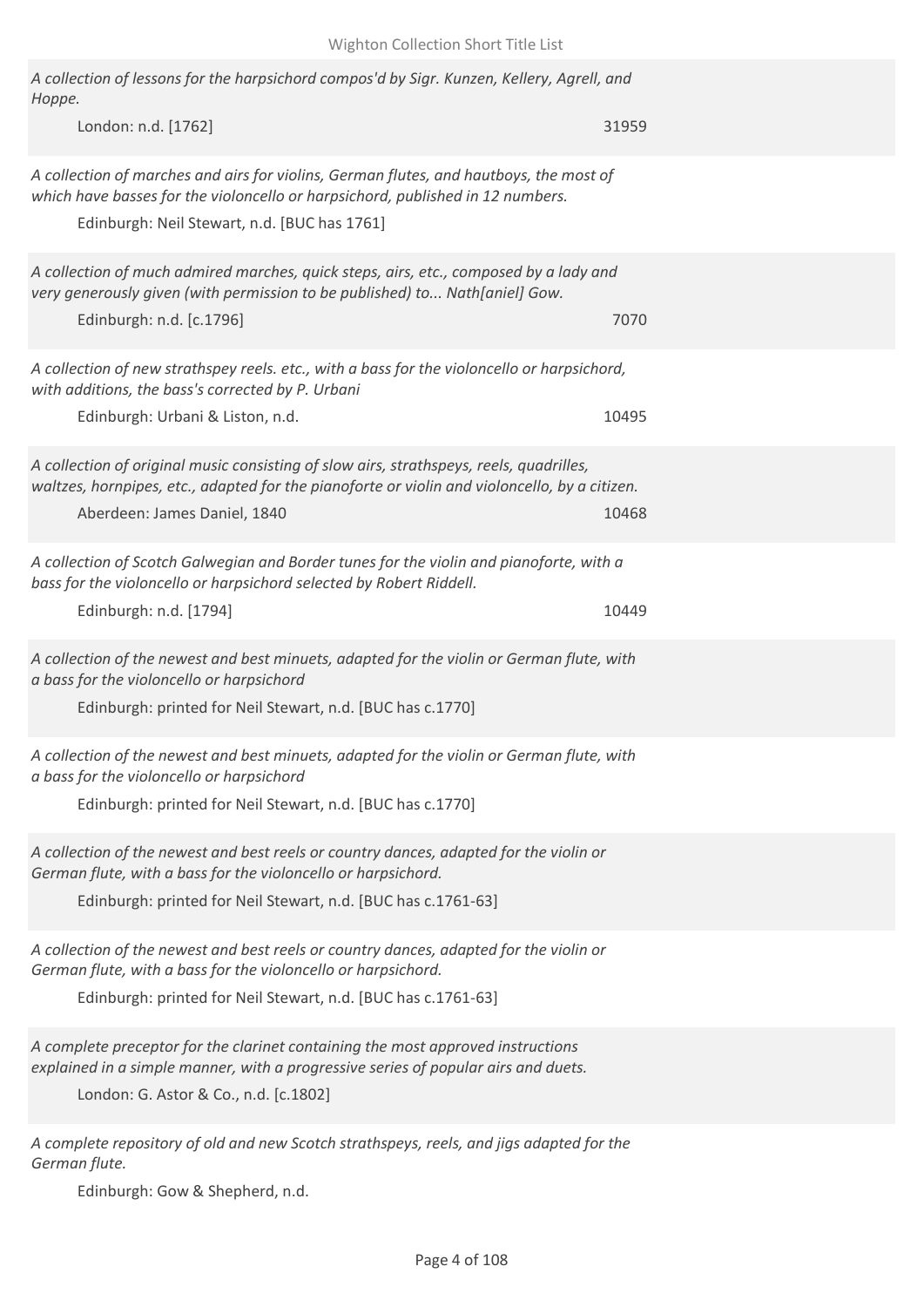*A collection of lessons for the harpsichord compos'd by Sigr. Kunzen, Kellery, Agrell, and Hoppe.*

London: n.d. [1762] 31959

*A collection of marches and airs for violins, German flutes, and hautboys, the most of which have basses for the violoncello or harpsichord, published in 12 numbers.*

Edinburgh: Neil Stewart, n.d. [BUC has 1761]

*A collection of much admired marches, quick steps, airs, etc., composed by a lady and very generously given (with permission to be published) to... Nath[aniel] Gow.*

Edinburgh: n.d. [c.1796] 7070

*A collection of new strathspey reels. etc., with a bass for the violoncello or harpsichord, with additions, the bass's corrected by P. Urbani*

Edinburgh: Urbani & Liston, n.d. 10495

*A collection of original music consisting of slow airs, strathspeys, reels, quadrilles, waltzes, hornpipes, etc., adapted for the pianoforte or violin and violoncello, by a citizen.*

Aberdeen: James Daniel, 1840 10468

*A collection of Scotch Galwegian and Border tunes for the violin and pianoforte, with a bass for the violoncello or harpsichord selected by Robert Riddell.*

Edinburgh: n.d. [1794] 10449

*A collection of the newest and best minuets, adapted for the violin or German flute, with a bass for the violoncello or harpsichord*

Edinburgh: printed for Neil Stewart, n.d. [BUC has c.1770]

*A collection of the newest and best minuets, adapted for the violin or German flute, with a bass for the violoncello or harpsichord*

Edinburgh: printed for Neil Stewart, n.d. [BUC has c.1770]

*A collection of the newest and best reels or country dances, adapted for the violin or German flute, with a bass for the violoncello or harpsichord.*

Edinburgh: printed for Neil Stewart, n.d. [BUC has c.1761-63]

*A collection of the newest and best reels or country dances, adapted for the violin or German flute, with a bass for the violoncello or harpsichord.*

Edinburgh: printed for Neil Stewart, n.d. [BUC has c.1761-63]

*A complete preceptor for the clarinet containing the most approved instructions explained in a simple manner, with a progressive series of popular airs and duets.*

London: G. Astor & Co., n.d. [c.1802]

*A complete repository of old and new Scotch strathspeys, reels, and jigs adapted for the German flute.*

Edinburgh: Gow & Shepherd, n.d.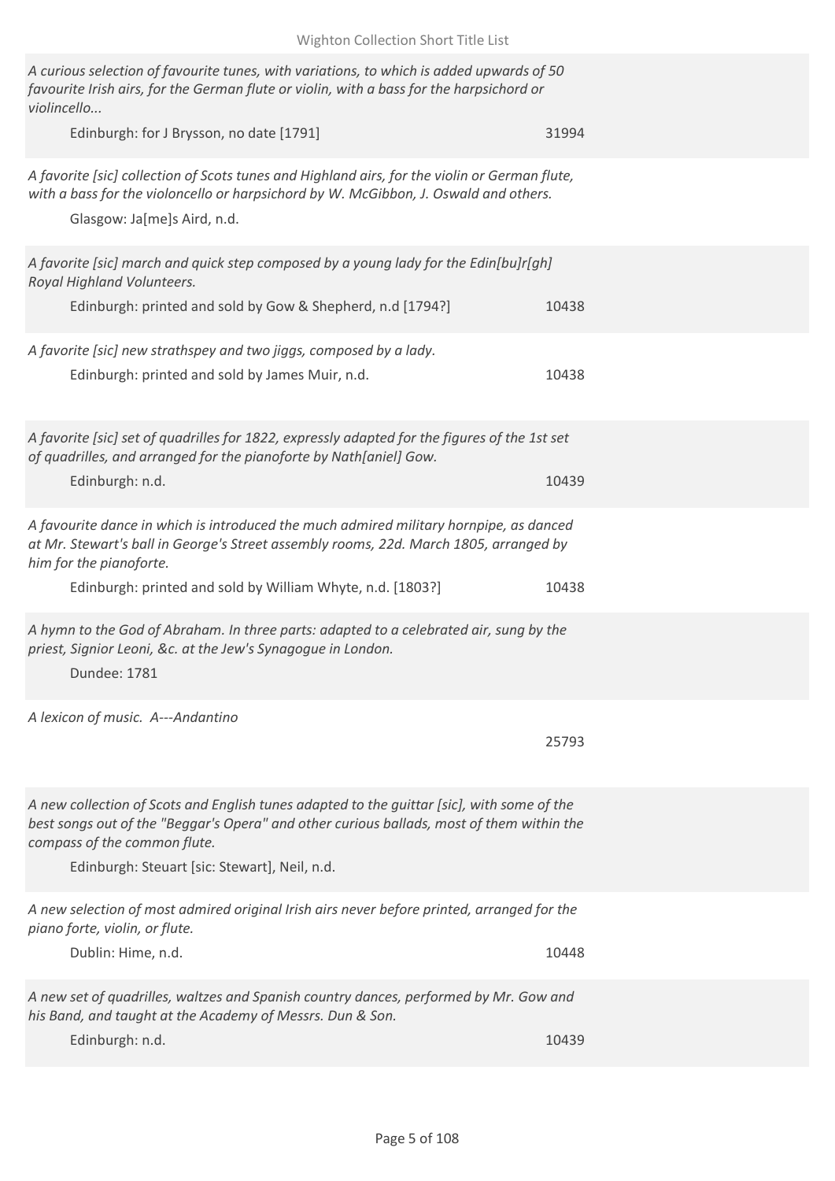*A curious selection of favourite tunes, with variations, to which is added upwards of 50 favourite Irish airs, for the German flute or violin, with a bass for the harpsichord or violincello...*

Edinburgh: for J Brysson, no date [1791] — 31994

*A favorite [sic] collection of Scots tunes and Highland airs, for the violin or German flute, with a bass for the violoncello or harpsichord by W. McGibbon, J. Oswald and others.*

Glasgow: Ja[me]s Aird, n.d.

*A favorite [sic] march and quick step composed by a young lady for the Edin[bu]r[gh] Royal Highland Volunteers.*

Edinburgh: printed and sold by Gow & Shepherd, n.d [1794?] — 10438

*A favorite [sic] new strathspey and two jiggs, composed by a lady.*

Edinburgh: printed and sold by James Muir, n.d. — 10438

*A favorite [sic] set of quadrilles for 1822, expressly adapted for the figures of the 1st set of quadrilles, and arranged for the pianoforte by Nath[aniel] Gow.*

Edinburgh: n.d. — 10439

*A favourite dance in which is introduced the much admired military hornpipe, as danced at Mr. Stewart's ball in George's Street assembly rooms, 22d. March 1805, arranged by him for the pianoforte.*

Edinburgh: printed and sold by William Whyte, n.d. [1803?] — 10438

*A hymn to the God of Abraham. In three parts: adapted to a celebrated air, sung by the priest, Signior Leoni, &c. at the Jew's Synagogue in London.*

Dundee: 1781

*A lexicon of music. A---Andantino*

25793

*A new collection of Scots and English tunes adapted to the guittar [sic], with some of the best songs out of the "Beggar's Opera" and other curious ballads, most of them within the compass of the common flute.*

Edinburgh: Steuart [sic: Stewart], Neil, n.d.

*A new selection of most admired original Irish airs never before printed, arranged for the piano forte, violin, or flute.*

Dublin: Hime, n.d. — 10448

*A new set of quadrilles, waltzes and Spanish country dances, performed by Mr. Gow and his Band, and taught at the Academy of Messrs. Dun & Son.*

Edinburgh: n.d. — 10439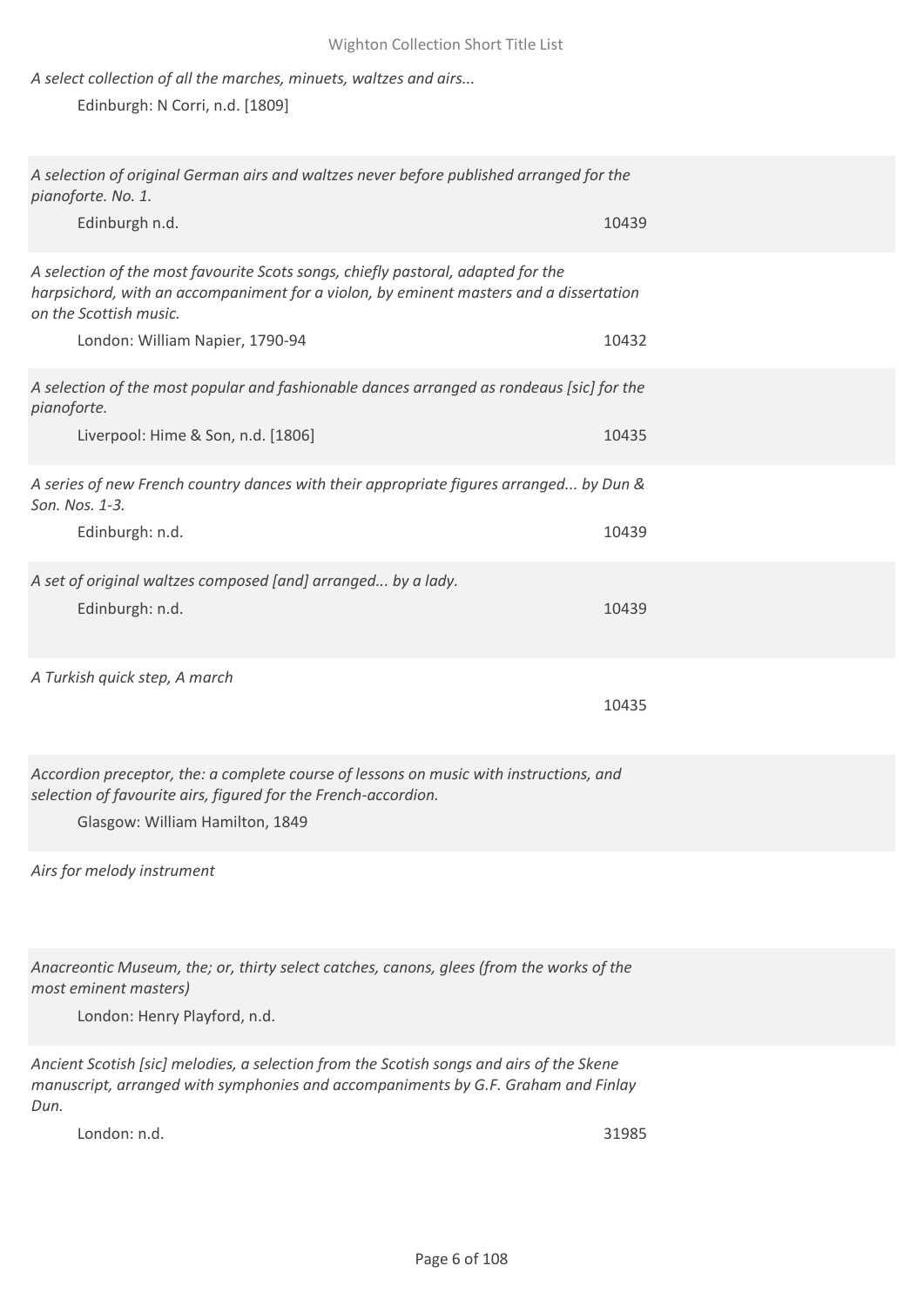*A select collection of all the marches, minuets, waltzes and airs...*

Edinburgh: N Corri, n.d. [1809]

*A selection of original German airs and waltzes never before published arranged for the pianoforte. No. 1.*

Edinburgh n.d. 10439

*A selection of the most favourite Scots songs, chiefly pastoral, adapted for the harpsichord, with an accompaniment for a violon, by eminent masters and a dissertation on the Scottish music.*

London: William Napier, 1790-94 10432

*A selection of the most popular and fashionable dances arranged as rondeaus [sic] for the pianoforte.*

Liverpool: Hime & Son, n.d. [1806] 10435

*A series of new French country dances with their appropriate figures arranged... by Dun & Son. Nos. 1-3.*

Edinburgh: n.d. 10439

*A set of original waltzes composed [and] arranged... by a lady.*

Edinburgh: n.d. 10439

*A Turkish quick step, A march*

10435

*Accordion preceptor, the: a complete course of lessons on music with instructions, and selection of favourite airs, figured for the French-accordion.*

Glasgow: William Hamilton, 1849

*Airs for melody instrument*

*Anacreontic Museum, the; or, thirty select catches, canons, glees (from the works of the most eminent masters)*

London: Henry Playford, n.d.

*Ancient Scotish [sic] melodies, a selection from the Scotish songs and airs of the Skene manuscript, arranged with symphonies and accompaniments by G.F. Graham and Finlay Dun.*

London: n.d. 31985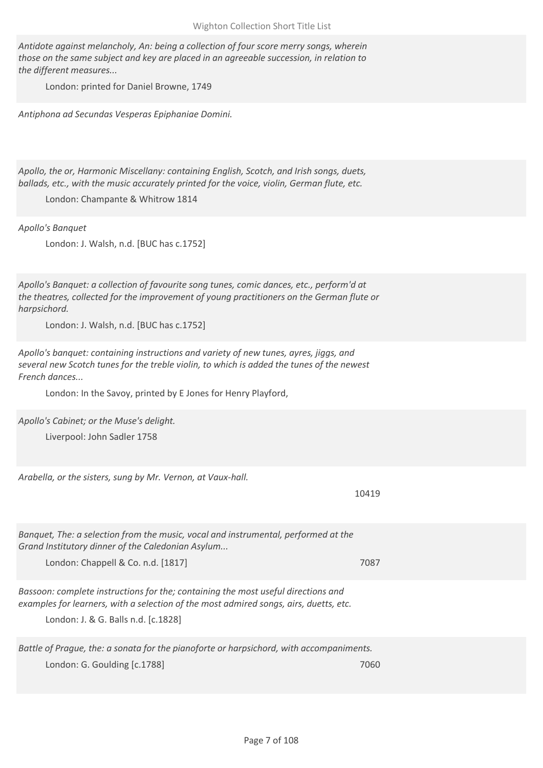*Antidote against melancholy, An: being a collection of four score merry songs, wherein those on the same subject and key are placed in an agreeable succession, in relation to the different measures...*

London: printed for Daniel Browne, 1749

*Antiphona ad Secundas Vesperas Epiphaniae Domini.*

*Apollo, the or, Harmonic Miscellany: containing English, Scotch, and Irish songs, duets, ballads, etc., with the music accurately printed for the voice, violin, German flute, etc.*

London: Champante & Whitrow 1814

*Apollo's Banquet*

London: J. Walsh, n.d. [BUC has c.1752]

*Apollo's Banquet: a collection of favourite song tunes, comic dances, etc., perform'd at the theatres, collected for the improvement of young practitioners on the German flute or harpsichord.*

London: J. Walsh, n.d. [BUC has c.1752]

*Apollo's banquet: containing instructions and variety of new tunes, ayres, jiggs, and several new Scotch tunes for the treble violin, to which is added the tunes of the newest French dances...*

London: In the Savoy, printed by E Jones for Henry Playford,

*Apollo's Cabinet; or the Muse's delight.*

Liverpool: John Sadler 1758

*Arabella, or the sisters, sung by Mr. Vernon, at Vaux-hall.*

10419

*Banquet, The: a selection from the music, vocal and instrumental, performed at the Grand Institutory dinner of the Caledonian Asylum...*

London: Chappell & Co. n.d. [1817] — 7087

*Bassoon: complete instructions for the; containing the most useful directions and examples for learners, with a selection of the most admired songs, airs, duetts, etc.*

London: J. & G. Balls n.d. [c.1828]

*Battle of Prague, the: a sonata for the pianoforte or harpsichord, with accompaniments.*

London: G. Goulding [c.1788] — 7060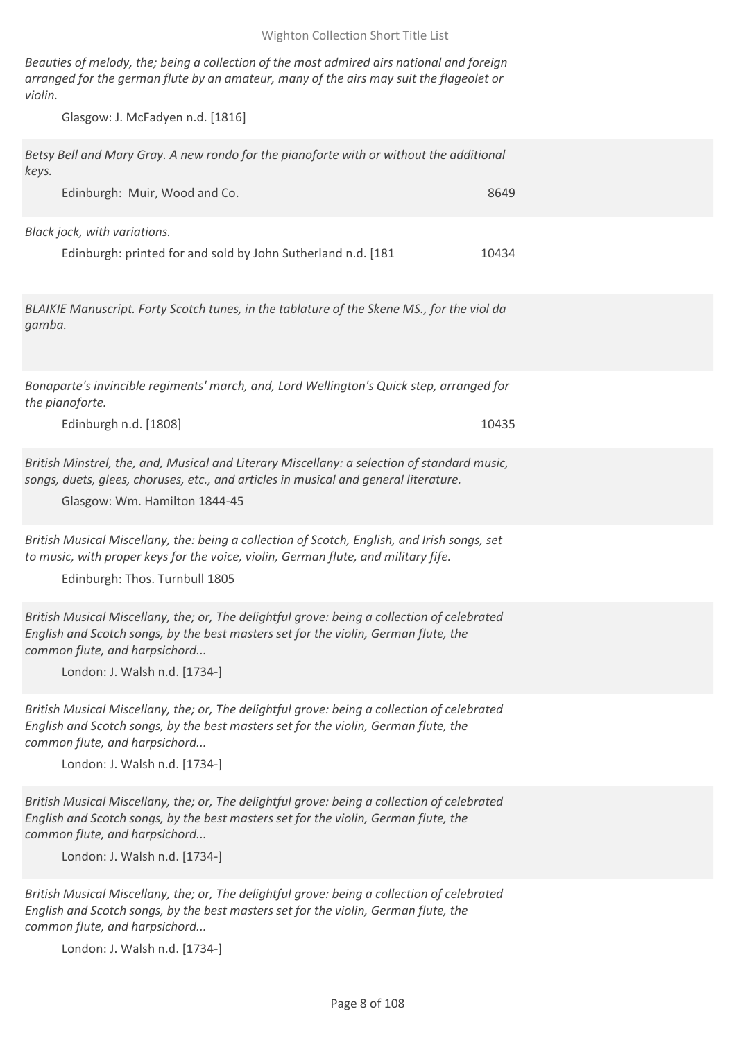*Beauties of melody, the; being a collection of the most admired airs national and foreign arranged for the german flute by an amateur, many of the airs may suit the flageolet or violin.*

Glasgow: J. McFadyen n.d. [1816]

*Betsy Bell and Mary Gray. A new rondo for the pianoforte with or without the additional keys.*

Edinburgh: Muir, Wood and Co. 8649

*Black jock, with variations.*

Edinburgh: printed for and sold by John Sutherland n.d. [181 10434

*BLAIKIE Manuscript. Forty Scotch tunes, in the tablature of the Skene MS., for the viol da gamba.*

*Bonaparte's invincible regiments' march, and, Lord Wellington's Quick step, arranged for the pianoforte.*

Edinburgh n.d. [1808] 10435

*British Minstrel, the, and, Musical and Literary Miscellany: a selection of standard music, songs, duets, glees, choruses, etc., and articles in musical and general literature.*

Glasgow: Wm. Hamilton 1844-45

*British Musical Miscellany, the: being a collection of Scotch, English, and Irish songs, set to music, with proper keys for the voice, violin, German flute, and military fife.*

Edinburgh: Thos. Turnbull 1805

*British Musical Miscellany, the; or, The delightful grove: being a collection of celebrated English and Scotch songs, by the best masters set for the violin, German flute, the common flute, and harpsichord...*

London: J. Walsh n.d. [1734-]

*British Musical Miscellany, the; or, The delightful grove: being a collection of celebrated English and Scotch songs, by the best masters set for the violin, German flute, the common flute, and harpsichord...*

London: J. Walsh n.d. [1734-]

*British Musical Miscellany, the; or, The delightful grove: being a collection of celebrated English and Scotch songs, by the best masters set for the violin, German flute, the common flute, and harpsichord...*

London: J. Walsh n.d. [1734-]

*British Musical Miscellany, the; or, The delightful grove: being a collection of celebrated English and Scotch songs, by the best masters set for the violin, German flute, the common flute, and harpsichord...*

London: J. Walsh n.d. [1734-]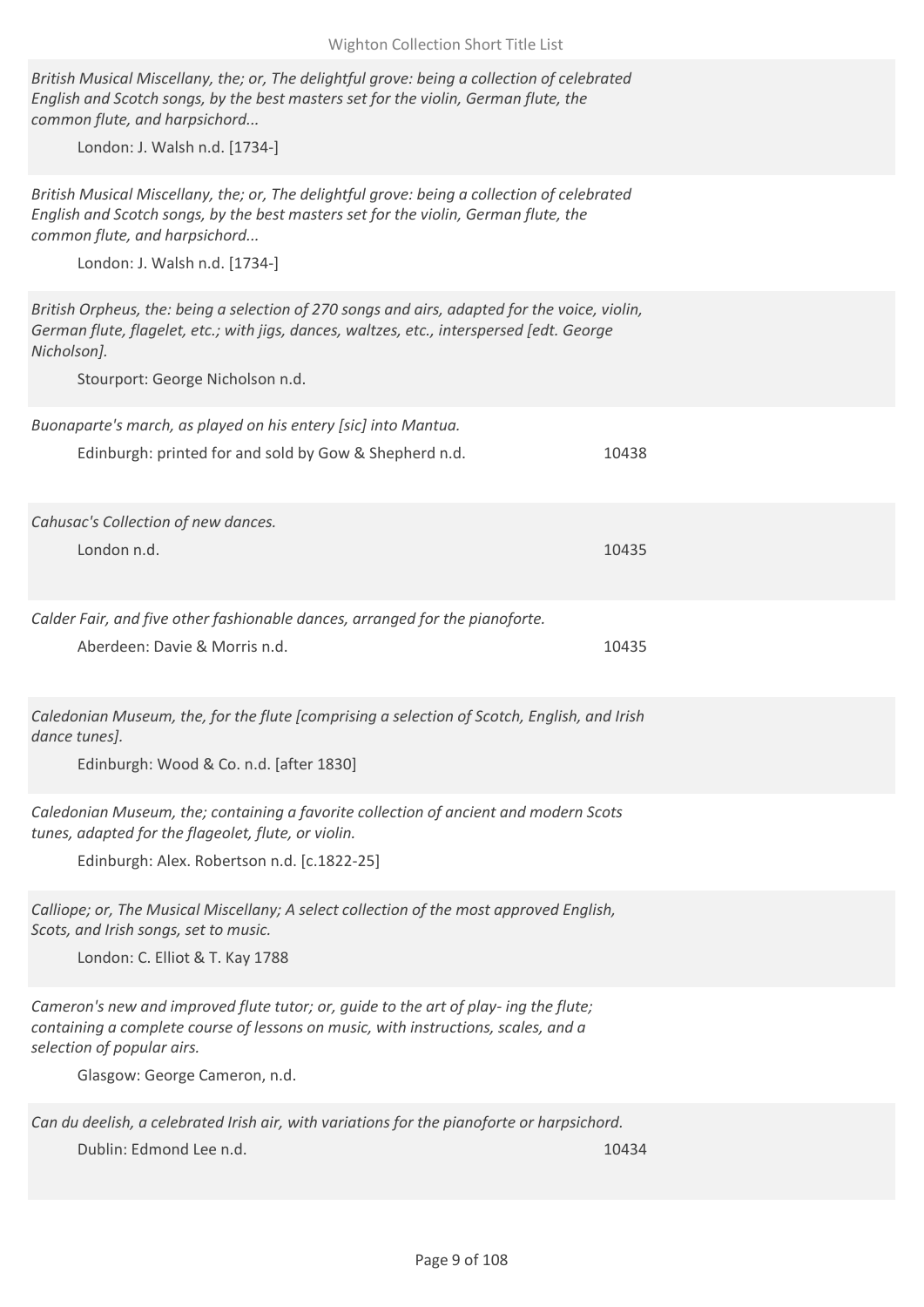*British Musical Miscellany, the; or, The delightful grove: being a collection of celebrated English and Scotch songs, by the best masters set for the violin, German flute, the common flute, and harpsichord...*

London: J. Walsh n.d. [1734-]

*British Musical Miscellany, the; or, The delightful grove: being a collection of celebrated English and Scotch songs, by the best masters set for the violin, German flute, the common flute, and harpsichord...*

London: J. Walsh n.d. [1734-]

*British Orpheus, the: being a selection of 270 songs and airs, adapted for the voice, violin, German flute, flagelet, etc.; with jigs, dances, waltzes, etc., interspersed [edt. George Nicholson].*

Stourport: George Nicholson n.d.

*Buonaparte's march, as played on his entery [sic] into Mantua.*

Edinburgh: printed for and sold by Gow & Shepherd n.d. 10438

*Cahusac's Collection of new dances.*

London n.d. 10435

*Calder Fair, and five other fashionable dances, arranged for the pianoforte.*

Aberdeen: Davie & Morris n.d. 10435

*Caledonian Museum, the, for the flute [comprising a selection of Scotch, English, and Irish dance tunes].*

Edinburgh: Wood & Co. n.d. [after 1830]

*Caledonian Museum, the; containing a favorite collection of ancient and modern Scots tunes, adapted for the flageolet, flute, or violin.*

Edinburgh: Alex. Robertson n.d. [c.1822-25]

*Calliope; or, The Musical Miscellany; A select collection of the most approved English, Scots, and Irish songs, set to music.*

London: C. Elliot & T. Kay 1788

*Cameron's new and improved flute tutor; or, guide to the art of play- ing the flute; containing a complete course of lessons on music, with instructions, scales, and a selection of popular airs.*

Glasgow: George Cameron, n.d.

*Can du deelish, a celebrated Irish air, with variations for the pianoforte or harpsichord.*

Dublin: Edmond Lee n.d. 10434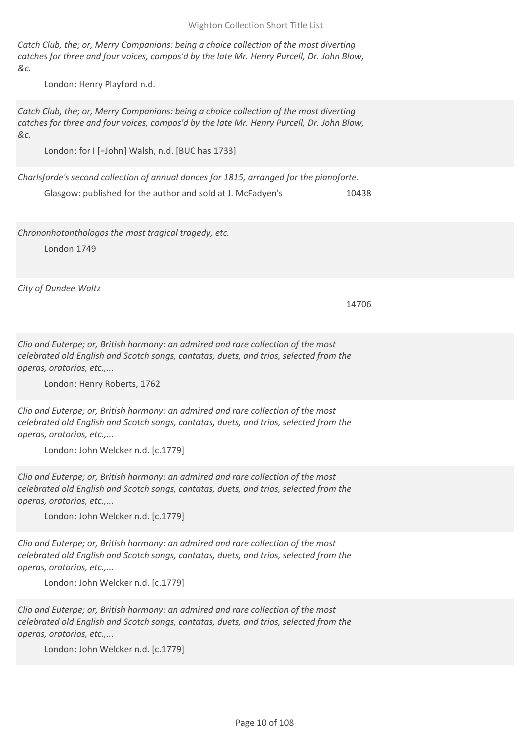*Catch Club, the; or, Merry Companions: being a choice collection of the most diverting catches for three and four voices, compos'd by the late Mr. Henry Purcell, Dr. John Blow, &c.*

London: Henry Playford n.d.

*Catch Club, the; or, Merry Companions: being a choice collection of the most diverting catches for three and four voices, compos'd by the late Mr. Henry Purcell, Dr. John Blow, &c.*

London: for I [=John] Walsh, n.d. [BUC has 1733]

*Charlsforde's second collection of annual dances for 1815, arranged for the pianoforte.*

Glasgow: published for the author and sold at J. McFadyen's — 10438

*Chrononhotonthologos the most tragical tragedy, etc.*

London 1749

*City of Dundee Waltz*

14706

*Clio and Euterpe; or, British harmony: an admired and rare collection of the most celebrated old English and Scotch songs, cantatas, duets, and trios, selected from the operas, oratorios, etc.,...*

London: Henry Roberts, 1762

*Clio and Euterpe; or, British harmony: an admired and rare collection of the most celebrated old English and Scotch songs, cantatas, duets, and trios, selected from the operas, oratorios, etc.,...*

London: John Welcker n.d. [c.1779]

*Clio and Euterpe; or, British harmony: an admired and rare collection of the most celebrated old English and Scotch songs, cantatas, duets, and trios, selected from the operas, oratorios, etc.,...*

London: John Welcker n.d. [c.1779]

*Clio and Euterpe; or, British harmony: an admired and rare collection of the most celebrated old English and Scotch songs, cantatas, duets, and trios, selected from the operas, oratorios, etc.,...*

London: John Welcker n.d. [c.1779]

*Clio and Euterpe; or, British harmony: an admired and rare collection of the most celebrated old English and Scotch songs, cantatas, duets, and trios, selected from the operas, oratorios, etc.,...*

London: John Welcker n.d. [c.1779]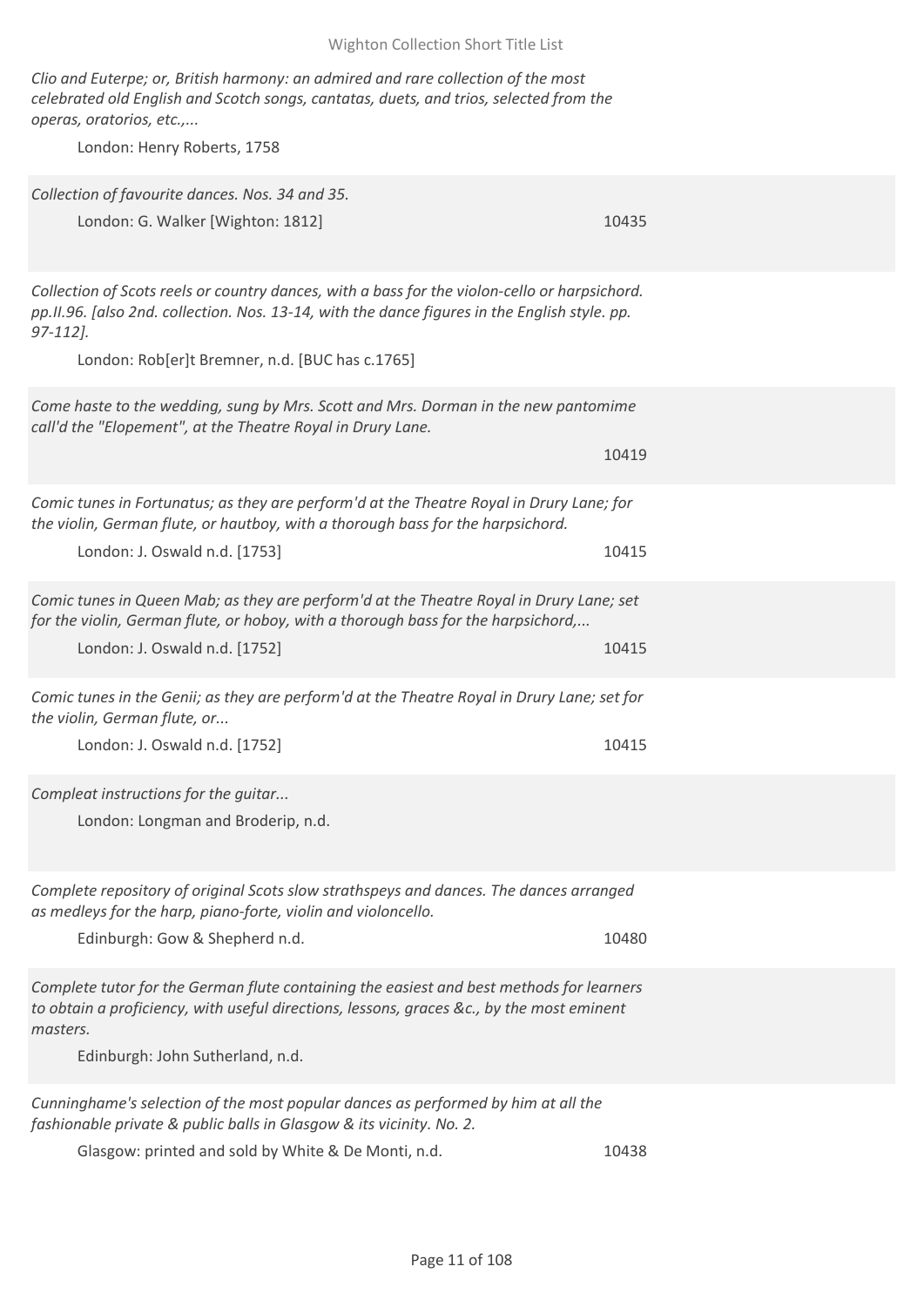*Clio and Euterpe; or, British harmony: an admired and rare collection of the most celebrated old English and Scotch songs, cantatas, duets, and trios, selected from the operas, oratorios, etc.,...*

London: Henry Roberts, 1758

*Collection of favourite dances. Nos. 34 and 35.*

London: G. Walker [Wighton: 1812] 10435

*Collection of Scots reels or country dances, with a bass for the violon-cello or harpsichord. pp.II.96. [also 2nd. collection. Nos. 13-14, with the dance figures in the English style. pp. 97-112].*

London: Rob[er]t Bremner, n.d. [BUC has c.1765]

*Come haste to the wedding, sung by Mrs. Scott and Mrs. Dorman in the new pantomime call'd the "Elopement", at the Theatre Royal in Drury Lane.*

10419

*Comic tunes in Fortunatus; as they are perform'd at the Theatre Royal in Drury Lane; for the violin, German flute, or hautboy, with a thorough bass for the harpsichord.*

London: J. Oswald n.d. [1753] 10415

*Comic tunes in Queen Mab; as they are perform'd at the Theatre Royal in Drury Lane; set for the violin, German flute, or hoboy, with a thorough bass for the harpsichord,...*

London: J. Oswald n.d. [1752] 10415

*Comic tunes in the Genii; as they are perform'd at the Theatre Royal in Drury Lane; set for the violin, German flute, or...*

London: J. Oswald n.d. [1752] 10415

*Compleat instructions for the guitar...*

London: Longman and Broderip, n.d.

*Complete repository of original Scots slow strathspeys and dances. The dances arranged as medleys for the harp, piano-forte, violin and violoncello.*

Edinburgh: Gow & Shepherd n.d. 10480

*Complete tutor for the German flute containing the easiest and best methods for learners to obtain a proficiency, with useful directions, lessons, graces &c., by the most eminent masters.*

Edinburgh: John Sutherland, n.d.

*Cunninghame's selection of the most popular dances as performed by him at all the fashionable private & public balls in Glasgow & its vicinity. No. 2.*

Glasgow: printed and sold by White & De Monti, n.d. 10438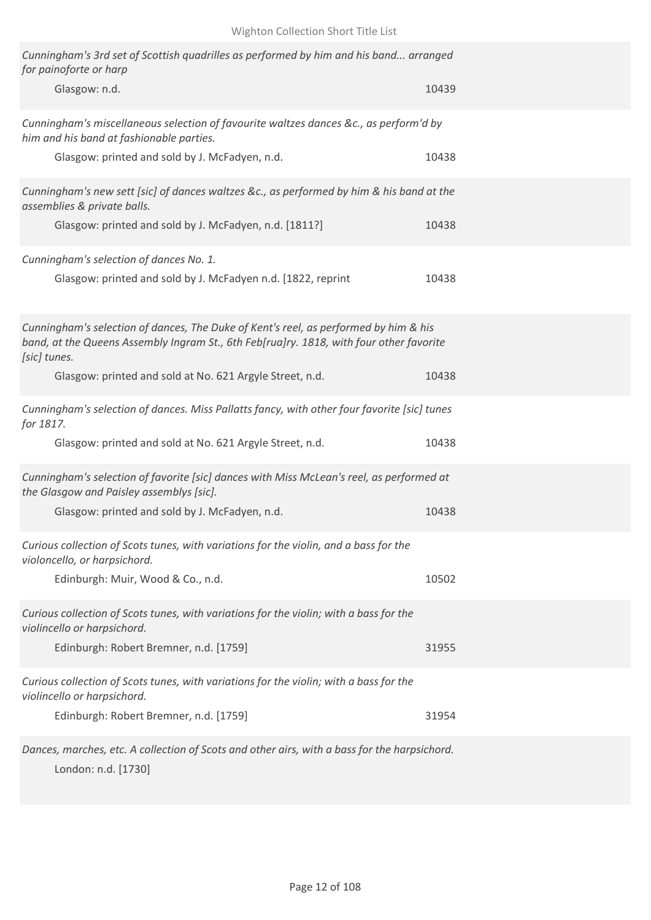*Cunningham's 3rd set of Scottish quadrilles as performed by him and his band... arranged for painoforte or harp*

Glasgow: n.d. 10439

*Cunningham's miscellaneous selection of favourite waltzes dances &c., as perform'd by him and his band at fashionable parties.*

Glasgow: printed and sold by J. McFadyen, n.d. 10438

*Cunningham's new sett [sic] of dances waltzes &c., as performed by him & his band at the assemblies & private balls.*

Glasgow: printed and sold by J. McFadyen, n.d. [1811?] 10438

*Cunningham's selection of dances No. 1.*

Glasgow: printed and sold by J. McFadyen n.d. [1822, reprint 10438

*Cunningham's selection of dances, The Duke of Kent's reel, as performed by him & his band, at the Queens Assembly Ingram St., 6th Feb[rua]ry. 1818, with four other favorite [sic] tunes.*

Glasgow: printed and sold at No. 621 Argyle Street, n.d. 10438

*Cunningham's selection of dances. Miss Pallatts fancy, with other four favorite [sic] tunes for 1817.*

Glasgow: printed and sold at No. 621 Argyle Street, n.d. 10438

*Cunningham's selection of favorite [sic] dances with Miss McLean's reel, as performed at the Glasgow and Paisley assemblys [sic].*

Glasgow: printed and sold by J. McFadyen, n.d. 10438

*Curious collection of Scots tunes, with variations for the violin, and a bass for the violoncello, or harpsichord.*

Edinburgh: Muir, Wood & Co., n.d. 10502

*Curious collection of Scots tunes, with variations for the violin; with a bass for the violincello or harpsichord.*

Edinburgh: Robert Bremner, n.d. [1759] 31955

*Curious collection of Scots tunes, with variations for the violin; with a bass for the violincello or harpsichord.*

Edinburgh: Robert Bremner, n.d. [1759] 31954

*Dances, marches, etc. A collection of Scots and other airs, with a bass for the harpsichord.*

London: n.d. [1730]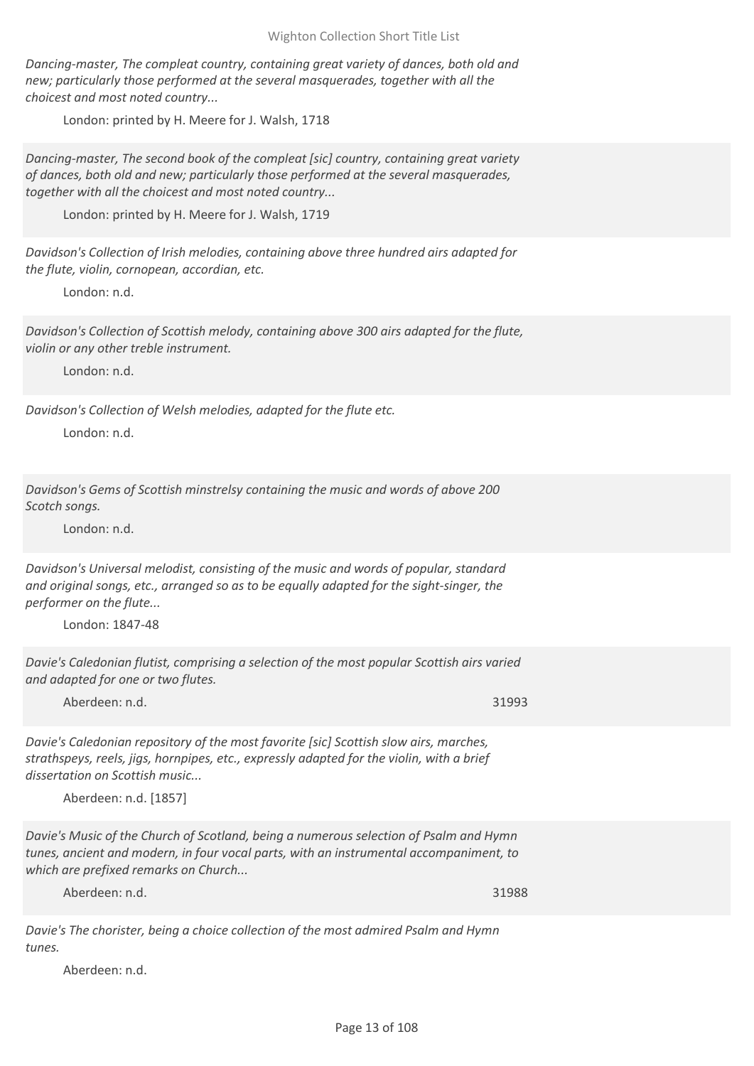*Dancing-master, The compleat country, containing great variety of dances, both old and new; particularly those performed at the several masquerades, together with all the choicest and most noted country...*

London: printed by H. Meere for J. Walsh, 1718

*Dancing-master, The second book of the compleat [sic] country, containing great variety of dances, both old and new; particularly those performed at the several masquerades, together with all the choicest and most noted country...*

London: printed by H. Meere for J. Walsh, 1719

*Davidson's Collection of Irish melodies, containing above three hundred airs adapted for the flute, violin, cornopean, accordian, etc.*

London: n.d.

*Davidson's Collection of Scottish melody, containing above 300 airs adapted for the flute, violin or any other treble instrument.*

London: n.d.

*Davidson's Collection of Welsh melodies, adapted for the flute etc.*

London: n.d.

*Davidson's Gems of Scottish minstrelsy containing the music and words of above 200 Scotch songs.*

London: n.d.

*Davidson's Universal melodist, consisting of the music and words of popular, standard and original songs, etc., arranged so as to be equally adapted for the sight-singer, the performer on the flute...*

London: 1847-48

*Davie's Caledonian flutist, comprising a selection of the most popular Scottish airs varied and adapted for one or two flutes.*

Aberdeen: n.d. 31993

*Davie's Caledonian repository of the most favorite [sic] Scottish slow airs, marches, strathspeys, reels, jigs, hornpipes, etc., expressly adapted for the violin, with a brief dissertation on Scottish music...*

Aberdeen: n.d. [1857]

*Davie's Music of the Church of Scotland, being a numerous selection of Psalm and Hymn tunes, ancient and modern, in four vocal parts, with an instrumental accompaniment, to which are prefixed remarks on Church...*

Aberdeen: n.d. 31988

*Davie's The chorister, being a choice collection of the most admired Psalm and Hymn tunes.*

Aberdeen: n.d.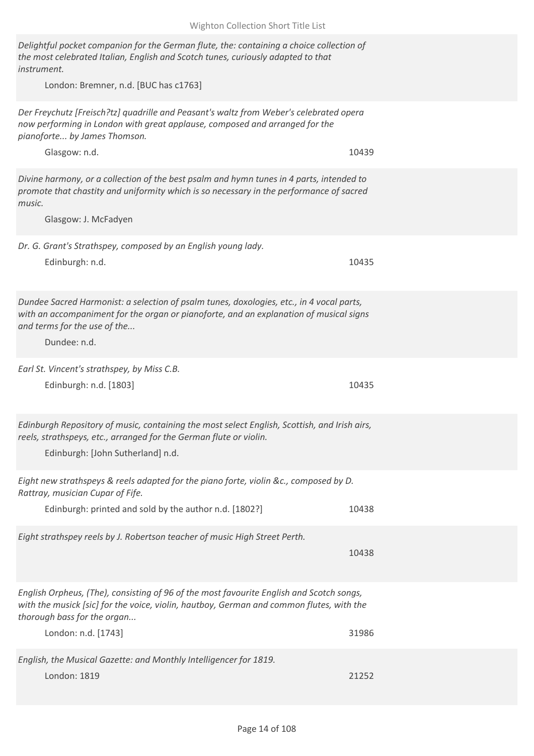*Delightful pocket companion for the German flute, the: containing a choice collection of the most celebrated Italian, English and Scotch tunes, curiously adapted to that instrument.*

London: Bremner, n.d. [BUC has c1763]

*Der Freychutz [Freisch?tz] quadrille and Peasant's waltz from Weber's celebrated opera now performing in London with great applause, composed and arranged for the pianoforte... by James Thomson.*

Glasgow: n.d. 10439

*Divine harmony, or a collection of the best psalm and hymn tunes in 4 parts, intended to promote that chastity and uniformity which is so necessary in the performance of sacred music.*

Glasgow: J. McFadyen

*Dr. G. Grant's Strathspey, composed by an English young lady.*

Edinburgh: n.d. 10435

*Dundee Sacred Harmonist: a selection of psalm tunes, doxologies, etc., in 4 vocal parts, with an accompaniment for the organ or pianoforte, and an explanation of musical signs and terms for the use of the...*

Dundee: n.d.

*Earl St. Vincent's strathspey, by Miss C.B.*

Edinburgh: n.d. [1803] 10435

*Edinburgh Repository of music, containing the most select English, Scottish, and Irish airs, reels, strathspeys, etc., arranged for the German flute or violin.*

Edinburgh: [John Sutherland] n.d.

*Eight new strathspeys & reels adapted for the piano forte, violin &c., composed by D. Rattray, musician Cupar of Fife.*

Edinburgh: printed and sold by the author n.d. [1802?] 10438

*Eight strathspey reels by J. Robertson teacher of music High Street Perth.*

10438

*English Orpheus, (The), consisting of 96 of the most favourite English and Scotch songs, with the musick [sic] for the voice, violin, hautboy, German and common flutes, with the thorough bass for the organ...*

London: n.d. [1743] 31986

*English, the Musical Gazette: and Monthly Intelligencer for 1819.*

London: 1819 21252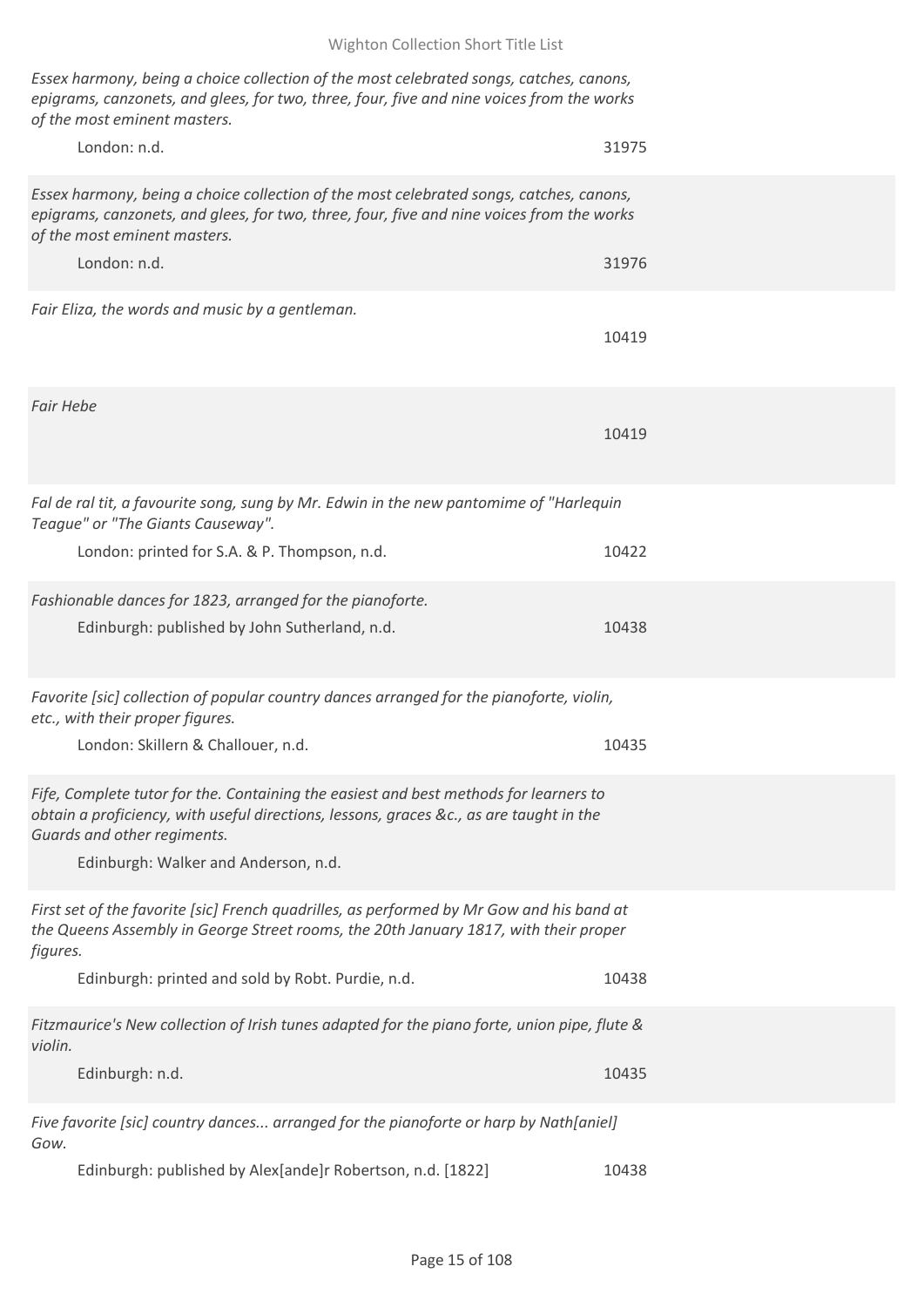*Essex harmony, being a choice collection of the most celebrated songs, catches, canons, epigrams, canzonets, and glees, for two, three, four, five and nine voices from the works of the most eminent masters.*

London: n.d. — 31975

*Essex harmony, being a choice collection of the most celebrated songs, catches, canons, epigrams, canzonets, and glees, for two, three, four, five and nine voices from the works of the most eminent masters.*

London: n.d. — 31976

*Fair Eliza, the words and music by a gentleman.*

10419

*Fair Hebe*

10419

*Fal de ral tit, a favourite song, sung by Mr. Edwin in the new pantomime of "Harlequin Teague" or "The Giants Causeway".*

London: printed for S.A. & P. Thompson, n.d. — 10422

*Fashionable dances for 1823, arranged for the pianoforte.*

Edinburgh: published by John Sutherland, n.d. — 10438

*Favorite [sic] collection of popular country dances arranged for the pianoforte, violin, etc., with their proper figures.*

London: Skillern & Challouer, n.d. — 10435

*Fife, Complete tutor for the. Containing the easiest and best methods for learners to obtain a proficiency, with useful directions, lessons, graces &c., as are taught in the Guards and other regiments.*

Edinburgh: Walker and Anderson, n.d.

*First set of the favorite [sic] French quadrilles, as performed by Mr Gow and his band at the Queens Assembly in George Street rooms, the 20th January 1817, with their proper figures.*

Edinburgh: printed and sold by Robt. Purdie, n.d. — 10438

*Fitzmaurice's New collection of Irish tunes adapted for the piano forte, union pipe, flute & violin.*

Edinburgh: n.d. — 10435

*Five favorite [sic] country dances... arranged for the pianoforte or harp by Nath[aniel] Gow.*

Edinburgh: published by Alex[ande]r Robertson, n.d. [1822] — 10438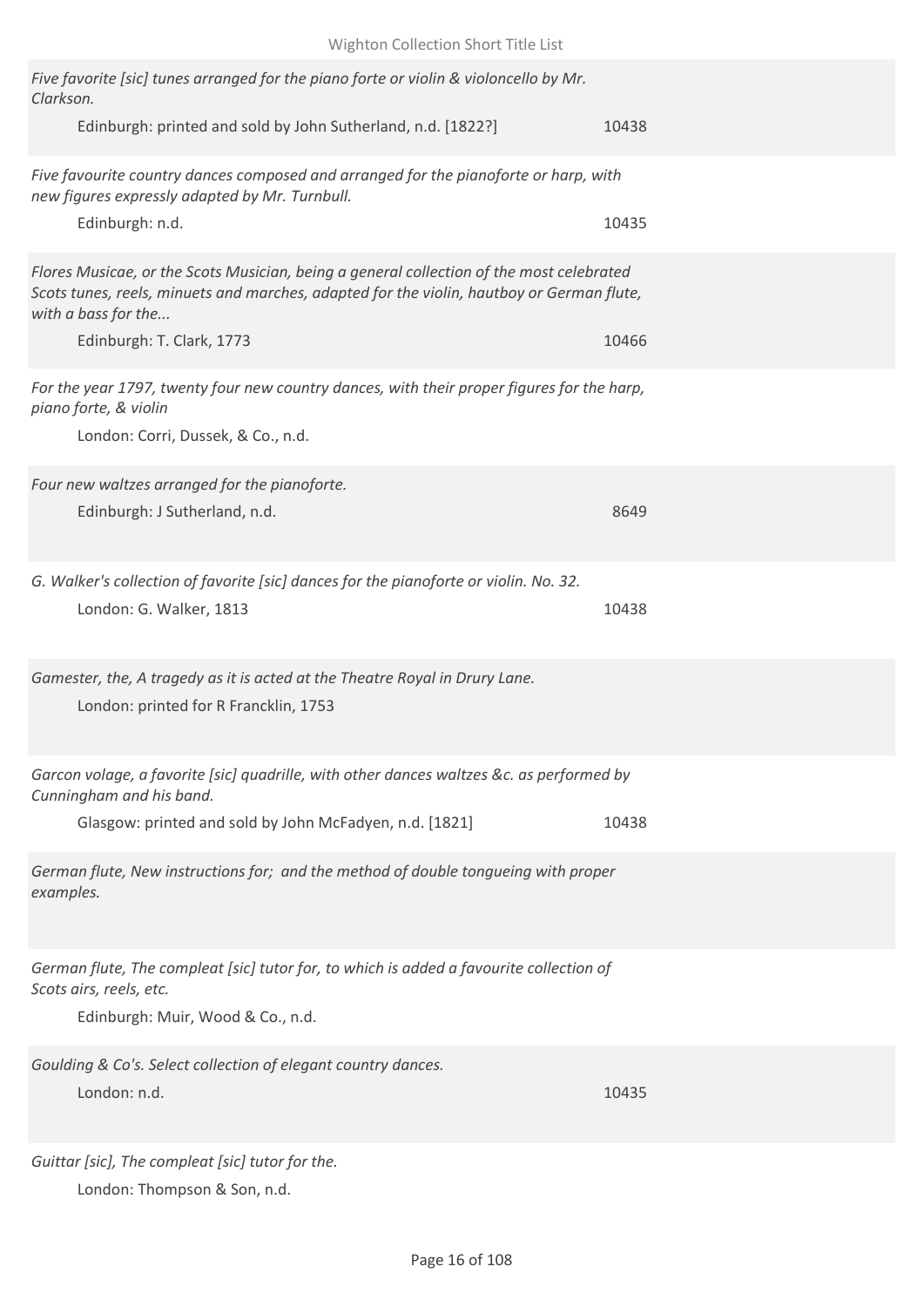*Five favorite [sic] tunes arranged for the piano forte or violin & violoncello by Mr. Clarkson.*

Edinburgh: printed and sold by John Sutherland, n.d. [1822?] 10438

*Five favourite country dances composed and arranged for the pianoforte or harp, with new figures expressly adapted by Mr. Turnbull.*

Edinburgh: n.d. 10435

*Flores Musicae, or the Scots Musician, being a general collection of the most celebrated Scots tunes, reels, minuets and marches, adapted for the violin, hautboy or German flute, with a bass for the...*

Edinburgh: T. Clark, 1773 10466

*For the year 1797, twenty four new country dances, with their proper figures for the harp, piano forte, & violin*

London: Corri, Dussek, & Co., n.d.

*Four new waltzes arranged for the pianoforte.*

Edinburgh: J Sutherland, n.d. 8649

*G. Walker's collection of favorite [sic] dances for the pianoforte or violin. No. 32.*

London: G. Walker, 1813 10438

*Gamester, the, A tragedy as it is acted at the Theatre Royal in Drury Lane.*

London: printed for R Francklin, 1753

*Garcon volage, a favorite [sic] quadrille, with other dances waltzes &c. as performed by Cunningham and his band.*

Glasgow: printed and sold by John McFadyen, n.d. [1821] 10438

*German flute, New instructions for; and the method of double tongueing with proper examples.*

*German flute, The compleat [sic] tutor for, to which is added a favourite collection of Scots airs, reels, etc.*

Edinburgh: Muir, Wood & Co., n.d.

*Goulding & Co's. Select collection of elegant country dances.*

London: n.d. 10435

*Guittar [sic], The compleat [sic] tutor for the.*

London: Thompson & Son, n.d.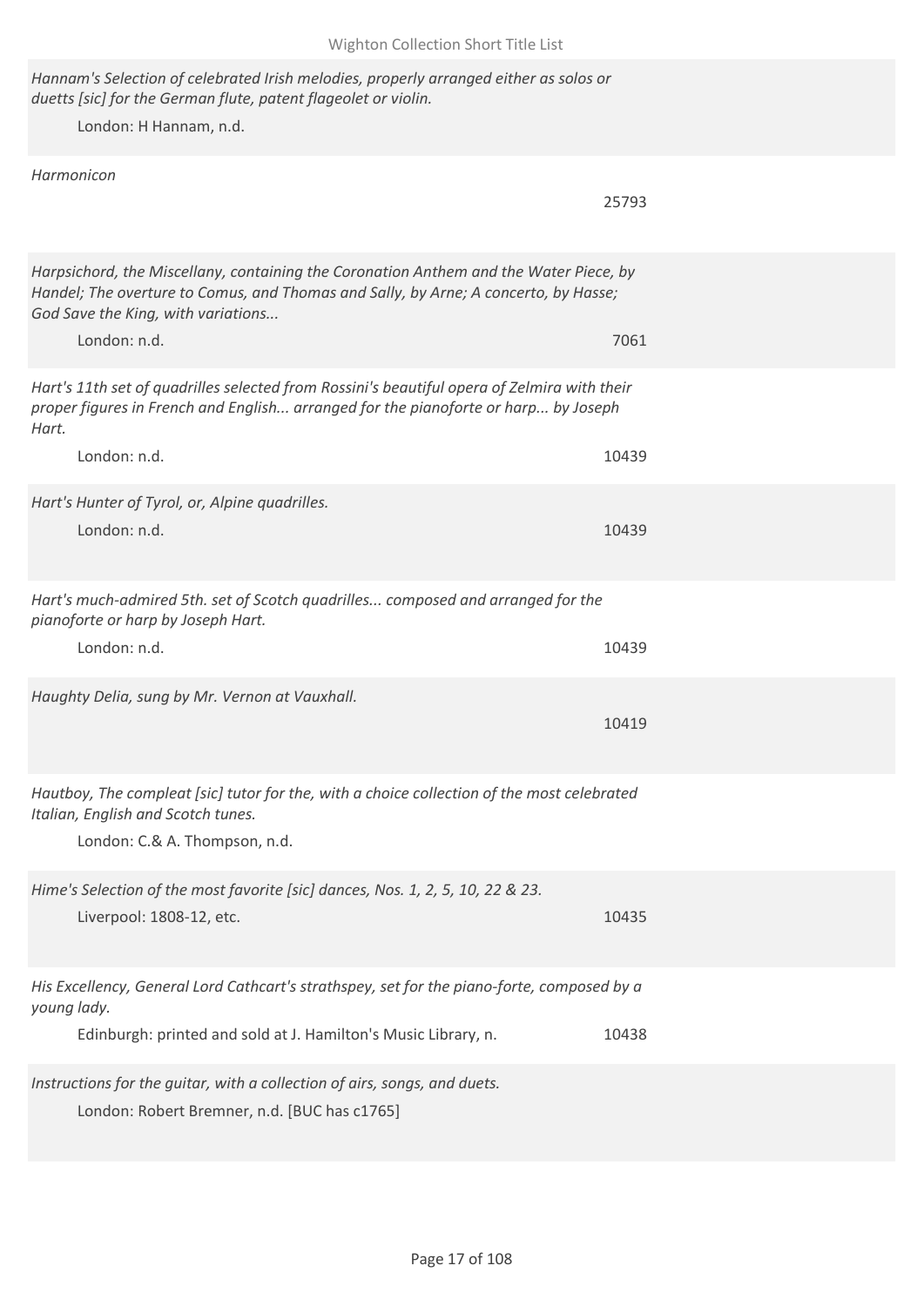*Hannam's Selection of celebrated Irish melodies, properly arranged either as solos or duetts [sic] for the German flute, patent flageolet or violin.*

London: H Hannam, n.d.

*Harmonicon*

25793

*Harpsichord, the Miscellany, containing the Coronation Anthem and the Water Piece, by Handel; The overture to Comus, and Thomas and Sally, by Arne; A concerto, by Hasse; God Save the King, with variations...*

London: n.d. 7061

*Hart's 11th set of quadrilles selected from Rossini's beautiful opera of Zelmira with their proper figures in French and English... arranged for the pianoforte or harp... by Joseph Hart.*

London: n.d. 10439

*Hart's Hunter of Tyrol, or, Alpine quadrilles.*

London: n.d. 10439

*Hart's much-admired 5th. set of Scotch quadrilles... composed and arranged for the pianoforte or harp by Joseph Hart.*

London: n.d. 10439

*Haughty Delia, sung by Mr. Vernon at Vauxhall.*

10419

*Hautboy, The compleat [sic] tutor for the, with a choice collection of the most celebrated Italian, English and Scotch tunes.*

London: C.& A. Thompson, n.d.

*Hime's Selection of the most favorite [sic] dances, Nos. 1, 2, 5, 10, 22 & 23.*

Liverpool: 1808-12, etc. 10435

*His Excellency, General Lord Cathcart's strathspey, set for the piano-forte, composed by a young lady.*

Edinburgh: printed and sold at J. Hamilton's Music Library, n. 10438

*Instructions for the guitar, with a collection of airs, songs, and duets.*

London: Robert Bremner, n.d. [BUC has c1765]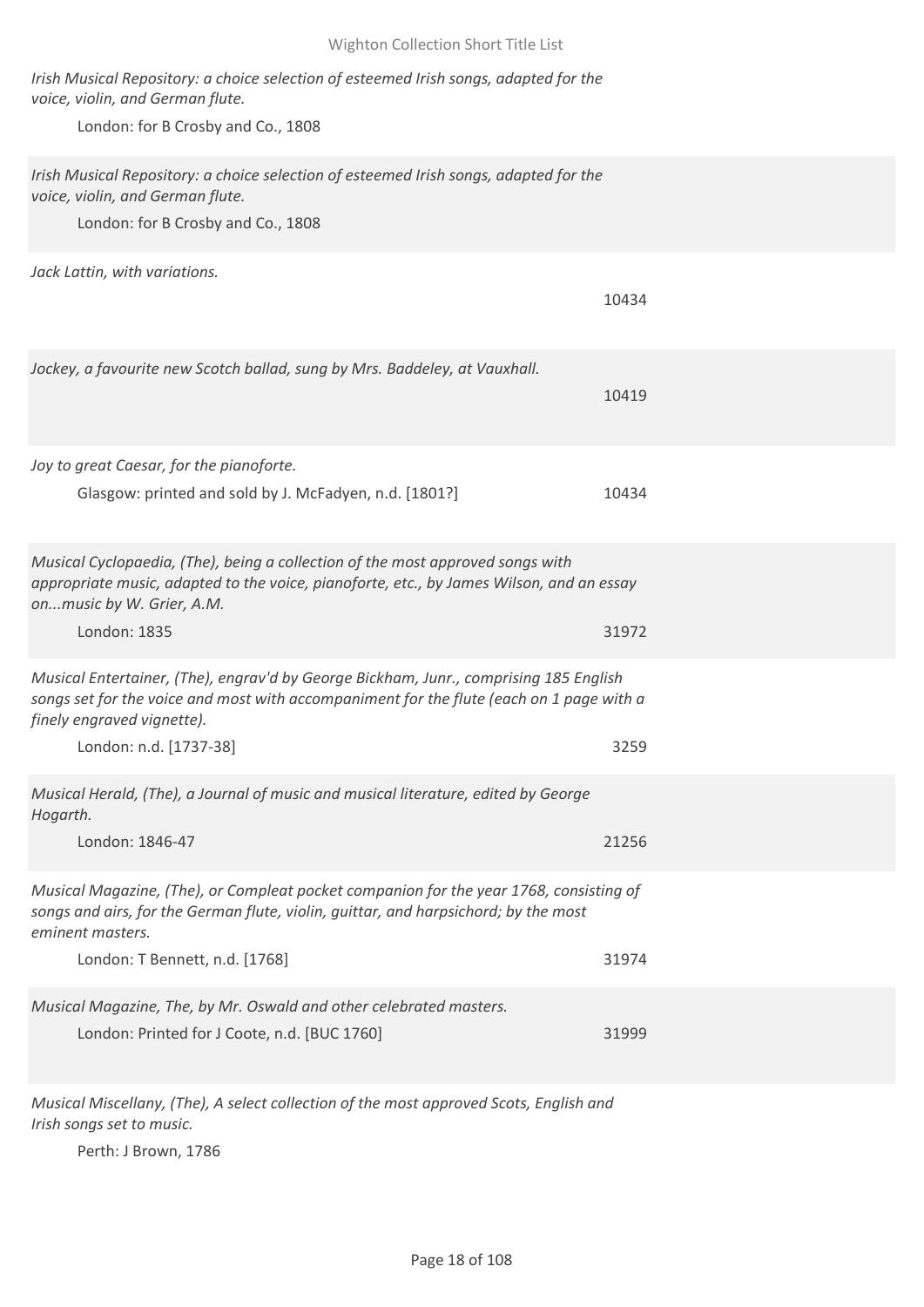*Irish Musical Repository: a choice selection of esteemed Irish songs, adapted for the voice, violin, and German flute.*

London: for B Crosby and Co., 1808

*Irish Musical Repository: a choice selection of esteemed Irish songs, adapted for the voice, violin, and German flute.*

London: for B Crosby and Co., 1808

*Jack Lattin, with variations.*

10434

*Jockey, a favourite new Scotch ballad, sung by Mrs. Baddeley, at Vauxhall.*

10419

*Joy to great Caesar, for the pianoforte.*

Glasgow: printed and sold by J. McFadyen, n.d. [1801?] — 10434

*Musical Cyclopaedia, (The), being a collection of the most approved songs with appropriate music, adapted to the voice, pianoforte, etc., by James Wilson, and an essay on...music by W. Grier, A.M.*

London: 1835 — 31972

*Musical Entertainer, (The), engrav'd by George Bickham, Junr., comprising 185 English songs set for the voice and most with accompaniment for the flute (each on 1 page with a finely engraved vignette).*

London: n.d. [1737-38] — 3259

*Musical Herald, (The), a Journal of music and musical literature, edited by George Hogarth.*

London: 1846-47 — 21256

*Musical Magazine, (The), or Compleat pocket companion for the year 1768, consisting of songs and airs, for the German flute, violin, guittar, and harpsichord; by the most eminent masters.*

London: T Bennett, n.d. [1768] — 31974

*Musical Magazine, The, by Mr. Oswald and other celebrated masters.*

London: Printed for J Coote, n.d. [BUC 1760] — 31999

*Musical Miscellany, (The), A select collection of the most approved Scots, English and Irish songs set to music.*

Perth: J Brown, 1786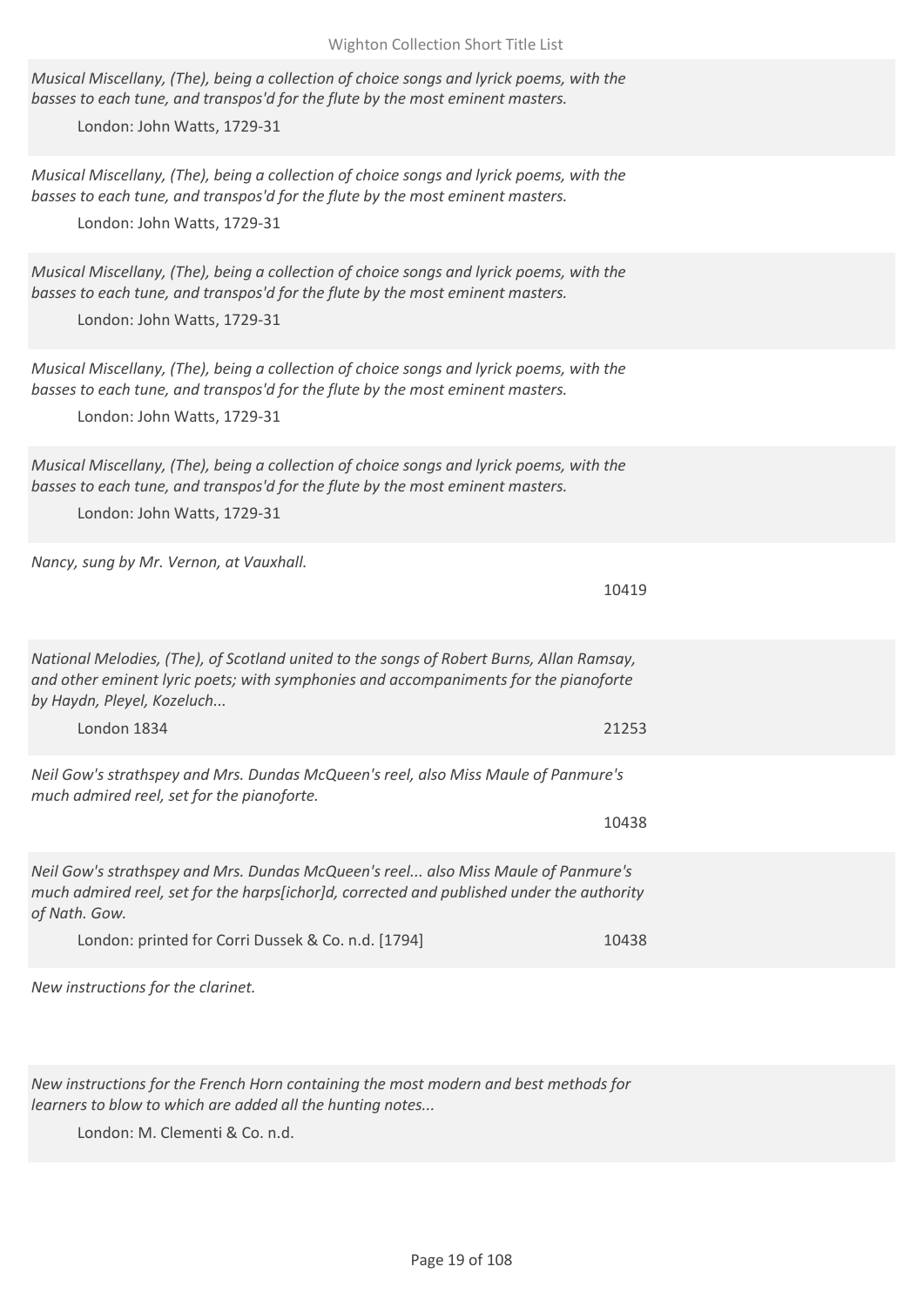*Musical Miscellany, (The), being a collection of choice songs and lyrick poems, with the basses to each tune, and transpos'd for the flute by the most eminent masters.*

London: John Watts, 1729-31

*Musical Miscellany, (The), being a collection of choice songs and lyrick poems, with the basses to each tune, and transpos'd for the flute by the most eminent masters.*

London: John Watts, 1729-31

*Musical Miscellany, (The), being a collection of choice songs and lyrick poems, with the basses to each tune, and transpos'd for the flute by the most eminent masters.*

London: John Watts, 1729-31

*Musical Miscellany, (The), being a collection of choice songs and lyrick poems, with the basses to each tune, and transpos'd for the flute by the most eminent masters.*

London: John Watts, 1729-31

*Musical Miscellany, (The), being a collection of choice songs and lyrick poems, with the basses to each tune, and transpos'd for the flute by the most eminent masters.*

London: John Watts, 1729-31

*Nancy, sung by Mr. Vernon, at Vauxhall.*

10419

*National Melodies, (The), of Scotland united to the songs of Robert Burns, Allan Ramsay, and other eminent lyric poets; with symphonies and accompaniments for the pianoforte by Haydn, Pleyel, Kozeluch...*

London 1834 — 21253

*Neil Gow's strathspey and Mrs. Dundas McQueen's reel, also Miss Maule of Panmure's much admired reel, set for the pianoforte.*

10438

*Neil Gow's strathspey and Mrs. Dundas McQueen's reel... also Miss Maule of Panmure's much admired reel, set for the harps[ichor]d, corrected and published under the authority of Nath. Gow.*

London: printed for Corri Dussek & Co. n.d. [1794] — 10438

*New instructions for the clarinet.*

*New instructions for the French Horn containing the most modern and best methods for learners to blow to which are added all the hunting notes...*

London: M. Clementi & Co. n.d.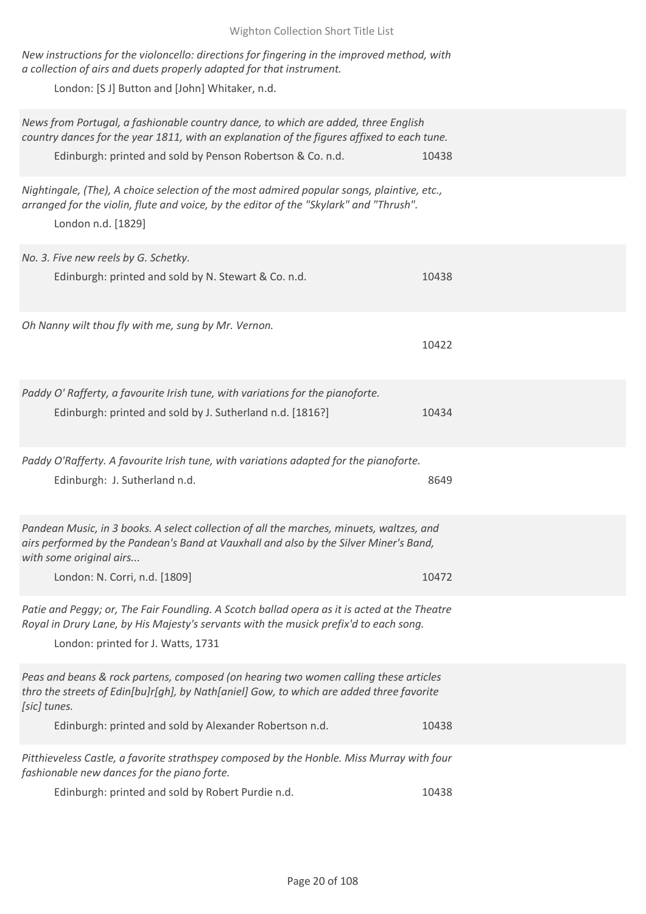*New instructions for the violoncello: directions for fingering in the improved method, with a collection of airs and duets properly adapted for that instrument.*

London: [S J] Button and [John] Whitaker, n.d.

*News from Portugal, a fashionable country dance, to which are added, three English country dances for the year 1811, with an explanation of the figures affixed to each tune.*

Edinburgh: printed and sold by Penson Robertson & Co. n.d. 10438

*Nightingale, (The), A choice selection of the most admired popular songs, plaintive, etc., arranged for the violin, flute and voice, by the editor of the "Skylark" and "Thrush".*

London n.d. [1829]

*No. 3. Five new reels by G. Schetky.*

Edinburgh: printed and sold by N. Stewart & Co. n.d. 10438

*Oh Nanny wilt thou fly with me, sung by Mr. Vernon.*

10422

*Paddy O' Rafferty, a favourite Irish tune, with variations for the pianoforte.*

Edinburgh: printed and sold by J. Sutherland n.d. [1816?] 10434

*Paddy O'Rafferty. A favourite Irish tune, with variations adapted for the pianoforte.*

Edinburgh: J. Sutherland n.d. 8649

*Pandean Music, in 3 books. A select collection of all the marches, minuets, waltzes, and airs performed by the Pandean's Band at Vauxhall and also by the Silver Miner's Band, with some original airs...*

London: N. Corri, n.d. [1809] 10472

*Patie and Peggy; or, The Fair Foundling. A Scotch ballad opera as it is acted at the Theatre Royal in Drury Lane, by His Majesty's servants with the musick prefix'd to each song.*

London: printed for J. Watts, 1731

*Peas and beans & rock partens, composed (on hearing two women calling these articles thro the streets of Edin[bu]r[gh], by Nath[aniel] Gow, to which are added three favorite [sic] tunes.*

Edinburgh: printed and sold by Alexander Robertson n.d. 10438

*Pitthieveless Castle, a favorite strathspey composed by the Honble. Miss Murray with four fashionable new dances for the piano forte.*

Edinburgh: printed and sold by Robert Purdie n.d. 10438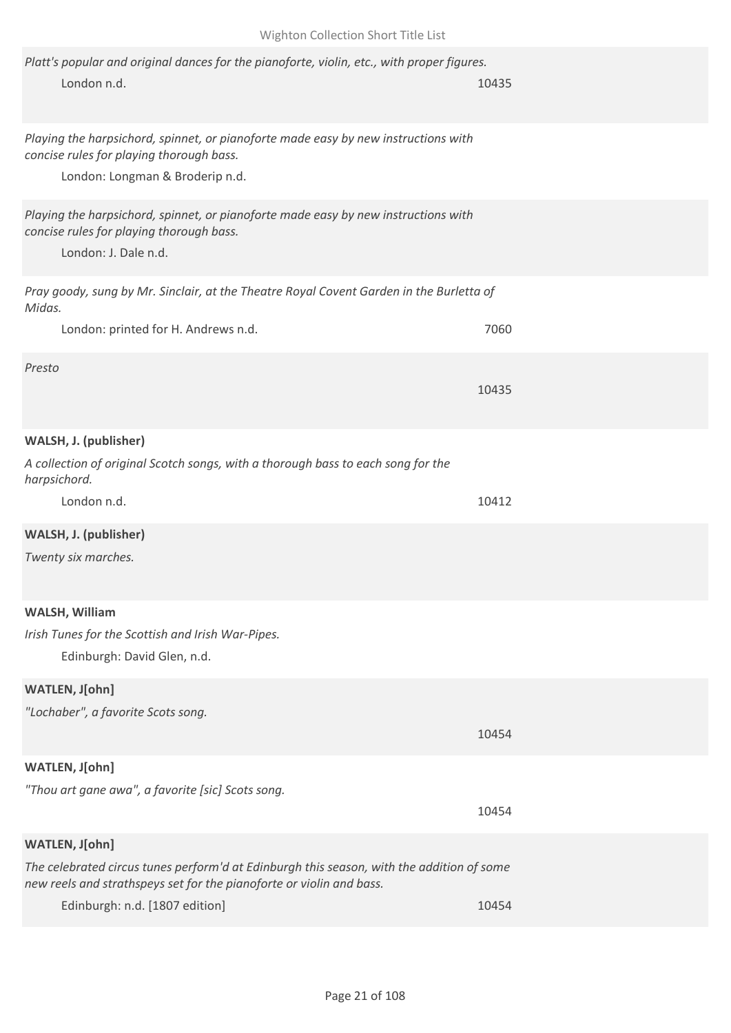*Platt's popular and original dances for the pianoforte, violin, etc., with proper figures.*

London n.d. 10435

*Playing the harpsichord, spinnet, or pianoforte made easy by new instructions with concise rules for playing thorough bass.*

London: Longman & Broderip n.d.

*Playing the harpsichord, spinnet, or pianoforte made easy by new instructions with concise rules for playing thorough bass.*

London: J. Dale n.d.

*Pray goody, sung by Mr. Sinclair, at the Theatre Royal Covent Garden in the Burletta of Midas.*

London: printed for H. Andrews n.d. 7060

*Presto*

10435

**WALSH, J. (publisher)**

*A collection of original Scotch songs, with a thorough bass to each song for the harpsichord.*

London n.d. 10412

**WALSH, J. (publisher)**

*Twenty six marches.*

**WALSH, William**

*Irish Tunes for the Scottish and Irish War-Pipes.*

Edinburgh: David Glen, n.d.

**WATLEN, J[ohn]**

*"Lochaber", a favorite Scots song.*

10454

**WATLEN, J[ohn]**

*"Thou art gane awa", a favorite [sic] Scots song.*

10454

**WATLEN, J[ohn]**

*The celebrated circus tunes perform'd at Edinburgh this season, with the addition of some new reels and strathspeys set for the pianoforte or violin and bass.*

Edinburgh: n.d. [1807 edition] 10454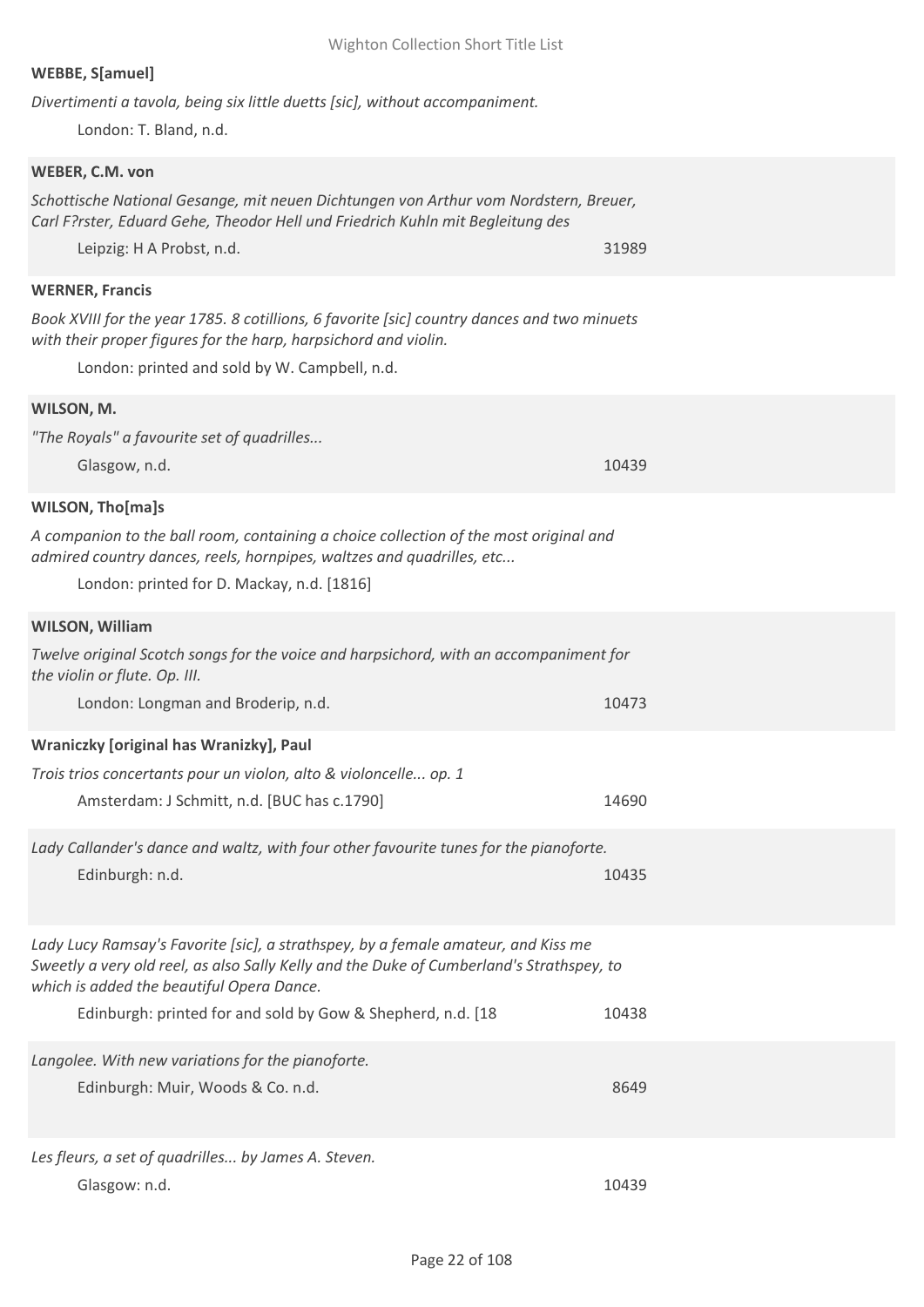**WEBBE, S[amuel]**

*Divertimenti a tavola, being six little duetts [sic], without accompaniment.*

London: T. Bland, n.d.

**WEBER, C.M. von**

*Schottische National Gesange, mit neuen Dichtungen von Arthur vom Nordstern, Breuer, Carl F?rster, Eduard Gehe, Theodor Hell und Friedrich Kuhln mit Begleitung des*

Leipzig: H A Probst, n.d. 31989

**WERNER, Francis**

*Book XVIII for the year 1785. 8 cotillions, 6 favorite [sic] country dances and two minuets with their proper figures for the harp, harpsichord and violin.*

London: printed and sold by W. Campbell, n.d.

**WILSON, M.**

*"The Royals" a favourite set of quadrilles...*

Glasgow, n.d. 10439

**WILSON, Tho[ma]s**

*A companion to the ball room, containing a choice collection of the most original and admired country dances, reels, hornpipes, waltzes and quadrilles, etc...*

London: printed for D. Mackay, n.d. [1816]

**WILSON, William**

*Twelve original Scotch songs for the voice and harpsichord, with an accompaniment for the violin or flute. Op. III.*

London: Longman and Broderip, n.d. 10473

**Wraniczky [original has Wranizky], Paul**

*Trois trios concertants pour un violon, alto & violoncelle... op. 1*

Amsterdam: J Schmitt, n.d. [BUC has c.1790] 14690

*Lady Callander's dance and waltz, with four other favourite tunes for the pianoforte.*

Edinburgh: n.d. 10435

*Lady Lucy Ramsay's Favorite [sic], a strathspey, by a female amateur, and Kiss me Sweetly a very old reel, as also Sally Kelly and the Duke of Cumberland's Strathspey, to which is added the beautiful Opera Dance.*

Edinburgh: printed for and sold by Gow & Shepherd, n.d. [18 10438

*Langolee. With new variations for the pianoforte.*

Edinburgh: Muir, Woods & Co. n.d. 8649

*Les fleurs, a set of quadrilles... by James A. Steven.*

Glasgow: n.d. 10439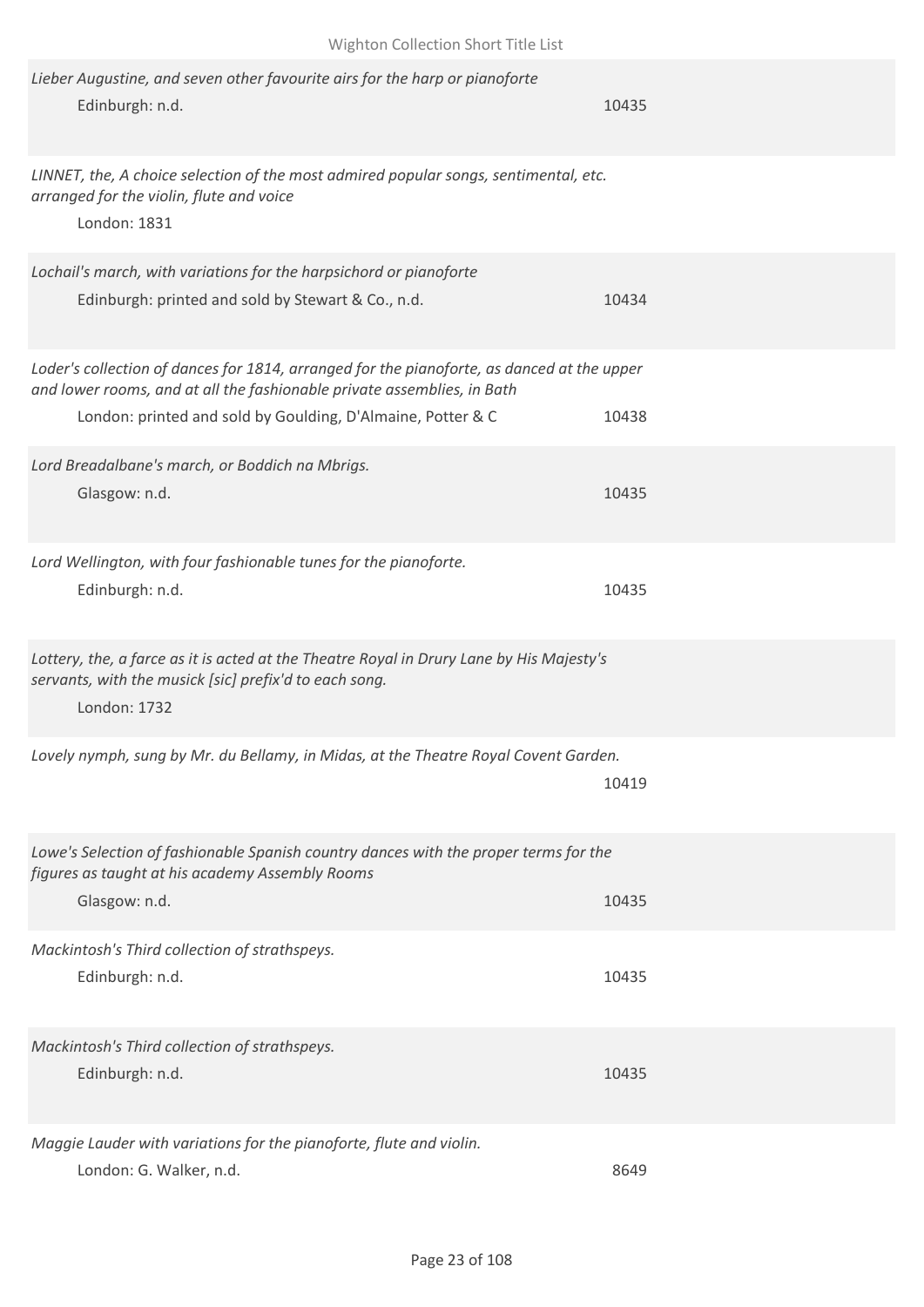*Lieber Augustine, and seven other favourite airs for the harp or pianoforte*

Edinburgh: n.d. — 10435

*LINNET, the, A choice selection of the most admired popular songs, sentimental, etc. arranged for the violin, flute and voice*

London: 1831

*Lochail's march, with variations for the harpsichord or pianoforte*

Edinburgh: printed and sold by Stewart & Co., n.d. — 10434

*Loder's collection of dances for 1814, arranged for the pianoforte, as danced at the upper and lower rooms, and at all the fashionable private assemblies, in Bath*

London: printed and sold by Goulding, D'Almaine, Potter & C — 10438

*Lord Breadalbane's march, or Boddich na Mbrigs.*

Glasgow: n.d. — 10435

*Lord Wellington, with four fashionable tunes for the pianoforte.*

Edinburgh: n.d. — 10435

*Lottery, the, a farce as it is acted at the Theatre Royal in Drury Lane by His Majesty's servants, with the musick [sic] prefix'd to each song.*

London: 1732

*Lovely nymph, sung by Mr. du Bellamy, in Midas, at the Theatre Royal Covent Garden.*

10419

*Lowe's Selection of fashionable Spanish country dances with the proper terms for the figures as taught at his academy Assembly Rooms*

Glasgow: n.d. — 10435

*Mackintosh's Third collection of strathspeys.*

Edinburgh: n.d. — 10435

*Mackintosh's Third collection of strathspeys.*

Edinburgh: n.d. — 10435

*Maggie Lauder with variations for the pianoforte, flute and violin.*

London: G. Walker, n.d. — 8649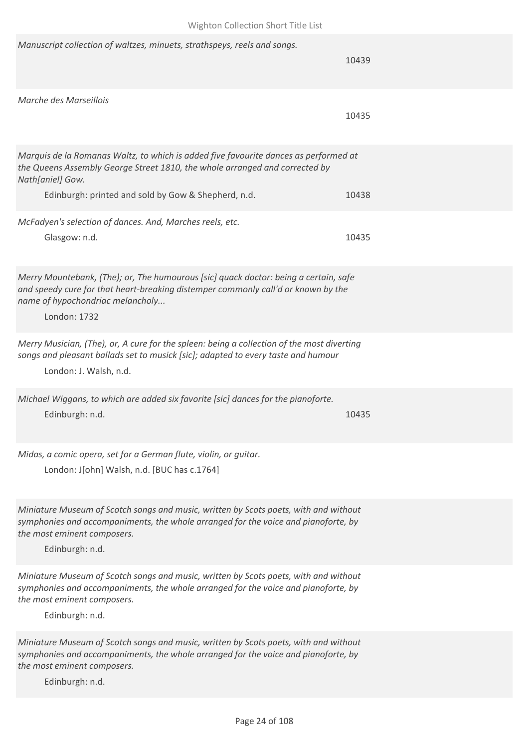*Manuscript collection of waltzes, minuets, strathspeys, reels and songs.*

10439

*Marche des Marseillois*

10435

*Marquis de la Romanas Waltz, to which is added five favourite dances as performed at the Queens Assembly George Street 1810, the whole arranged and corrected by Nath[aniel] Gow.*

Edinburgh: printed and sold by Gow & Shepherd, n.d. 10438

*McFadyen's selection of dances. And, Marches reels, etc.*

Glasgow: n.d. 10435

*Merry Mountebank, (The); or, The humourous [sic] quack doctor: being a certain, safe and speedy cure for that heart-breaking distemper commonly call'd or known by the name of hypochondriac melancholy...*

London: 1732

*Merry Musician, (The), or, A cure for the spleen: being a collection of the most diverting songs and pleasant ballads set to musick [sic]; adapted to every taste and humour*

London: J. Walsh, n.d.

*Michael Wiggans, to which are added six favorite [sic] dances for the pianoforte.*

Edinburgh: n.d. 10435

*Midas, a comic opera, set for a German flute, violin, or guitar.*

London: J[ohn] Walsh, n.d. [BUC has c.1764]

*Miniature Museum of Scotch songs and music, written by Scots poets, with and without symphonies and accompaniments, the whole arranged for the voice and pianoforte, by the most eminent composers.*

Edinburgh: n.d.

*Miniature Museum of Scotch songs and music, written by Scots poets, with and without symphonies and accompaniments, the whole arranged for the voice and pianoforte, by the most eminent composers.*

Edinburgh: n.d.

*Miniature Museum of Scotch songs and music, written by Scots poets, with and without symphonies and accompaniments, the whole arranged for the voice and pianoforte, by the most eminent composers.*

Edinburgh: n.d.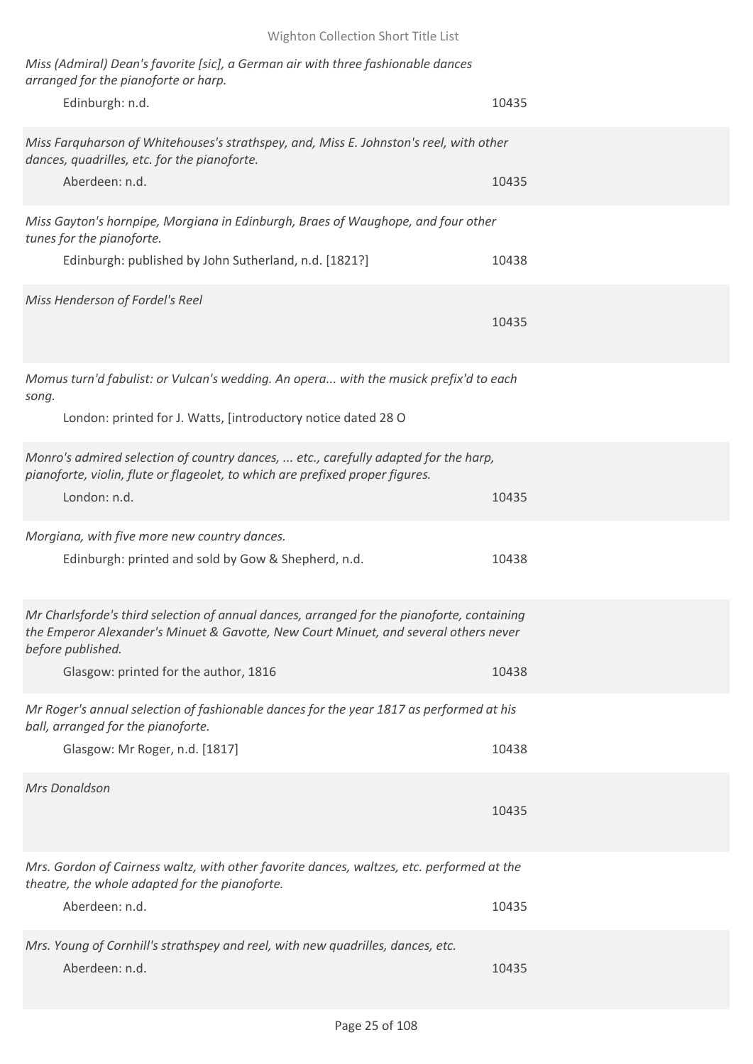*Miss (Admiral) Dean's favorite [sic], a German air with three fashionable dances arranged for the pianoforte or harp.*

Edinburgh: n.d. 10435

*Miss Farquharson of Whitehouses's strathspey, and, Miss E. Johnston's reel, with other dances, quadrilles, etc. for the pianoforte.*

Aberdeen: n.d. 10435

*Miss Gayton's hornpipe, Morgiana in Edinburgh, Braes of Waughope, and four other tunes for the pianoforte.*

Edinburgh: published by John Sutherland, n.d. [1821?] 10438

*Miss Henderson of Fordel's Reel*

10435

*Momus turn'd fabulist: or Vulcan's wedding. An opera... with the musick prefix'd to each song.*

London: printed for J. Watts, [introductory notice dated 28 O

*Monro's admired selection of country dances, ... etc., carefully adapted for the harp, pianoforte, violin, flute or flageolet, to which are prefixed proper figures.*

London: n.d. 10435

*Morgiana, with five more new country dances.*

Edinburgh: printed and sold by Gow & Shepherd, n.d. 10438

*Mr Charlsforde's third selection of annual dances, arranged for the pianoforte, containing the Emperor Alexander's Minuet & Gavotte, New Court Minuet, and several others never before published.*

Glasgow: printed for the author, 1816 10438

*Mr Roger's annual selection of fashionable dances for the year 1817 as performed at his ball, arranged for the pianoforte.*

Glasgow: Mr Roger, n.d. [1817] 10438

*Mrs Donaldson*

10435

*Mrs. Gordon of Cairness waltz, with other favorite dances, waltzes, etc. performed at the theatre, the whole adapted for the pianoforte.*

Aberdeen: n.d. 10435

*Mrs. Young of Cornhill's strathspey and reel, with new quadrilles, dances, etc.*

Aberdeen: n.d. 10435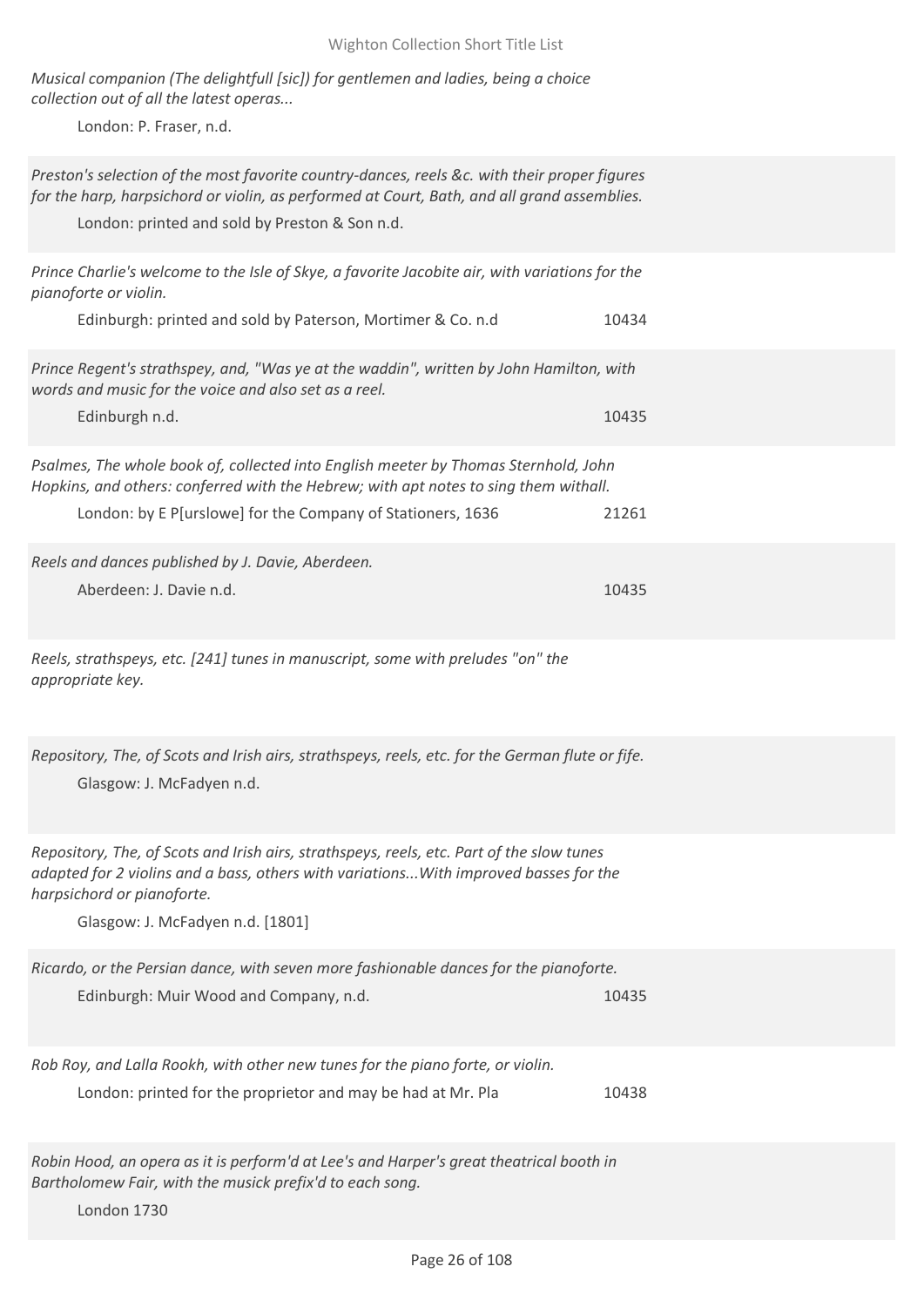*Musical companion (The delightfull [sic]) for gentlemen and ladies, being a choice collection out of all the latest operas...*

London: P. Fraser, n.d.

*Preston's selection of the most favorite country-dances, reels &c. with their proper figures for the harp, harpsichord or violin, as performed at Court, Bath, and all grand assemblies.*

London: printed and sold by Preston & Son n.d.

*Prince Charlie's welcome to the Isle of Skye, a favorite Jacobite air, with variations for the pianoforte or violin.*

Edinburgh: printed and sold by Paterson, Mortimer & Co. n.d 10434

*Prince Regent's strathspey, and, "Was ye at the waddin", written by John Hamilton, with words and music for the voice and also set as a reel.*

Edinburgh n.d. 10435

*Psalmes, The whole book of, collected into English meeter by Thomas Sternhold, John Hopkins, and others: conferred with the Hebrew; with apt notes to sing them withall.*

London: by E P[urslowe] for the Company of Stationers, 1636 21261

*Reels and dances published by J. Davie, Aberdeen.*

Aberdeen: J. Davie n.d. 10435

*Reels, strathspeys, etc. [241] tunes in manuscript, some with preludes "on" the appropriate key.*

*Repository, The, of Scots and Irish airs, strathspeys, reels, etc. for the German flute or fife.*

Glasgow: J. McFadyen n.d.

*Repository, The, of Scots and Irish airs, strathspeys, reels, etc. Part of the slow tunes adapted for 2 violins and a bass, others with variations...With improved basses for the harpsichord or pianoforte.*

Glasgow: J. McFadyen n.d. [1801]

*Ricardo, or the Persian dance, with seven more fashionable dances for the pianoforte.*

Edinburgh: Muir Wood and Company, n.d. 10435

*Rob Roy, and Lalla Rookh, with other new tunes for the piano forte, or violin.*

London: printed for the proprietor and may be had at Mr. Pla 10438

*Robin Hood, an opera as it is perform'd at Lee's and Harper's great theatrical booth in Bartholomew Fair, with the musick prefix'd to each song.*

London 1730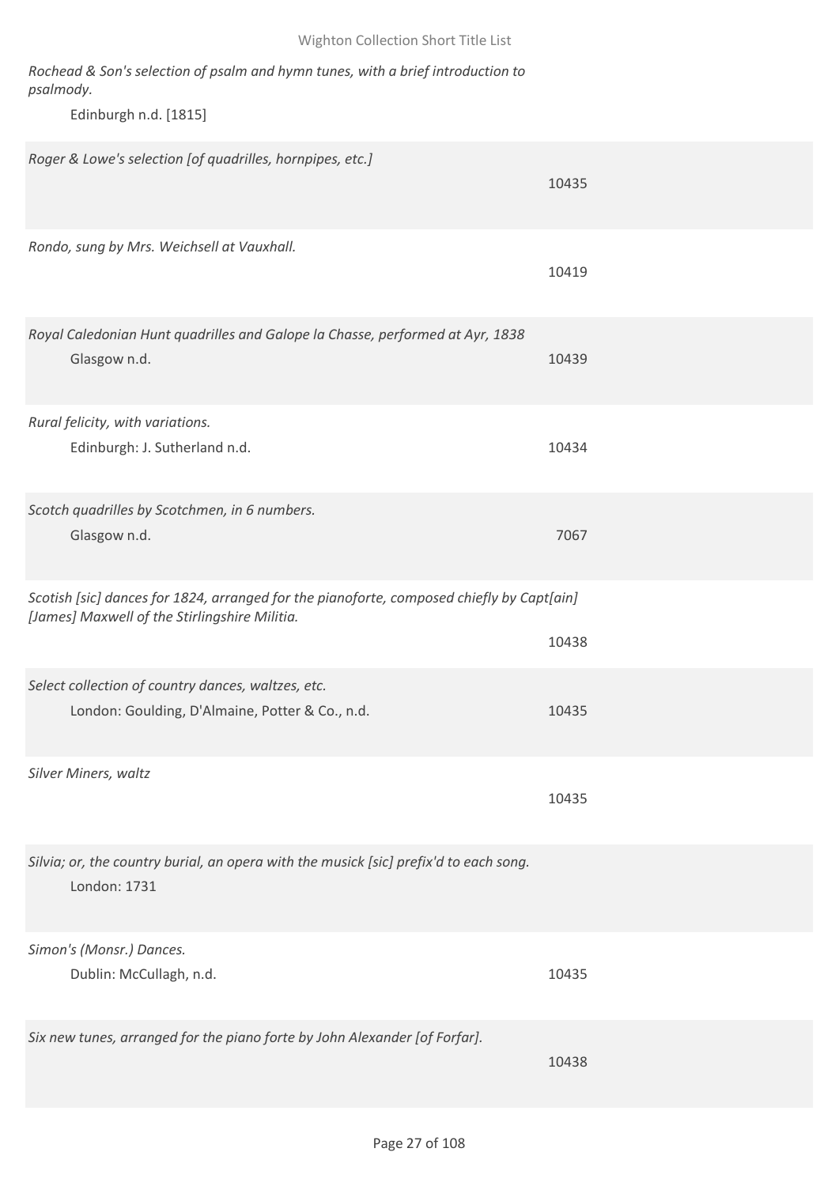*Rochead & Son's selection of psalm and hymn tunes, with a brief introduction to psalmody.*
Edinburgh n.d. [1815]

*Roger & Lowe's selection [of quadrilles, hornpipes, etc.]*
10435

*Rondo, sung by Mrs. Weichsell at Vauxhall.*
10419

*Royal Caledonian Hunt quadrilles and Galope la Chasse, performed at Ayr, 1838*
Glasgow n.d. — 10439

*Rural felicity, with variations.*
Edinburgh: J. Sutherland n.d. — 10434

*Scotch quadrilles by Scotchmen, in 6 numbers.*
Glasgow n.d. — 7067

*Scotish [sic] dances for 1824, arranged for the pianoforte, composed chiefly by Capt[ain] [James] Maxwell of the Stirlingshire Militia.*
10438

*Select collection of country dances, waltzes, etc.*
London: Goulding, D'Almaine, Potter & Co., n.d. — 10435

*Silver Miners, waltz*
10435

*Silvia; or, the country burial, an opera with the musick [sic] prefix'd to each song.*
London: 1731

*Simon's (Monsr.) Dances.*
Dublin: McCullagh, n.d. — 10435

*Six new tunes, arranged for the piano forte by John Alexander [of Forfar].*
10438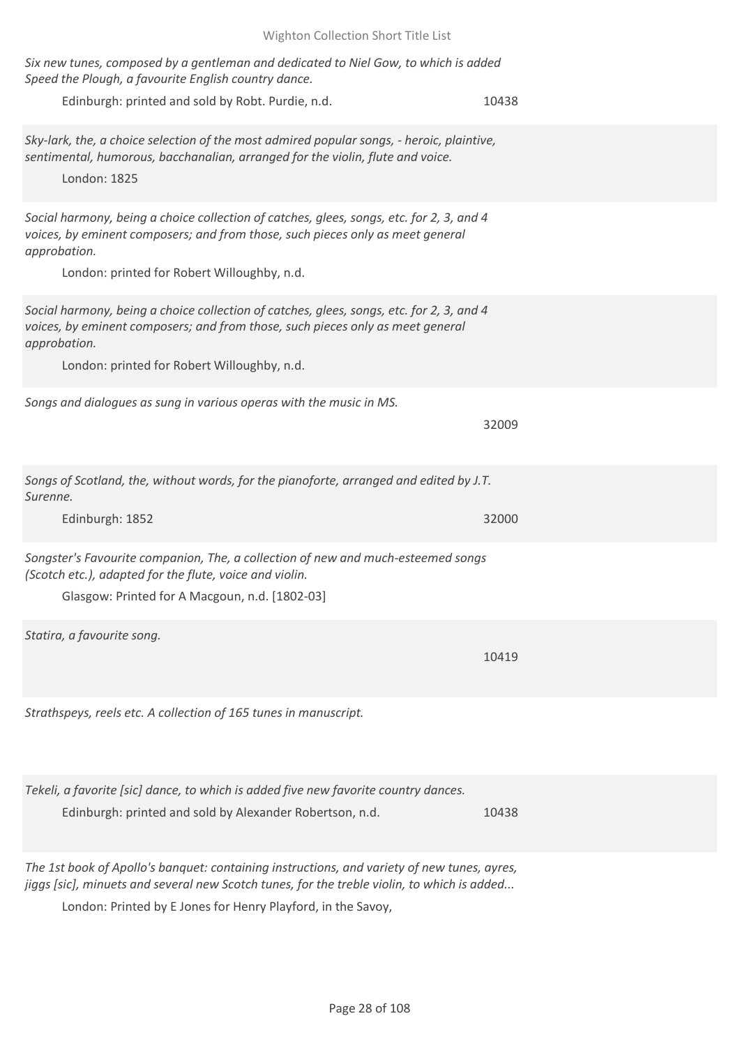*Six new tunes, composed by a gentleman and dedicated to Niel Gow, to which is added Speed the Plough, a favourite English country dance.*

Edinburgh: printed and sold by Robt. Purdie, n.d. 10438

*Sky-lark, the, a choice selection of the most admired popular songs, - heroic, plaintive, sentimental, humorous, bacchanalian, arranged for the violin, flute and voice.*

London: 1825

*Social harmony, being a choice collection of catches, glees, songs, etc. for 2, 3, and 4 voices, by eminent composers; and from those, such pieces only as meet general approbation.*

London: printed for Robert Willoughby, n.d.

*Social harmony, being a choice collection of catches, glees, songs, etc. for 2, 3, and 4 voices, by eminent composers; and from those, such pieces only as meet general approbation.*

London: printed for Robert Willoughby, n.d.

*Songs and dialogues as sung in various operas with the music in MS.*

32009

*Songs of Scotland, the, without words, for the pianoforte, arranged and edited by J.T. Surenne.*

Edinburgh: 1852 32000

*Songster's Favourite companion, The, a collection of new and much-esteemed songs (Scotch etc.), adapted for the flute, voice and violin.*

Glasgow: Printed for A Macgoun, n.d. [1802-03]

*Statira, a favourite song.*

10419

*Strathspeys, reels etc. A collection of 165 tunes in manuscript.*

*Tekeli, a favorite [sic] dance, to which is added five new favorite country dances.*

Edinburgh: printed and sold by Alexander Robertson, n.d. 10438

*The 1st book of Apollo's banquet: containing instructions, and variety of new tunes, ayres, jiggs [sic], minuets and several new Scotch tunes, for the treble violin, to which is added...*

London: Printed by E Jones for Henry Playford, in the Savoy,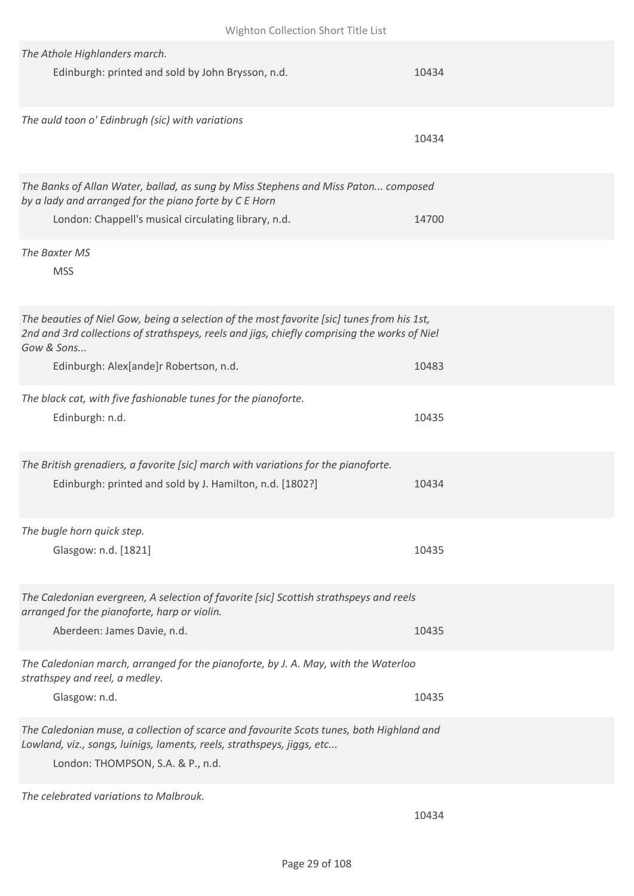*The Athole Highlanders march.*

Edinburgh: printed and sold by John Brysson, n.d. 10434

*The auld toon o' Edinbrugh (sic) with variations*

10434

*The Banks of Allan Water, ballad, as sung by Miss Stephens and Miss Paton... composed by a lady and arranged for the piano forte by C E Horn*

London: Chappell's musical circulating library, n.d. 14700

*The Baxter MS*

MSS

*The beauties of Niel Gow, being a selection of the most favorite [sic] tunes from his 1st, 2nd and 3rd collections of strathspeys, reels and jigs, chiefly comprising the works of Niel Gow & Sons...*

Edinburgh: Alex[ande]r Robertson, n.d. 10483

*The black cat, with five fashionable tunes for the pianoforte.*

Edinburgh: n.d. 10435

*The British grenadiers, a favorite [sic] march with variations for the pianoforte.*

Edinburgh: printed and sold by J. Hamilton, n.d. [1802?] 10434

*The bugle horn quick step.*

Glasgow: n.d. [1821] 10435

*The Caledonian evergreen, A selection of favorite [sic] Scottish strathspeys and reels arranged for the pianoforte, harp or violin.*

Aberdeen: James Davie, n.d. 10435

*The Caledonian march, arranged for the pianoforte, by J. A. May, with the Waterloo strathspey and reel, a medley.*

Glasgow: n.d. 10435

*The Caledonian muse, a collection of scarce and favourite Scots tunes, both Highland and Lowland, viz., songs, luinigs, laments, reels, strathspeys, jiggs, etc...*

London: THOMPSON, S.A. & P., n.d.

*The celebrated variations to Malbrouk.*

10434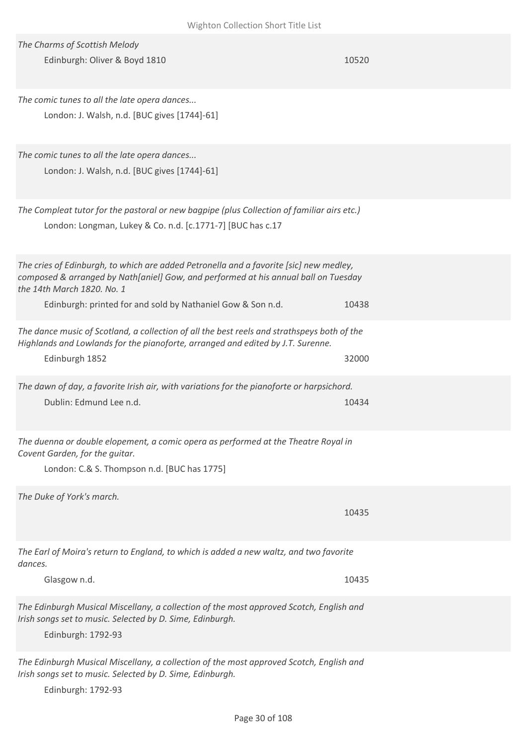*The Charms of Scottish Melody*

Edinburgh: Oliver & Boyd 1810 — 10520

*The comic tunes to all the late opera dances...*

London: J. Walsh, n.d. [BUC gives [1744]-61]

*The comic tunes to all the late opera dances...*

London: J. Walsh, n.d. [BUC gives [1744]-61]

*The Compleat tutor for the pastoral or new bagpipe (plus Collection of familiar airs etc.)*

London: Longman, Lukey & Co. n.d. [c.1771-7] [BUC has c.17

*The cries of Edinburgh, to which are added Petronella and a favorite [sic] new medley, composed & arranged by Nath[aniel] Gow, and performed at his annual ball on Tuesday the 14th March 1820. No. 1*

Edinburgh: printed for and sold by Nathaniel Gow & Son n.d. — 10438

*The dance music of Scotland, a collection of all the best reels and strathspeys both of the Highlands and Lowlands for the pianoforte, arranged and edited by J.T. Surenne.*

Edinburgh 1852 — 32000

*The dawn of day, a favorite Irish air, with variations for the pianoforte or harpsichord.*

Dublin: Edmund Lee n.d. — 10434

*The duenna or double elopement, a comic opera as performed at the Theatre Royal in Covent Garden, for the guitar.*

London: C.& S. Thompson n.d. [BUC has 1775]

*The Duke of York's march.*

10435

*The Earl of Moira's return to England, to which is added a new waltz, and two favorite dances.*

Glasgow n.d. — 10435

*The Edinburgh Musical Miscellany, a collection of the most approved Scotch, English and Irish songs set to music. Selected by D. Sime, Edinburgh.*

Edinburgh: 1792-93

*The Edinburgh Musical Miscellany, a collection of the most approved Scotch, English and Irish songs set to music. Selected by D. Sime, Edinburgh.*

Edinburgh: 1792-93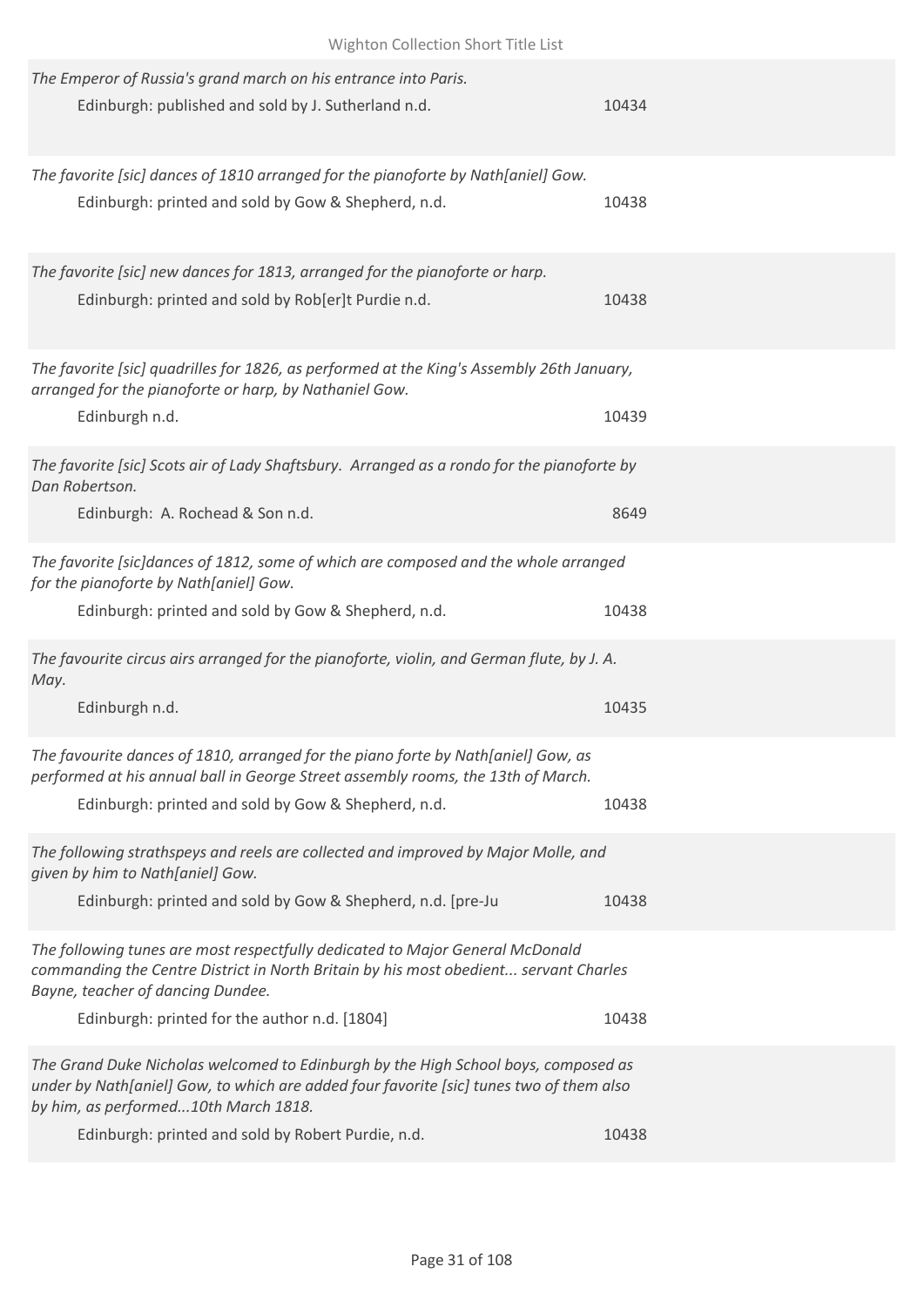*The Emperor of Russia's grand march on his entrance into Paris.*

Edinburgh: published and sold by J. Sutherland n.d. — 10434

*The favorite [sic] dances of 1810 arranged for the pianoforte by Nath[aniel] Gow.*

Edinburgh: printed and sold by Gow & Shepherd, n.d. — 10438

*The favorite [sic] new dances for 1813, arranged for the pianoforte or harp.*

Edinburgh: printed and sold by Rob[er]t Purdie n.d. — 10438

*The favorite [sic] quadrilles for 1826, as performed at the King's Assembly 26th January, arranged for the pianoforte or harp, by Nathaniel Gow.*

Edinburgh n.d. — 10439

*The favorite [sic] Scots air of Lady Shaftsbury. Arranged as a rondo for the pianoforte by Dan Robertson.*

Edinburgh: A. Rochead & Son n.d. — 8649

*The favorite [sic]dances of 1812, some of which are composed and the whole arranged for the pianoforte by Nath[aniel] Gow.*

Edinburgh: printed and sold by Gow & Shepherd, n.d. — 10438

*The favourite circus airs arranged for the pianoforte, violin, and German flute, by J. A. May.*

Edinburgh n.d. — 10435

*The favourite dances of 1810, arranged for the piano forte by Nath[aniel] Gow, as performed at his annual ball in George Street assembly rooms, the 13th of March.*

Edinburgh: printed and sold by Gow & Shepherd, n.d. — 10438

*The following strathspeys and reels are collected and improved by Major Molle, and given by him to Nath[aniel] Gow.*

Edinburgh: printed and sold by Gow & Shepherd, n.d. [pre-Ju — 10438

*The following tunes are most respectfully dedicated to Major General McDonald commanding the Centre District in North Britain by his most obedient... servant Charles Bayne, teacher of dancing Dundee.*

Edinburgh: printed for the author n.d. [1804] — 10438

*The Grand Duke Nicholas welcomed to Edinburgh by the High School boys, composed as under by Nath[aniel] Gow, to which are added four favorite [sic] tunes two of them also by him, as performed...10th March 1818.*

Edinburgh: printed and sold by Robert Purdie, n.d. — 10438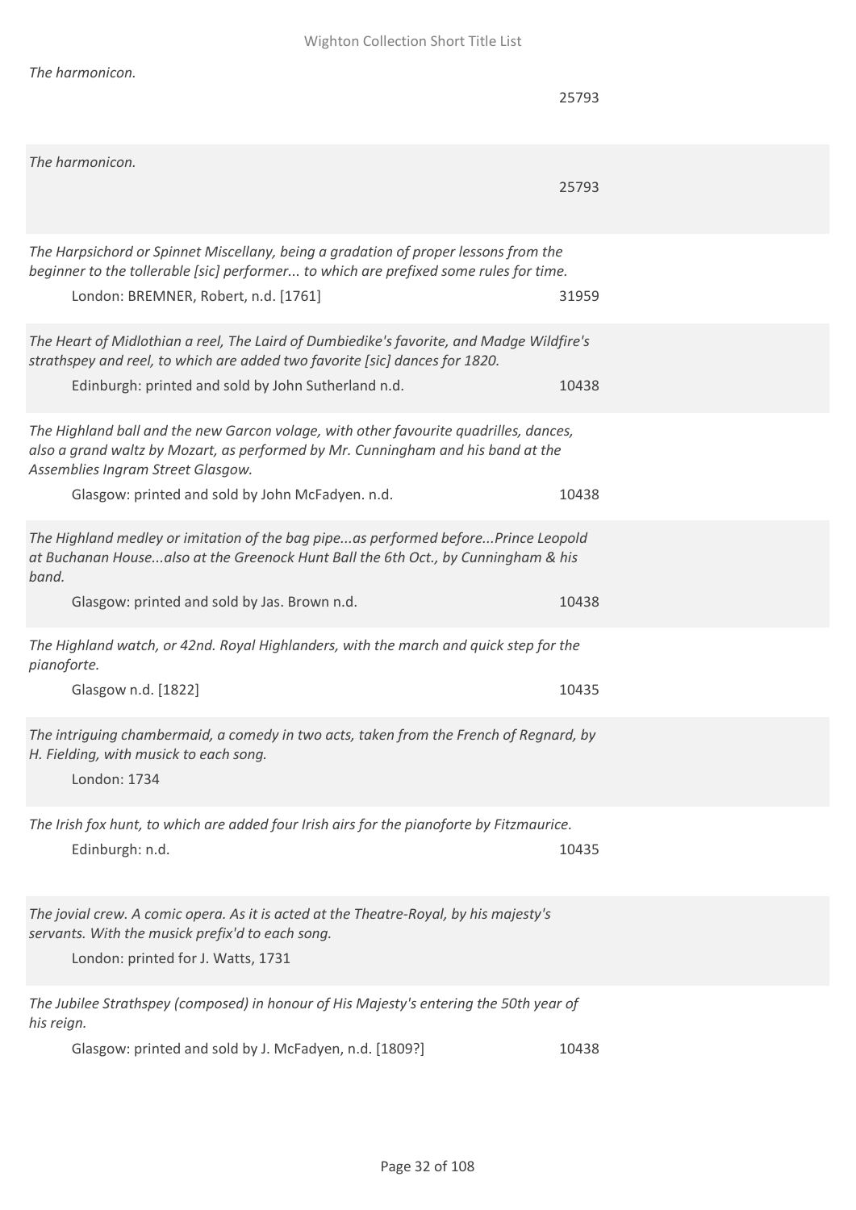*The harmonicon.*

25793

*The harmonicon.*

25793

*The Harpsichord or Spinnet Miscellany, being a gradation of proper lessons from the beginner to the tollerable [sic] performer... to which are prefixed some rules for time.*

London: BREMNER, Robert, n.d. [1761] 31959

*The Heart of Midlothian a reel, The Laird of Dumbiedike's favorite, and Madge Wildfire's strathspey and reel, to which are added two favorite [sic] dances for 1820.*

Edinburgh: printed and sold by John Sutherland n.d. 10438

*The Highland ball and the new Garcon volage, with other favourite quadrilles, dances, also a grand waltz by Mozart, as performed by Mr. Cunningham and his band at the Assemblies Ingram Street Glasgow.*

Glasgow: printed and sold by John McFadyen. n.d. 10438

*The Highland medley or imitation of the bag pipe...as performed before...Prince Leopold at Buchanan House...also at the Greenock Hunt Ball the 6th Oct., by Cunningham & his band.*

Glasgow: printed and sold by Jas. Brown n.d. 10438

*The Highland watch, or 42nd. Royal Highlanders, with the march and quick step for the pianoforte.*

Glasgow n.d. [1822] 10435

*The intriguing chambermaid, a comedy in two acts, taken from the French of Regnard, by H. Fielding, with musick to each song.*

London: 1734

*The Irish fox hunt, to which are added four Irish airs for the pianoforte by Fitzmaurice.*

Edinburgh: n.d. 10435

*The jovial crew. A comic opera. As it is acted at the Theatre-Royal, by his majesty's servants. With the musick prefix'd to each song.*

London: printed for J. Watts, 1731

*The Jubilee Strathspey (composed) in honour of His Majesty's entering the 50th year of his reign.*

Glasgow: printed and sold by J. McFadyen, n.d. [1809?] 10438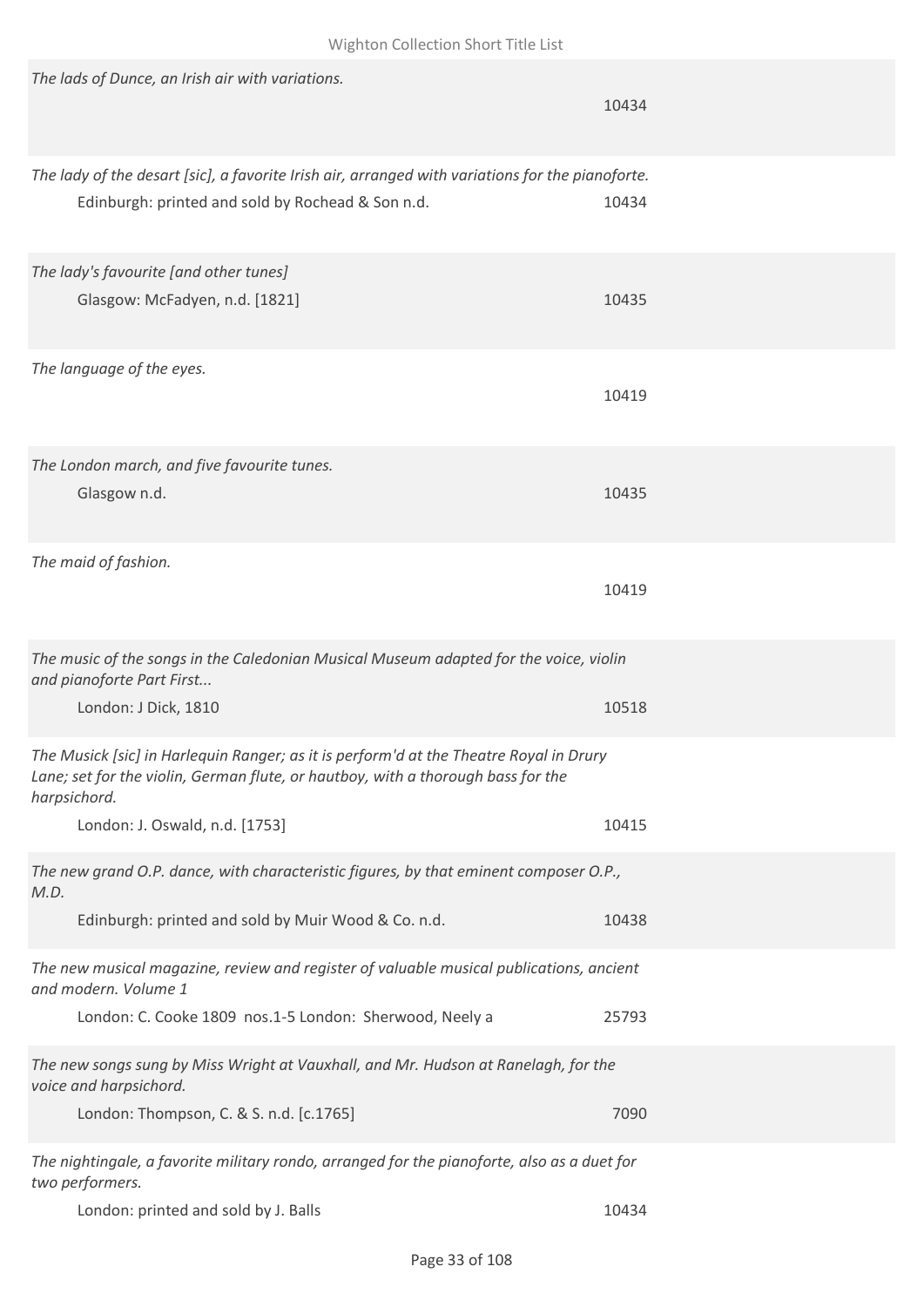*The lads of Dunce, an Irish air with variations.*

10434

*The lady of the desart [sic], a favorite Irish air, arranged with variations for the pianoforte.*

Edinburgh: printed and sold by Rochead & Son n.d. 10434

*The lady's favourite [and other tunes]*

Glasgow: McFadyen, n.d. [1821] 10435

*The language of the eyes.*

10419

*The London march, and five favourite tunes.*

Glasgow n.d. 10435

*The maid of fashion.*

10419

*The music of the songs in the Caledonian Musical Museum adapted for the voice, violin and pianoforte Part First...*

London: J Dick, 1810 10518

*The Musick [sic] in Harlequin Ranger; as it is perform'd at the Theatre Royal in Drury Lane; set for the violin, German flute, or hautboy, with a thorough bass for the harpsichord.*

London: J. Oswald, n.d. [1753] 10415

*The new grand O.P. dance, with characteristic figures, by that eminent composer O.P., M.D.*

Edinburgh: printed and sold by Muir Wood & Co. n.d. 10438

*The new musical magazine, review and register of valuable musical publications, ancient and modern. Volume 1*

London: C. Cooke 1809 nos.1-5 London: Sherwood, Neely a 25793

*The new songs sung by Miss Wright at Vauxhall, and Mr. Hudson at Ranelagh, for the voice and harpsichord.*

London: Thompson, C. & S. n.d. [c.1765] 7090

*The nightingale, a favorite military rondo, arranged for the pianoforte, also as a duet for two performers.*

London: printed and sold by J. Balls 10434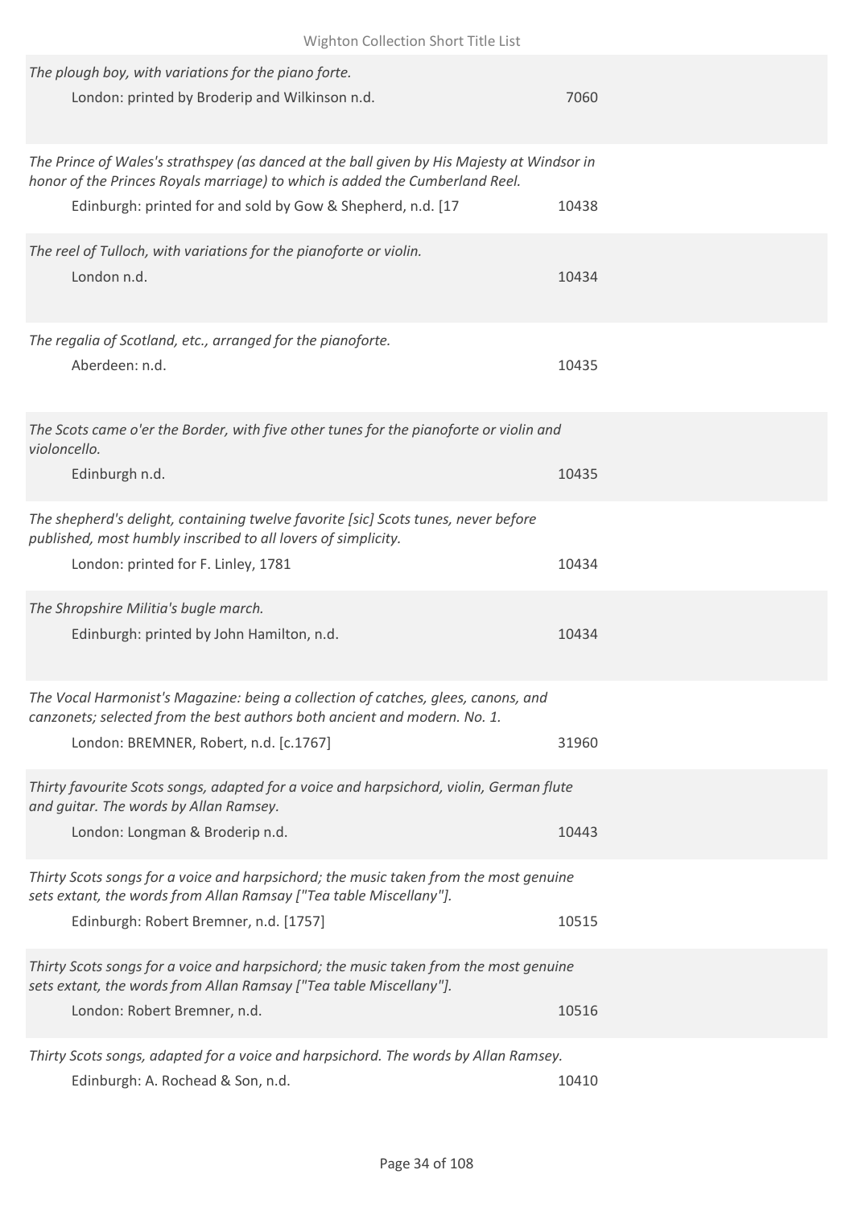*The plough boy, with variations for the piano forte.*

London: printed by Broderip and Wilkinson n.d. 7060

*The Prince of Wales's strathspey (as danced at the ball given by His Majesty at Windsor in honor of the Princes Royals marriage) to which is added the Cumberland Reel.*

Edinburgh: printed for and sold by Gow & Shepherd, n.d. [17 10438

*The reel of Tulloch, with variations for the pianoforte or violin.*

London n.d. 10434

*The regalia of Scotland, etc., arranged for the pianoforte.*

Aberdeen: n.d. 10435

*The Scots came o'er the Border, with five other tunes for the pianoforte or violin and violoncello.*

Edinburgh n.d. 10435

*The shepherd's delight, containing twelve favorite [sic] Scots tunes, never before published, most humbly inscribed to all lovers of simplicity.*

London: printed for F. Linley, 1781 10434

*The Shropshire Militia's bugle march.*

Edinburgh: printed by John Hamilton, n.d. 10434

*The Vocal Harmonist's Magazine: being a collection of catches, glees, canons, and canzonets; selected from the best authors both ancient and modern. No. 1.*

London: BREMNER, Robert, n.d. [c.1767] 31960

*Thirty favourite Scots songs, adapted for a voice and harpsichord, violin, German flute and guitar. The words by Allan Ramsey.*

London: Longman & Broderip n.d. 10443

*Thirty Scots songs for a voice and harpsichord; the music taken from the most genuine sets extant, the words from Allan Ramsay ["Tea table Miscellany"].*

Edinburgh: Robert Bremner, n.d. [1757] 10515

*Thirty Scots songs for a voice and harpsichord; the music taken from the most genuine sets extant, the words from Allan Ramsay ["Tea table Miscellany"].*

London: Robert Bremner, n.d. 10516

*Thirty Scots songs, adapted for a voice and harpsichord. The words by Allan Ramsey.*

Edinburgh: A. Rochead & Son, n.d. 10410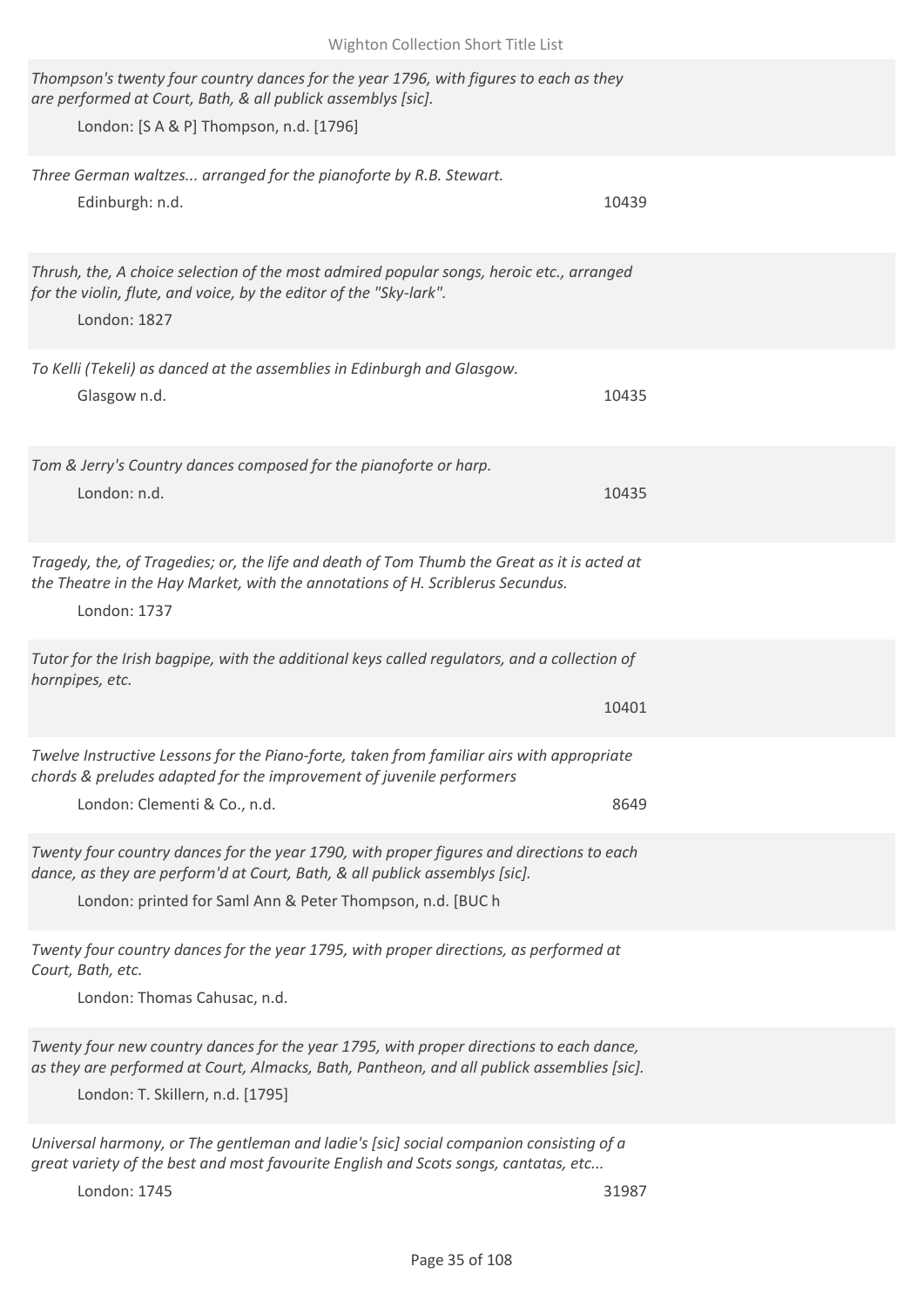*Thompson's twenty four country dances for the year 1796, with figures to each as they are performed at Court, Bath, & all publick assemblys [sic].*

London: [S A & P] Thompson, n.d. [1796]

*Three German waltzes... arranged for the pianoforte by R.B. Stewart.*

Edinburgh: n.d. 10439

*Thrush, the, A choice selection of the most admired popular songs, heroic etc., arranged for the violin, flute, and voice, by the editor of the "Sky-lark".*

London: 1827

*To Kelli (Tekeli) as danced at the assemblies in Edinburgh and Glasgow.*

Glasgow n.d. 10435

*Tom & Jerry's Country dances composed for the pianoforte or harp.*

London: n.d. 10435

*Tragedy, the, of Tragedies; or, the life and death of Tom Thumb the Great as it is acted at the Theatre in the Hay Market, with the annotations of H. Scriblerus Secundus.*

London: 1737

*Tutor for the Irish bagpipe, with the additional keys called regulators, and a collection of hornpipes, etc.*

10401

*Twelve Instructive Lessons for the Piano-forte, taken from familiar airs with appropriate chords & preludes adapted for the improvement of juvenile performers*

London: Clementi & Co., n.d. 8649

*Twenty four country dances for the year 1790, with proper figures and directions to each dance, as they are perform'd at Court, Bath, & all publick assemblys [sic].*

London: printed for Saml Ann & Peter Thompson, n.d. [BUC h

*Twenty four country dances for the year 1795, with proper directions, as performed at Court, Bath, etc.*

London: Thomas Cahusac, n.d.

*Twenty four new country dances for the year 1795, with proper directions to each dance, as they are performed at Court, Almacks, Bath, Pantheon, and all publick assemblies [sic].*

London: T. Skillern, n.d. [1795]

*Universal harmony, or The gentleman and ladie's [sic] social companion consisting of a great variety of the best and most favourite English and Scots songs, cantatas, etc...*

London: 1745 31987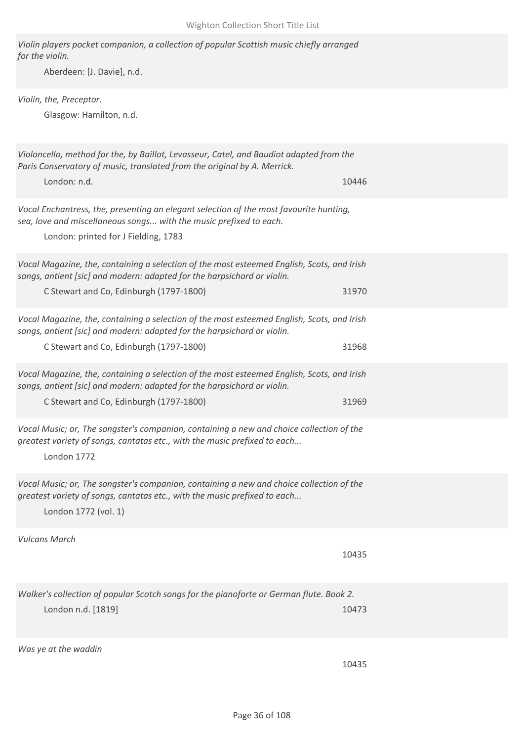*Violin players pocket companion, a collection of popular Scottish music chiefly arranged for the violin.*

Aberdeen: [J. Davie], n.d.

*Violin, the, Preceptor.*

Glasgow: Hamilton, n.d.

*Violoncello, method for the, by Baillot, Levasseur, Catel, and Baudiot adapted from the Paris Conservatory of music, translated from the original by A. Merrick.*

London: n.d. — 10446

*Vocal Enchantress, the, presenting an elegant selection of the most favourite hunting, sea, love and miscellaneous songs... with the music prefixed to each.*

London: printed for J Fielding, 1783

*Vocal Magazine, the, containing a selection of the most esteemed English, Scots, and Irish songs, antient [sic] and modern: adapted for the harpsichord or violin.*

C Stewart and Co, Edinburgh (1797-1800) — 31970

*Vocal Magazine, the, containing a selection of the most esteemed English, Scots, and Irish songs, antient [sic] and modern: adapted for the harpsichord or violin.*

C Stewart and Co, Edinburgh (1797-1800) — 31968

*Vocal Magazine, the, containing a selection of the most esteemed English, Scots, and Irish songs, antient [sic] and modern: adapted for the harpsichord or violin.*

C Stewart and Co, Edinburgh (1797-1800) — 31969

*Vocal Music; or, The songster's companion, containing a new and choice collection of the greatest variety of songs, cantatas etc., with the music prefixed to each...*

London 1772

*Vocal Music; or, The songster's companion, containing a new and choice collection of the greatest variety of songs, cantatas etc., with the music prefixed to each...*

London 1772 (vol. 1)

*Vulcans March*

10435

*Walker's collection of popular Scotch songs for the pianoforte or German flute. Book 2.*

London n.d. [1819] — 10473

*Was ye at the waddin*

10435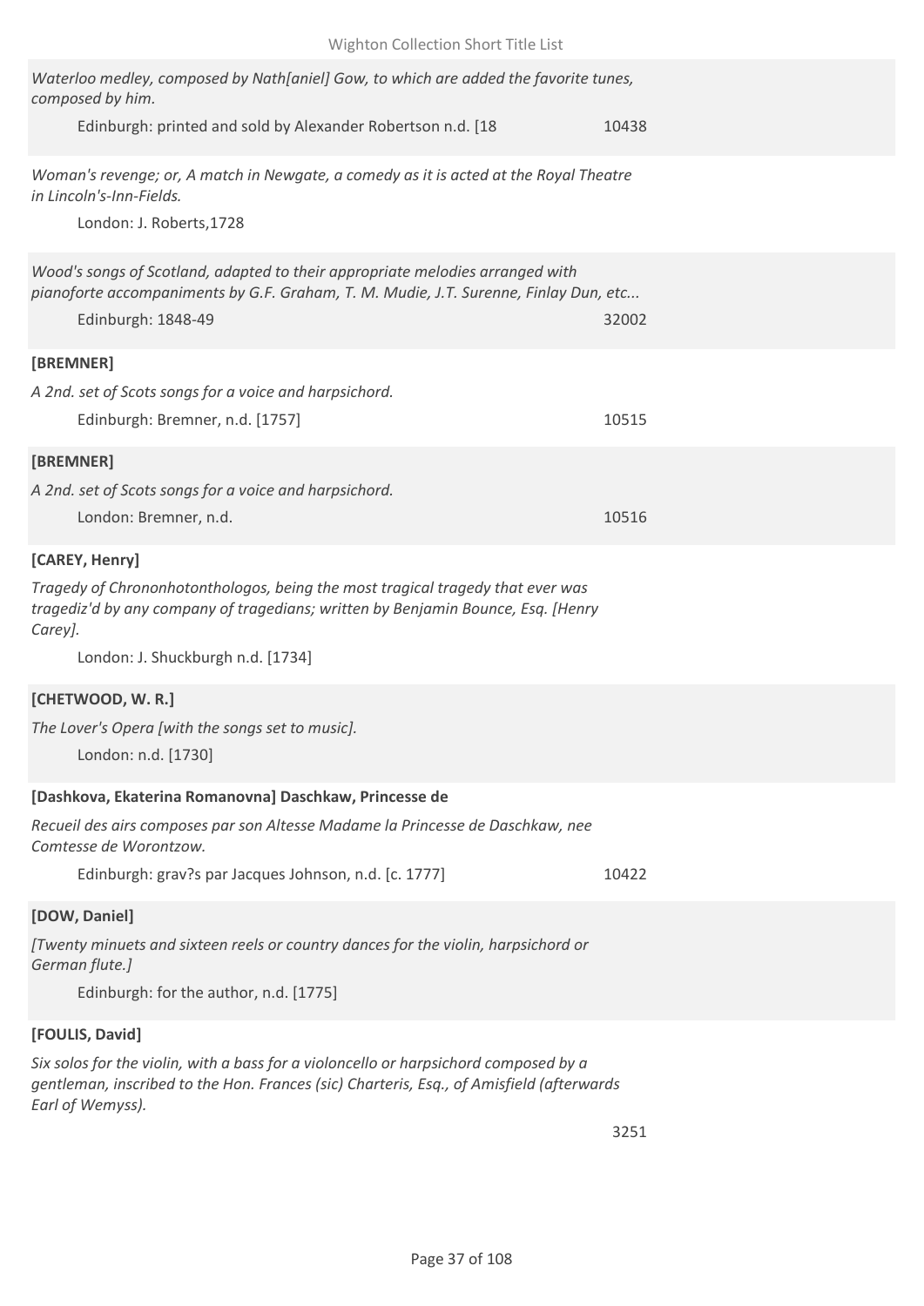*Waterloo medley, composed by Nath[aniel] Gow, to which are added the favorite tunes, composed by him.*

Edinburgh: printed and sold by Alexander Robertson n.d. [18 — 10438

*Woman's revenge; or, A match in Newgate, a comedy as it is acted at the Royal Theatre in Lincoln's-Inn-Fields.*

London: J. Roberts,1728

*Wood's songs of Scotland, adapted to their appropriate melodies arranged with pianoforte accompaniments by G.F. Graham, T. M. Mudie, J.T. Surenne, Finlay Dun, etc...*

Edinburgh: 1848-49 — 32002

**[BREMNER]**

*A 2nd. set of Scots songs for a voice and harpsichord.*

Edinburgh: Bremner, n.d. [1757] — 10515

**[BREMNER]**

*A 2nd. set of Scots songs for a voice and harpsichord.*

London: Bremner, n.d. — 10516

**[CAREY, Henry]**

*Tragedy of Chrononhotonthologos, being the most tragical tragedy that ever was tragediz'd by any company of tragedians; written by Benjamin Bounce, Esq. [Henry Carey].*

London: J. Shuckburgh n.d. [1734]

**[CHETWOOD, W. R.]**

*The Lover's Opera [with the songs set to music].*

London: n.d. [1730]

**[Dashkova, Ekaterina Romanovna] Daschkaw, Princesse de**

*Recueil des airs composes par son Altesse Madame la Princesse de Daschkaw, nee Comtesse de Worontzow.*

Edinburgh: grav?s par Jacques Johnson, n.d. [c. 1777] — 10422

**[DOW, Daniel]**

*[Twenty minuets and sixteen reels or country dances for the violin, harpsichord or German flute.]*

Edinburgh: for the author, n.d. [1775]

**[FOULIS, David]**

*Six solos for the violin, with a bass for a violoncello or harpsichord composed by a gentleman, inscribed to the Hon. Frances (sic) Charteris, Esq., of Amisfield (afterwards Earl of Wemyss).*

3251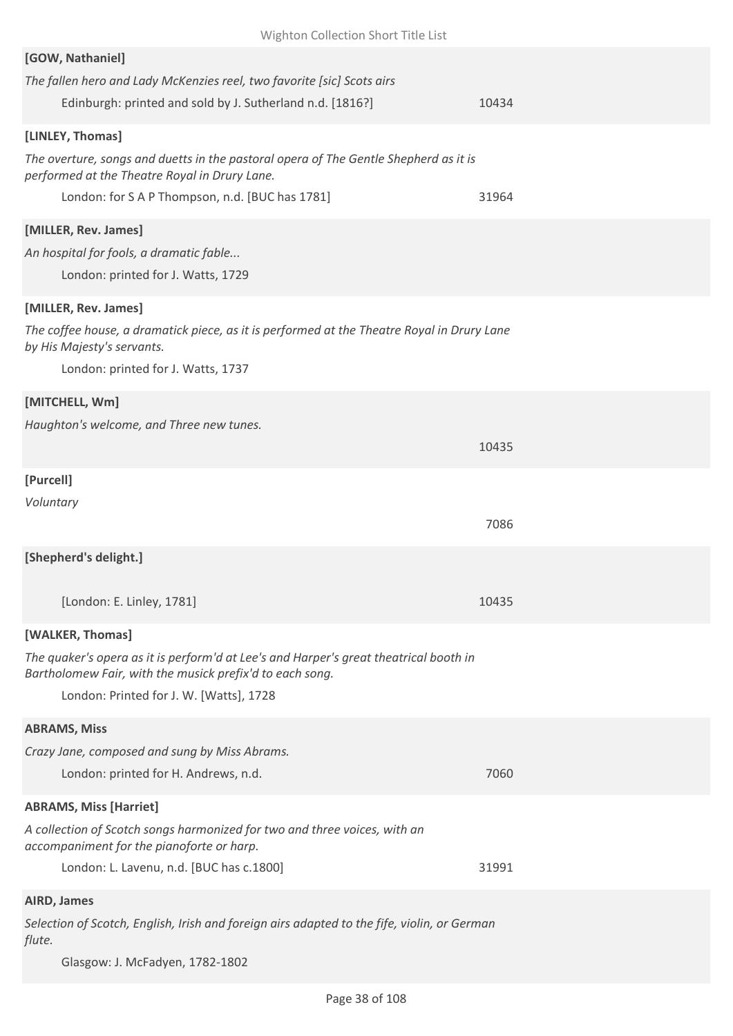**[GOW, Nathaniel]**

*The fallen hero and Lady McKenzies reel, two favorite [sic] Scots airs*

Edinburgh: printed and sold by J. Sutherland n.d. [1816?] 10434

**[LINLEY, Thomas]**

*The overture, songs and duetts in the pastoral opera of The Gentle Shepherd as it is performed at the Theatre Royal in Drury Lane.*

London: for S A P Thompson, n.d. [BUC has 1781] 31964

**[MILLER, Rev. James]**

*An hospital for fools, a dramatic fable...*

London: printed for J. Watts, 1729

**[MILLER, Rev. James]**

*The coffee house, a dramatick piece, as it is performed at the Theatre Royal in Drury Lane by His Majesty's servants.*

London: printed for J. Watts, 1737

**[MITCHELL, Wm]**

*Haughton's welcome, and Three new tunes.*

10435

**[Purcell]**

*Voluntary*

7086

**[Shepherd's delight.]**

[London: E. Linley, 1781] 10435

**[WALKER, Thomas]**

*The quaker's opera as it is perform'd at Lee's and Harper's great theatrical booth in Bartholomew Fair, with the musick prefix'd to each song.*

London: Printed for J. W. [Watts], 1728

**ABRAMS, Miss**

*Crazy Jane, composed and sung by Miss Abrams.*

London: printed for H. Andrews, n.d. 7060

**ABRAMS, Miss [Harriet]**

*A collection of Scotch songs harmonized for two and three voices, with an accompaniment for the pianoforte or harp.*

London: L. Lavenu, n.d. [BUC has c.1800] 31991

**AIRD, James**

*Selection of Scotch, English, Irish and foreign airs adapted to the fife, violin, or German flute.*

Glasgow: J. McFadyen, 1782-1802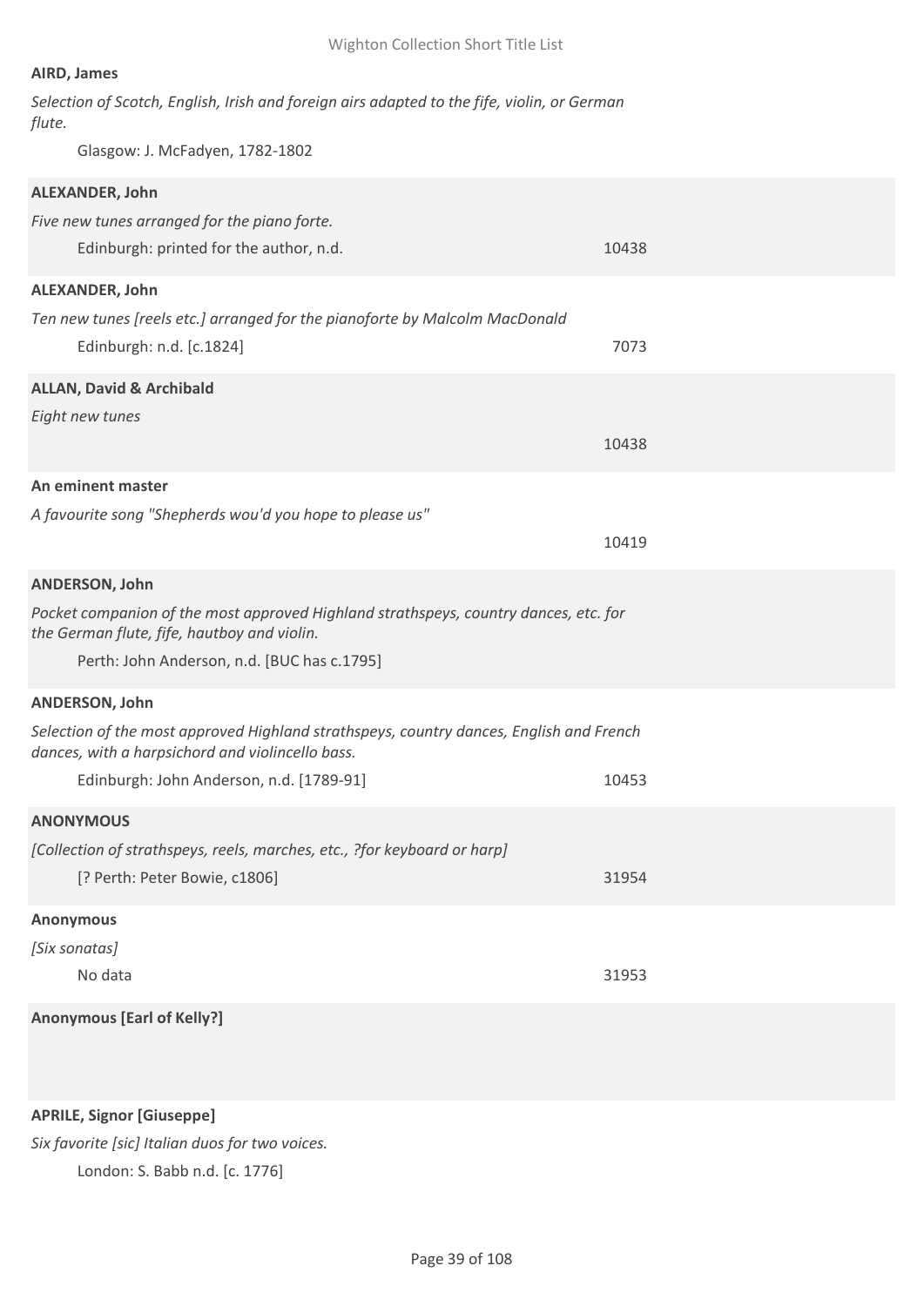**AIRD, James**

*Selection of Scotch, English, Irish and foreign airs adapted to the fife, violin, or German flute.*

Glasgow: J. McFadyen, 1782-1802

**ALEXANDER, John**

*Five new tunes arranged for the piano forte.*

Edinburgh: printed for the author, n.d. 10438

**ALEXANDER, John**

*Ten new tunes [reels etc.] arranged for the pianoforte by Malcolm MacDonald*

Edinburgh: n.d. [c.1824] 7073

**ALLAN, David & Archibald**

*Eight new tunes*

10438

**An eminent master**

*A favourite song "Shepherds wou'd you hope to please us"*

10419

**ANDERSON, John**

*Pocket companion of the most approved Highland strathspeys, country dances, etc. for the German flute, fife, hautboy and violin.*

Perth: John Anderson, n.d. [BUC has c.1795]

**ANDERSON, John**

*Selection of the most approved Highland strathspeys, country dances, English and French dances, with a harpsichord and violincello bass.*

Edinburgh: John Anderson, n.d. [1789-91] 10453

**ANONYMOUS**

*[Collection of strathspeys, reels, marches, etc., ?for keyboard or harp]*

[? Perth: Peter Bowie, c1806] 31954

**Anonymous**

*[Six sonatas]*

No data 31953

**Anonymous [Earl of Kelly?]**

**APRILE, Signor [Giuseppe]**

*Six favorite [sic] Italian duos for two voices.*

London: S. Babb n.d. [c. 1776]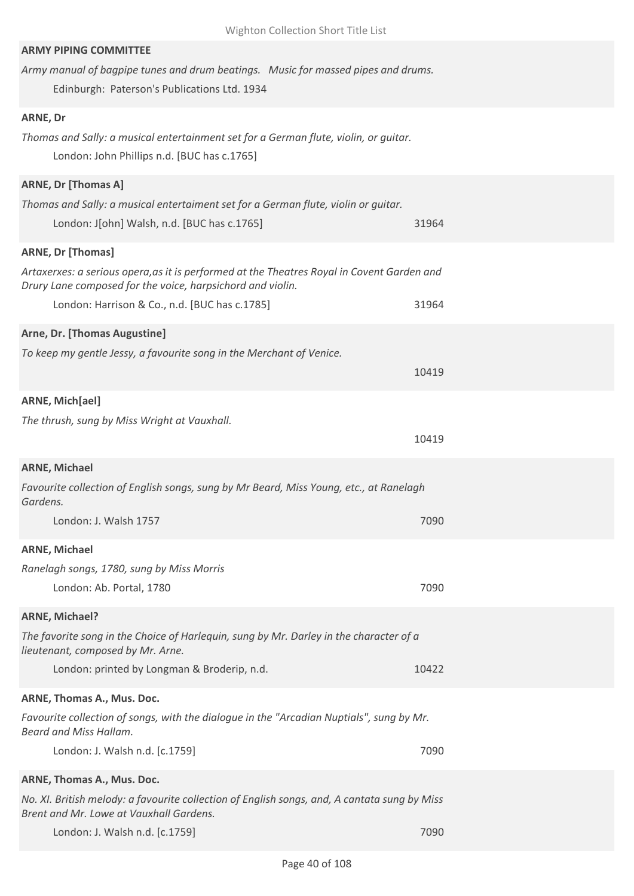**ARMY PIPING COMMITTEE**

*Army manual of bagpipe tunes and drum beatings. Music for massed pipes and drums.*

Edinburgh: Paterson's Publications Ltd. 1934

**ARNE, Dr**

*Thomas and Sally: a musical entertainment set for a German flute, violin, or guitar.*

London: John Phillips n.d. [BUC has c.1765]

**ARNE, Dr [Thomas A]**

*Thomas and Sally: a musical entertaiment set for a German flute, violin or guitar.*

London: J[ohn] Walsh, n.d. [BUC has c.1765] 31964

**ARNE, Dr [Thomas]**

*Artaxerxes: a serious opera,as it is performed at the Theatres Royal in Covent Garden and Drury Lane composed for the voice, harpsichord and violin.*

London: Harrison & Co., n.d. [BUC has c.1785] 31964

**Arne, Dr. [Thomas Augustine]**

*To keep my gentle Jessy, a favourite song in the Merchant of Venice.*

10419

**ARNE, Mich[ael]**

*The thrush, sung by Miss Wright at Vauxhall.*

10419

**ARNE, Michael**

*Favourite collection of English songs, sung by Mr Beard, Miss Young, etc., at Ranelagh Gardens.*

London: J. Walsh 1757 7090

**ARNE, Michael**

*Ranelagh songs, 1780, sung by Miss Morris*

London: Ab. Portal, 1780 7090

**ARNE, Michael?**

*The favorite song in the Choice of Harlequin, sung by Mr. Darley in the character of a lieutenant, composed by Mr. Arne.*

London: printed by Longman & Broderip, n.d. 10422

**ARNE, Thomas A., Mus. Doc.**

*Favourite collection of songs, with the dialogue in the "Arcadian Nuptials", sung by Mr. Beard and Miss Hallam.*

London: J. Walsh n.d. [c.1759] 7090

**ARNE, Thomas A., Mus. Doc.**

*No. XI. British melody: a favourite collection of English songs, and, A cantata sung by Miss Brent and Mr. Lowe at Vauxhall Gardens.*

London: J. Walsh n.d. [c.1759] 7090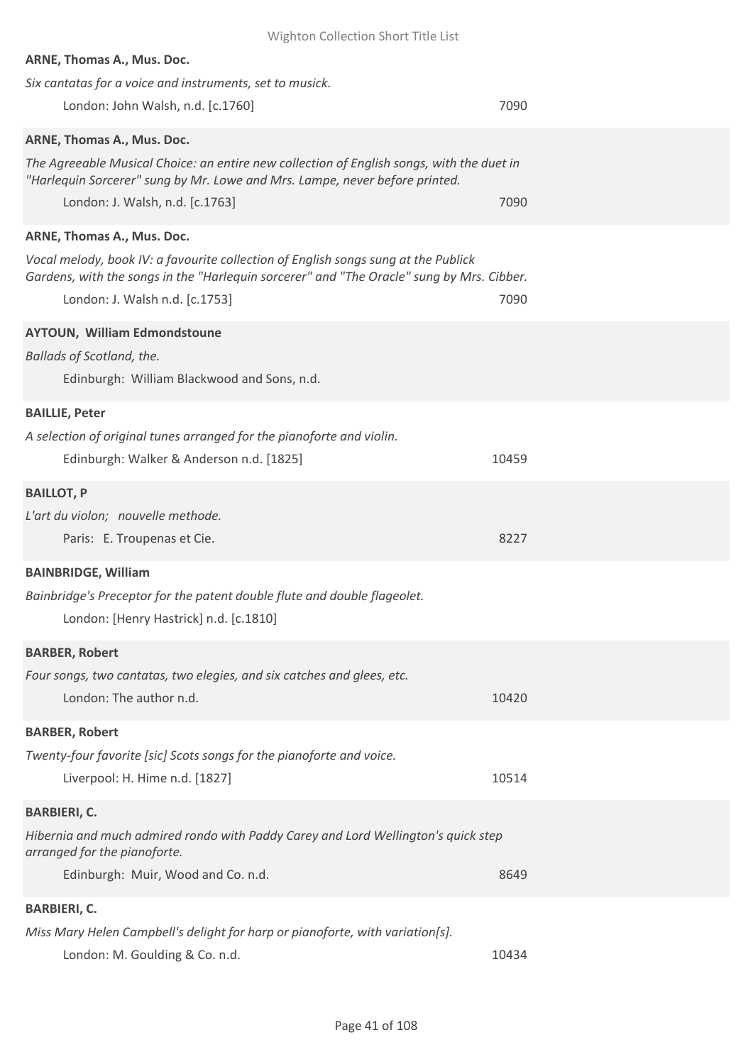**ARNE, Thomas A., Mus. Doc.**

*Six cantatas for a voice and instruments, set to musick.*

London: John Walsh, n.d. [c.1760] 7090

**ARNE, Thomas A., Mus. Doc.**

*The Agreeable Musical Choice: an entire new collection of English songs, with the duet in "Harlequin Sorcerer" sung by Mr. Lowe and Mrs. Lampe, never before printed.*

London: J. Walsh, n.d. [c.1763] 7090

**ARNE, Thomas A., Mus. Doc.**

*Vocal melody, book IV: a favourite collection of English songs sung at the Publick Gardens, with the songs in the "Harlequin sorcerer" and "The Oracle" sung by Mrs. Cibber.*

London: J. Walsh n.d. [c.1753] 7090

**AYTOUN, William Edmondstoune**

*Ballads of Scotland, the.*

Edinburgh: William Blackwood and Sons, n.d.

**BAILLIE, Peter**

*A selection of original tunes arranged for the pianoforte and violin.*

Edinburgh: Walker & Anderson n.d. [1825] 10459

**BAILLOT, P**

*L'art du violon; nouvelle methode.*

Paris: E. Troupenas et Cie. 8227

**BAINBRIDGE, William**

*Bainbridge's Preceptor for the patent double flute and double flageolet.*

London: [Henry Hastrick] n.d. [c.1810]

**BARBER, Robert**

*Four songs, two cantatas, two elegies, and six catches and glees, etc.*

London: The author n.d. 10420

**BARBER, Robert**

*Twenty-four favorite [sic] Scots songs for the pianoforte and voice.*

Liverpool: H. Hime n.d. [1827] 10514

**BARBIERI, C.**

*Hibernia and much admired rondo with Paddy Carey and Lord Wellington's quick step arranged for the pianoforte.*

Edinburgh: Muir, Wood and Co. n.d. 8649

**BARBIERI, C.**

*Miss Mary Helen Campbell's delight for harp or pianoforte, with variation[s].*

London: M. Goulding & Co. n.d. 10434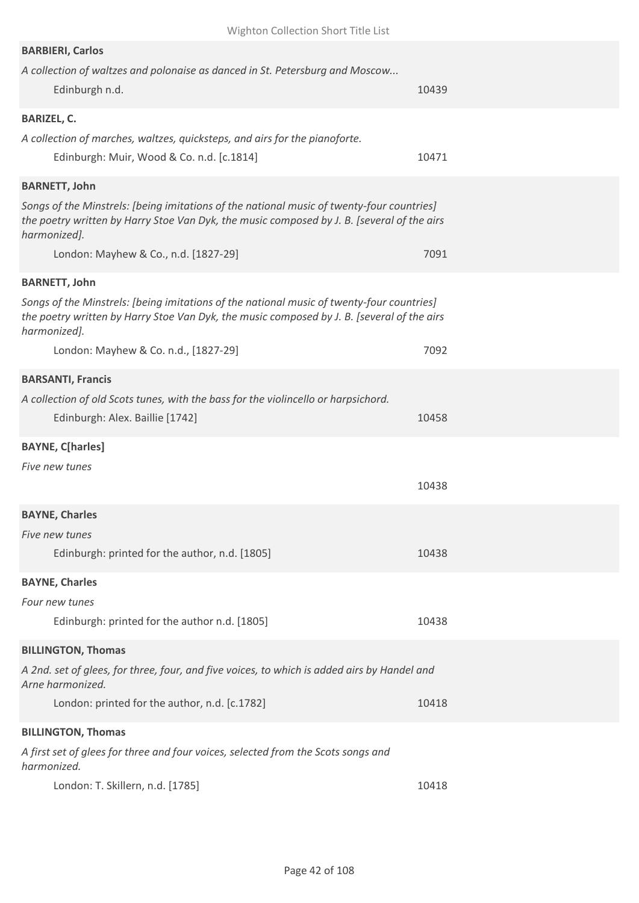**BARBIERI, Carlos**

*A collection of waltzes and polonaise as danced in St. Petersburg and Moscow...*

Edinburgh n.d. — 10439

**BARIZEL, C.**

*A collection of marches, waltzes, quicksteps, and airs for the pianoforte.*

Edinburgh: Muir, Wood & Co. n.d. [c.1814] — 10471

**BARNETT, John**

*Songs of the Minstrels: [being imitations of the national music of twenty-four countries] the poetry written by Harry Stoe Van Dyk, the music composed by J. B. [several of the airs harmonized].*

London: Mayhew & Co., n.d. [1827-29] — 7091

**BARNETT, John**

*Songs of the Minstrels: [being imitations of the national music of twenty-four countries] the poetry written by Harry Stoe Van Dyk, the music composed by J. B. [several of the airs harmonized].*

London: Mayhew & Co. n.d., [1827-29] — 7092

**BARSANTI, Francis**

*A collection of old Scots tunes, with the bass for the violincello or harpsichord.*

Edinburgh: Alex. Baillie [1742] — 10458

**BAYNE, C[harles]**

*Five new tunes*

10438

**BAYNE, Charles**

*Five new tunes*

Edinburgh: printed for the author, n.d. [1805] — 10438

**BAYNE, Charles**

*Four new tunes*

Edinburgh: printed for the author n.d. [1805] — 10438

**BILLINGTON, Thomas**

*A 2nd. set of glees, for three, four, and five voices, to which is added airs by Handel and Arne harmonized.*

London: printed for the author, n.d. [c.1782] — 10418

**BILLINGTON, Thomas**

*A first set of glees for three and four voices, selected from the Scots songs and harmonized.*

London: T. Skillern, n.d. [1785] — 10418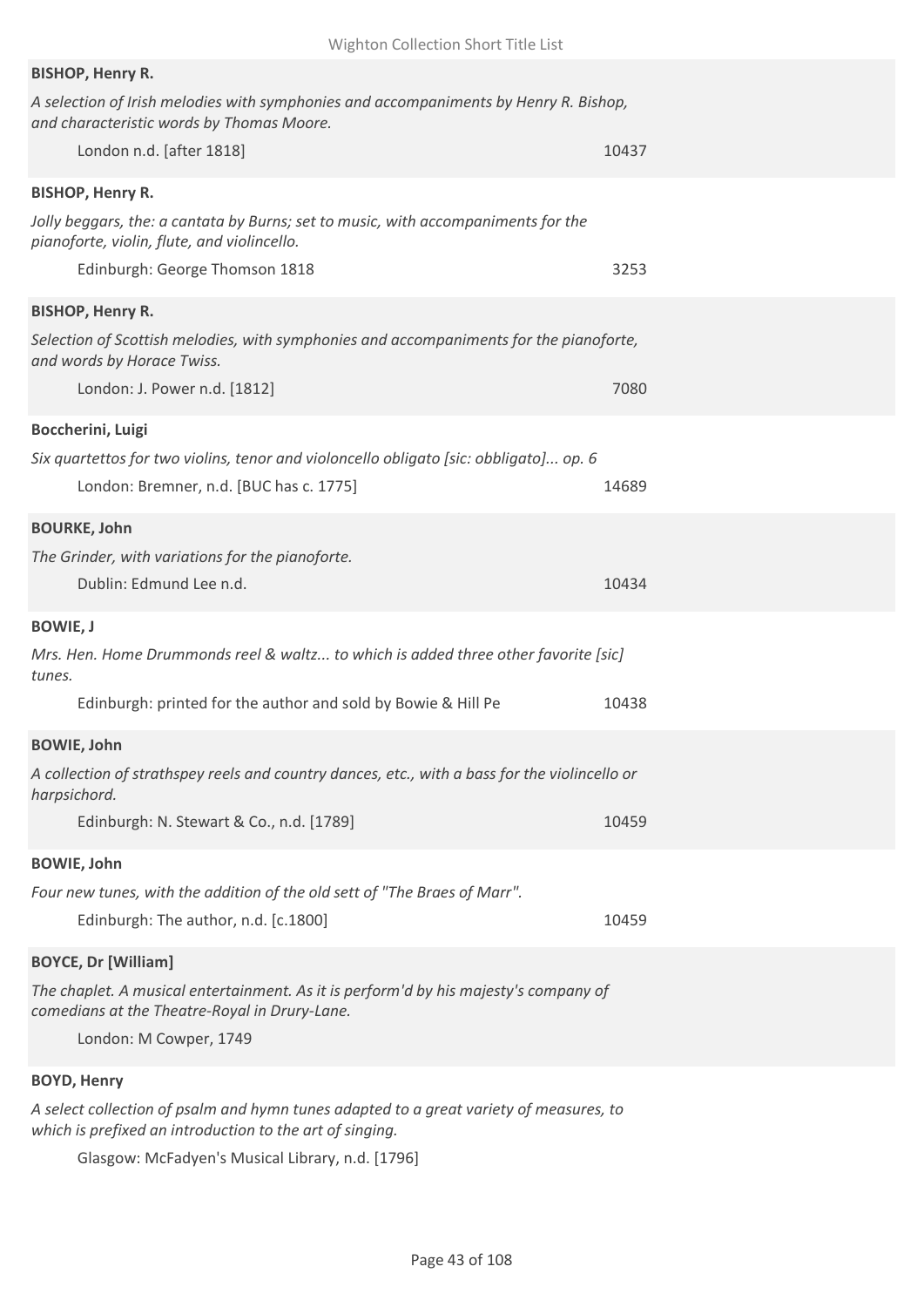**BISHOP, Henry R.**

*A selection of Irish melodies with symphonies and accompaniments by Henry R. Bishop, and characteristic words by Thomas Moore.*

London n.d. [after 1818] 10437

**BISHOP, Henry R.**

*Jolly beggars, the: a cantata by Burns; set to music, with accompaniments for the pianoforte, violin, flute, and violincello.*

Edinburgh: George Thomson 1818 3253

**BISHOP, Henry R.**

*Selection of Scottish melodies, with symphonies and accompaniments for the pianoforte, and words by Horace Twiss.*

London: J. Power n.d. [1812] 7080

**Boccherini, Luigi**

*Six quartettos for two violins, tenor and violoncello obligato [sic: obbligato]... op. 6*

London: Bremner, n.d. [BUC has c. 1775] 14689

**BOURKE, John**

*The Grinder, with variations for the pianoforte.*

Dublin: Edmund Lee n.d. 10434

**BOWIE, J**

*Mrs. Hen. Home Drummonds reel & waltz... to which is added three other favorite [sic] tunes.*

Edinburgh: printed for the author and sold by Bowie & Hill Pe 10438

**BOWIE, John**

*A collection of strathspey reels and country dances, etc., with a bass for the violincello or harpsichord.*

Edinburgh: N. Stewart & Co., n.d. [1789] 10459

**BOWIE, John**

*Four new tunes, with the addition of the old sett of "The Braes of Marr".*

Edinburgh: The author, n.d. [c.1800] 10459

**BOYCE, Dr [William]**

*The chaplet. A musical entertainment. As it is perform'd by his majesty's company of comedians at the Theatre-Royal in Drury-Lane.*

London: M Cowper, 1749

**BOYD, Henry**

*A select collection of psalm and hymn tunes adapted to a great variety of measures, to which is prefixed an introduction to the art of singing.*

Glasgow: McFadyen's Musical Library, n.d. [1796]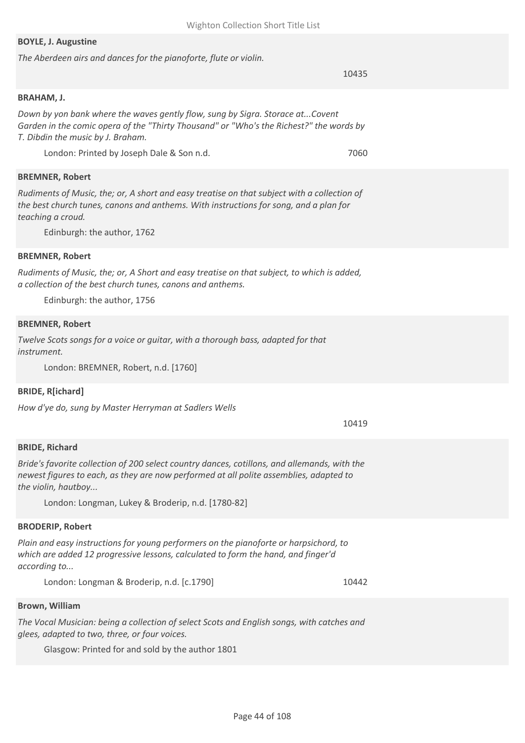**BOYLE, J. Augustine**

*The Aberdeen airs and dances for the pianoforte, flute or violin.*

10435

**BRAHAM, J.**

*Down by yon bank where the waves gently flow, sung by Sigra. Storace at...Covent Garden in the comic opera of the "Thirty Thousand" or "Who's the Richest?" the words by T. Dibdin the music by J. Braham.*

London: Printed by Joseph Dale & Son n.d. 7060

**BREMNER, Robert**

*Rudiments of Music, the; or, A short and easy treatise on that subject with a collection of the best church tunes, canons and anthems. With instructions for song, and a plan for teaching a croud.*

Edinburgh: the author, 1762

**BREMNER, Robert**

*Rudiments of Music, the; or, A Short and easy treatise on that subject, to which is added, a collection of the best church tunes, canons and anthems.*

Edinburgh: the author, 1756

**BREMNER, Robert**

*Twelve Scots songs for a voice or guitar, with a thorough bass, adapted for that instrument.*

London: BREMNER, Robert, n.d. [1760]

**BRIDE, R[ichard]**

*How d'ye do, sung by Master Herryman at Sadlers Wells*

10419

**BRIDE, Richard**

*Bride's favorite collection of 200 select country dances, cotillons, and allemands, with the newest figures to each, as they are now performed at all polite assemblies, adapted to the violin, hautboy...*

London: Longman, Lukey & Broderip, n.d. [1780-82]

**BRODERIP, Robert**

*Plain and easy instructions for young performers on the pianoforte or harpsichord, to which are added 12 progressive lessons, calculated to form the hand, and finger'd according to...*

London: Longman & Broderip, n.d. [c.1790] 10442

**Brown, William**

*The Vocal Musician: being a collection of select Scots and English songs, with catches and glees, adapted to two, three, or four voices.*

Glasgow: Printed for and sold by the author 1801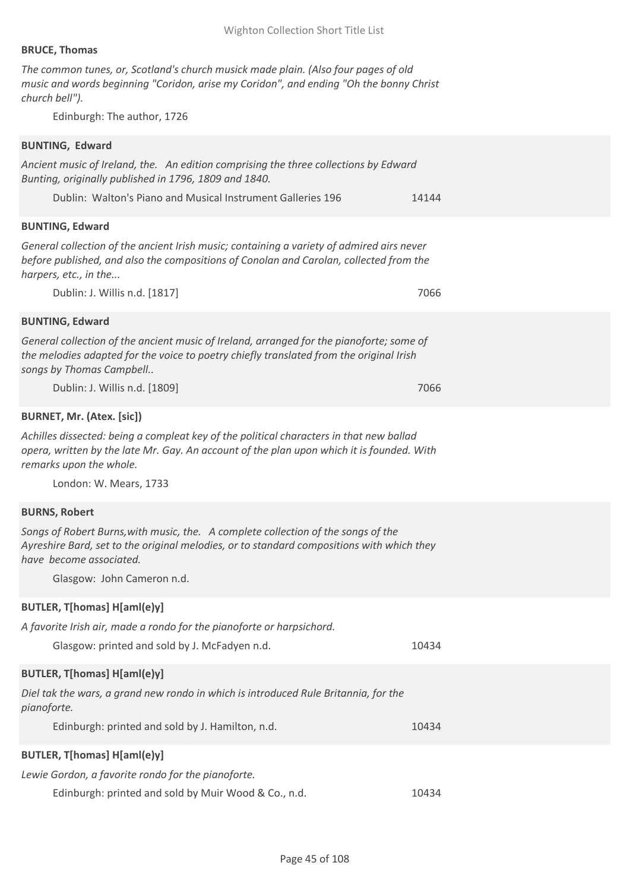**BRUCE, Thomas**

*The common tunes, or, Scotland's church musick made plain. (Also four pages of old music and words beginning "Coridon, arise my Coridon", and ending "Oh the bonny Christ church bell").*

Edinburgh: The author, 1726

**BUNTING, Edward**

*Ancient music of Ireland, the. An edition comprising the three collections by Edward Bunting, originally published in 1796, 1809 and 1840.*

Dublin: Walton's Piano and Musical Instrument Galleries 196 — 14144

**BUNTING, Edward**

*General collection of the ancient Irish music; containing a variety of admired airs never before published, and also the compositions of Conolan and Carolan, collected from the harpers, etc., in the...*

Dublin: J. Willis n.d. [1817] — 7066

**BUNTING, Edward**

*General collection of the ancient music of Ireland, arranged for the pianoforte; some of the melodies adapted for the voice to poetry chiefly translated from the original Irish songs by Thomas Campbell..*

Dublin: J. Willis n.d. [1809] — 7066

**BURNET, Mr. (Atex. [sic])**

*Achilles dissected: being a compleat key of the political characters in that new ballad opera, written by the late Mr. Gay. An account of the plan upon which it is founded. With remarks upon the whole.*

London: W. Mears, 1733

**BURNS, Robert**

*Songs of Robert Burns,with music, the. A complete collection of the songs of the Ayreshire Bard, set to the original melodies, or to standard compositions with which they have become associated.*

Glasgow: John Cameron n.d.

**BUTLER, T[homas] H[aml(e)y]**

*A favorite Irish air, made a rondo for the pianoforte or harpsichord.*

Glasgow: printed and sold by J. McFadyen n.d. — 10434

**BUTLER, T[homas] H[aml(e)y]**

*Diel tak the wars, a grand new rondo in which is introduced Rule Britannia, for the pianoforte.*

Edinburgh: printed and sold by J. Hamilton, n.d. — 10434

**BUTLER, T[homas] H[aml(e)y]**

*Lewie Gordon, a favorite rondo for the pianoforte.*

Edinburgh: printed and sold by Muir Wood & Co., n.d. — 10434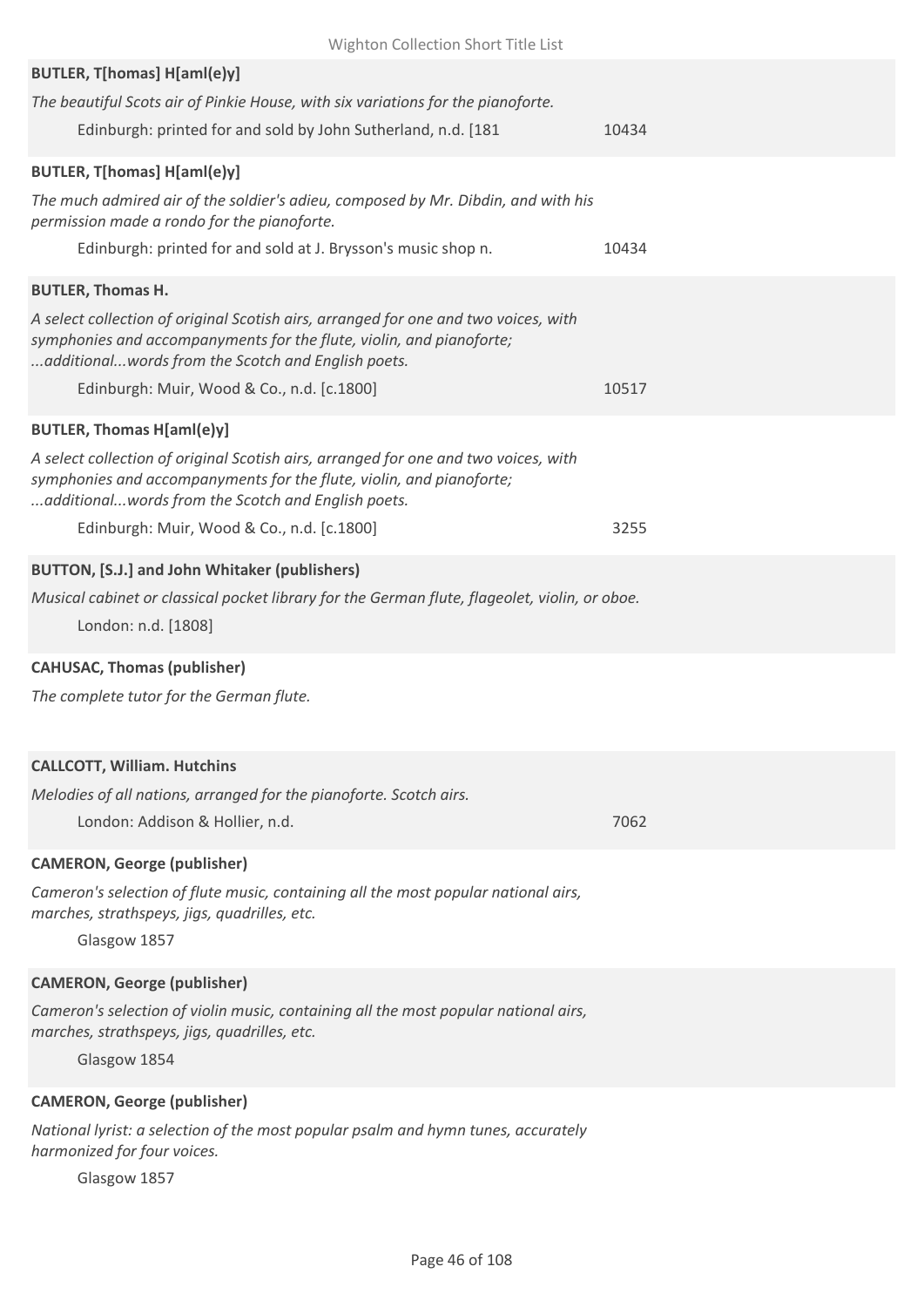**BUTLER, T[homas] H[aml(e)y]**

*The beautiful Scots air of Pinkie House, with six variations for the pianoforte.*

Edinburgh: printed for and sold by John Sutherland, n.d. [181 — 10434

**BUTLER, T[homas] H[aml(e)y]**

*The much admired air of the soldier's adieu, composed by Mr. Dibdin, and with his permission made a rondo for the pianoforte.*

Edinburgh: printed for and sold at J. Brysson's music shop n. — 10434

**BUTLER, Thomas H.**

*A select collection of original Scottish airs, arranged for one and two voices, with symphonies and accompanyments for the flute, violin, and pianoforte; ...additional...words from the Scotch and English poets.*

Edinburgh: Muir, Wood & Co., n.d. [c.1800] — 10517

**BUTLER, Thomas H[aml(e)y]**

*A select collection of original Scottish airs, arranged for one and two voices, with symphonies and accompanyments for the flute, violin, and pianoforte; ...additional...words from the Scotch and English poets.*

Edinburgh: Muir, Wood & Co., n.d. [c.1800] — 3255

**BUTTON, [S.J.] and John Whitaker (publishers)**

*Musical cabinet or classical pocket library for the German flute, flageolet, violin, or oboe.*

London: n.d. [1808]

**CAHUSAC, Thomas (publisher)**

*The complete tutor for the German flute.*

**CALLCOTT, William. Hutchins**

*Melodies of all nations, arranged for the pianoforte. Scotch airs.*

London: Addison & Hollier, n.d. — 7062

**CAMERON, George (publisher)**

*Cameron's selection of flute music, containing all the most popular national airs, marches, strathspeys, jigs, quadrilles, etc.*

Glasgow 1857

**CAMERON, George (publisher)**

*Cameron's selection of violin music, containing all the most popular national airs, marches, strathspeys, jigs, quadrilles, etc.*

Glasgow 1854

**CAMERON, George (publisher)**

*National lyrist: a selection of the most popular psalm and hymn tunes, accurately harmonized for four voices.*

Glasgow 1857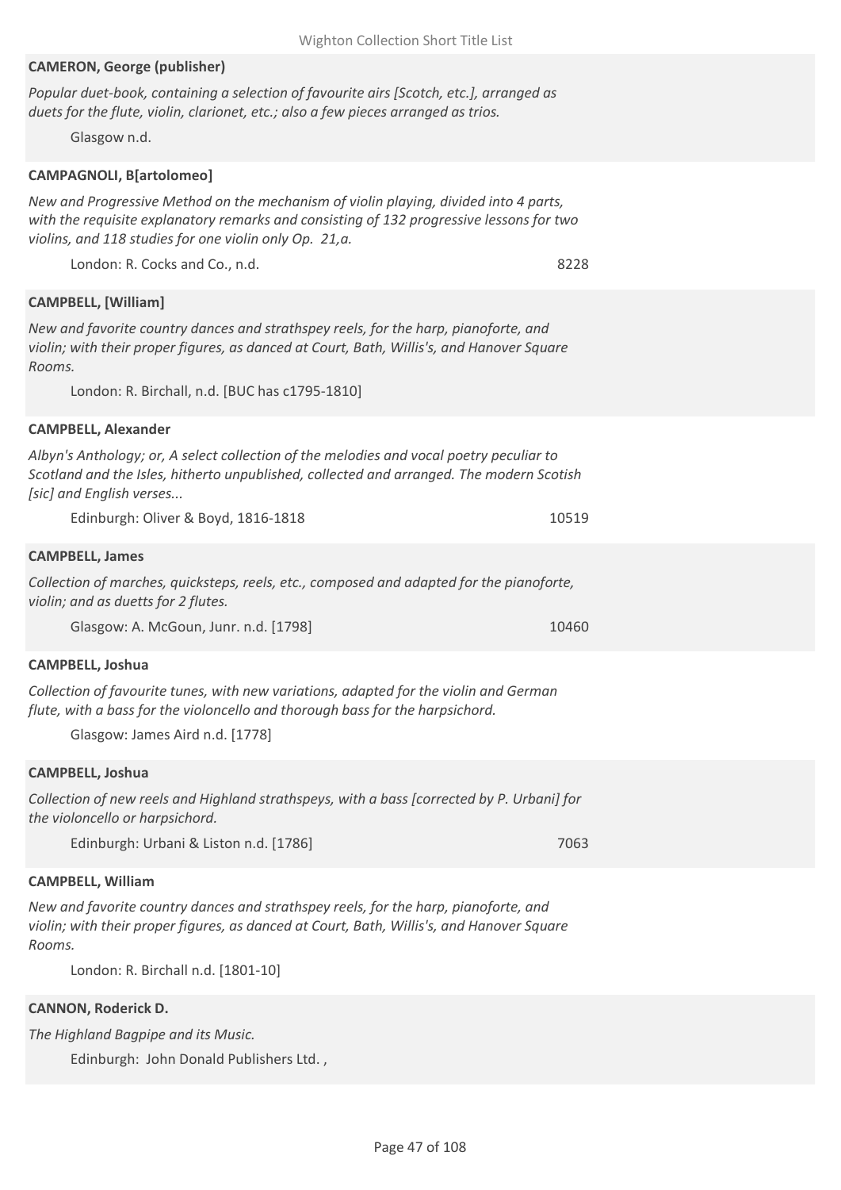**CAMERON, George (publisher)**

*Popular duet-book, containing a selection of favourite airs [Scotch, etc.], arranged as duets for the flute, violin, clarionet, etc.; also a few pieces arranged as trios.*

Glasgow n.d.

**CAMPAGNOLI, B[artolomeo]**

*New and Progressive Method on the mechanism of violin playing, divided into 4 parts, with the requisite explanatory remarks and consisting of 132 progressive lessons for two violins, and 118 studies for one violin only Op. 21,a.*

London: R. Cocks and Co., n.d. 8228

**CAMPBELL, [William]**

*New and favorite country dances and strathspey reels, for the harp, pianoforte, and violin; with their proper figures, as danced at Court, Bath, Willis's, and Hanover Square Rooms.*

London: R. Birchall, n.d. [BUC has c1795-1810]

**CAMPBELL, Alexander**

*Albyn's Anthology; or, A select collection of the melodies and vocal poetry peculiar to Scotland and the Isles, hitherto unpublished, collected and arranged. The modern Scotish [sic] and English verses...*

Edinburgh: Oliver & Boyd, 1816-1818 10519

**CAMPBELL, James**

*Collection of marches, quicksteps, reels, etc., composed and adapted for the pianoforte, violin; and as duetts for 2 flutes.*

Glasgow: A. McGoun, Junr. n.d. [1798] 10460

**CAMPBELL, Joshua**

*Collection of favourite tunes, with new variations, adapted for the violin and German flute, with a bass for the violoncello and thorough bass for the harpsichord.*

Glasgow: James Aird n.d. [1778]

**CAMPBELL, Joshua**

*Collection of new reels and Highland strathspeys, with a bass [corrected by P. Urbani] for the violoncello or harpsichord.*

Edinburgh: Urbani & Liston n.d. [1786] 7063

**CAMPBELL, William**

*New and favorite country dances and strathspey reels, for the harp, pianoforte, and violin; with their proper figures, as danced at Court, Bath, Willis's, and Hanover Square Rooms.*

London: R. Birchall n.d. [1801-10]

**CANNON, Roderick D.**

*The Highland Bagpipe and its Music.*

Edinburgh: John Donald Publishers Ltd. ,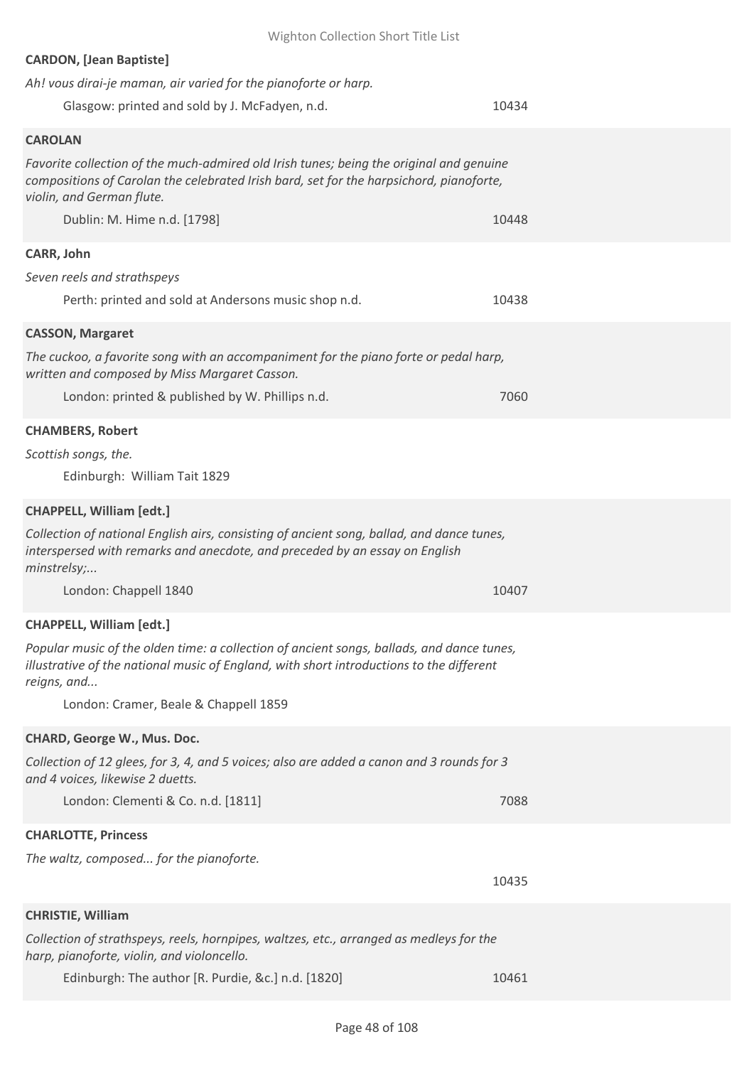**CARDON, [Jean Baptiste]**

*Ah! vous dirai-je maman, air varied for the pianoforte or harp.*

Glasgow: printed and sold by J. McFadyen, n.d. 10434

**CAROLAN**

*Favorite collection of the much-admired old Irish tunes; being the original and genuine compositions of Carolan the celebrated Irish bard, set for the harpsichord, pianoforte, violin, and German flute.*

Dublin: M. Hime n.d. [1798] 10448

**CARR, John**

*Seven reels and strathspeys*

Perth: printed and sold at Andersons music shop n.d. 10438

**CASSON, Margaret**

*The cuckoo, a favorite song with an accompaniment for the piano forte or pedal harp, written and composed by Miss Margaret Casson.*

London: printed & published by W. Phillips n.d. 7060

**CHAMBERS, Robert**

*Scottish songs, the.*

Edinburgh: William Tait 1829

**CHAPPELL, William [edt.]**

*Collection of national English airs, consisting of ancient song, ballad, and dance tunes, interspersed with remarks and anecdote, and preceded by an essay on English minstrelsy;...*

London: Chappell 1840 10407

**CHAPPELL, William [edt.]**

*Popular music of the olden time: a collection of ancient songs, ballads, and dance tunes, illustrative of the national music of England, with short introductions to the different reigns, and...*

London: Cramer, Beale & Chappell 1859

**CHARD, George W., Mus. Doc.**

*Collection of 12 glees, for 3, 4, and 5 voices; also are added a canon and 3 rounds for 3 and 4 voices, likewise 2 duetts.*

London: Clementi & Co. n.d. [1811] 7088

**CHARLOTTE, Princess**

*The waltz, composed... for the pianoforte.*

10435

**CHRISTIE, William**

*Collection of strathspeys, reels, hornpipes, waltzes, etc., arranged as medleys for the harp, pianoforte, violin, and violoncello.*

Edinburgh: The author [R. Purdie, &c.] n.d. [1820] 10461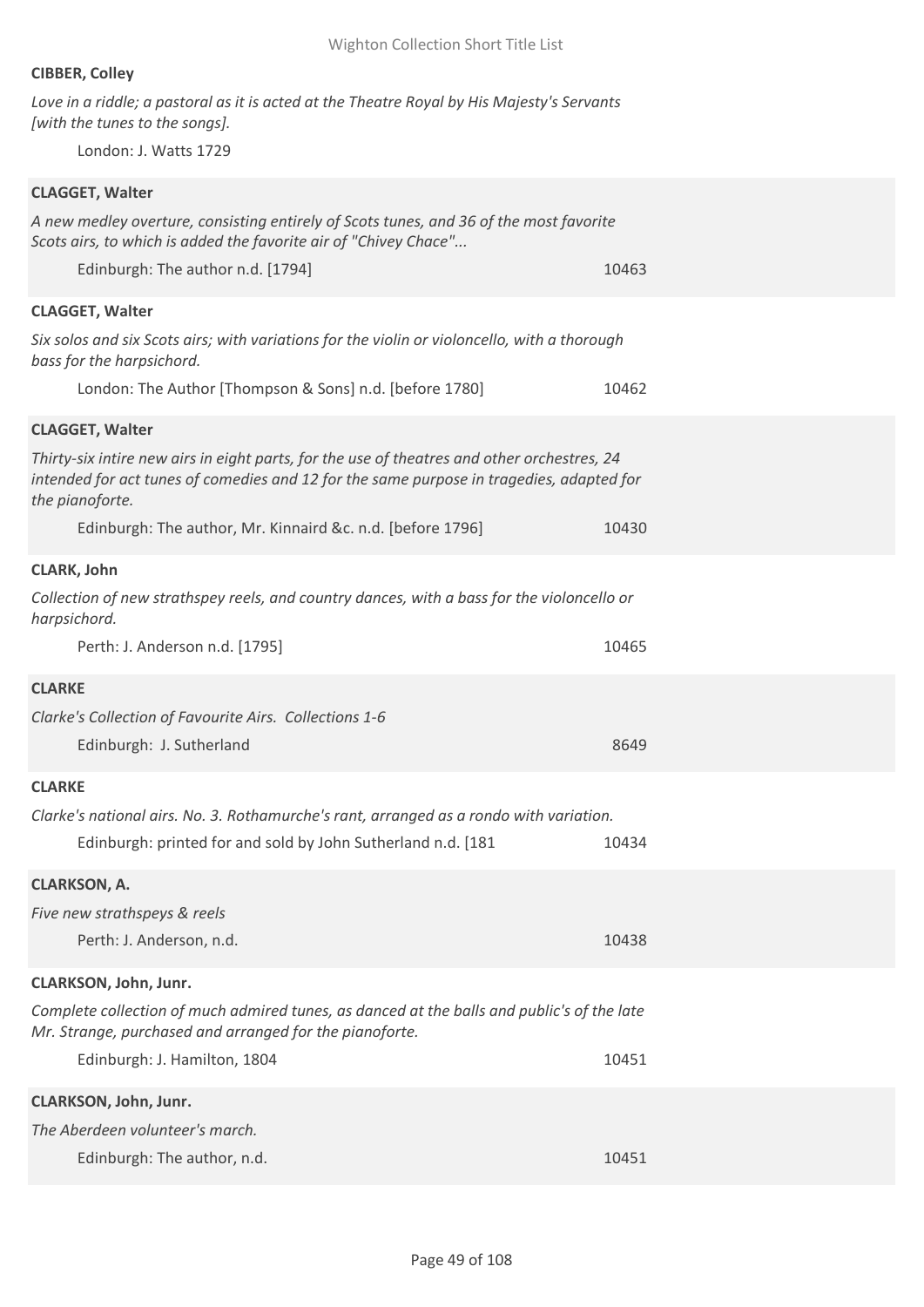**CIBBER, Colley**

*Love in a riddle; a pastoral as it is acted at the Theatre Royal by His Majesty's Servants [with the tunes to the songs].*

London: J. Watts 1729

**CLAGGET, Walter**

*A new medley overture, consisting entirely of Scots tunes, and 36 of the most favorite Scots airs, to which is added the favorite air of "Chivey Chace"...*

Edinburgh: The author n.d. [1794] 10463

**CLAGGET, Walter**

*Six solos and six Scots airs; with variations for the violin or violoncello, with a thorough bass for the harpsichord.*

London: The Author [Thompson & Sons] n.d. [before 1780] 10462

**CLAGGET, Walter**

*Thirty-six intire new airs in eight parts, for the use of theatres and other orchestres, 24 intended for act tunes of comedies and 12 for the same purpose in tragedies, adapted for the pianoforte.*

Edinburgh: The author, Mr. Kinnaird &c. n.d. [before 1796] 10430

**CLARK, John**

*Collection of new strathspey reels, and country dances, with a bass for the violoncello or harpsichord.*

Perth: J. Anderson n.d. [1795] 10465

**CLARKE**

*Clarke's Collection of Favourite Airs. Collections 1-6*

Edinburgh: J. Sutherland 8649

**CLARKE**

*Clarke's national airs. No. 3. Rothamurche's rant, arranged as a rondo with variation.*

Edinburgh: printed for and sold by John Sutherland n.d. [181 10434

**CLARKSON, A.**

*Five new strathspeys & reels*

Perth: J. Anderson, n.d. 10438

**CLARKSON, John, Junr.**

*Complete collection of much admired tunes, as danced at the balls and public's of the late Mr. Strange, purchased and arranged for the pianoforte.*

Edinburgh: J. Hamilton, 1804 10451

**CLARKSON, John, Junr.**

*The Aberdeen volunteer's march.*

Edinburgh: The author, n.d. 10451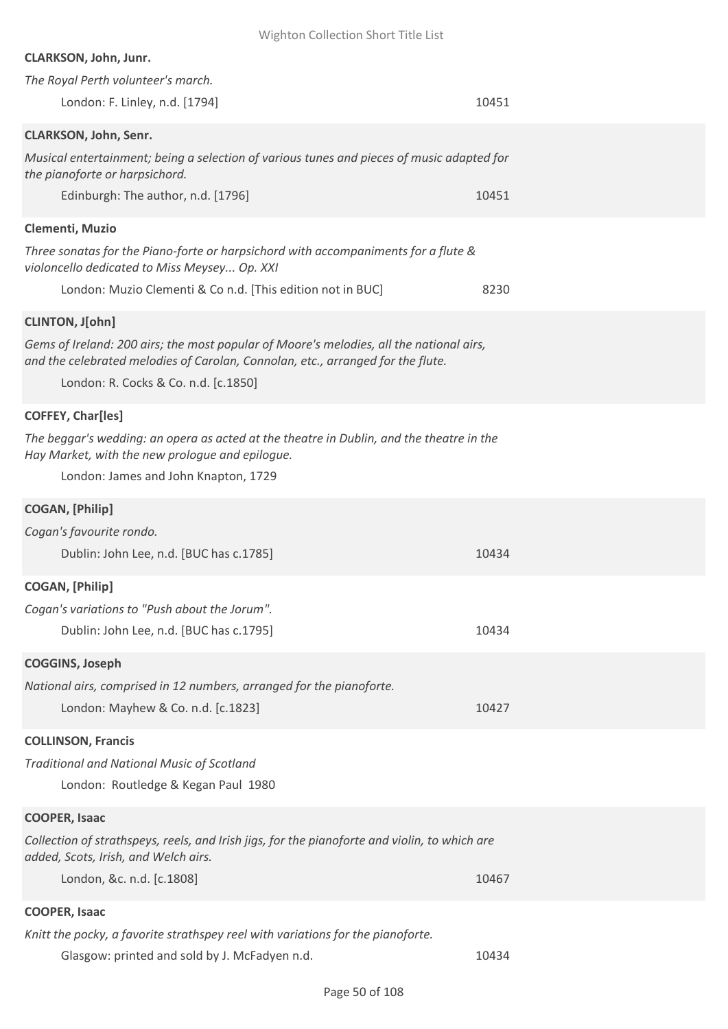**CLARKSON, John, Junr.**

*The Royal Perth volunteer's march.*

London: F. Linley, n.d. [1794] 10451

**CLARKSON, John, Senr.**

*Musical entertainment; being a selection of various tunes and pieces of music adapted for the pianoforte or harpsichord.*

Edinburgh: The author, n.d. [1796] 10451

**Clementi, Muzio**

*Three sonatas for the Piano-forte or harpsichord with accompaniments for a flute & violoncello dedicated to Miss Meysey... Op. XXI*

London: Muzio Clementi & Co n.d. [This edition not in BUC] 8230

**CLINTON, J[ohn]**

*Gems of Ireland: 200 airs; the most popular of Moore's melodies, all the national airs, and the celebrated melodies of Carolan, Connolan, etc., arranged for the flute.*

London: R. Cocks & Co. n.d. [c.1850]

**COFFEY, Char[les]**

*The beggar's wedding: an opera as acted at the theatre in Dublin, and the theatre in the Hay Market, with the new prologue and epilogue.*

London: James and John Knapton, 1729

**COGAN, [Philip]**

*Cogan's favourite rondo.*

Dublin: John Lee, n.d. [BUC has c.1785] 10434

**COGAN, [Philip]**

*Cogan's variations to "Push about the Jorum".*

Dublin: John Lee, n.d. [BUC has c.1795] 10434

**COGGINS, Joseph**

*National airs, comprised in 12 numbers, arranged for the pianoforte.*

London: Mayhew & Co. n.d. [c.1823] 10427

**COLLINSON, Francis**

*Traditional and National Music of Scotland*

London: Routledge & Kegan Paul 1980

**COOPER, Isaac**

*Collection of strathspeys, reels, and Irish jigs, for the pianoforte and violin, to which are added, Scots, Irish, and Welch airs.*

London, &c. n.d. [c.1808] 10467

**COOPER, Isaac**

*Knitt the pocky, a favorite strathspey reel with variations for the pianoforte.*

Glasgow: printed and sold by J. McFadyen n.d. 10434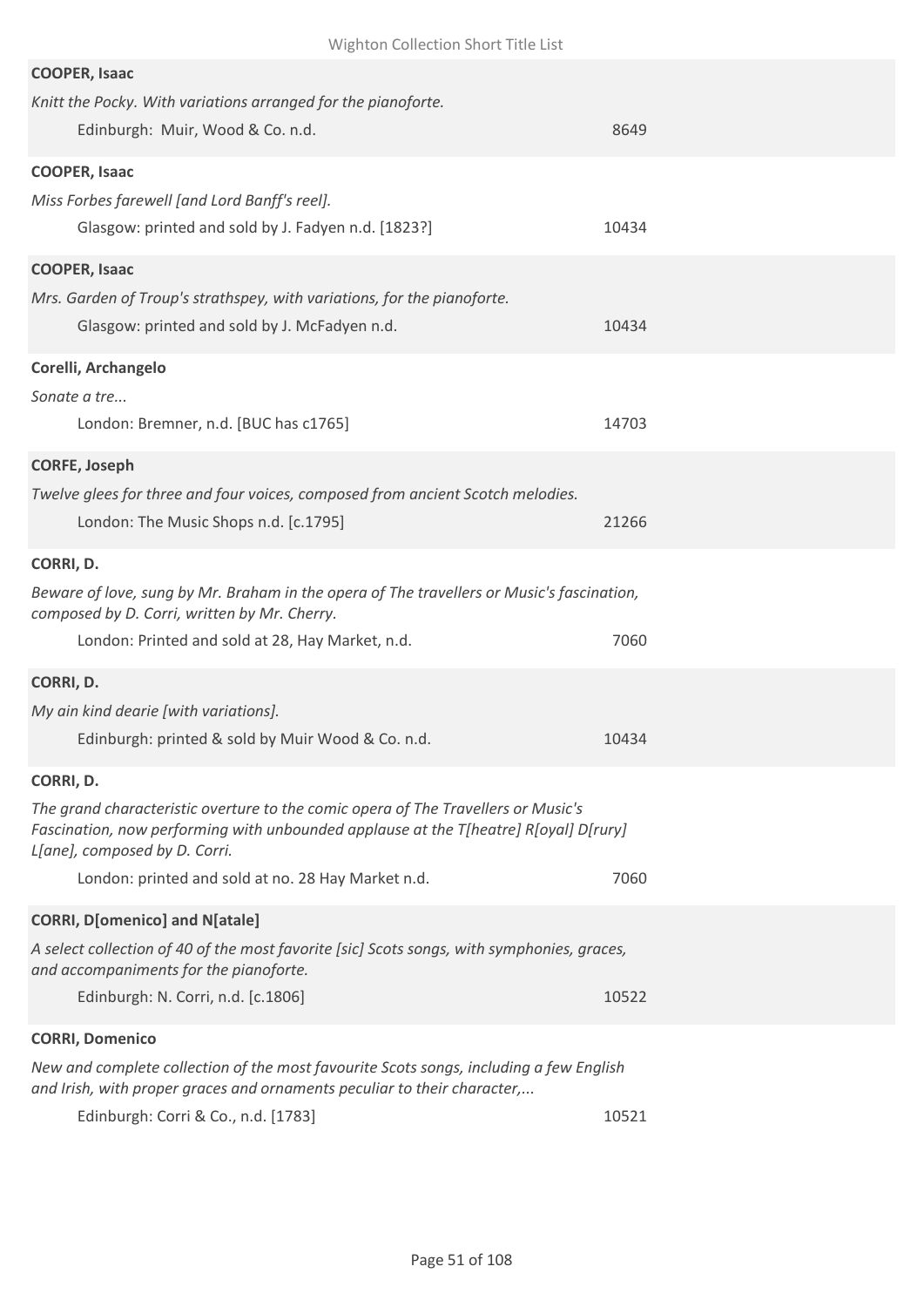**COOPER, Isaac**

*Knitt the Pocky. With variations arranged for the pianoforte.*

Edinburgh: Muir, Wood & Co. n.d. 8649

**COOPER, Isaac**

*Miss Forbes farewell [and Lord Banff's reel].*

Glasgow: printed and sold by J. Fadyen n.d. [1823?] 10434

**COOPER, Isaac**

*Mrs. Garden of Troup's strathspey, with variations, for the pianoforte.*

Glasgow: printed and sold by J. McFadyen n.d. 10434

**Corelli, Archangelo**

*Sonate a tre...*

London: Bremner, n.d. [BUC has c1765] 14703

**CORFE, Joseph**

*Twelve glees for three and four voices, composed from ancient Scotch melodies.*

London: The Music Shops n.d. [c.1795] 21266

**CORRI, D.**

*Beware of love, sung by Mr. Braham in the opera of The travellers or Music's fascination, composed by D. Corri, written by Mr. Cherry.*

London: Printed and sold at 28, Hay Market, n.d. 7060

**CORRI, D.**

*My ain kind dearie [with variations].*

Edinburgh: printed & sold by Muir Wood & Co. n.d. 10434

**CORRI, D.**

*The grand characteristic overture to the comic opera of The Travellers or Music's Fascination, now performing with unbounded applause at the T[heatre] R[oyal] D[rury] L[ane], composed by D. Corri.*

London: printed and sold at no. 28 Hay Market n.d. 7060

**CORRI, D[omenico] and N[atale]**

*A select collection of 40 of the most favorite [sic] Scots songs, with symphonies, graces, and accompaniments for the pianoforte.*

Edinburgh: N. Corri, n.d. [c.1806] 10522

**CORRI, Domenico**

*New and complete collection of the most favourite Scots songs, including a few English and Irish, with proper graces and ornaments peculiar to their character,...*

Edinburgh: Corri & Co., n.d. [1783] 10521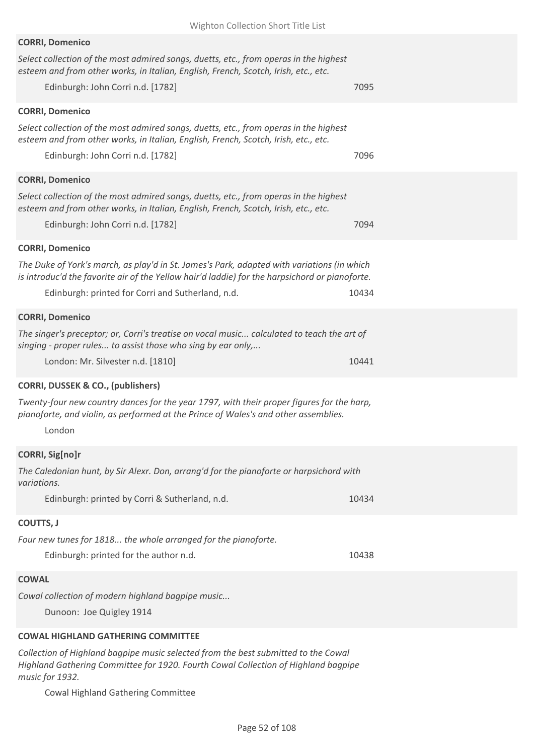**CORRI, Domenico**

*Select collection of the most admired songs, duetts, etc., from operas in the highest esteem and from other works, in Italian, English, French, Scotch, Irish, etc., etc.*

Edinburgh: John Corri n.d. [1782] 7095

**CORRI, Domenico**

*Select collection of the most admired songs, duetts, etc., from operas in the highest esteem and from other works, in Italian, English, French, Scotch, Irish, etc., etc.*

Edinburgh: John Corri n.d. [1782] 7096

**CORRI, Domenico**

*Select collection of the most admired songs, duetts, etc., from operas in the highest esteem and from other works, in Italian, English, French, Scotch, Irish, etc., etc.*

Edinburgh: John Corri n.d. [1782] 7094

**CORRI, Domenico**

*The Duke of York's march, as play'd in St. James's Park, adapted with variations (in which is introduc'd the favorite air of the Yellow hair'd laddie) for the harpsichord or pianoforte.*

Edinburgh: printed for Corri and Sutherland, n.d. 10434

**CORRI, Domenico**

*The singer's preceptor; or, Corri's treatise on vocal music... calculated to teach the art of singing - proper rules... to assist those who sing by ear only,...*

London: Mr. Silvester n.d. [1810] 10441

**CORRI, DUSSEK & CO., (publishers)**

*Twenty-four new country dances for the year 1797, with their proper figures for the harp, pianoforte, and violin, as performed at the Prince of Wales's and other assemblies.*

London

**CORRI, Sig[no]r**

*The Caledonian hunt, by Sir Alexr. Don, arrang'd for the pianoforte or harpsichord with variations.*

Edinburgh: printed by Corri & Sutherland, n.d. 10434

**COUTTS, J**

*Four new tunes for 1818... the whole arranged for the pianoforte.*

Edinburgh: printed for the author n.d. 10438

**COWAL**

*Cowal collection of modern highland bagpipe music...*

Dunoon: Joe Quigley 1914

**COWAL HIGHLAND GATHERING COMMITTEE**

*Collection of Highland bagpipe music selected from the best submitted to the Cowal Highland Gathering Committee for 1920. Fourth Cowal Collection of Highland bagpipe music for 1932.*

Cowal Highland Gathering Committee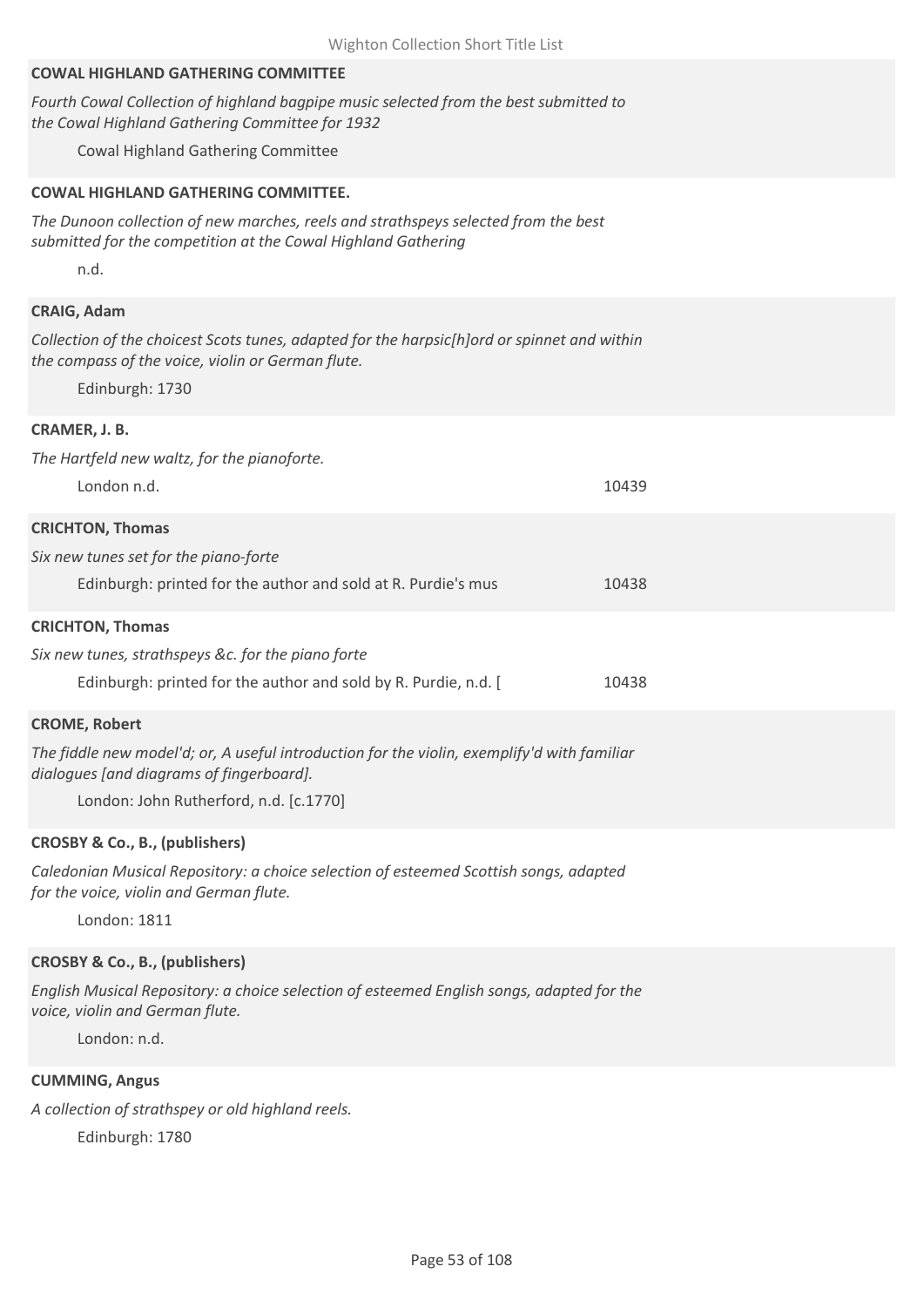**COWAL HIGHLAND GATHERING COMMITTEE**

*Fourth Cowal Collection of highland bagpipe music selected from the best submitted to the Cowal Highland Gathering Committee for 1932*

Cowal Highland Gathering Committee

**COWAL HIGHLAND GATHERING COMMITTEE.**

*The Dunoon collection of new marches, reels and strathspeys selected from the best submitted for the competition at the Cowal Highland Gathering*

n.d.

**CRAIG, Adam**

*Collection of the choicest Scots tunes, adapted for the harpsic[h]ord or spinnet and within the compass of the voice, violin or German flute.*

Edinburgh: 1730

**CRAMER, J. B.**

*The Hartfeld new waltz, for the pianoforte.*

London n.d. 10439

**CRICHTON, Thomas**

*Six new tunes set for the piano-forte*

Edinburgh: printed for the author and sold at R. Purdie's mus 10438

**CRICHTON, Thomas**

*Six new tunes, strathspeys &c. for the piano forte*

Edinburgh: printed for the author and sold by R. Purdie, n.d. [ 10438

**CROME, Robert**

*The fiddle new model'd; or, A useful introduction for the violin, exemplify'd with familiar dialogues [and diagrams of fingerboard].*

London: John Rutherford, n.d. [c.1770]

**CROSBY & Co., B., (publishers)**

*Caledonian Musical Repository: a choice selection of esteemed Scottish songs, adapted for the voice, violin and German flute.*

London: 1811

**CROSBY & Co., B., (publishers)**

*English Musical Repository: a choice selection of esteemed English songs, adapted for the voice, violin and German flute.*

London: n.d.

**CUMMING, Angus**

*A collection of strathspey or old highland reels.*

Edinburgh: 1780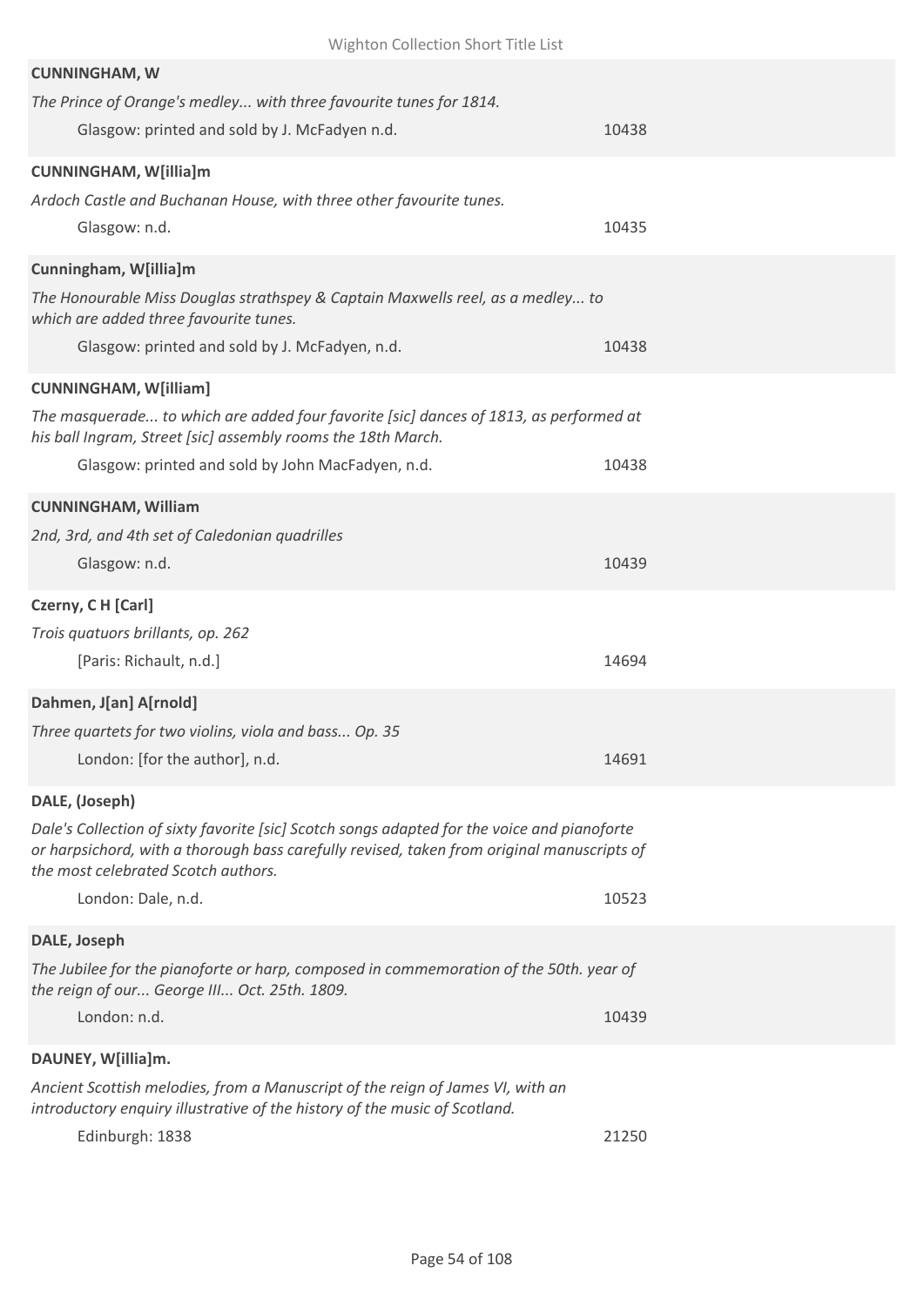**CUNNINGHAM, W**

*The Prince of Orange's medley... with three favourite tunes for 1814.*

Glasgow: printed and sold by J. McFadyen n.d. 10438

**CUNNINGHAM, W[illia]m**

*Ardoch Castle and Buchanan House, with three other favourite tunes.*

Glasgow: n.d. 10435

**Cunningham, W[illia]m**

*The Honourable Miss Douglas strathspey & Captain Maxwells reel, as a medley... to which are added three favourite tunes.*

Glasgow: printed and sold by J. McFadyen, n.d. 10438

**CUNNINGHAM, W[illiam]**

*The masquerade... to which are added four favorite [sic] dances of 1813, as performed at his ball Ingram, Street [sic] assembly rooms the 18th March.*

Glasgow: printed and sold by John MacFadyen, n.d. 10438

**CUNNINGHAM, William**

*2nd, 3rd, and 4th set of Caledonian quadrilles*

Glasgow: n.d. 10439

**Czerny, C H [Carl]**

*Trois quatuors brillants, op. 262*

[Paris: Richault, n.d.] 14694

**Dahmen, J[an] A[rnold]**

*Three quartets for two violins, viola and bass... Op. 35*

London: [for the author], n.d. 14691

**DALE, (Joseph)**

*Dale's Collection of sixty favorite [sic] Scotch songs adapted for the voice and pianoforte or harpsichord, with a thorough bass carefully revised, taken from original manuscripts of the most celebrated Scotch authors.*

London: Dale, n.d. 10523

**DALE, Joseph**

*The Jubilee for the pianoforte or harp, composed in commemoration of the 50th. year of the reign of our... George III... Oct. 25th. 1809.*

London: n.d. 10439

**DAUNEY, W[illia]m.**

*Ancient Scottish melodies, from a Manuscript of the reign of James VI, with an introductory enquiry illustrative of the history of the music of Scotland.*

Edinburgh: 1838 21250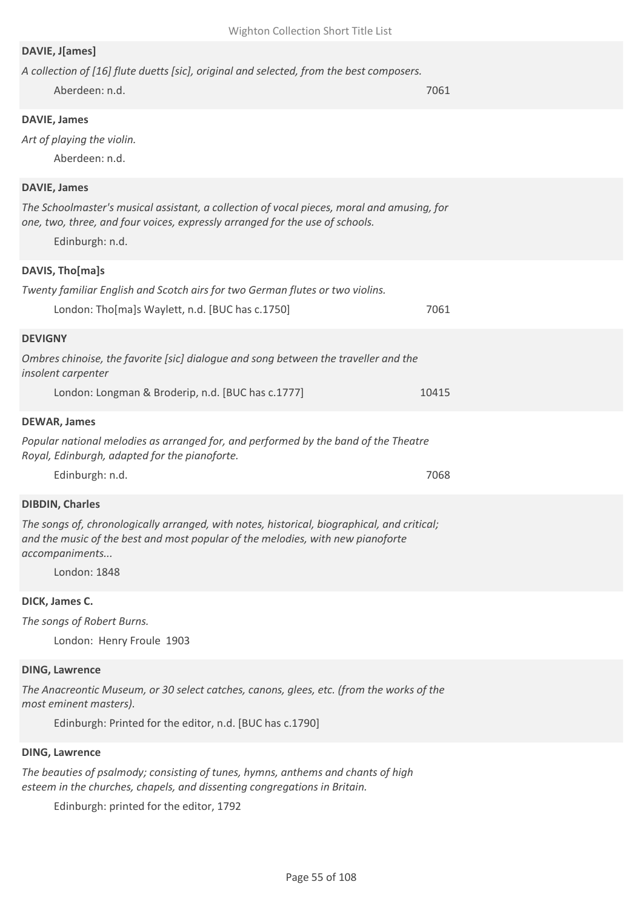**DAVIE, J[ames]**

*A collection of [16] flute duetts [sic], original and selected, from the best composers.*

Aberdeen: n.d. 7061

**DAVIE, James**

*Art of playing the violin.*

Aberdeen: n.d.

**DAVIE, James**

*The Schoolmaster's musical assistant, a collection of vocal pieces, moral and amusing, for one, two, three, and four voices, expressly arranged for the use of schools.*

Edinburgh: n.d.

**DAVIS, Tho[ma]s**

*Twenty familiar English and Scotch airs for two German flutes or two violins.*

London: Tho[ma]s Waylett, n.d. [BUC has c.1750] 7061

**DEVIGNY**

*Ombres chinoise, the favorite [sic] dialogue and song between the traveller and the insolent carpenter*

London: Longman & Broderip, n.d. [BUC has c.1777] 10415

**DEWAR, James**

*Popular national melodies as arranged for, and performed by the band of the Theatre Royal, Edinburgh, adapted for the pianoforte.*

Edinburgh: n.d. 7068

**DIBDIN, Charles**

*The songs of, chronologically arranged, with notes, historical, biographical, and critical; and the music of the best and most popular of the melodies, with new pianoforte accompaniments...*

London: 1848

**DICK, James C.**

*The songs of Robert Burns.*

London: Henry Froule 1903

**DING, Lawrence**

*The Anacreontic Museum, or 30 select catches, canons, glees, etc. (from the works of the most eminent masters).*

Edinburgh: Printed for the editor, n.d. [BUC has c.1790]

**DING, Lawrence**

*The beauties of psalmody; consisting of tunes, hymns, anthems and chants of high esteem in the churches, chapels, and dissenting congregations in Britain.*

Edinburgh: printed for the editor, 1792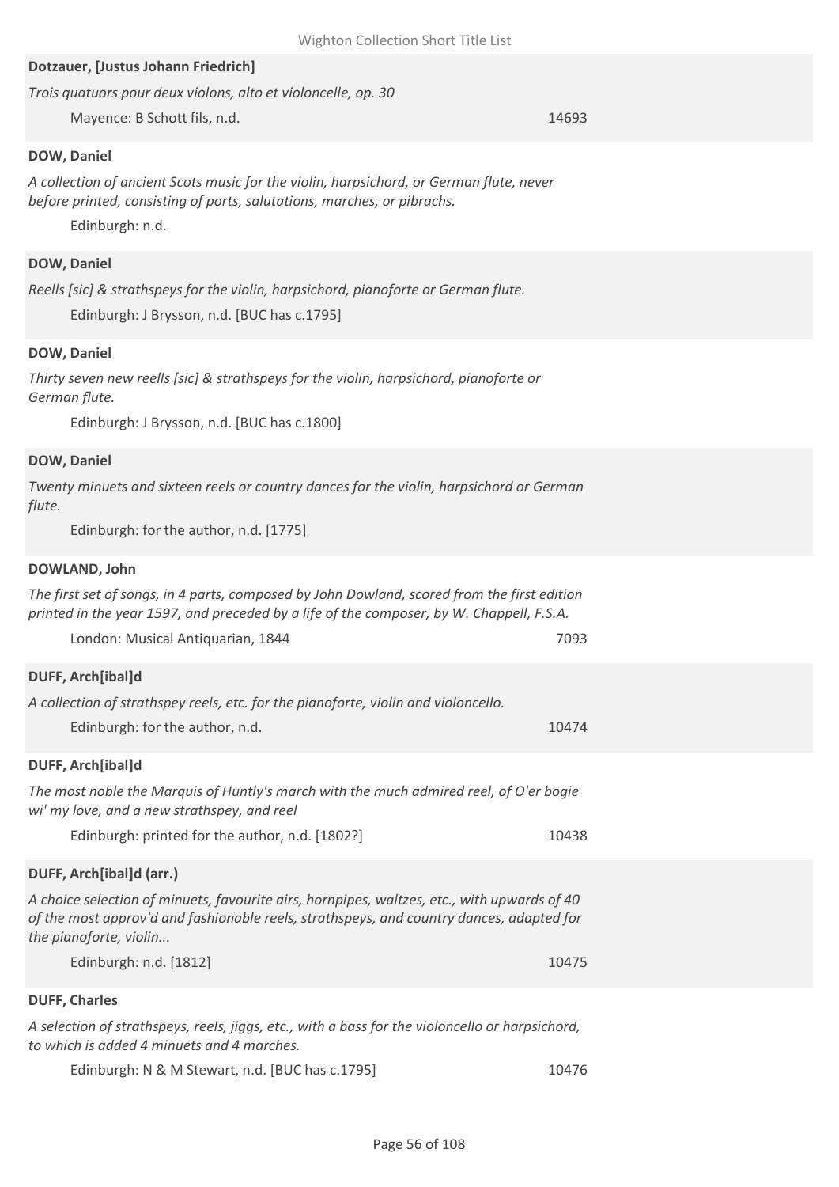**Dotzauer, [Justus Johann Friedrich]**

*Trois quatuors pour deux violons, alto et violoncelle, op. 30*

Mayence: B Schott fils, n.d. 14693

**DOW, Daniel**

*A collection of ancient Scots music for the violin, harpsichord, or German flute, never before printed, consisting of ports, salutations, marches, or pibrachs.*

Edinburgh: n.d.

**DOW, Daniel**

*Reells [sic] & strathspeys for the violin, harpsichord, pianoforte or German flute.*

Edinburgh: J Brysson, n.d. [BUC has c.1795]

**DOW, Daniel**

*Thirty seven new reells [sic] & strathspeys for the violin, harpsichord, pianoforte or German flute.*

Edinburgh: J Brysson, n.d. [BUC has c.1800]

**DOW, Daniel**

*Twenty minuets and sixteen reels or country dances for the violin, harpsichord or German flute.*

Edinburgh: for the author, n.d. [1775]

**DOWLAND, John**

*The first set of songs, in 4 parts, composed by John Dowland, scored from the first edition printed in the year 1597, and preceded by a life of the composer, by W. Chappell, F.S.A.*

London: Musical Antiquarian, 1844 7093

**DUFF, Arch[ibal]d**

*A collection of strathspey reels, etc. for the pianoforte, violin and violoncello.*

Edinburgh: for the author, n.d. 10474

**DUFF, Arch[ibal]d**

*The most noble the Marquis of Huntly's march with the much admired reel, of O'er bogie wi' my love, and a new strathspey, and reel*

Edinburgh: printed for the author, n.d. [1802?] 10438

**DUFF, Arch[ibal]d (arr.)**

*A choice selection of minuets, favourite airs, hornpipes, waltzes, etc., with upwards of 40 of the most approv'd and fashionable reels, strathspeys, and country dances, adapted for the pianoforte, violin...*

Edinburgh: n.d. [1812] 10475

**DUFF, Charles**

*A selection of strathspeys, reels, jiggs, etc., with a bass for the violoncello or harpsichord, to which is added 4 minuets and 4 marches.*

Edinburgh: N & M Stewart, n.d. [BUC has c.1795] 10476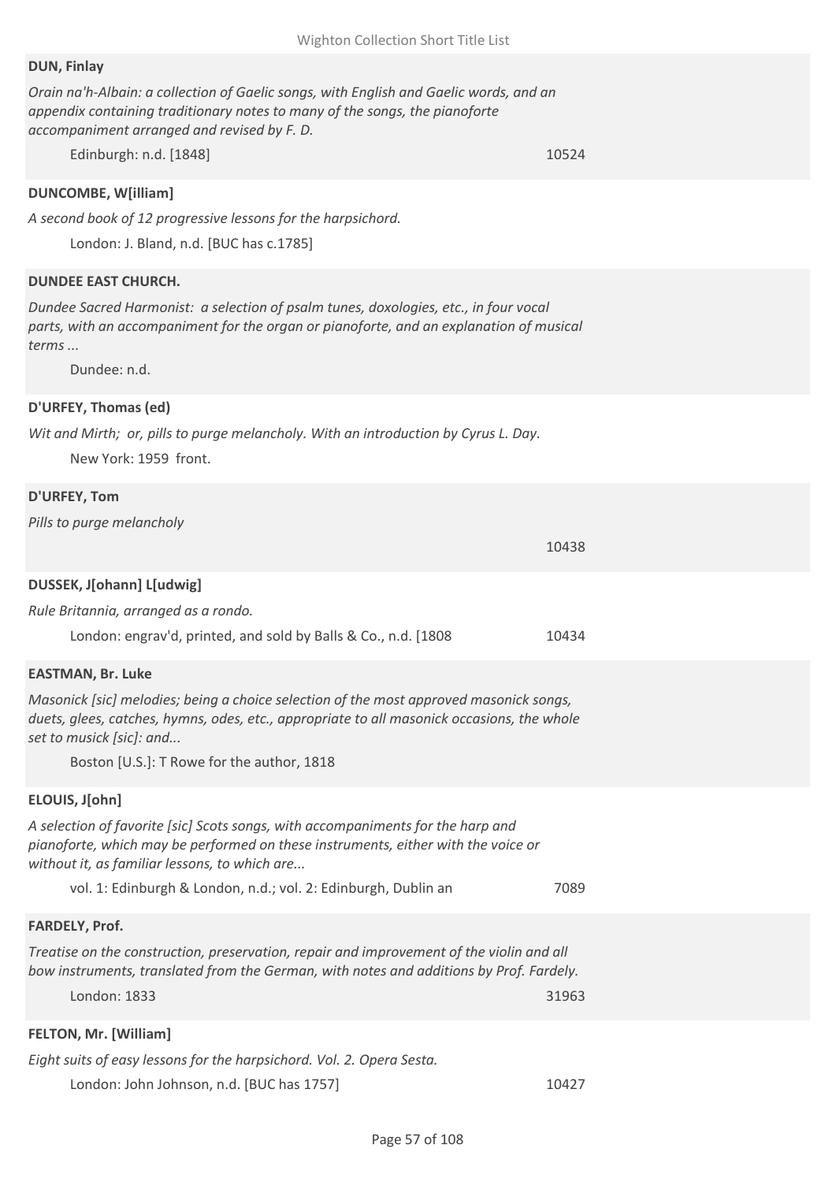**DUN, Finlay**

*Orain na'h-Albain: a collection of Gaelic songs, with English and Gaelic words, and an appendix containing traditionary notes to many of the songs, the pianoforte accompaniment arranged and revised by F. D.*

Edinburgh: n.d. [1848] 10524

**DUNCOMBE, W[illiam]**

*A second book of 12 progressive lessons for the harpsichord.*

London: J. Bland, n.d. [BUC has c.1785]

**DUNDEE EAST CHURCH.**

*Dundee Sacred Harmonist: a selection of psalm tunes, doxologies, etc., in four vocal parts, with an accompaniment for the organ or pianoforte, and an explanation of musical terms ...*

Dundee: n.d.

**D'URFEY, Thomas (ed)**

*Wit and Mirth; or, pills to purge melancholy. With an introduction by Cyrus L. Day.*

New York: 1959 front.

**D'URFEY, Tom**

*Pills to purge melancholy*

10438

**DUSSEK, J[ohann] L[udwig]**

*Rule Britannia, arranged as a rondo.*

London: engrav'd, printed, and sold by Balls & Co., n.d. [1808 10434

**EASTMAN, Br. Luke**

*Masonick [sic] melodies; being a choice selection of the most approved masonick songs, duets, glees, catches, hymns, odes, etc., appropriate to all masonick occasions, the whole set to musick [sic]: and...*

Boston [U.S.]: T Rowe for the author, 1818

**ELOUIS, J[ohn]**

*A selection of favorite [sic] Scots songs, with accompaniments for the harp and pianoforte, which may be performed on these instruments, either with the voice or without it, as familiar lessons, to which are...*

vol. 1: Edinburgh & London, n.d.; vol. 2: Edinburgh, Dublin an 7089

**FARDELY, Prof.**

*Treatise on the construction, preservation, repair and improvement of the violin and all bow instruments, translated from the German, with notes and additions by Prof. Fardely.*

London: 1833 31963

**FELTON, Mr. [William]**

*Eight suits of easy lessons for the harpsichord. Vol. 2. Opera Sesta.*

London: John Johnson, n.d. [BUC has 1757] 10427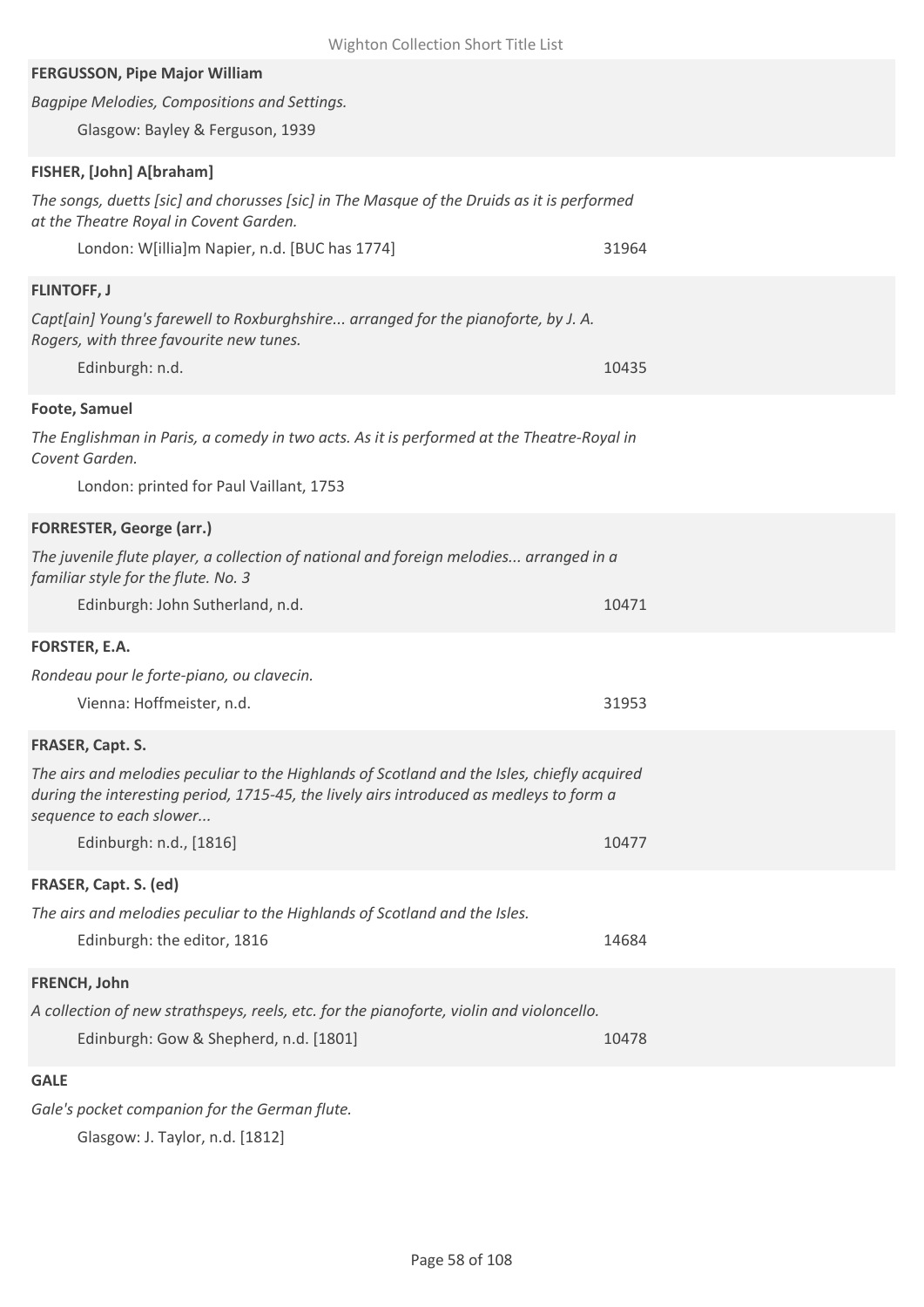**FERGUSSON, Pipe Major William**

*Bagpipe Melodies, Compositions and Settings.*

Glasgow: Bayley & Ferguson, 1939

**FISHER, [John] A[braham]**

*The songs, duetts [sic] and chorusses [sic] in The Masque of the Druids as it is performed at the Theatre Royal in Covent Garden.*

London: W[illia]m Napier, n.d. [BUC has 1774] — 31964

**FLINTOFF, J**

*Capt[ain] Young's farewell to Roxburghshire... arranged for the pianoforte, by J. A. Rogers, with three favourite new tunes.*

Edinburgh: n.d. — 10435

**Foote, Samuel**

*The Englishman in Paris, a comedy in two acts. As it is performed at the Theatre-Royal in Covent Garden.*

London: printed for Paul Vaillant, 1753

**FORRESTER, George (arr.)**

*The juvenile flute player, a collection of national and foreign melodies... arranged in a familiar style for the flute. No. 3*

Edinburgh: John Sutherland, n.d. — 10471

**FORSTER, E.A.**

*Rondeau pour le forte-piano, ou clavecin.*

Vienna: Hoffmeister, n.d. — 31953

**FRASER, Capt. S.**

*The airs and melodies peculiar to the Highlands of Scotland and the Isles, chiefly acquired during the interesting period, 1715-45, the lively airs introduced as medleys to form a sequence to each slower...*

Edinburgh: n.d., [1816] — 10477

**FRASER, Capt. S. (ed)**

*The airs and melodies peculiar to the Highlands of Scotland and the Isles.*

Edinburgh: the editor, 1816 — 14684

**FRENCH, John**

*A collection of new strathspeys, reels, etc. for the pianoforte, violin and violoncello.*

Edinburgh: Gow & Shepherd, n.d. [1801] — 10478

**GALE**

*Gale's pocket companion for the German flute.*

Glasgow: J. Taylor, n.d. [1812]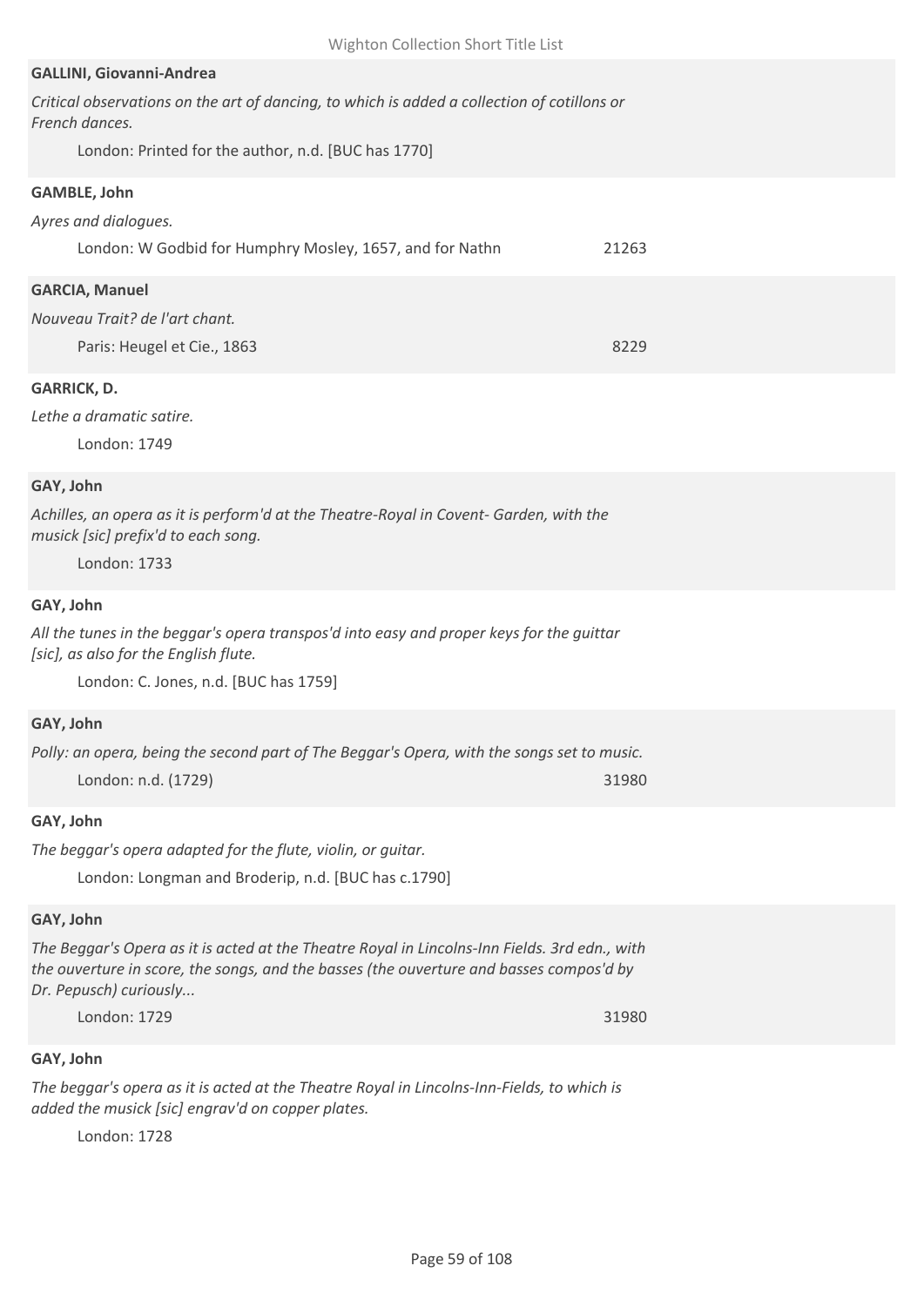**GALLINI, Giovanni-Andrea**

*Critical observations on the art of dancing, to which is added a collection of cotillons or French dances.*

London: Printed for the author, n.d. [BUC has 1770]

**GAMBLE, John**

*Ayres and dialogues.*

London: W Godbid for Humphry Mosley, 1657, and for Nathn 21263

**GARCIA, Manuel**

*Nouveau Trait? de l'art chant.*

Paris: Heugel et Cie., 1863 8229

**GARRICK, D.**

*Lethe a dramatic satire.*

London: 1749

**GAY, John**

*Achilles, an opera as it is perform'd at the Theatre-Royal in Covent- Garden, with the musick [sic] prefix'd to each song.*

London: 1733

**GAY, John**

*All the tunes in the beggar's opera transpos'd into easy and proper keys for the guittar [sic], as also for the English flute.*

London: C. Jones, n.d. [BUC has 1759]

**GAY, John**

*Polly: an opera, being the second part of The Beggar's Opera, with the songs set to music.*

London: n.d. (1729) 31980

**GAY, John**

*The beggar's opera adapted for the flute, violin, or guitar.*

London: Longman and Broderip, n.d. [BUC has c.1790]

**GAY, John**

*The Beggar's Opera as it is acted at the Theatre Royal in Lincolns-Inn Fields. 3rd edn., with the ouverture in score, the songs, and the basses (the ouverture and basses compos'd by Dr. Pepusch) curiously...*

London: 1729 31980

**GAY, John**

*The beggar's opera as it is acted at the Theatre Royal in Lincolns-Inn-Fields, to which is added the musick [sic] engrav'd on copper plates.*

London: 1728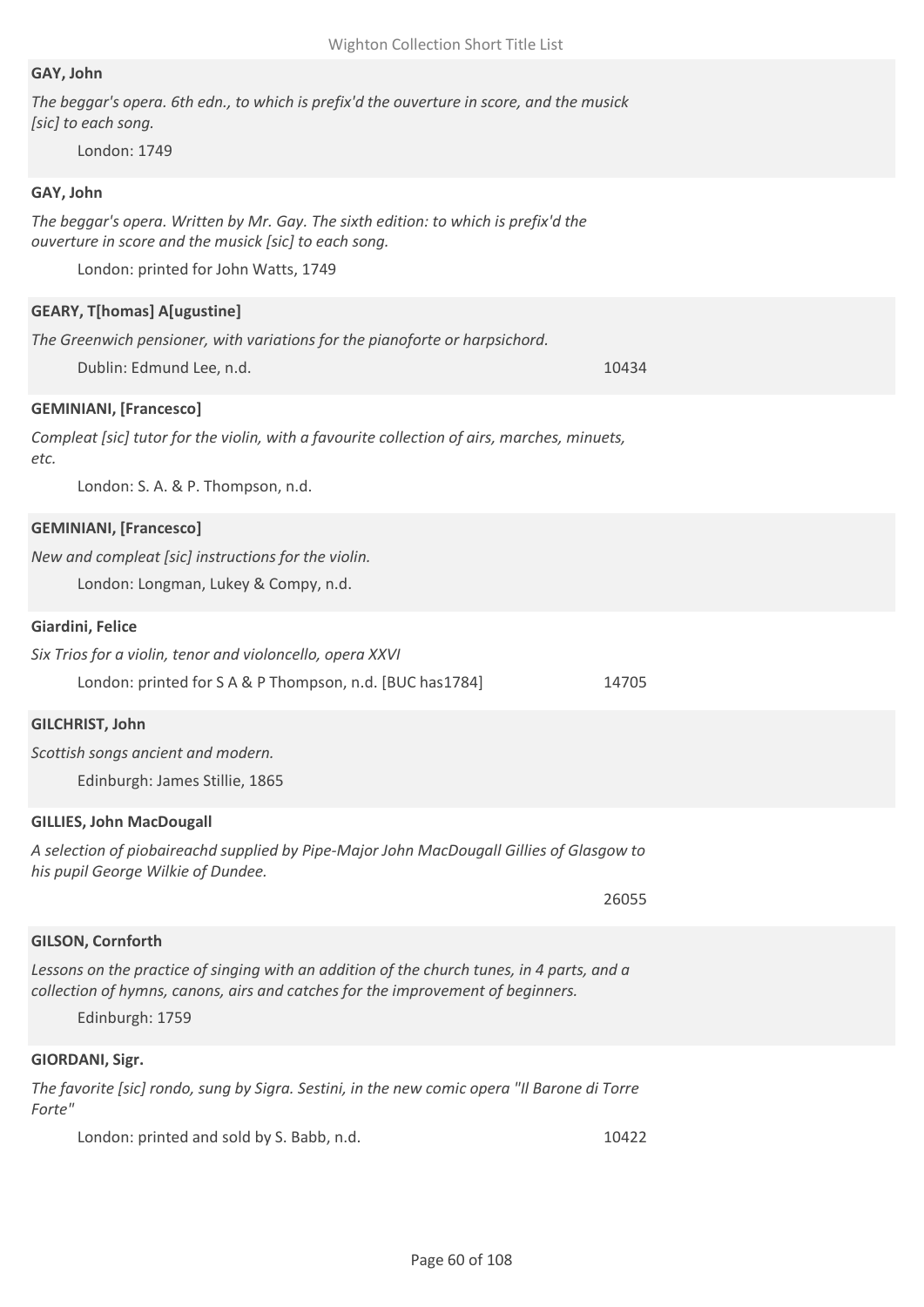**GAY, John**

*The beggar's opera. 6th edn., to which is prefix'd the ouverture in score, and the musick [sic] to each song.*

London: 1749

**GAY, John**

*The beggar's opera. Written by Mr. Gay. The sixth edition: to which is prefix'd the ouverture in score and the musick [sic] to each song.*

London: printed for John Watts, 1749

**GEARY, T[homas] A[ugustine]**

*The Greenwich pensioner, with variations for the pianoforte or harpsichord.*

Dublin: Edmund Lee, n.d. — 10434

**GEMINIANI, [Francesco]**

*Compleat [sic] tutor for the violin, with a favourite collection of airs, marches, minuets, etc.*

London: S. A. & P. Thompson, n.d.

**GEMINIANI, [Francesco]**

*New and compleat [sic] instructions for the violin.*

London: Longman, Lukey & Compy, n.d.

**Giardini, Felice**

*Six Trios for a violin, tenor and violoncello, opera XXVI*

London: printed for S A & P Thompson, n.d. [BUC has1784] — 14705

**GILCHRIST, John**

*Scottish songs ancient and modern.*

Edinburgh: James Stillie, 1865

**GILLIES, John MacDougall**

*A selection of piobaireachd supplied by Pipe-Major John MacDougall Gillies of Glasgow to his pupil George Wilkie of Dundee.*

26055

**GILSON, Cornforth**

*Lessons on the practice of singing with an addition of the church tunes, in 4 parts, and a collection of hymns, canons, airs and catches for the improvement of beginners.*

Edinburgh: 1759

**GIORDANI, Sigr.**

*The favorite [sic] rondo, sung by Sigra. Sestini, in the new comic opera "Il Barone di Torre Forte"*

London: printed and sold by S. Babb, n.d. — 10422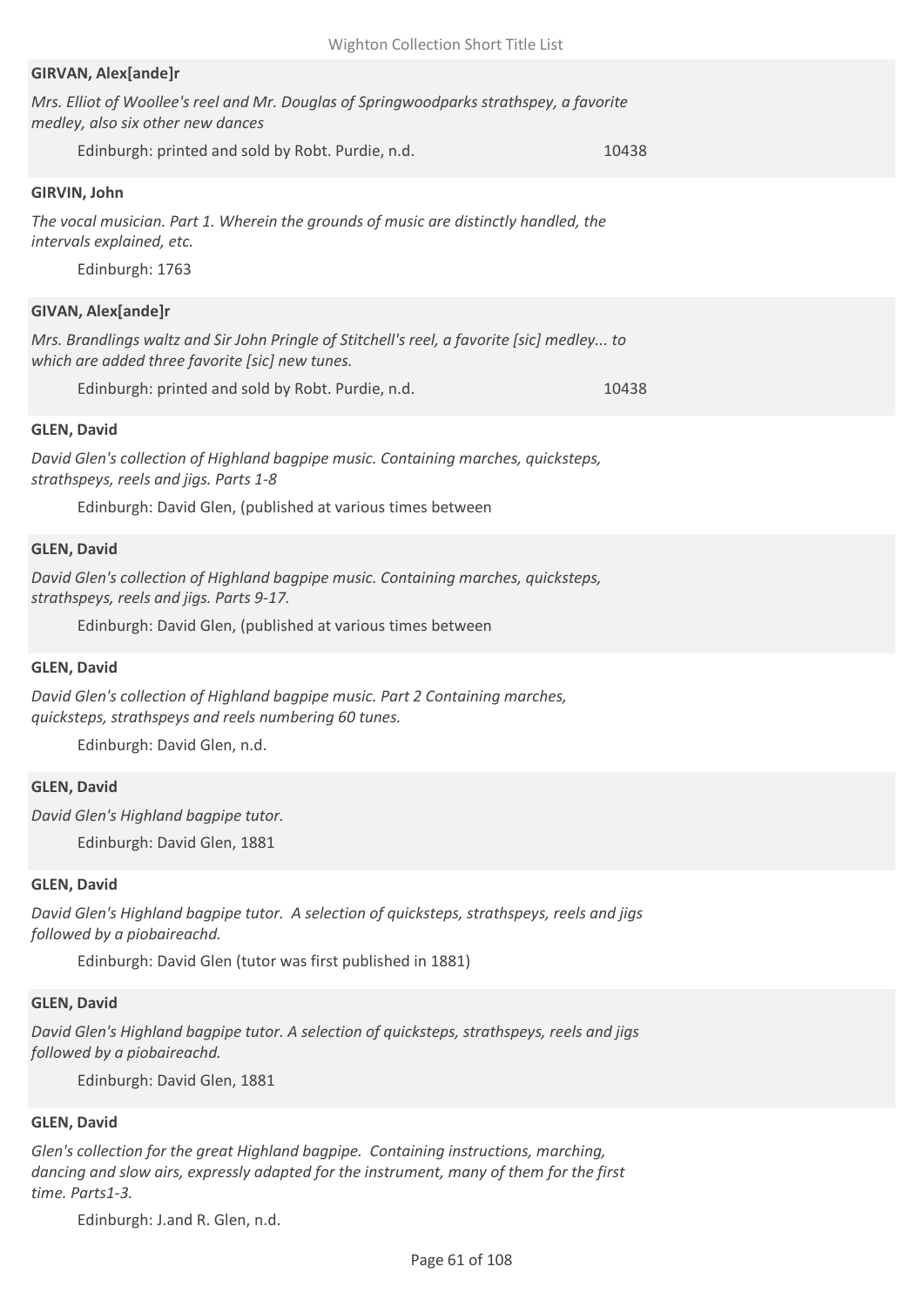**GIRVAN, Alex[ande]r**

*Mrs. Elliot of Woollee's reel and Mr. Douglas of Springwoodparks strathspey, a favorite medley, also six other new dances*

Edinburgh: printed and sold by Robt. Purdie, n.d. 10438

**GIRVIN, John**

*The vocal musician. Part 1. Wherein the grounds of music are distinctly handled, the intervals explained, etc.*

Edinburgh: 1763

**GIVAN, Alex[ande]r**

*Mrs. Brandlings waltz and Sir John Pringle of Stitchell's reel, a favorite [sic] medley... to which are added three favorite [sic] new tunes.*

Edinburgh: printed and sold by Robt. Purdie, n.d. 10438

**GLEN, David**

*David Glen's collection of Highland bagpipe music. Containing marches, quicksteps, strathspeys, reels and jigs. Parts 1-8*

Edinburgh: David Glen, (published at various times between

**GLEN, David**

*David Glen's collection of Highland bagpipe music. Containing marches, quicksteps, strathspeys, reels and jigs. Parts 9-17.*

Edinburgh: David Glen, (published at various times between

**GLEN, David**

*David Glen's collection of Highland bagpipe music. Part 2 Containing marches, quicksteps, strathspeys and reels numbering 60 tunes.*

Edinburgh: David Glen, n.d.

**GLEN, David**

*David Glen's Highland bagpipe tutor.*

Edinburgh: David Glen, 1881

**GLEN, David**

*David Glen's Highland bagpipe tutor. A selection of quicksteps, strathspeys, reels and jigs followed by a piobaireachd.*

Edinburgh: David Glen (tutor was first published in 1881)

**GLEN, David**

*David Glen's Highland bagpipe tutor. A selection of quicksteps, strathspeys, reels and jigs followed by a piobaireachd.*

Edinburgh: David Glen, 1881

**GLEN, David**

*Glen's collection for the great Highland bagpipe. Containing instructions, marching, dancing and slow airs, expressly adapted for the instrument, many of them for the first time. Parts1-3.*

Edinburgh: J.and R. Glen, n.d.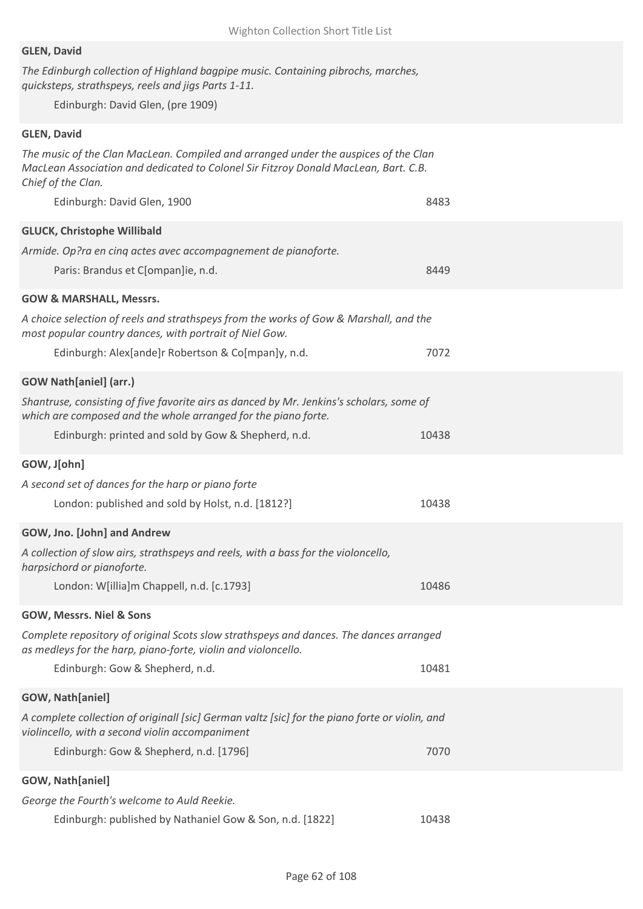**GLEN, David**

*The Edinburgh collection of Highland bagpipe music. Containing pibrochs, marches, quicksteps, strathspeys, reels and jigs Parts 1-11.*

Edinburgh: David Glen, (pre 1909)

**GLEN, David**

*The music of the Clan MacLean. Compiled and arranged under the auspices of the Clan MacLean Association and dedicated to Colonel Sir Fitzroy Donald MacLean, Bart. C.B. Chief of the Clan.*

Edinburgh: David Glen, 1900 — 8483

**GLUCK, Christophe Willibald**

*Armide. Op?ra en cinq actes avec accompagnement de pianoforte.*

Paris: Brandus et C[ompan]ie, n.d. — 8449

**GOW & MARSHALL, Messrs.**

*A choice selection of reels and strathspeys from the works of Gow & Marshall, and the most popular country dances, with portrait of Niel Gow.*

Edinburgh: Alex[ande]r Robertson & Co[mpan]y, n.d. — 7072

**GOW Nath[aniel] (arr.)**

*Shantruse, consisting of five favorite airs as danced by Mr. Jenkins's scholars, some of which are composed and the whole arranged for the piano forte.*

Edinburgh: printed and sold by Gow & Shepherd, n.d. — 10438

**GOW, J[ohn]**

*A second set of dances for the harp or piano forte*

London: published and sold by Holst, n.d. [1812?] — 10438

**GOW, Jno. [John] and Andrew**

*A collection of slow airs, strathspeys and reels, with a bass for the violoncello, harpsichord or pianoforte.*

London: W[illia]m Chappell, n.d. [c.1793] — 10486

**GOW, Messrs. Niel & Sons**

*Complete repository of original Scots slow strathspeys and dances. The dances arranged as medleys for the harp, piano-forte, violin and violoncello.*

Edinburgh: Gow & Shepherd, n.d. — 10481

**GOW, Nath[aniel]**

*A complete collection of originall [sic] German valtz [sic] for the piano forte or violin, and violincello, with a second violin accompaniment*

Edinburgh: Gow & Shepherd, n.d. [1796] — 7070

**GOW, Nath[aniel]**

*George the Fourth's welcome to Auld Reekie.*

Edinburgh: published by Nathaniel Gow & Son, n.d. [1822] — 10438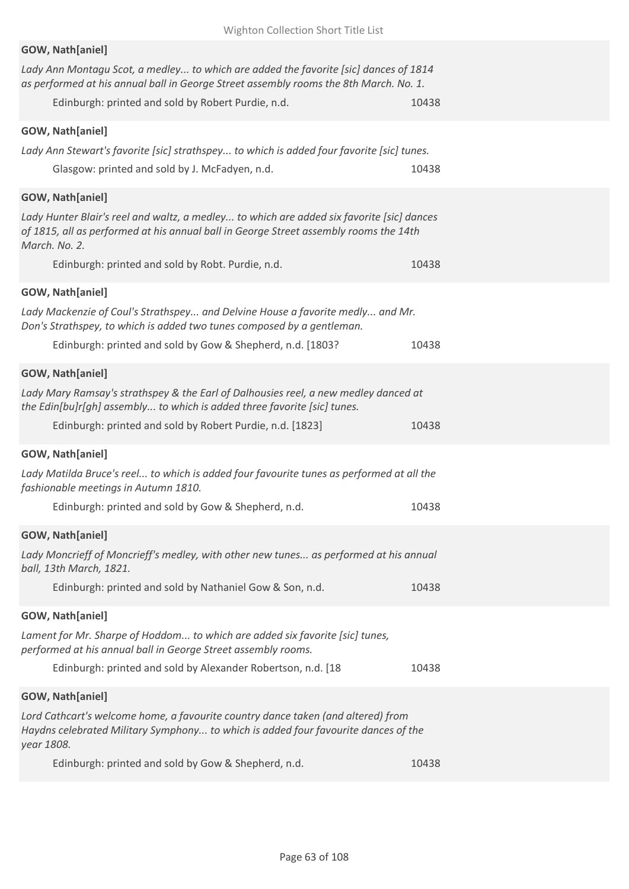**GOW, Nath[aniel]**

*Lady Ann Montagu Scot, a medley... to which are added the favorite [sic] dances of 1814 as performed at his annual ball in George Street assembly rooms the 8th March. No. 1.*

Edinburgh: printed and sold by Robert Purdie, n.d. 10438

**GOW, Nath[aniel]**

*Lady Ann Stewart's favorite [sic] strathspey... to which is added four favorite [sic] tunes.*

Glasgow: printed and sold by J. McFadyen, n.d. 10438

**GOW, Nath[aniel]**

*Lady Hunter Blair's reel and waltz, a medley... to which are added six favorite [sic] dances of 1815, all as performed at his annual ball in George Street assembly rooms the 14th March. No. 2.*

Edinburgh: printed and sold by Robt. Purdie, n.d. 10438

**GOW, Nath[aniel]**

*Lady Mackenzie of Coul's Strathspey... and Delvine House a favorite medly... and Mr. Don's Strathspey, to which is added two tunes composed by a gentleman.*

Edinburgh: printed and sold by Gow & Shepherd, n.d. [1803? 10438

**GOW, Nath[aniel]**

*Lady Mary Ramsay's strathspey & the Earl of Dalhousies reel, a new medley danced at the Edin[bu]r[gh] assembly... to which is added three favorite [sic] tunes.*

Edinburgh: printed and sold by Robert Purdie, n.d. [1823] 10438

**GOW, Nath[aniel]**

*Lady Matilda Bruce's reel... to which is added four favourite tunes as performed at all the fashionable meetings in Autumn 1810.*

Edinburgh: printed and sold by Gow & Shepherd, n.d. 10438

**GOW, Nath[aniel]**

*Lady Moncrieff of Moncrieff's medley, with other new tunes... as performed at his annual ball, 13th March, 1821.*

Edinburgh: printed and sold by Nathaniel Gow & Son, n.d. 10438

**GOW, Nath[aniel]**

*Lament for Mr. Sharpe of Hoddom... to which are added six favorite [sic] tunes, performed at his annual ball in George Street assembly rooms.*

Edinburgh: printed and sold by Alexander Robertson, n.d. [18 10438

**GOW, Nath[aniel]**

*Lord Cathcart's welcome home, a favourite country dance taken (and altered) from Haydns celebrated Military Symphony... to which is added four favourite dances of the year 1808.*

Edinburgh: printed and sold by Gow & Shepherd, n.d. 10438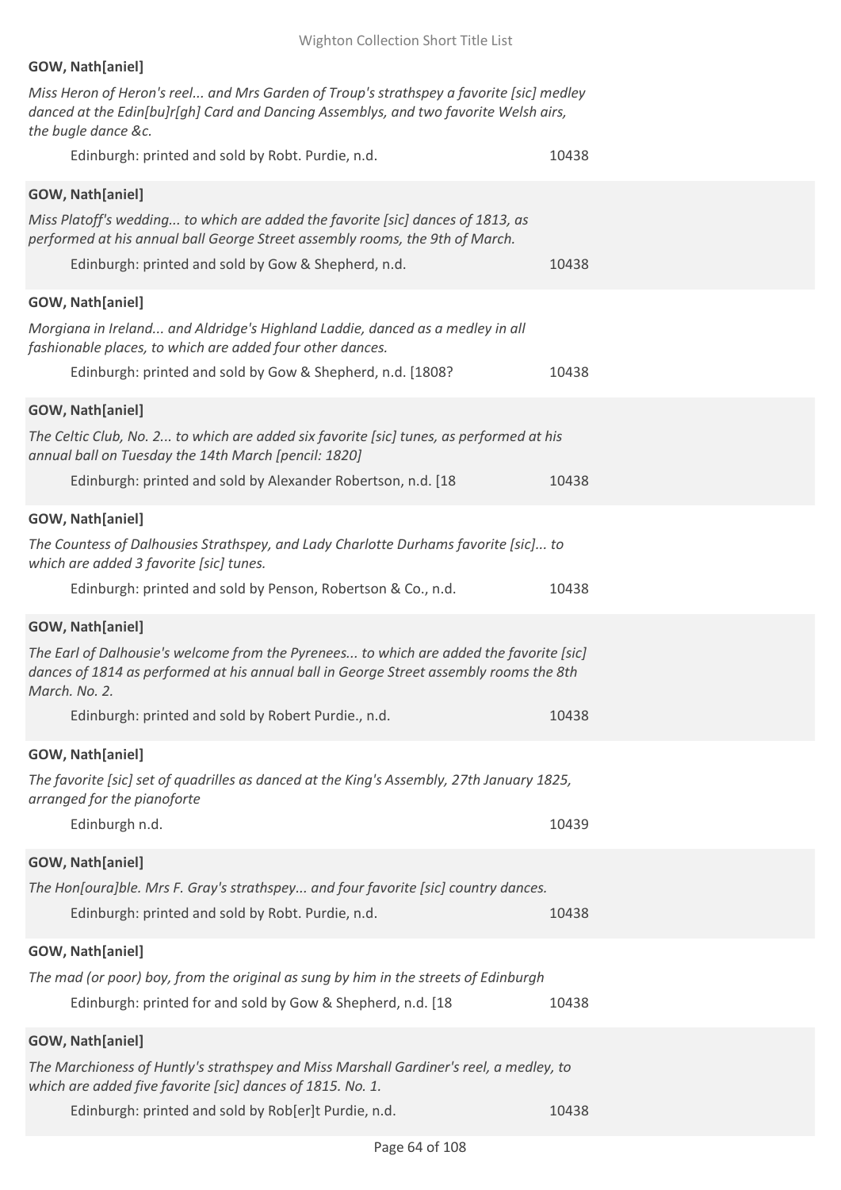**GOW, Nath[aniel]**

*Miss Heron of Heron's reel... and Mrs Garden of Troup's strathspey a favorite [sic] medley danced at the Edin[bu]r[gh] Card and Dancing Assemblys, and two favorite Welsh airs, the bugle dance &c.*

Edinburgh: printed and sold by Robt. Purdie, n.d. 10438

**GOW, Nath[aniel]**

*Miss Platoff's wedding... to which are added the favorite [sic] dances of 1813, as performed at his annual ball George Street assembly rooms, the 9th of March.*

Edinburgh: printed and sold by Gow & Shepherd, n.d. 10438

**GOW, Nath[aniel]**

*Morgiana in Ireland... and Aldridge's Highland Laddie, danced as a medley in all fashionable places, to which are added four other dances.*

Edinburgh: printed and sold by Gow & Shepherd, n.d. [1808? 10438

**GOW, Nath[aniel]**

*The Celtic Club, No. 2... to which are added six favorite [sic] tunes, as performed at his annual ball on Tuesday the 14th March [pencil: 1820]*

Edinburgh: printed and sold by Alexander Robertson, n.d. [18 10438

**GOW, Nath[aniel]**

*The Countess of Dalhousies Strathspey, and Lady Charlotte Durhams favorite [sic]... to which are added 3 favorite [sic] tunes.*

Edinburgh: printed and sold by Penson, Robertson & Co., n.d. 10438

**GOW, Nath[aniel]**

*The Earl of Dalhousie's welcome from the Pyrenees... to which are added the favorite [sic] dances of 1814 as performed at his annual ball in George Street assembly rooms the 8th March. No. 2.*

Edinburgh: printed and sold by Robert Purdie., n.d. 10438

**GOW, Nath[aniel]**

*The favorite [sic] set of quadrilles as danced at the King's Assembly, 27th January 1825, arranged for the pianoforte*

Edinburgh n.d. 10439

**GOW, Nath[aniel]**

*The Hon[oura]ble. Mrs F. Gray's strathspey... and four favorite [sic] country dances.*

Edinburgh: printed and sold by Robt. Purdie, n.d. 10438

**GOW, Nath[aniel]**

*The mad (or poor) boy, from the original as sung by him in the streets of Edinburgh*

Edinburgh: printed for and sold by Gow & Shepherd, n.d. [18 10438

**GOW, Nath[aniel]**

*The Marchioness of Huntly's strathspey and Miss Marshall Gardiner's reel, a medley, to which are added five favorite [sic] dances of 1815. No. 1.*

Edinburgh: printed and sold by Rob[er]t Purdie, n.d. 10438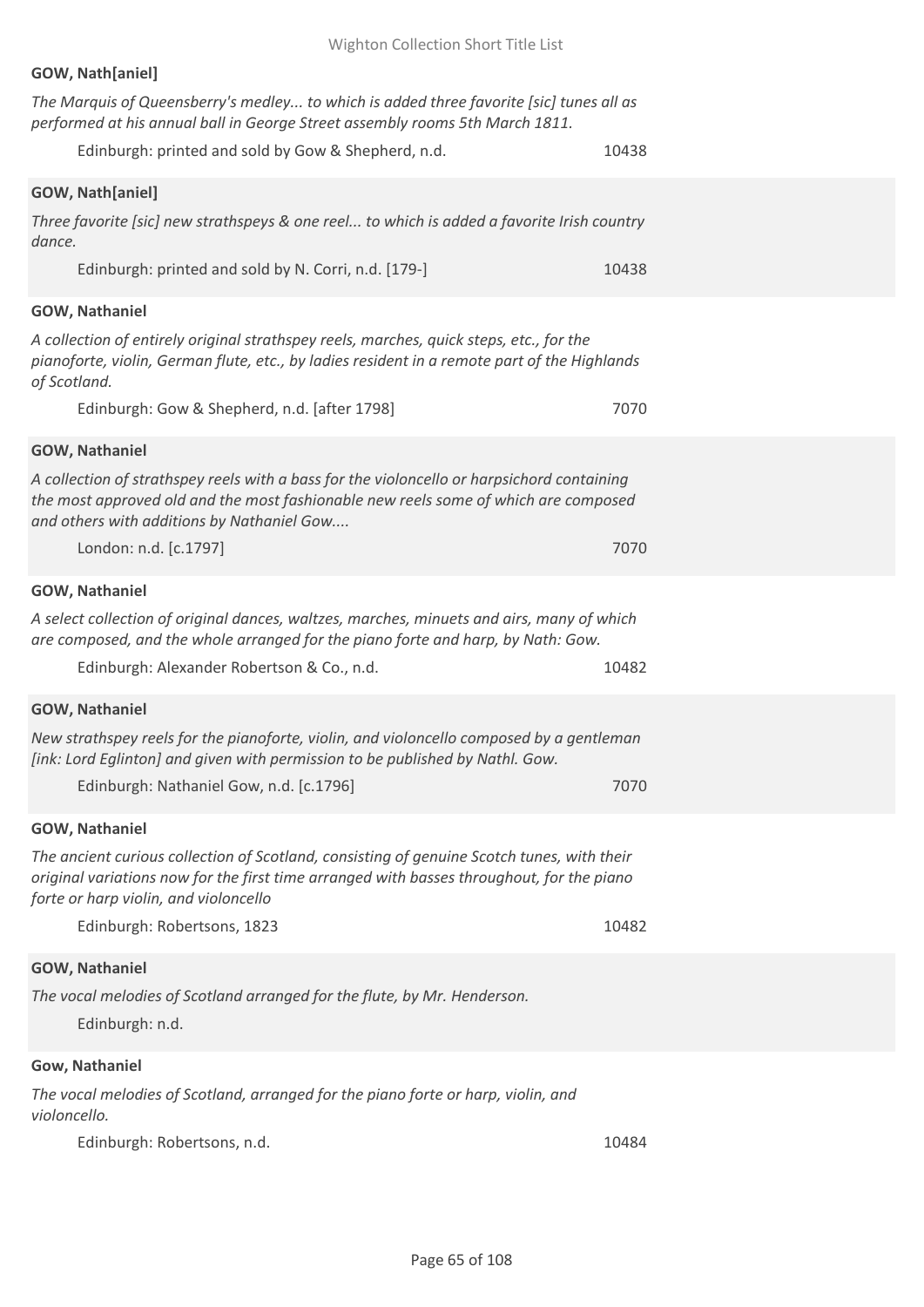**GOW, Nath[aniel]**

*The Marquis of Queensberry's medley... to which is added three favorite [sic] tunes all as performed at his annual ball in George Street assembly rooms 5th March 1811.*

Edinburgh: printed and sold by Gow & Shepherd, n.d. 10438

**GOW, Nath[aniel]**

*Three favorite [sic] new strathspeys & one reel... to which is added a favorite Irish country dance.*

Edinburgh: printed and sold by N. Corri, n.d. [179-] 10438

**GOW, Nathaniel**

*A collection of entirely original strathspey reels, marches, quick steps, etc., for the pianoforte, violin, German flute, etc., by ladies resident in a remote part of the Highlands of Scotland.*

Edinburgh: Gow & Shepherd, n.d. [after 1798] 7070

**GOW, Nathaniel**

*A collection of strathspey reels with a bass for the violoncello or harpsichord containing the most approved old and the most fashionable new reels some of which are composed and others with additions by Nathaniel Gow....*

London: n.d. [c.1797] 7070

**GOW, Nathaniel**

*A select collection of original dances, waltzes, marches, minuets and airs, many of which are composed, and the whole arranged for the piano forte and harp, by Nath: Gow.*

Edinburgh: Alexander Robertson & Co., n.d. 10482

**GOW, Nathaniel**

*New strathspey reels for the pianoforte, violin, and violoncello composed by a gentleman [ink: Lord Eglinton] and given with permission to be published by Nathl. Gow.*

Edinburgh: Nathaniel Gow, n.d. [c.1796] 7070

**GOW, Nathaniel**

*The ancient curious collection of Scotland, consisting of genuine Scotch tunes, with their original variations now for the first time arranged with basses throughout, for the piano forte or harp violin, and violoncello*

Edinburgh: Robertsons, 1823 10482

**GOW, Nathaniel**

*The vocal melodies of Scotland arranged for the flute, by Mr. Henderson.*

Edinburgh: n.d.

**Gow, Nathaniel**

*The vocal melodies of Scotland, arranged for the piano forte or harp, violin, and violoncello.*

Edinburgh: Robertsons, n.d. 10484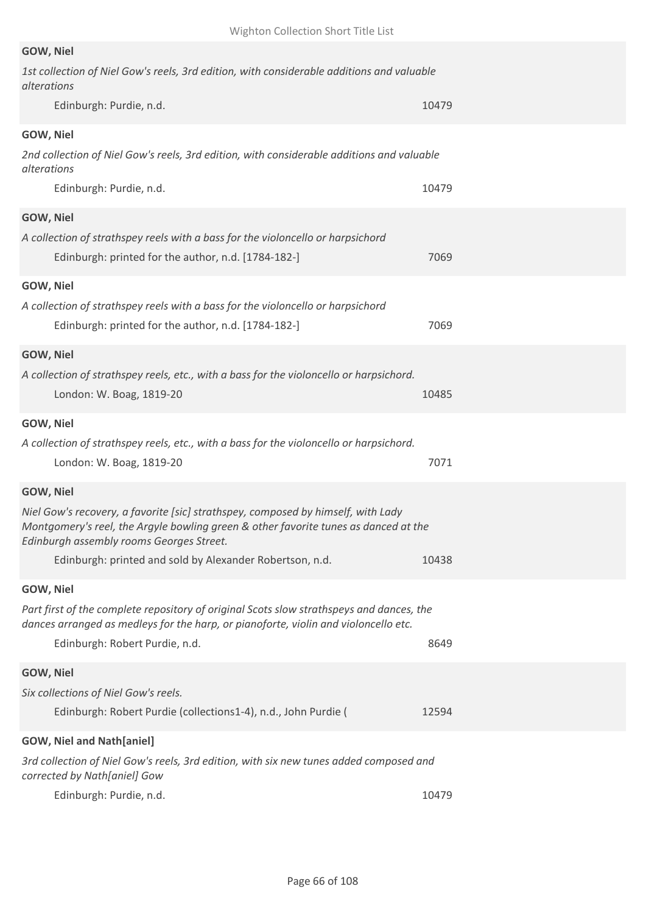**GOW, Niel**

*1st collection of Niel Gow's reels, 3rd edition, with considerable additions and valuable alterations*

Edinburgh: Purdie, n.d. 10479

**GOW, Niel**

*2nd collection of Niel Gow's reels, 3rd edition, with considerable additions and valuable alterations*

Edinburgh: Purdie, n.d. 10479

**GOW, Niel**

*A collection of strathspey reels with a bass for the violoncello or harpsichord*

Edinburgh: printed for the author, n.d. [1784-182-] 7069

**GOW, Niel**

*A collection of strathspey reels with a bass for the violoncello or harpsichord*

Edinburgh: printed for the author, n.d. [1784-182-] 7069

**GOW, Niel**

*A collection of strathspey reels, etc., with a bass for the violoncello or harpsichord.*

London: W. Boag, 1819-20 10485

**GOW, Niel**

*A collection of strathspey reels, etc., with a bass for the violoncello or harpsichord.*

London: W. Boag, 1819-20 7071

**GOW, Niel**

*Niel Gow's recovery, a favorite [sic] strathspey, composed by himself, with Lady Montgomery's reel, the Argyle bowling green & other favorite tunes as danced at the Edinburgh assembly rooms Georges Street.*

Edinburgh: printed and sold by Alexander Robertson, n.d. 10438

**GOW, Niel**

*Part first of the complete repository of original Scots slow strathspeys and dances, the dances arranged as medleys for the harp, or pianoforte, violin and violoncello etc.*

Edinburgh: Robert Purdie, n.d. 8649

**GOW, Niel**

*Six collections of Niel Gow's reels.*

Edinburgh: Robert Purdie (collections1-4), n.d., John Purdie ( 12594

**GOW, Niel and Nath[aniel]**

*3rd collection of Niel Gow's reels, 3rd edition, with six new tunes added composed and corrected by Nath[aniel] Gow*

Edinburgh: Purdie, n.d. 10479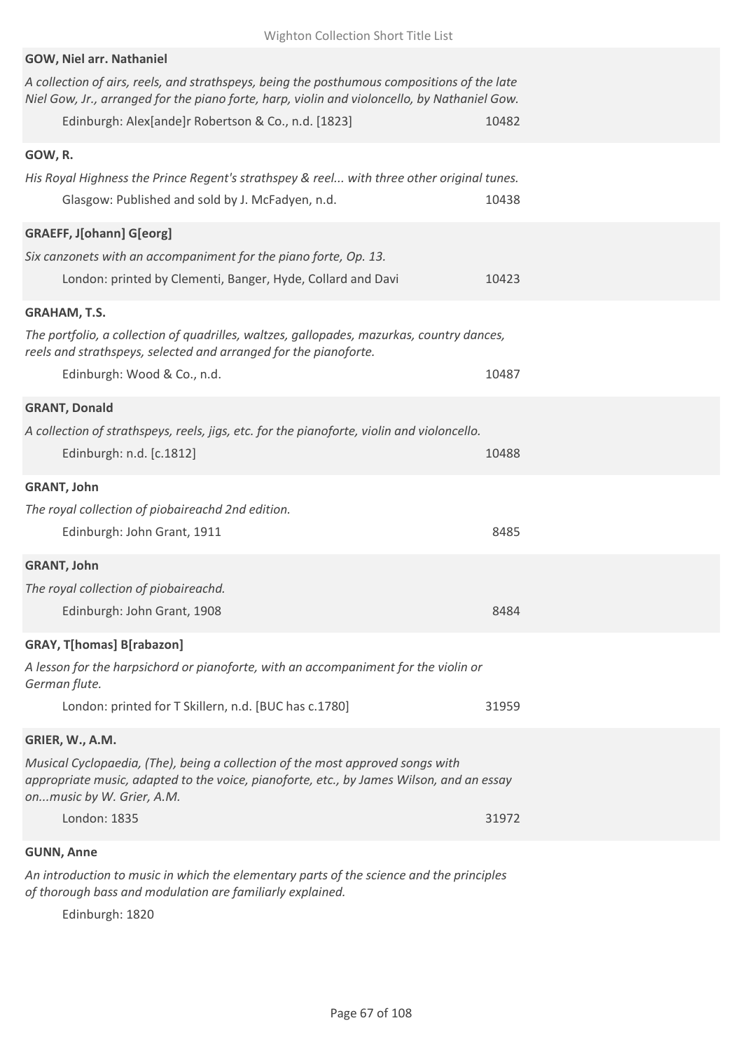**GOW, Niel arr. Nathaniel**

*A collection of airs, reels, and strathspeys, being the posthumous compositions of the late Niel Gow, Jr., arranged for the piano forte, harp, violin and violoncello, by Nathaniel Gow.*

Edinburgh: Alex[ande]r Robertson & Co., n.d. [1823] 10482

**GOW, R.**

*His Royal Highness the Prince Regent's strathspey & reel... with three other original tunes.*

Glasgow: Published and sold by J. McFadyen, n.d. 10438

**GRAEFF, J[ohann] G[eorg]**

*Six canzonets with an accompaniment for the piano forte, Op. 13.*

London: printed by Clementi, Banger, Hyde, Collard and Davi 10423

**GRAHAM, T.S.**

*The portfolio, a collection of quadrilles, waltzes, gallopades, mazurkas, country dances, reels and strathspeys, selected and arranged for the pianoforte.*

Edinburgh: Wood & Co., n.d. 10487

**GRANT, Donald**

*A collection of strathspeys, reels, jigs, etc. for the pianoforte, violin and violoncello.*

Edinburgh: n.d. [c.1812] 10488

**GRANT, John**

*The royal collection of piobaireachd 2nd edition.*

Edinburgh: John Grant, 1911 8485

**GRANT, John**

*The royal collection of piobaireachd.*

Edinburgh: John Grant, 1908 8484

**GRAY, T[homas] B[rabazon]**

*A lesson for the harpsichord or pianoforte, with an accompaniment for the violin or German flute.*

London: printed for T Skillern, n.d. [BUC has c.1780] 31959

**GRIER, W., A.M.**

*Musical Cyclopaedia, (The), being a collection of the most approved songs with appropriate music, adapted to the voice, pianoforte, etc., by James Wilson, and an essay on...music by W. Grier, A.M.*

London: 1835 31972

**GUNN, Anne**

*An introduction to music in which the elementary parts of the science and the principles of thorough bass and modulation are familiarly explained.*

Edinburgh: 1820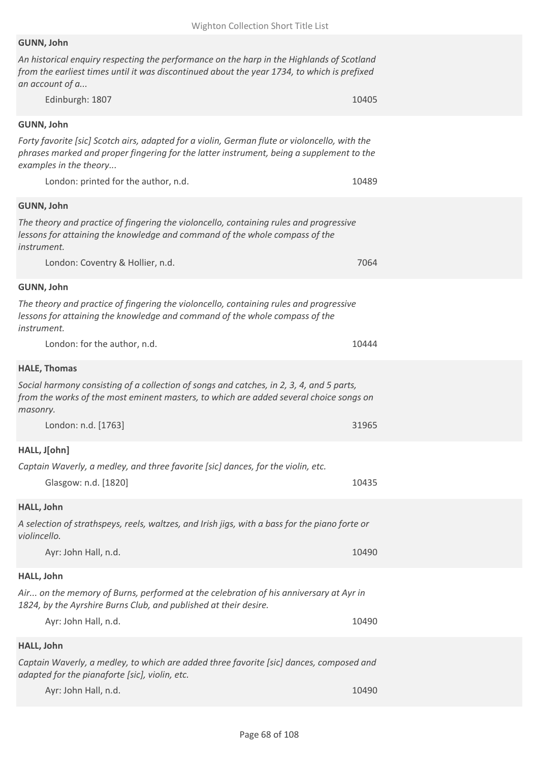**GUNN, John**

*An historical enquiry respecting the performance on the harp in the Highlands of Scotland from the earliest times until it was discontinued about the year 1734, to which is prefixed an account of a...*

Edinburgh: 1807 — 10405

**GUNN, John**

*Forty favorite [sic] Scotch airs, adapted for a violin, German flute or violoncello, with the phrases marked and proper fingering for the latter instrument, being a supplement to the examples in the theory...*

London: printed for the author, n.d. — 10489

**GUNN, John**

*The theory and practice of fingering the violoncello, containing rules and progressive lessons for attaining the knowledge and command of the whole compass of the instrument.*

London: Coventry & Hollier, n.d. — 7064

**GUNN, John**

*The theory and practice of fingering the violoncello, containing rules and progressive lessons for attaining the knowledge and command of the whole compass of the instrument.*

London: for the author, n.d. — 10444

**HALE, Thomas**

*Social harmony consisting of a collection of songs and catches, in 2, 3, 4, and 5 parts, from the works of the most eminent masters, to which are added several choice songs on masonry.*

London: n.d. [1763] — 31965

**HALL, J[ohn]**

*Captain Waverly, a medley, and three favorite [sic] dances, for the violin, etc.*

Glasgow: n.d. [1820] — 10435

**HALL, John**

*A selection of strathspeys, reels, waltzes, and Irish jigs, with a bass for the piano forte or violincello.*

Ayr: John Hall, n.d. — 10490

**HALL, John**

*Air... on the memory of Burns, performed at the celebration of his anniversary at Ayr in 1824, by the Ayrshire Burns Club, and published at their desire.*

Ayr: John Hall, n.d. — 10490

**HALL, John**

*Captain Waverly, a medley, to which are added three favorite [sic] dances, composed and adapted for the pianaforte [sic], violin, etc.*

Ayr: John Hall, n.d. — 10490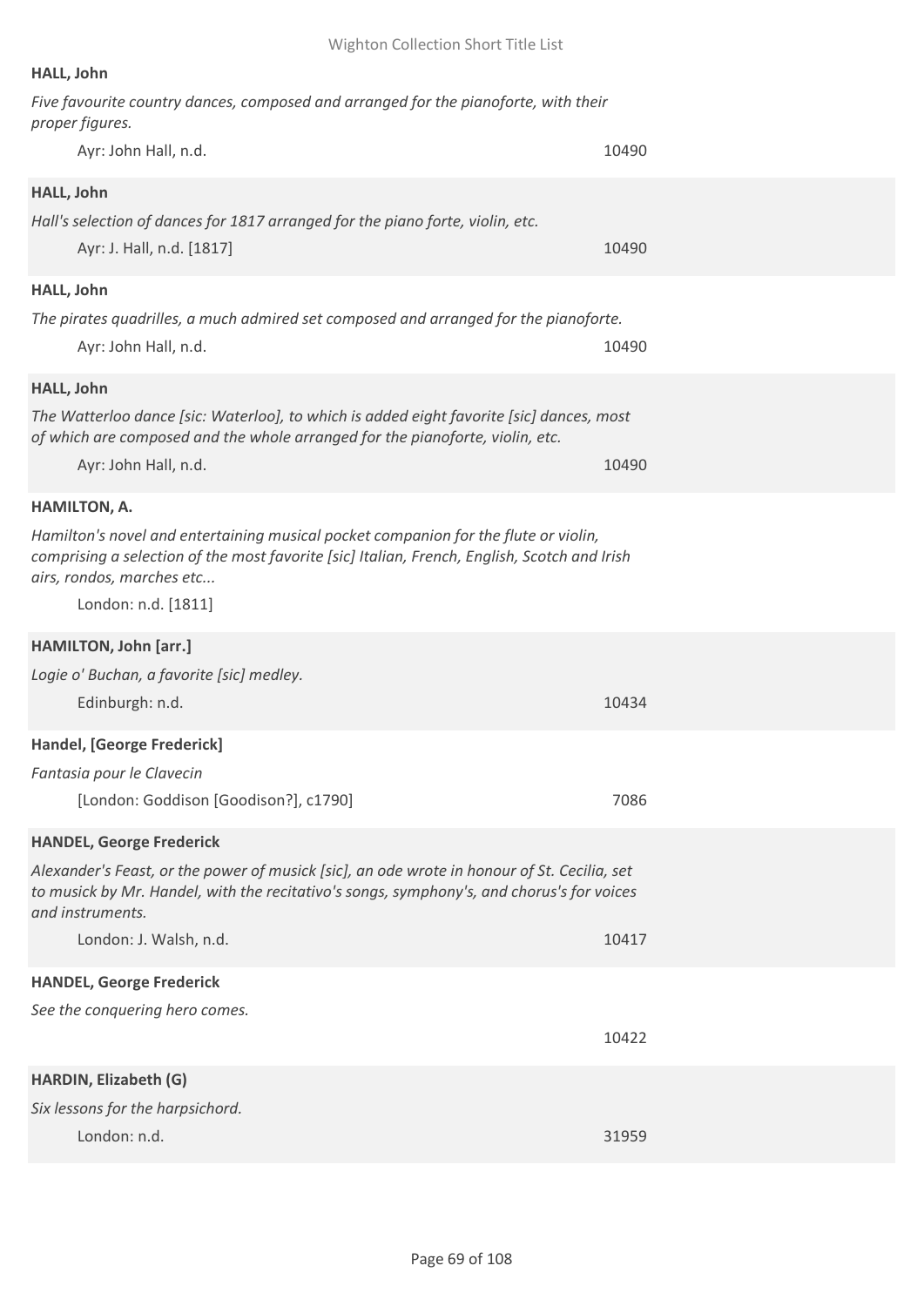**HALL, John**

*Five favourite country dances, composed and arranged for the pianoforte, with their proper figures.*

Ayr: John Hall, n.d. 10490

**HALL, John**

*Hall's selection of dances for 1817 arranged for the piano forte, violin, etc.*

Ayr: J. Hall, n.d. [1817] 10490

**HALL, John**

*The pirates quadrilles, a much admired set composed and arranged for the pianoforte.*

Ayr: John Hall, n.d. 10490

**HALL, John**

*The Watterloo dance [sic: Waterloo], to which is added eight favorite [sic] dances, most of which are composed and the whole arranged for the pianoforte, violin, etc.*

Ayr: John Hall, n.d. 10490

**HAMILTON, A.**

*Hamilton's novel and entertaining musical pocket companion for the flute or violin, comprising a selection of the most favorite [sic] Italian, French, English, Scotch and Irish airs, rondos, marches etc...*

London: n.d. [1811]

**HAMILTON, John [arr.]**

*Logie o' Buchan, a favorite [sic] medley.*

Edinburgh: n.d. 10434

**Handel, [George Frederick]**

*Fantasia pour le Clavecin*

[London: Goddison [Goodison?], c1790] 7086

**HANDEL, George Frederick**

*Alexander's Feast, or the power of musick [sic], an ode wrote in honour of St. Cecilia, set to musick by Mr. Handel, with the recitativo's songs, symphony's, and chorus's for voices and instruments.*

London: J. Walsh, n.d. 10417

**HANDEL, George Frederick**

*See the conquering hero comes.*

10422

**HARDIN, Elizabeth (G)**

*Six lessons for the harpsichord.*

London: n.d. 31959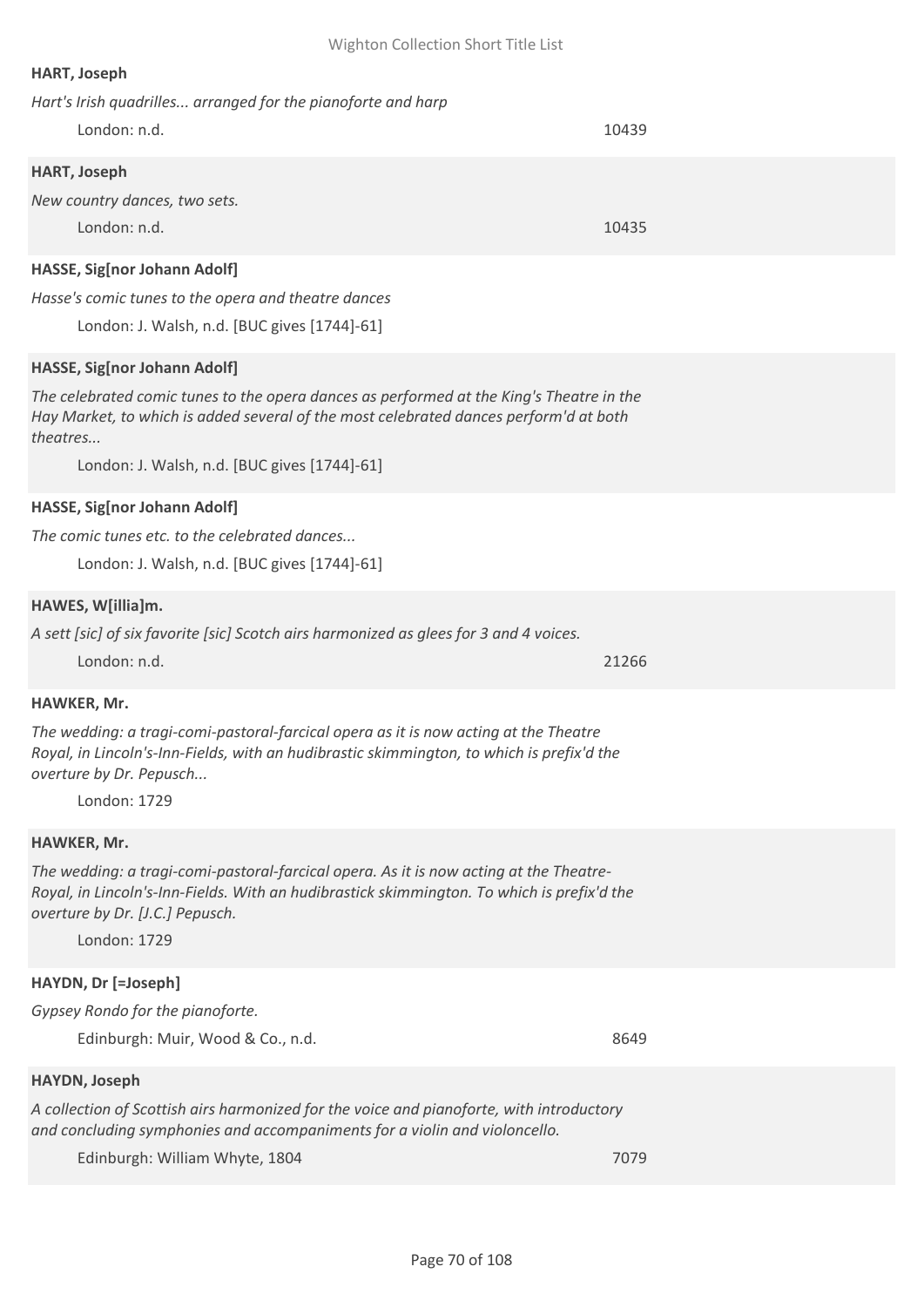**HART, Joseph**

*Hart's Irish quadrilles... arranged for the pianoforte and harp*

London: n.d. 10439

**HART, Joseph**

*New country dances, two sets.*

London: n.d. 10435

**HASSE, Sig[nor Johann Adolf]**

*Hasse's comic tunes to the opera and theatre dances*

London: J. Walsh, n.d. [BUC gives [1744]-61]

**HASSE, Sig[nor Johann Adolf]**

*The celebrated comic tunes to the opera dances as performed at the King's Theatre in the Hay Market, to which is added several of the most celebrated dances perform'd at both theatres...*

London: J. Walsh, n.d. [BUC gives [1744]-61]

**HASSE, Sig[nor Johann Adolf]**

*The comic tunes etc. to the celebrated dances...*

London: J. Walsh, n.d. [BUC gives [1744]-61]

**HAWES, W[illia]m.**

*A sett [sic] of six favorite [sic] Scotch airs harmonized as glees for 3 and 4 voices.*

London: n.d. 21266

**HAWKER, Mr.**

*The wedding: a tragi-comi-pastoral-farcical opera as it is now acting at the Theatre Royal, in Lincoln's-Inn-Fields, with an hudibrastic skimmington, to which is prefix'd the overture by Dr. Pepusch...*

London: 1729

**HAWKER, Mr.**

*The wedding: a tragi-comi-pastoral-farcical opera. As it is now acting at the Theatre-Royal, in Lincoln's-Inn-Fields. With an hudibrastick skimmington. To which is prefix'd the overture by Dr. [J.C.] Pepusch.*

London: 1729

**HAYDN, Dr [=Joseph]**

*Gypsey Rondo for the pianoforte.*

Edinburgh: Muir, Wood & Co., n.d. 8649

**HAYDN, Joseph**

*A collection of Scottish airs harmonized for the voice and pianoforte, with introductory and concluding symphonies and accompaniments for a violin and violoncello.*

Edinburgh: William Whyte, 1804 7079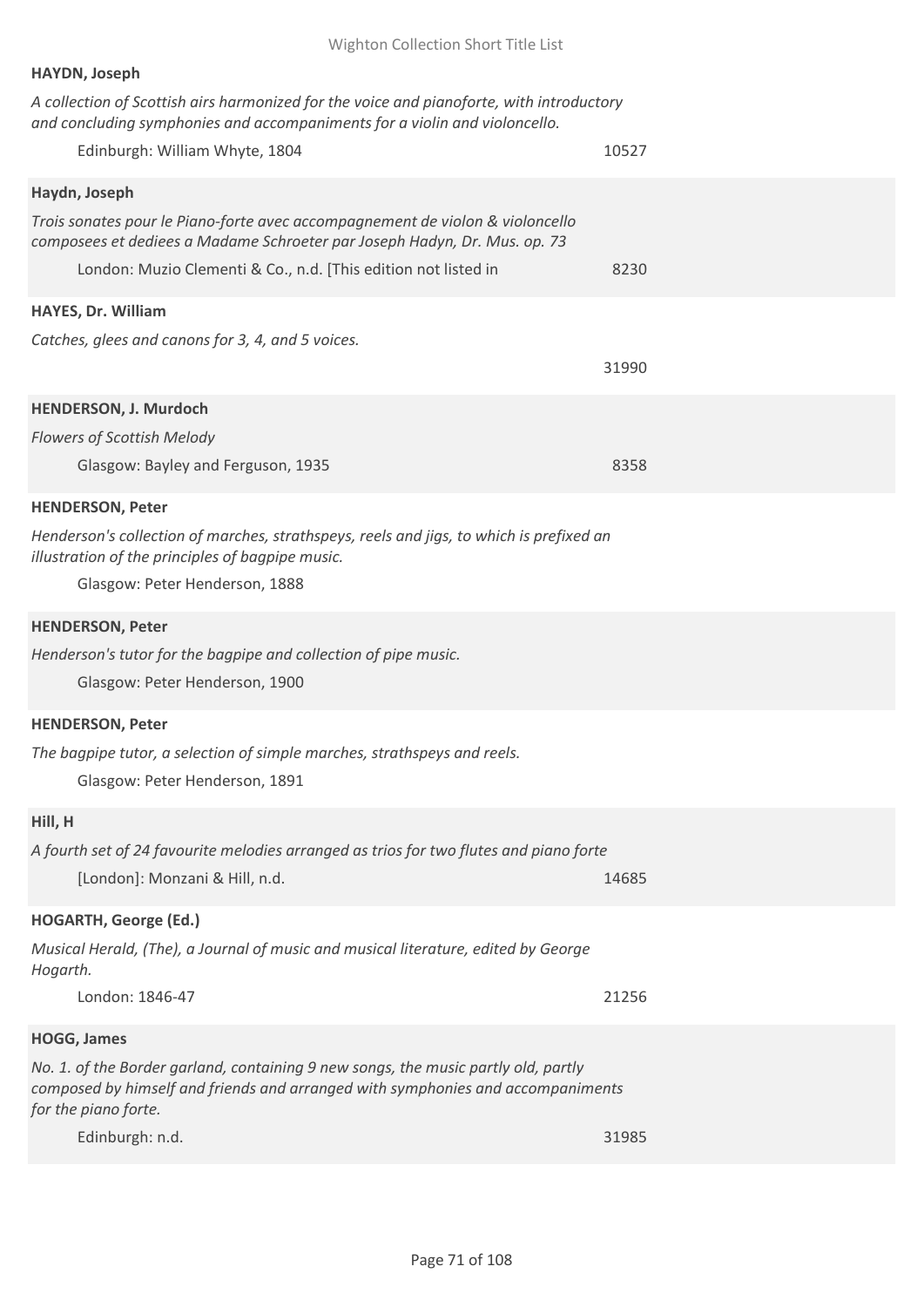**HAYDN, Joseph**

*A collection of Scottish airs harmonized for the voice and pianoforte, with introductory and concluding symphonies and accompaniments for a violin and violoncello.*

Edinburgh: William Whyte, 1804 — 10527

**Haydn, Joseph**

*Trois sonates pour le Piano-forte avec accompagnement de violon & violoncello composees et dediees a Madame Schroeter par Joseph Hadyn, Dr. Mus. op. 73*

London: Muzio Clementi & Co., n.d. [This edition not listed in — 8230

**HAYES, Dr. William**

*Catches, glees and canons for 3, 4, and 5 voices.*

31990

**HENDERSON, J. Murdoch**

*Flowers of Scottish Melody*

Glasgow: Bayley and Ferguson, 1935 — 8358

**HENDERSON, Peter**

*Henderson's collection of marches, strathspeys, reels and jigs, to which is prefixed an illustration of the principles of bagpipe music.*

Glasgow: Peter Henderson, 1888

**HENDERSON, Peter**

*Henderson's tutor for the bagpipe and collection of pipe music.*

Glasgow: Peter Henderson, 1900

**HENDERSON, Peter**

*The bagpipe tutor, a selection of simple marches, strathspeys and reels.*

Glasgow: Peter Henderson, 1891

**Hill, H**

*A fourth set of 24 favourite melodies arranged as trios for two flutes and piano forte*

[London]: Monzani & Hill, n.d. — 14685

**HOGARTH, George (Ed.)**

*Musical Herald, (The), a Journal of music and musical literature, edited by George Hogarth.*

London: 1846-47 — 21256

**HOGG, James**

*No. 1. of the Border garland, containing 9 new songs, the music partly old, partly composed by himself and friends and arranged with symphonies and accompaniments for the piano forte.*

Edinburgh: n.d. — 31985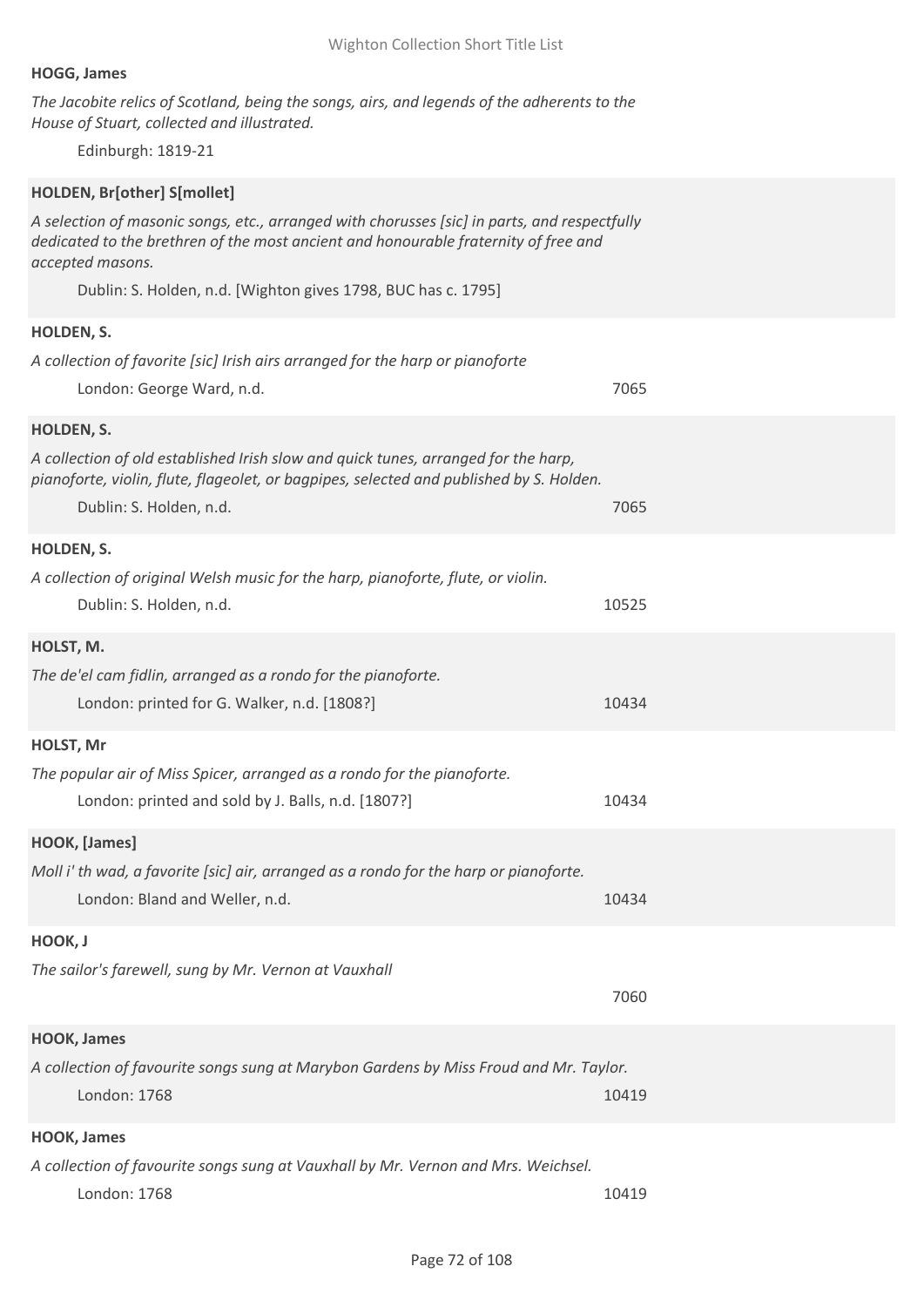**HOGG, James**

*The Jacobite relics of Scotland, being the songs, airs, and legends of the adherents to the House of Stuart, collected and illustrated.*

Edinburgh: 1819-21

**HOLDEN, Br[other] S[mollet]**

*A selection of masonic songs, etc., arranged with chorusses [sic] in parts, and respectfully dedicated to the brethren of the most ancient and honourable fraternity of free and accepted masons.*

Dublin: S. Holden, n.d. [Wighton gives 1798, BUC has c. 1795]

**HOLDEN, S.**

*A collection of favorite [sic] Irish airs arranged for the harp or pianoforte*

London: George Ward, n.d. — 7065

**HOLDEN, S.**

*A collection of old established Irish slow and quick tunes, arranged for the harp, pianoforte, violin, flute, flageolet, or bagpipes, selected and published by S. Holden.*

Dublin: S. Holden, n.d. — 7065

**HOLDEN, S.**

*A collection of original Welsh music for the harp, pianoforte, flute, or violin.*

Dublin: S. Holden, n.d. — 10525

**HOLST, M.**

*The de'el cam fidlin, arranged as a rondo for the pianoforte.*

London: printed for G. Walker, n.d. [1808?] — 10434

**HOLST, Mr**

*The popular air of Miss Spicer, arranged as a rondo for the pianoforte.*

London: printed and sold by J. Balls, n.d. [1807?] — 10434

**HOOK, [James]**

*Moll i' th wad, a favorite [sic] air, arranged as a rondo for the harp or pianoforte.*

London: Bland and Weller, n.d. — 10434

**HOOK, J**

*The sailor's farewell, sung by Mr. Vernon at Vauxhall*

7060

**HOOK, James**

*A collection of favourite songs sung at Marybon Gardens by Miss Froud and Mr. Taylor.*

London: 1768 — 10419

**HOOK, James**

*A collection of favourite songs sung at Vauxhall by Mr. Vernon and Mrs. Weichsel.*

London: 1768 — 10419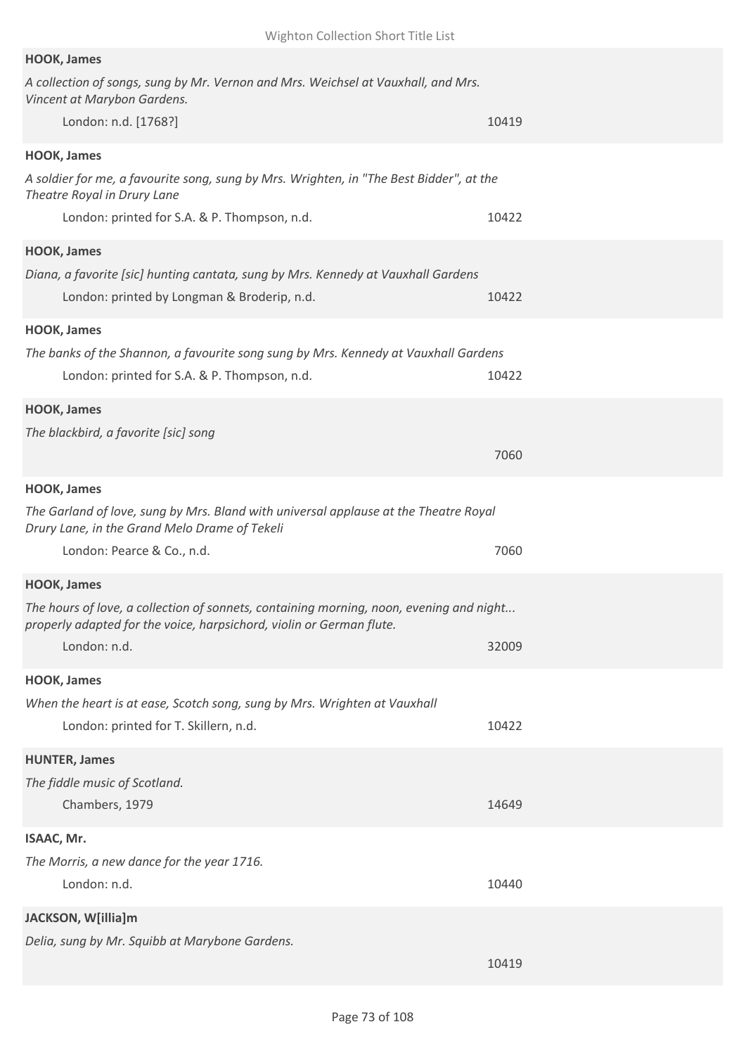**HOOK, James**

*A collection of songs, sung by Mr. Vernon and Mrs. Weichsel at Vauxhall, and Mrs. Vincent at Marybon Gardens.*

London: n.d. [1768?] — 10419

**HOOK, James**

*A soldier for me, a favourite song, sung by Mrs. Wrighten, in "The Best Bidder", at the Theatre Royal in Drury Lane*

London: printed for S.A. & P. Thompson, n.d. — 10422

**HOOK, James**

*Diana, a favorite [sic] hunting cantata, sung by Mrs. Kennedy at Vauxhall Gardens*

London: printed by Longman & Broderip, n.d. — 10422

**HOOK, James**

*The banks of the Shannon, a favourite song sung by Mrs. Kennedy at Vauxhall Gardens*

London: printed for S.A. & P. Thompson, n.d. — 10422

**HOOK, James**

*The blackbird, a favorite [sic] song*

7060

**HOOK, James**

*The Garland of love, sung by Mrs. Bland with universal applause at the Theatre Royal Drury Lane, in the Grand Melo Drame of Tekeli*

London: Pearce & Co., n.d. — 7060

**HOOK, James**

*The hours of love, a collection of sonnets, containing morning, noon, evening and night... properly adapted for the voice, harpsichord, violin or German flute.*

London: n.d. — 32009

**HOOK, James**

*When the heart is at ease, Scotch song, sung by Mrs. Wrighten at Vauxhall*

London: printed for T. Skillern, n.d. — 10422

**HUNTER, James**

*The fiddle music of Scotland.*

Chambers, 1979 — 14649

**ISAAC, Mr.**

*The Morris, a new dance for the year 1716.*

London: n.d. — 10440

**JACKSON, W[illia]m**

*Delia, sung by Mr. Squibb at Marybone Gardens.*

10419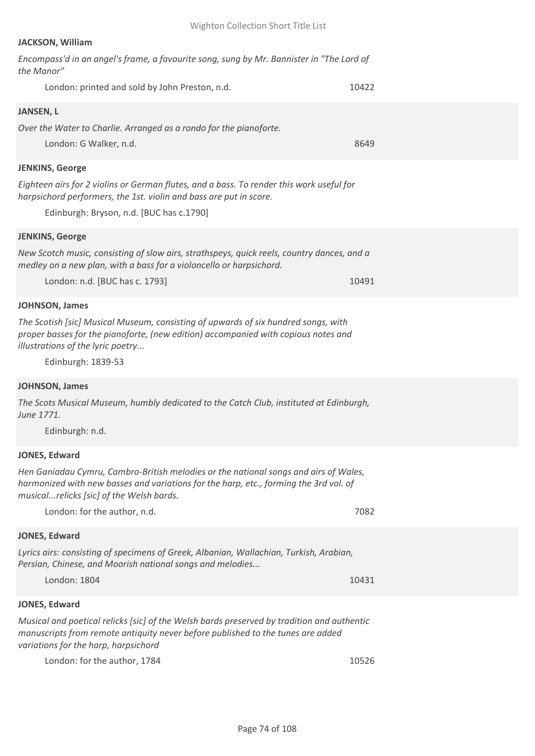**JACKSON, William**

*Encompass'd in an angel's frame, a favourite song, sung by Mr. Bannister in "The Lord of the Manor"*

London: printed and sold by John Preston, n.d. 10422

**JANSEN, L**

*Over the Water to Charlie. Arranged as a rondo for the pianoforte.*

London: G Walker, n.d. 8649

**JENKINS, George**

*Eighteen airs for 2 violins or German flutes, and a bass. To render this work useful for harpsichord performers, the 1st. violin and bass are put in score.*

Edinburgh: Bryson, n.d. [BUC has c.1790]

**JENKINS, George**

*New Scotch music, consisting of slow airs, strathspeys, quick reels, country dances, and a medley on a new plan, with a bass for a violoncello or harpsichord.*

London: n.d. [BUC has c. 1793] 10491

**JOHNSON, James**

*The Scotish [sic] Musical Museum, consisting of upwards of six hundred songs, with proper basses for the pianoforte, (new edition) accompanied with copious notes and illustrations of the lyric poetry...*

Edinburgh: 1839-53

**JOHNSON, James**

*The Scots Musical Museum, humbly dedicated to the Catch Club, instituted at Edinburgh, June 1771.*

Edinburgh: n.d.

**JONES, Edward**

*Hen Ganiadau Cymru, Cambro-British melodies or the national songs and airs of Wales, harmonized with new basses and variations for the harp, etc., forming the 3rd vol. of musical...relicks [sic] of the Welsh bards.*

London: for the author, n.d. 7082

**JONES, Edward**

*Lyrics airs: consisting of specimens of Greek, Albanian, Wallachian, Turkish, Arabian, Persian, Chinese, and Moorish national songs and melodies...*

London: 1804 10431

**JONES, Edward**

*Musical and poetical relicks [sic] of the Welsh bards preserved by tradition and authentic manuscripts from remote antiquity never before published to the tunes are added variations for the harp, harpsichord*

London: for the author, 1784 10526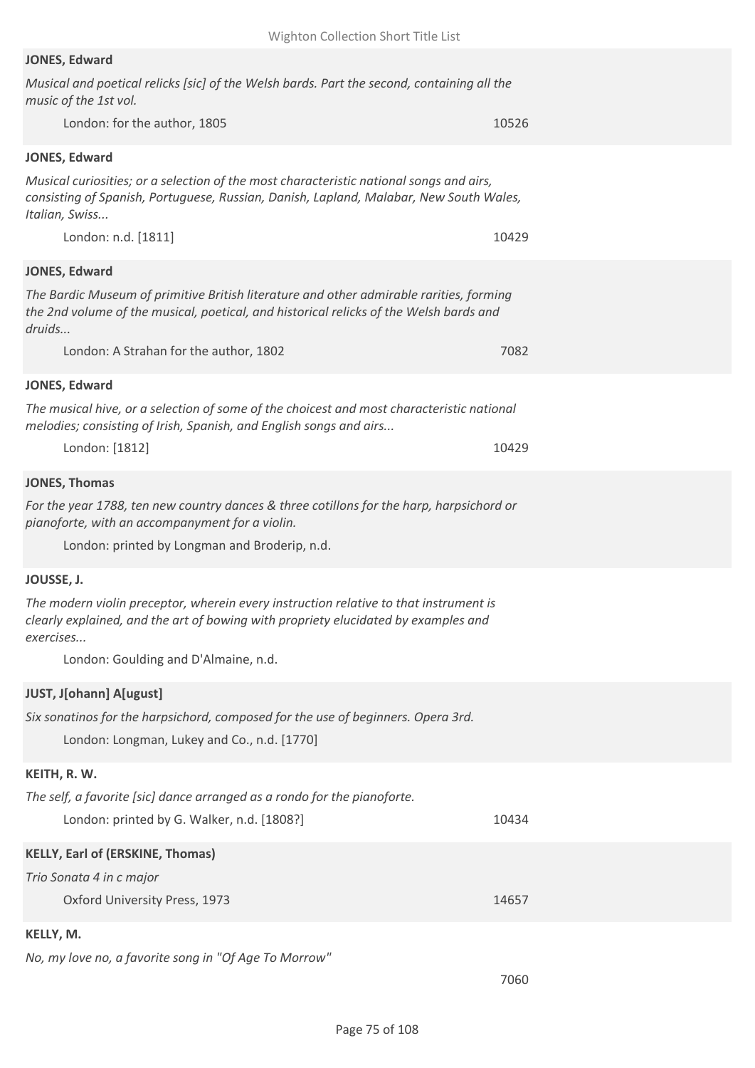**JONES, Edward**

*Musical and poetical relicks [sic] of the Welsh bards. Part the second, containing all the music of the 1st vol.*

London: for the author, 1805 10526

**JONES, Edward**

*Musical curiosities; or a selection of the most characteristic national songs and airs, consisting of Spanish, Portuguese, Russian, Danish, Lapland, Malabar, New South Wales, Italian, Swiss...*

London: n.d. [1811] 10429

**JONES, Edward**

*The Bardic Museum of primitive British literature and other admirable rarities, forming the 2nd volume of the musical, poetical, and historical relicks of the Welsh bards and druids...*

London: A Strahan for the author, 1802 7082

**JONES, Edward**

*The musical hive, or a selection of some of the choicest and most characteristic national melodies; consisting of Irish, Spanish, and English songs and airs...*

London: [1812] 10429

**JONES, Thomas**

*For the year 1788, ten new country dances & three cotillons for the harp, harpsichord or pianoforte, with an accompanyment for a violin.*

London: printed by Longman and Broderip, n.d.

**JOUSSE, J.**

*The modern violin preceptor, wherein every instruction relative to that instrument is clearly explained, and the art of bowing with propriety elucidated by examples and exercises...*

London: Goulding and D'Almaine, n.d.

**JUST, J[ohann] A[ugust]**

*Six sonatinos for the harpsichord, composed for the use of beginners. Opera 3rd.*

London: Longman, Lukey and Co., n.d. [1770]

**KEITH, R. W.**

*The self, a favorite [sic] dance arranged as a rondo for the pianoforte.*

London: printed by G. Walker, n.d. [1808?] 10434

**KELLY, Earl of (ERSKINE, Thomas)**

*Trio Sonata 4 in c major*

Oxford University Press, 1973 14657

**KELLY, M.**

*No, my love no, a favorite song in "Of Age To Morrow"*

7060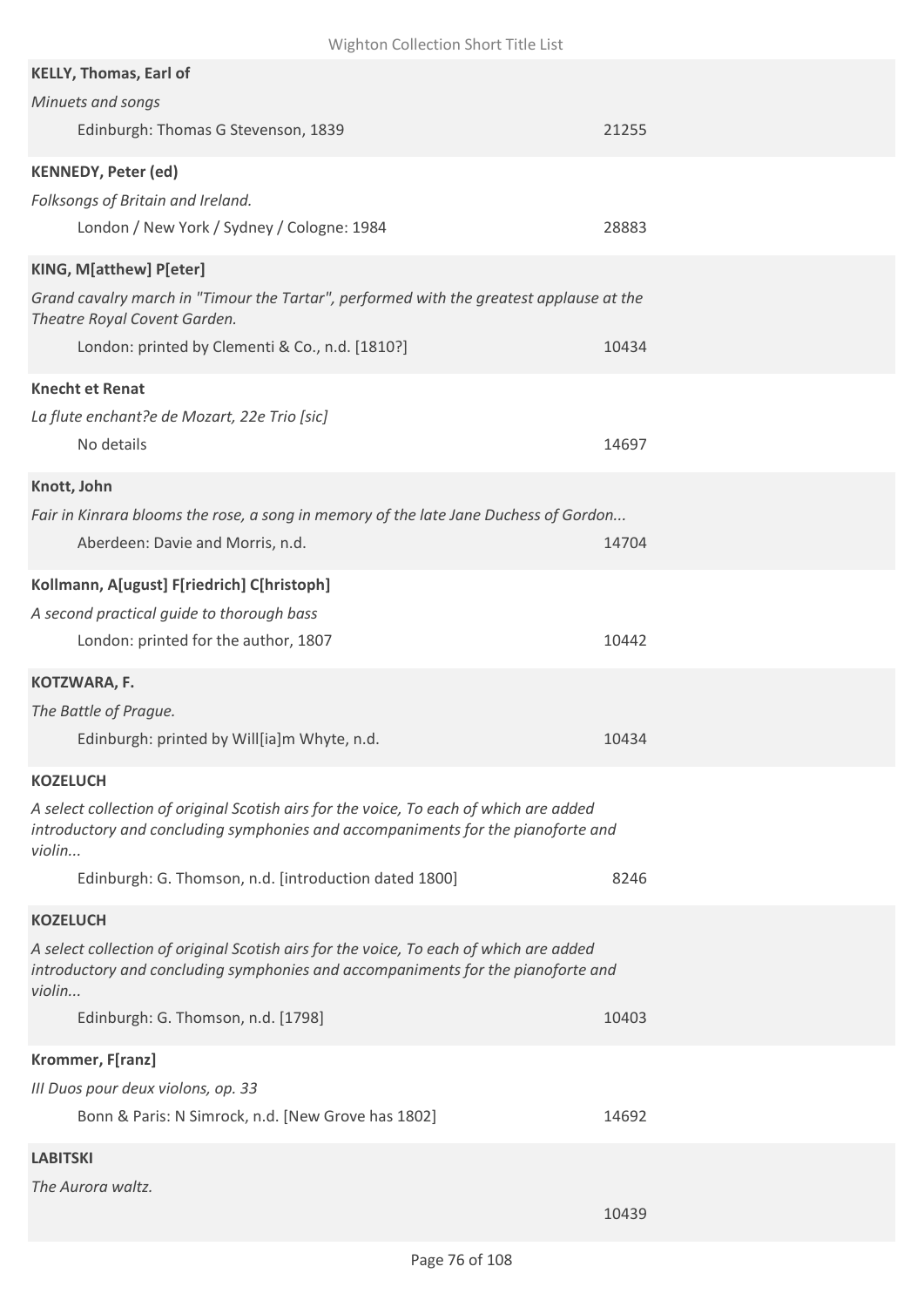**KELLY, Thomas, Earl of**

*Minuets and songs*

Edinburgh: Thomas G Stevenson, 1839 — 21255

**KENNEDY, Peter (ed)**

*Folksongs of Britain and Ireland.*

London / New York / Sydney / Cologne: 1984 — 28883

**KING, M[atthew] P[eter]**

*Grand cavalry march in "Timour the Tartar", performed with the greatest applause at the Theatre Royal Covent Garden.*

London: printed by Clementi & Co., n.d. [1810?] — 10434

**Knecht et Renat**

*La flute enchant?e de Mozart, 22e Trio [sic]*

No details — 14697

**Knott, John**

*Fair in Kinrara blooms the rose, a song in memory of the late Jane Duchess of Gordon...*

Aberdeen: Davie and Morris, n.d. — 14704

**Kollmann, A[ugust] F[riedrich] C[hristoph]**

*A second practical guide to thorough bass*

London: printed for the author, 1807 — 10442

**KOTZWARA, F.**

*The Battle of Prague.*

Edinburgh: printed by Will[ia]m Whyte, n.d. — 10434

**KOZELUCH**

*A select collection of original Scotish airs for the voice, To each of which are added introductory and concluding symphonies and accompaniments for the pianoforte and violin...*

Edinburgh: G. Thomson, n.d. [introduction dated 1800] — 8246

**KOZELUCH**

*A select collection of original Scotish airs for the voice, To each of which are added introductory and concluding symphonies and accompaniments for the pianoforte and violin...*

Edinburgh: G. Thomson, n.d. [1798] — 10403

**Krommer, F[ranz]**

*III Duos pour deux violons, op. 33*

Bonn & Paris: N Simrock, n.d. [New Grove has 1802] — 14692

**LABITSKI**

*The Aurora waltz.*

10439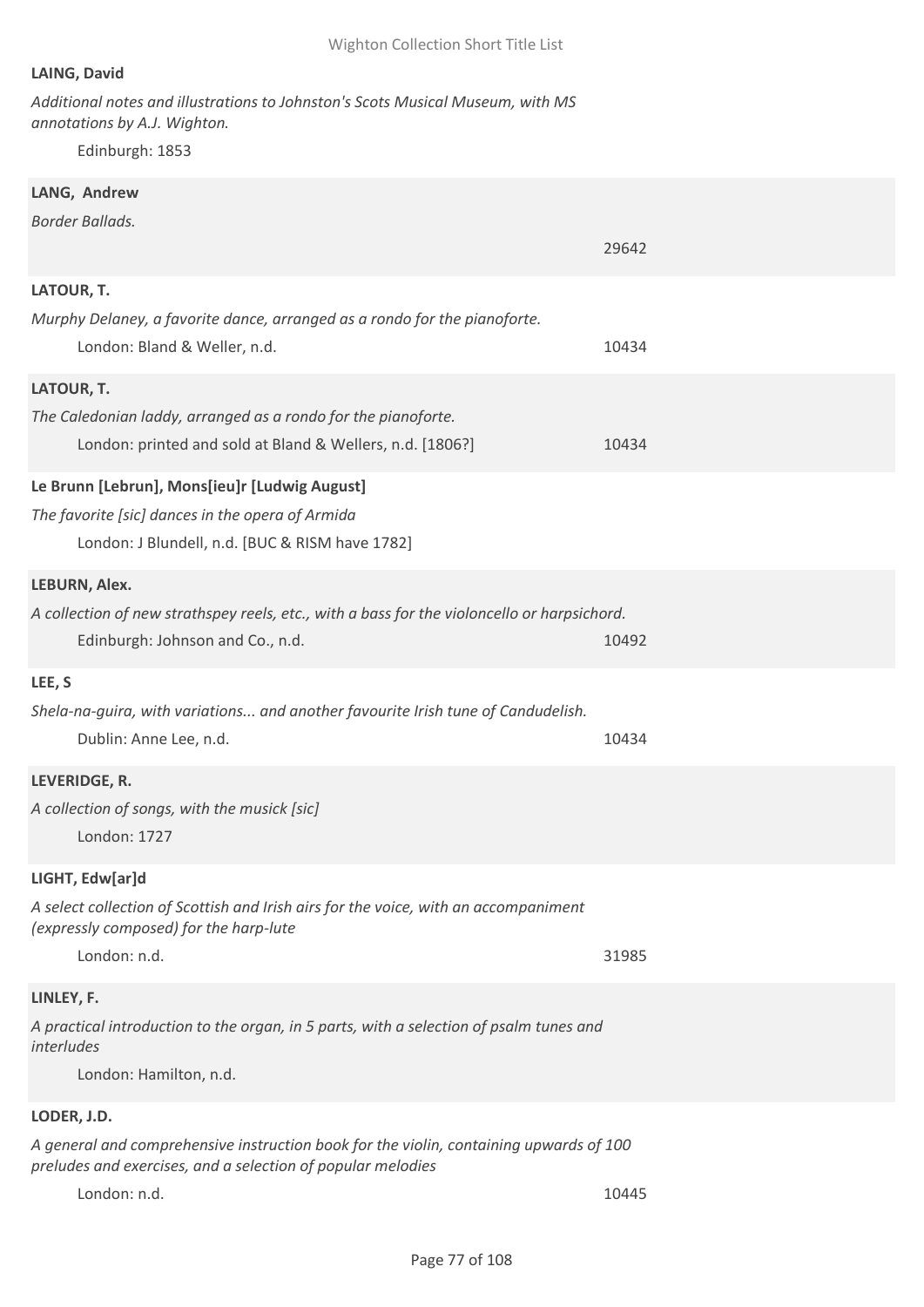**LAING, David**

*Additional notes and illustrations to Johnston's Scots Musical Museum, with MS annotations by A.J. Wighton.*

Edinburgh: 1853

**LANG, Andrew**

*Border Ballads.*

29642

**LATOUR, T.**

*Murphy Delaney, a favorite dance, arranged as a rondo for the pianoforte.*

London: Bland & Weller, n.d. — 10434

**LATOUR, T.**

*The Caledonian laddy, arranged as a rondo for the pianoforte.*

London: printed and sold at Bland & Wellers, n.d. [1806?] — 10434

**Le Brunn [Lebrun], Mons[ieu]r [Ludwig August]**

*The favorite [sic] dances in the opera of Armida*

London: J Blundell, n.d. [BUC & RISM have 1782]

**LEBURN, Alex.**

*A collection of new strathspey reels, etc., with a bass for the violoncello or harpsichord.*

Edinburgh: Johnson and Co., n.d. — 10492

**LEE, S**

*Shela-na-guira, with variations... and another favourite Irish tune of Candudelish.*

Dublin: Anne Lee, n.d. — 10434

**LEVERIDGE, R.**

*A collection of songs, with the musick [sic]*

London: 1727

**LIGHT, Edw[ar]d**

*A select collection of Scottish and Irish airs for the voice, with an accompaniment (expressly composed) for the harp-lute*

London: n.d. — 31985

**LINLEY, F.**

*A practical introduction to the organ, in 5 parts, with a selection of psalm tunes and interludes*

London: Hamilton, n.d.

**LODER, J.D.**

*A general and comprehensive instruction book for the violin, containing upwards of 100 preludes and exercises, and a selection of popular melodies*

London: n.d. — 10445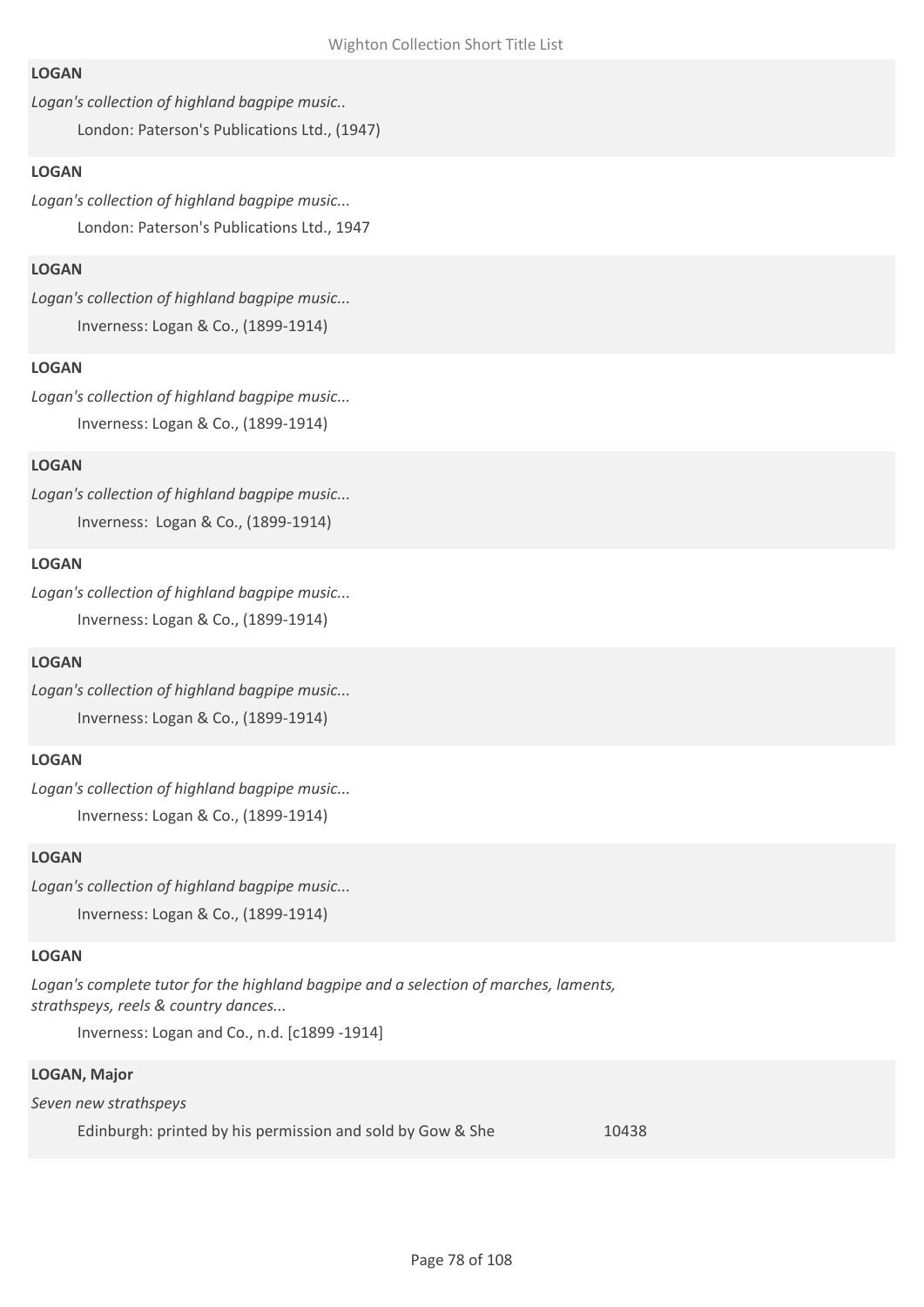**LOGAN**

*Logan's collection of highland bagpipe music..*

London: Paterson's Publications Ltd., (1947)

**LOGAN**

*Logan's collection of highland bagpipe music...*

London: Paterson's Publications Ltd., 1947

**LOGAN**

*Logan's collection of highland bagpipe music...*

Inverness: Logan & Co., (1899-1914)

**LOGAN**

*Logan's collection of highland bagpipe music...*

Inverness: Logan & Co., (1899-1914)

**LOGAN**

*Logan's collection of highland bagpipe music...*

Inverness:  Logan & Co., (1899-1914)

**LOGAN**

*Logan's collection of highland bagpipe music...*

Inverness: Logan & Co., (1899-1914)

**LOGAN**

*Logan's collection of highland bagpipe music...*

Inverness: Logan & Co., (1899-1914)

**LOGAN**

*Logan's collection of highland bagpipe music...*

Inverness: Logan & Co., (1899-1914)

**LOGAN**

*Logan's collection of highland bagpipe music...*

Inverness: Logan & Co., (1899-1914)

**LOGAN**

*Logan's complete tutor for the highland bagpipe and a selection of marches, laments, strathspeys, reels & country dances...*

Inverness: Logan and Co., n.d. [c1899 -1914]

**LOGAN, Major**

*Seven new strathspeys*

Edinburgh: printed by his permission and sold by Gow & She 10438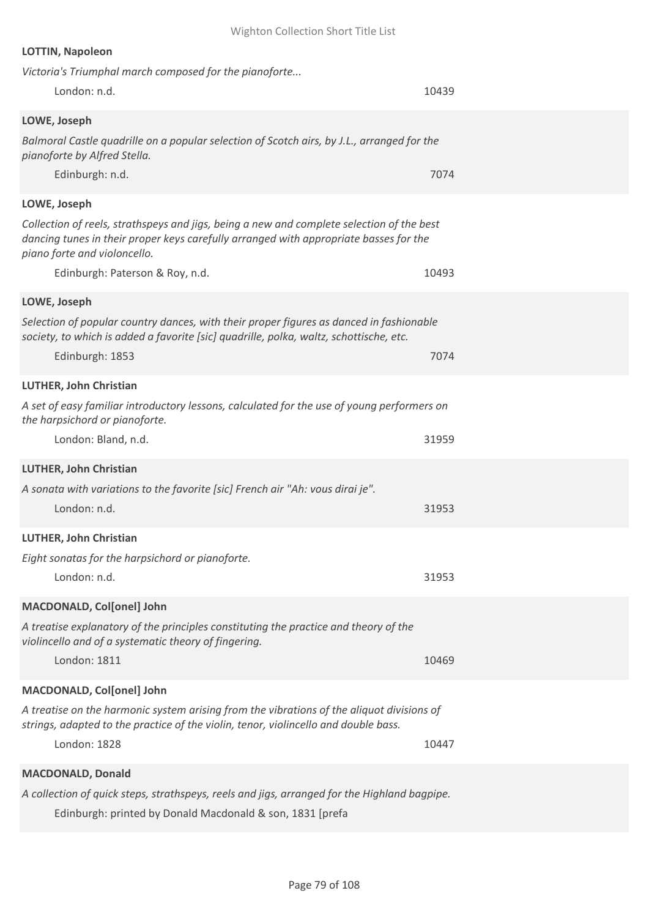**LOTTIN, Napoleon**

*Victoria's Triumphal march composed for the pianoforte...*

London: n.d. 10439

**LOWE, Joseph**

*Balmoral Castle quadrille on a popular selection of Scotch airs, by J.L., arranged for the pianoforte by Alfred Stella.*

Edinburgh: n.d. 7074

**LOWE, Joseph**

*Collection of reels, strathspeys and jigs, being a new and complete selection of the best dancing tunes in their proper keys carefully arranged with appropriate basses for the piano forte and violoncello.*

Edinburgh: Paterson & Roy, n.d. 10493

**LOWE, Joseph**

*Selection of popular country dances, with their proper figures as danced in fashionable society, to which is added a favorite [sic] quadrille, polka, waltz, schottische, etc.*

Edinburgh: 1853 7074

**LUTHER, John Christian**

*A set of easy familiar introductory lessons, calculated for the use of young performers on the harpsichord or pianoforte.*

London: Bland, n.d. 31959

**LUTHER, John Christian**

*A sonata with variations to the favorite [sic] French air "Ah: vous dirai je".*

London: n.d. 31953

**LUTHER, John Christian**

*Eight sonatas for the harpsichord or pianoforte.*

London: n.d. 31953

**MACDONALD, Col[onel] John**

*A treatise explanatory of the principles constituting the practice and theory of the violincello and of a systematic theory of fingering.*

London: 1811 10469

**MACDONALD, Col[onel] John**

*A treatise on the harmonic system arising from the vibrations of the aliquot divisions of strings, adapted to the practice of the violin, tenor, violincello and double bass.*

London: 1828 10447

**MACDONALD, Donald**

*A collection of quick steps, strathspeys, reels and jigs, arranged for the Highland bagpipe.*

Edinburgh: printed by Donald Macdonald & son, 1831 [prefa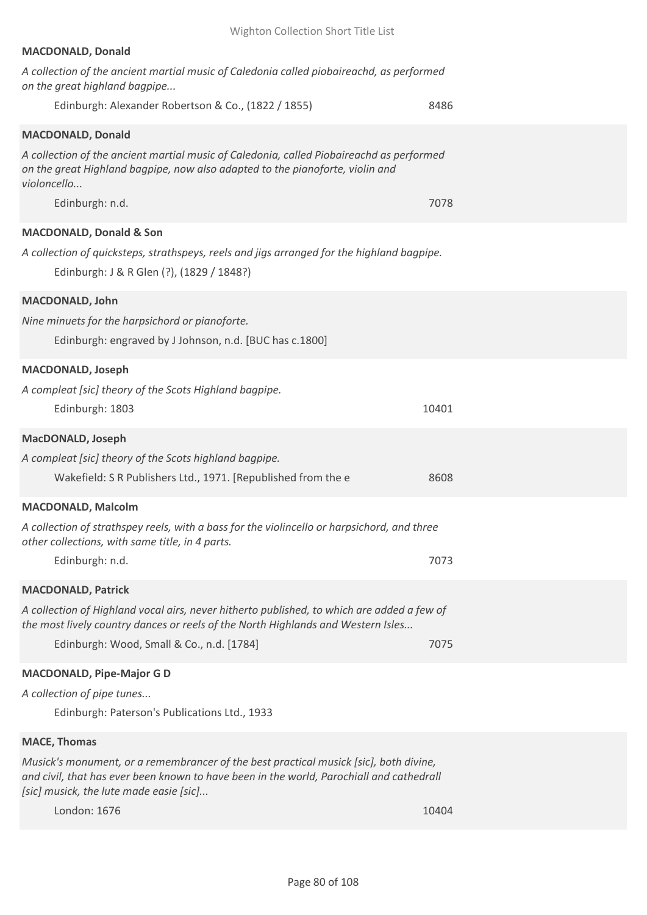**MACDONALD, Donald**

*A collection of the ancient martial music of Caledonia called piobaireachd, as performed on the great highland bagpipe...*

Edinburgh: Alexander Robertson & Co., (1822 / 1855) 8486

**MACDONALD, Donald**

*A collection of the ancient martial music of Caledonia, called Piobaireachd as performed on the great Highland bagpipe, now also adapted to the pianoforte, violin and violoncello...*

Edinburgh: n.d. 7078

**MACDONALD, Donald & Son**

*A collection of quicksteps, strathspeys, reels and jigs arranged for the highland bagpipe.*

Edinburgh: J & R Glen (?), (1829 / 1848?)

**MACDONALD, John**

*Nine minuets for the harpsichord or pianoforte.*

Edinburgh: engraved by J Johnson, n.d. [BUC has c.1800]

**MACDONALD, Joseph**

*A compleat [sic] theory of the Scots Highland bagpipe.*

Edinburgh: 1803 10401

**MacDONALD, Joseph**

*A compleat [sic] theory of the Scots highland bagpipe.*

Wakefield: S R Publishers Ltd., 1971. [Republished from the e 8608

**MACDONALD, Malcolm**

*A collection of strathspey reels, with a bass for the violincello or harpsichord, and three other collections, with same title, in 4 parts.*

Edinburgh: n.d. 7073

**MACDONALD, Patrick**

*A collection of Highland vocal airs, never hitherto published, to which are added a few of the most lively country dances or reels of the North Highlands and Western Isles...*

Edinburgh: Wood, Small & Co., n.d. [1784] 7075

**MACDONALD, Pipe-Major G D**

*A collection of pipe tunes...*

Edinburgh: Paterson's Publications Ltd., 1933

**MACE, Thomas**

*Musick's monument, or a remembrancer of the best practical musick [sic], both divine, and civil, that has ever been known to have been in the world, Parochiall and cathedrall [sic] musick, the lute made easie [sic]...*

London: 1676 10404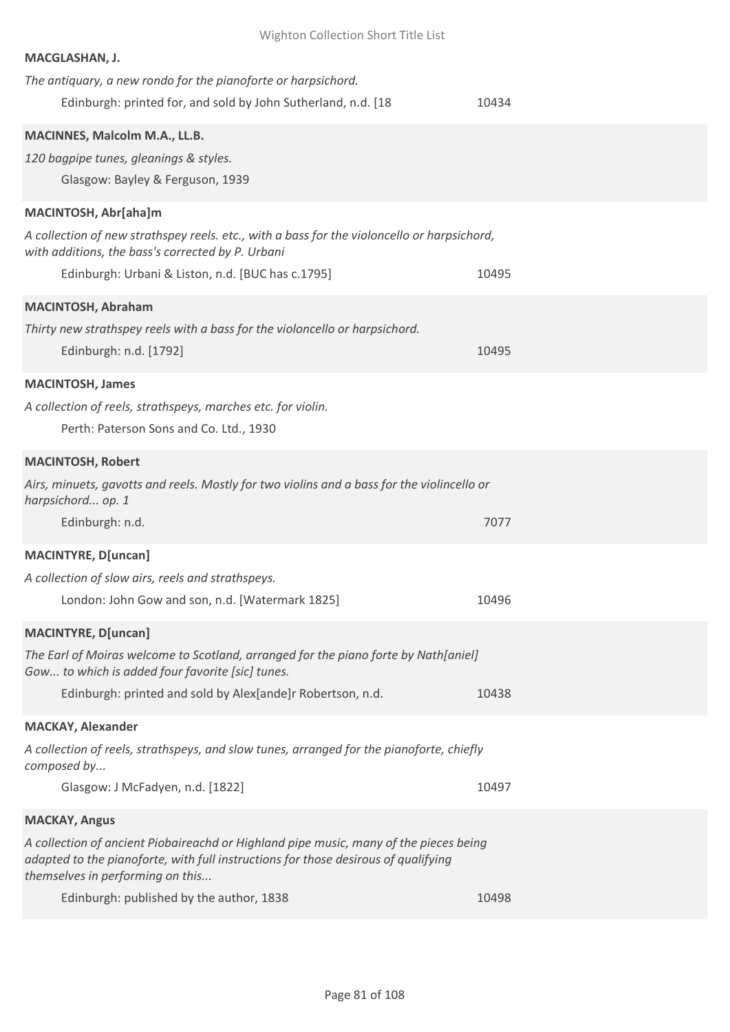**MACGLASHAN, J.**

*The antiquary, a new rondo for the pianoforte or harpsichord.*

Edinburgh: printed for, and sold by John Sutherland, n.d. [18 — 10434

**MACINNES, Malcolm M.A., LL.B.**

*120 bagpipe tunes, gleanings & styles.*

Glasgow: Bayley & Ferguson, 1939

**MACINTOSH, Abr[aha]m**

*A collection of new strathspey reels. etc., with a bass for the violoncello or harpsichord, with additions, the bass's corrected by P. Urbani*

Edinburgh: Urbani & Liston, n.d. [BUC has c.1795] — 10495

**MACINTOSH, Abraham**

*Thirty new strathspey reels with a bass for the violoncello or harpsichord.*

Edinburgh: n.d. [1792] — 10495

**MACINTOSH, James**

*A collection of reels, strathspeys, marches etc. for violin.*

Perth: Paterson Sons and Co. Ltd., 1930

**MACINTOSH, Robert**

*Airs, minuets, gavotts and reels. Mostly for two violins and a bass for the violincello or harpsichord... op. 1*

Edinburgh: n.d. — 7077

**MACINTYRE, D[uncan]**

*A collection of slow airs, reels and strathspeys.*

London: John Gow and son, n.d. [Watermark 1825] — 10496

**MACINTYRE, D[uncan]**

*The Earl of Moiras welcome to Scotland, arranged for the piano forte by Nath[aniel] Gow... to which is added four favorite [sic] tunes.*

Edinburgh: printed and sold by Alex[ande]r Robertson, n.d. — 10438

**MACKAY, Alexander**

*A collection of reels, strathspeys, and slow tunes, arranged for the pianoforte, chiefly composed by...*

Glasgow: J McFadyen, n.d. [1822] — 10497

**MACKAY, Angus**

*A collection of ancient Piobaireachd or Highland pipe music, many of the pieces being adapted to the pianoforte, with full instructions for those desirous of qualifying themselves in performing on this...*

Edinburgh: published by the author, 1838 — 10498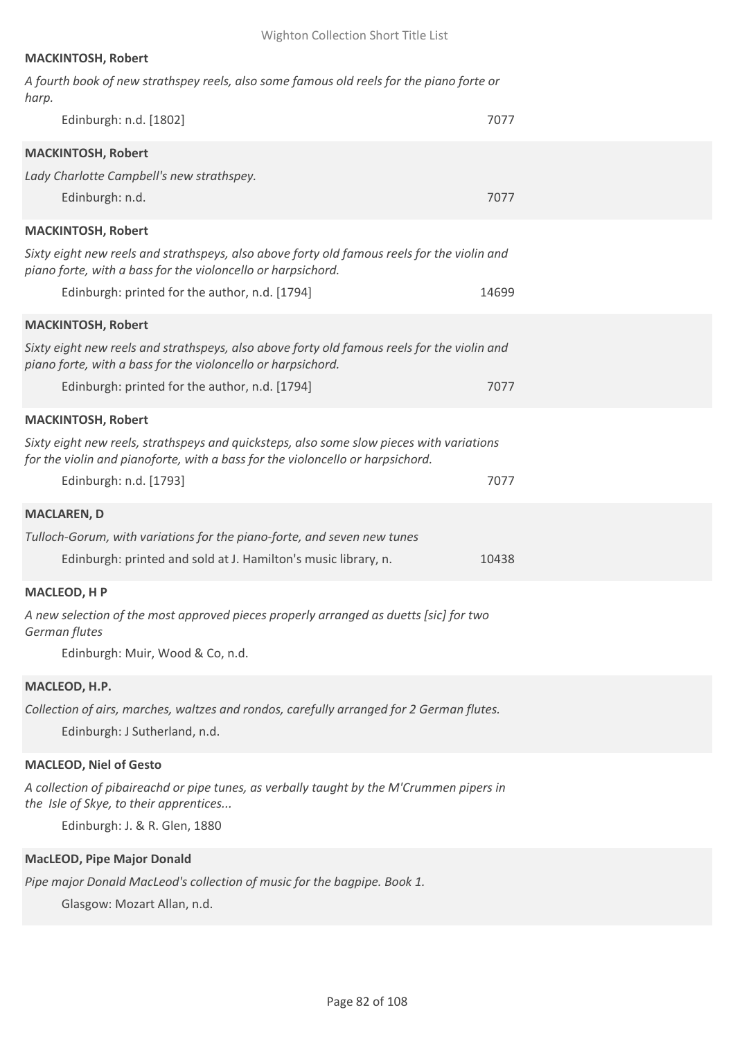**MACKINTOSH, Robert**

*A fourth book of new strathspey reels, also some famous old reels for the piano forte or harp.*

Edinburgh: n.d. [1802] 7077

**MACKINTOSH, Robert**

*Lady Charlotte Campbell's new strathspey.*

Edinburgh: n.d. 7077

**MACKINTOSH, Robert**

*Sixty eight new reels and strathspeys, also above forty old famous reels for the violin and piano forte, with a bass for the violoncello or harpsichord.*

Edinburgh: printed for the author, n.d. [1794] 14699

**MACKINTOSH, Robert**

*Sixty eight new reels and strathspeys, also above forty old famous reels for the violin and piano forte, with a bass for the violoncello or harpsichord.*

Edinburgh: printed for the author, n.d. [1794] 7077

**MACKINTOSH, Robert**

*Sixty eight new reels, strathspeys and quicksteps, also some slow pieces with variations for the violin and pianoforte, with a bass for the violoncello or harpsichord.*

Edinburgh: n.d. [1793] 7077

**MACLAREN, D**

*Tulloch-Gorum, with variations for the piano-forte, and seven new tunes*

Edinburgh: printed and sold at J. Hamilton's music library, n. 10438

**MACLEOD, H P**

*A new selection of the most approved pieces properly arranged as duetts [sic] for two German flutes*

Edinburgh: Muir, Wood & Co, n.d.

**MACLEOD, H.P.**

*Collection of airs, marches, waltzes and rondos, carefully arranged for 2 German flutes.*

Edinburgh: J Sutherland, n.d.

**MACLEOD, Niel of Gesto**

*A collection of pibaireachd or pipe tunes, as verbally taught by the M'Crummen pipers in the Isle of Skye, to their apprentices...*

Edinburgh: J. & R. Glen, 1880

**MacLEOD, Pipe Major Donald**

*Pipe major Donald MacLeod's collection of music for the bagpipe. Book 1.*

Glasgow: Mozart Allan, n.d.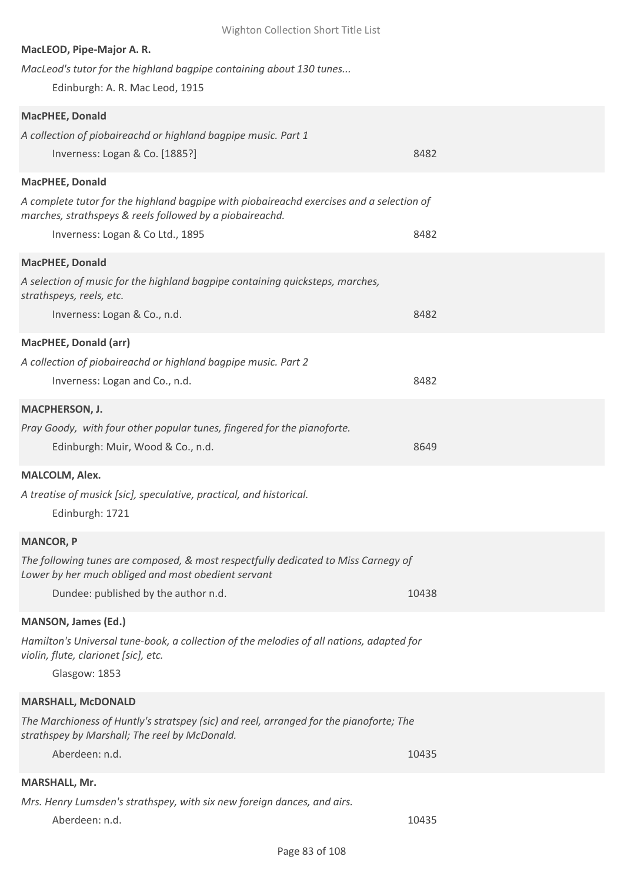**MacLEOD, Pipe-Major A. R.**

*MacLeod's tutor for the highland bagpipe containing about 130 tunes...*

Edinburgh: A. R. Mac Leod, 1915

**MacPHEE, Donald**

*A collection of piobaireachd or highland bagpipe music. Part 1*

Inverness: Logan & Co. [1885?] 8482

**MacPHEE, Donald**

*A complete tutor for the highland bagpipe with piobaireachd exercises and a selection of marches, strathspeys & reels followed by a piobaireachd.*

Inverness: Logan & Co Ltd., 1895 8482

**MacPHEE, Donald**

*A selection of music for the highland bagpipe containing quicksteps, marches, strathspeys, reels, etc.*

Inverness: Logan & Co., n.d. 8482

**MacPHEE, Donald (arr)**

*A collection of piobaireachd or highland bagpipe music. Part 2*

Inverness: Logan and Co., n.d. 8482

**MACPHERSON, J.**

*Pray Goody, with four other popular tunes, fingered for the pianoforte.*

Edinburgh: Muir, Wood & Co., n.d. 8649

**MALCOLM, Alex.**

*A treatise of musick [sic], speculative, practical, and historical.*

Edinburgh: 1721

**MANCOR, P**

*The following tunes are composed, & most respectfully dedicated to Miss Carnegy of Lower by her much obliged and most obedient servant*

Dundee: published by the author n.d. 10438

**MANSON, James (Ed.)**

*Hamilton's Universal tune-book, a collection of the melodies of all nations, adapted for violin, flute, clarionet [sic], etc.*

Glasgow: 1853

**MARSHALL, McDONALD**

*The Marchioness of Huntly's stratspey (sic) and reel, arranged for the pianoforte; The strathspey by Marshall; The reel by McDonald.*

Aberdeen: n.d. 10435

**MARSHALL, Mr.**

*Mrs. Henry Lumsden's strathspey, with six new foreign dances, and airs.*

Aberdeen: n.d. 10435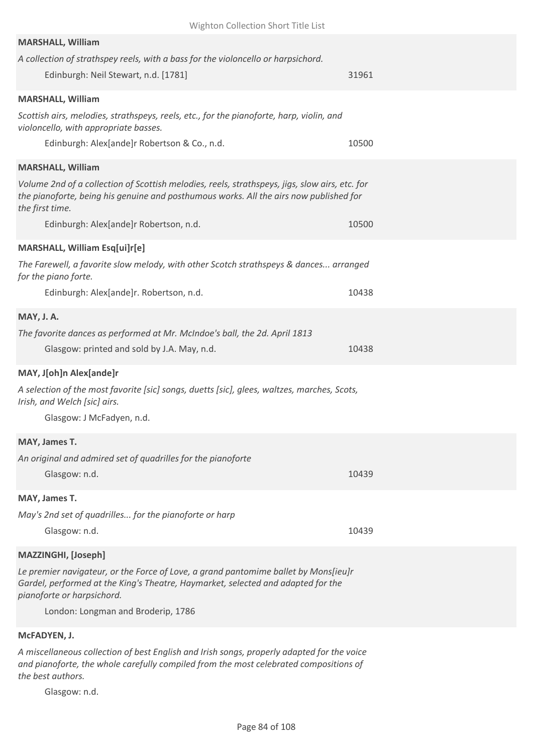**MARSHALL, William**

*A collection of strathspey reels, with a bass for the violoncello or harpsichord.*

Edinburgh: Neil Stewart, n.d. [1781] 31961

**MARSHALL, William**

*Scottish airs, melodies, strathspeys, reels, etc., for the pianoforte, harp, violin, and violoncello, with appropriate basses.*

Edinburgh: Alex[ande]r Robertson & Co., n.d. 10500

**MARSHALL, William**

*Volume 2nd of a collection of Scottish melodies, reels, strathspeys, jigs, slow airs, etc. for the pianoforte, being his genuine and posthumous works. All the airs now published for the first time.*

Edinburgh: Alex[ande]r Robertson, n.d. 10500

**MARSHALL, William Esq[ui]r[e]**

*The Farewell, a favorite slow melody, with other Scotch strathspeys & dances... arranged for the piano forte.*

Edinburgh: Alex[ande]r. Robertson, n.d. 10438

**MAY, J. A.**

*The favorite dances as performed at Mr. McIndoe's ball, the 2d. April 1813*

Glasgow: printed and sold by J.A. May, n.d. 10438

**MAY, J[oh]n Alex[ande]r**

*A selection of the most favorite [sic] songs, duetts [sic], glees, waltzes, marches, Scots, Irish, and Welch [sic] airs.*

Glasgow: J McFadyen, n.d.

**MAY, James T.**

*An original and admired set of quadrilles for the pianoforte*

Glasgow: n.d. 10439

**MAY, James T.**

*May's 2nd set of quadrilles... for the pianoforte or harp*

Glasgow: n.d. 10439

**MAZZINGHI, [Joseph]**

*Le premier navigateur, or the Force of Love, a grand pantomime ballet by Mons[ieu]r Gardel, performed at the King's Theatre, Haymarket, selected and adapted for the pianoforte or harpsichord.*

London: Longman and Broderip, 1786

**McFADYEN, J.**

*A miscellaneous collection of best English and Irish songs, properly adapted for the voice and pianoforte, the whole carefully compiled from the most celebrated compositions of the best authors.*

Glasgow: n.d.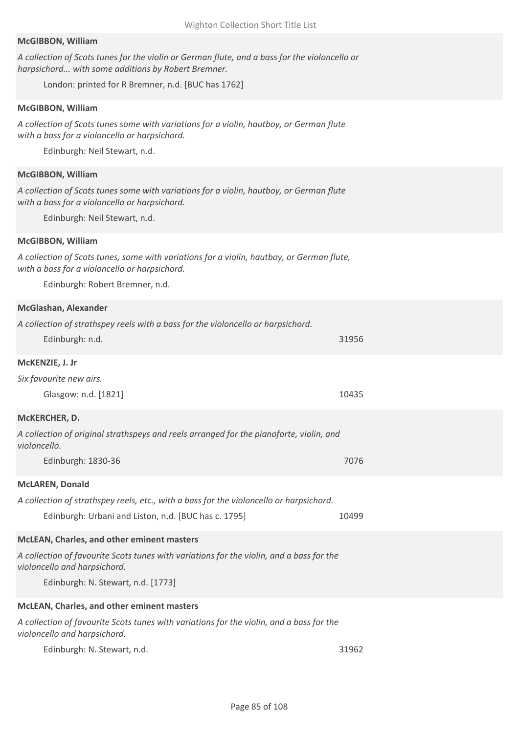**McGIBBON, William**

*A collection of Scots tunes for the violin or German flute, and a bass for the violoncello or harpsichord... with some additions by Robert Bremner.*

London: printed for R Bremner, n.d. [BUC has 1762]

**McGIBBON, William**

*A collection of Scots tunes some with variations for a violin, hautboy, or German flute with a bass for a violoncello or harpsichord.*

Edinburgh: Neil Stewart, n.d.

**McGIBBON, William**

*A collection of Scots tunes some with variations for a violin, hautboy, or German flute with a bass for a violoncello or harpsichord.*

Edinburgh: Neil Stewart, n.d.

**McGIBBON, William**

*A collection of Scots tunes, some with variations for a violin, hautboy, or German flute, with a bass for a violoncello or harpsichord.*

Edinburgh: Robert Bremner, n.d.

**McGlashan, Alexander**

*A collection of strathspey reels with a bass for the violoncello or harpsichord.*

Edinburgh: n.d. 31956

**McKENZIE, J. Jr**

*Six favourite new airs.*

Glasgow: n.d. [1821] 10435

**McKERCHER, D.**

*A collection of original strathspeys and reels arranged for the pianoforte, violin, and violoncello.*

Edinburgh: 1830-36 7076

**McLAREN, Donald**

*A collection of strathspey reels, etc., with a bass for the violoncello or harpsichord.*

Edinburgh: Urbani and Liston, n.d. [BUC has c. 1795] 10499

**McLEAN, Charles, and other eminent masters**

*A collection of favourite Scots tunes with variations for the violin, and a bass for the violoncello and harpsichord.*

Edinburgh: N. Stewart, n.d. [1773]

**McLEAN, Charles, and other eminent masters**

*A collection of favourite Scots tunes with variations for the violin, and a bass for the violoncello and harpsichord.*

Edinburgh: N. Stewart, n.d. 31962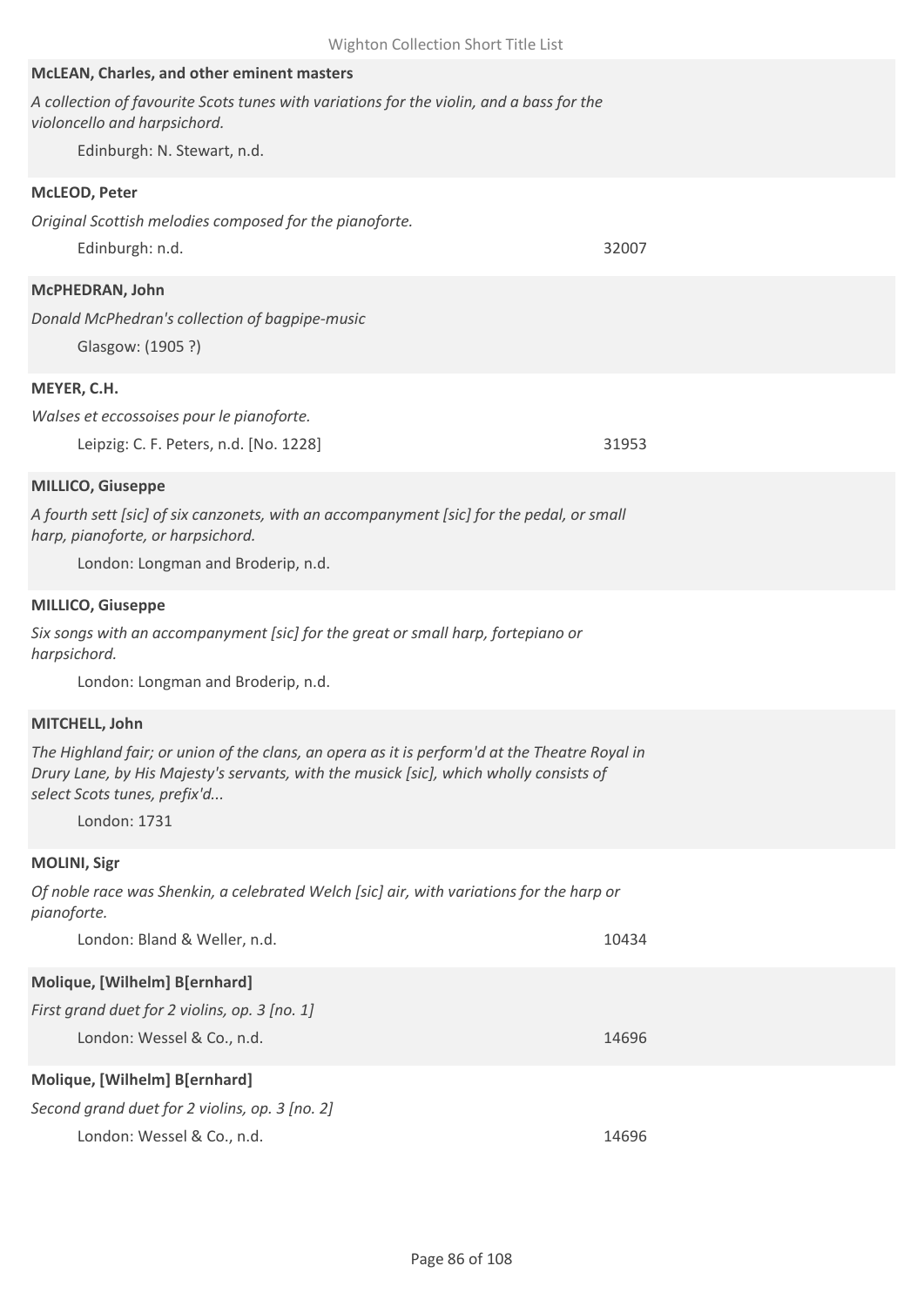**McLEAN, Charles, and other eminent masters**

*A collection of favourite Scots tunes with variations for the violin, and a bass for the violoncello and harpsichord.*

Edinburgh: N. Stewart, n.d.

**McLEOD, Peter**

*Original Scottish melodies composed for the pianoforte.*

Edinburgh: n.d. 32007

**McPHEDRAN, John**

*Donald McPhedran's collection of bagpipe-music*

Glasgow: (1905 ?)

**MEYER, C.H.**

*Walses et eccossoises pour le pianoforte.*

Leipzig: C. F. Peters, n.d. [No. 1228] 31953

**MILLICO, Giuseppe**

*A fourth sett [sic] of six canzonets, with an accompanyment [sic] for the pedal, or small harp, pianoforte, or harpsichord.*

London: Longman and Broderip, n.d.

**MILLICO, Giuseppe**

*Six songs with an accompanyment [sic] for the great or small harp, fortepiano or harpsichord.*

London: Longman and Broderip, n.d.

**MITCHELL, John**

*The Highland fair; or union of the clans, an opera as it is perform'd at the Theatre Royal in Drury Lane, by His Majesty's servants, with the musick [sic], which wholly consists of select Scots tunes, prefix'd...*

London: 1731

**MOLINI, Sigr**

*Of noble race was Shenkin, a celebrated Welch [sic] air, with variations for the harp or pianoforte.*

London: Bland & Weller, n.d. 10434

**Molique, [Wilhelm] B[ernhard]**

*First grand duet for 2 violins, op. 3 [no. 1]*

London: Wessel & Co., n.d. 14696

**Molique, [Wilhelm] B[ernhard]**

*Second grand duet for 2 violins, op. 3 [no. 2]*

London: Wessel & Co., n.d. 14696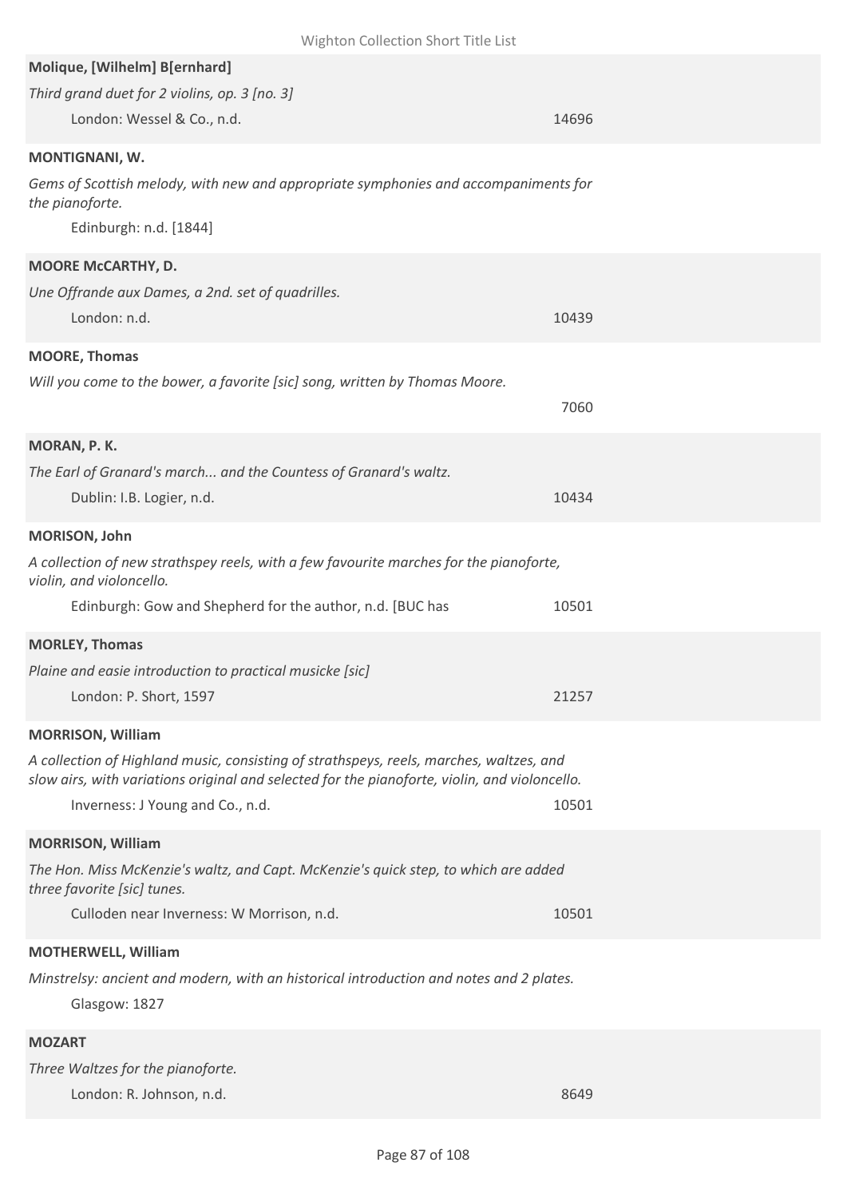**Molique, [Wilhelm] B[ernhard]**

*Third grand duet for 2 violins, op. 3 [no. 3]*

London: Wessel & Co., n.d. 14696

**MONTIGNANI, W.**

*Gems of Scottish melody, with new and appropriate symphonies and accompaniments for the pianoforte.*

Edinburgh: n.d. [1844]

**MOORE McCARTHY, D.**

*Une Offrande aux Dames, a 2nd. set of quadrilles.*

London: n.d. 10439

**MOORE, Thomas**

*Will you come to the bower, a favorite [sic] song, written by Thomas Moore.*

7060

**MORAN, P. K.**

*The Earl of Granard's march... and the Countess of Granard's waltz.*

Dublin: I.B. Logier, n.d. 10434

**MORISON, John**

*A collection of new strathspey reels, with a few favourite marches for the pianoforte, violin, and violoncello.*

Edinburgh: Gow and Shepherd for the author, n.d. [BUC has 10501

**MORLEY, Thomas**

*Plaine and easie introduction to practical musicke [sic]*

London: P. Short, 1597 21257

**MORRISON, William**

*A collection of Highland music, consisting of strathspeys, reels, marches, waltzes, and slow airs, with variations original and selected for the pianoforte, violin, and violoncello.*

Inverness: J Young and Co., n.d. 10501

**MORRISON, William**

*The Hon. Miss McKenzie's waltz, and Capt. McKenzie's quick step, to which are added three favorite [sic] tunes.*

Culloden near Inverness: W Morrison, n.d. 10501

**MOTHERWELL, William**

*Minstrelsy: ancient and modern, with an historical introduction and notes and 2 plates.*

Glasgow: 1827

**MOZART**

*Three Waltzes for the pianoforte.*

London: R. Johnson, n.d. 8649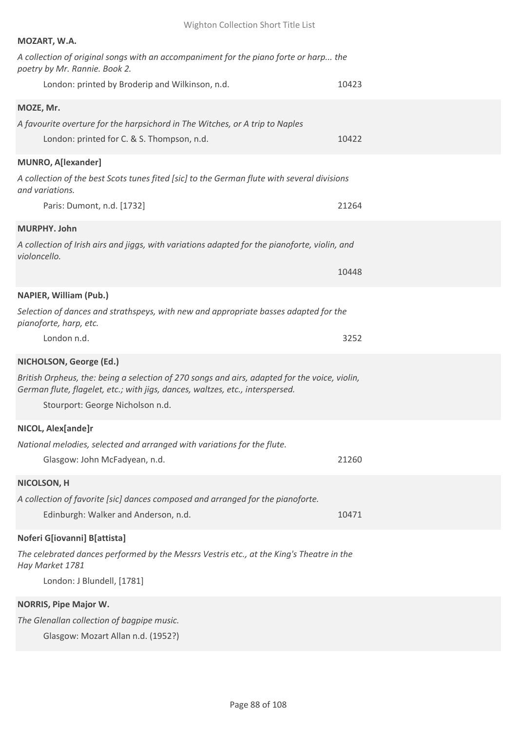**MOZART, W.A.**

*A collection of original songs with an accompaniment for the piano forte or harp... the poetry by Mr. Rannie. Book 2.*

London: printed by Broderip and Wilkinson, n.d. 10423

**MOZE, Mr.**

*A favourite overture for the harpsichord in The Witches, or A trip to Naples*

London: printed for C. & S. Thompson, n.d. 10422

**MUNRO, A[lexander]**

*A collection of the best Scots tunes fited [sic] to the German flute with several divisions and variations.*

Paris: Dumont, n.d. [1732] 21264

**MURPHY. John**

*A collection of Irish airs and jiggs, with variations adapted for the pianoforte, violin, and violoncello.*

10448

**NAPIER, William (Pub.)**

*Selection of dances and strathspeys, with new and appropriate basses adapted for the pianoforte, harp, etc.*

London n.d. 3252

**NICHOLSON, George (Ed.)**

*British Orpheus, the: being a selection of 270 songs and airs, adapted for the voice, violin, German flute, flagelet, etc.; with jigs, dances, waltzes, etc., interspersed.*

Stourport: George Nicholson n.d.

**NICOL, Alex[ande]r**

*National melodies, selected and arranged with variations for the flute.*

Glasgow: John McFadyean, n.d. 21260

**NICOLSON, H**

*A collection of favorite [sic] dances composed and arranged for the pianoforte.*

Edinburgh: Walker and Anderson, n.d. 10471

**Noferi G[iovanni] B[attista]**

*The celebrated dances performed by the Messrs Vestris etc., at the King's Theatre in the Hay Market 1781*

London: J Blundell, [1781]

**NORRIS, Pipe Major W.**

*The Glenallan collection of bagpipe music.*

Glasgow: Mozart Allan n.d. (1952?)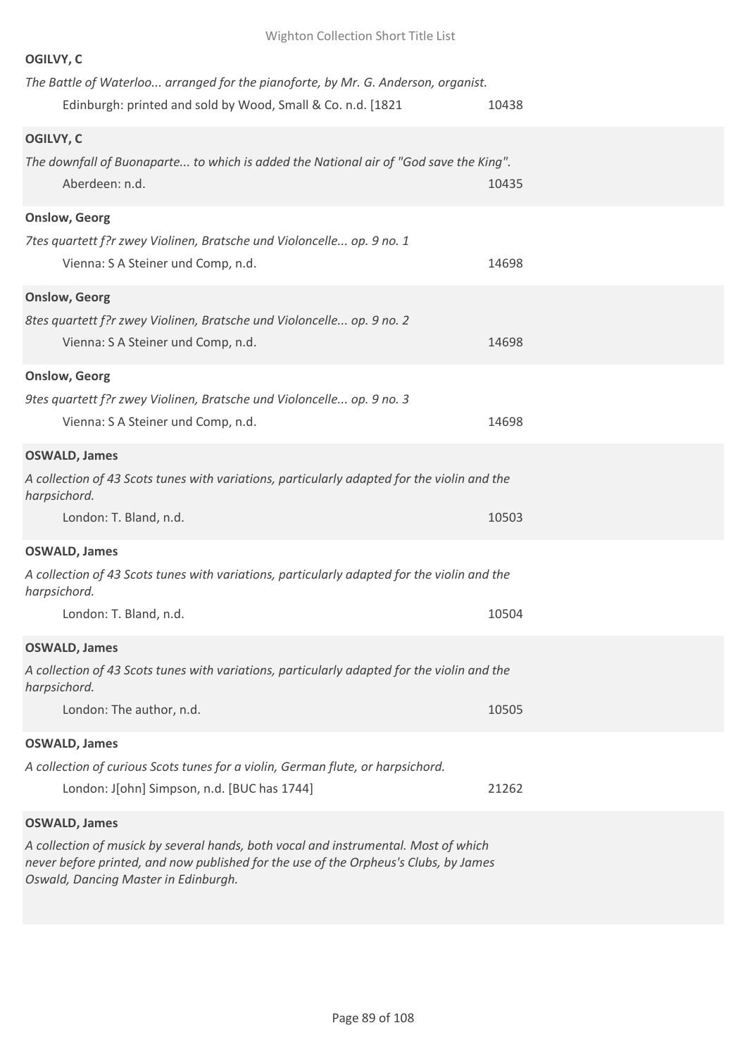**OGILVY, C**

*The Battle of Waterloo... arranged for the pianoforte, by Mr. G. Anderson, organist.*

Edinburgh: printed and sold by Wood, Small & Co. n.d. [1821 — 10438

**OGILVY, C**

*The downfall of Buonaparte... to which is added the National air of "God save the King".*

Aberdeen: n.d. — 10435

**Onslow, Georg**

*7tes quartett f?r zwey Violinen, Bratsche und Violoncelle... op. 9 no. 1*

Vienna: S A Steiner und Comp, n.d. — 14698

**Onslow, Georg**

*8tes quartett f?r zwey Violinen, Bratsche und Violoncelle... op. 9 no. 2*

Vienna: S A Steiner und Comp, n.d. — 14698

**Onslow, Georg**

*9tes quartett f?r zwey Violinen, Bratsche und Violoncelle... op. 9 no. 3*

Vienna: S A Steiner und Comp, n.d. — 14698

**OSWALD, James**

*A collection of 43 Scots tunes with variations, particularly adapted for the violin and the harpsichord.*

London: T. Bland, n.d. — 10503

**OSWALD, James**

*A collection of 43 Scots tunes with variations, particularly adapted for the violin and the harpsichord.*

London: T. Bland, n.d. — 10504

**OSWALD, James**

*A collection of 43 Scots tunes with variations, particularly adapted for the violin and the harpsichord.*

London: The author, n.d. — 10505

**OSWALD, James**

*A collection of curious Scots tunes for a violin, German flute, or harpsichord.*

London: J[ohn] Simpson, n.d. [BUC has 1744] — 21262

**OSWALD, James**

*A collection of musick by several hands, both vocal and instrumental. Most of which never before printed, and now published for the use of the Orpheus's Clubs, by James Oswald, Dancing Master in Edinburgh.*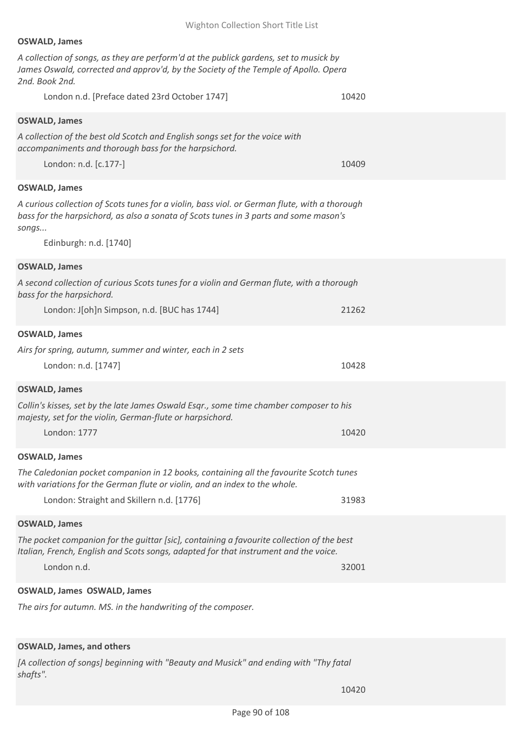**OSWALD, James**

*A collection of songs, as they are perform'd at the publick gardens, set to musick by James Oswald, corrected and approv'd, by the Society of the Temple of Apollo. Opera 2nd. Book 2nd.*

London n.d. [Preface dated 23rd October 1747] 10420

**OSWALD, James**

*A collection of the best old Scotch and English songs set for the voice with accompaniments and thorough bass for the harpsichord.*

London: n.d. [c.177-] 10409

**OSWALD, James**

*A curious collection of Scots tunes for a violin, bass viol. or German flute, with a thorough bass for the harpsichord, as also a sonata of Scots tunes in 3 parts and some mason's songs...*

Edinburgh: n.d. [1740]

**OSWALD, James**

*A second collection of curious Scots tunes for a violin and German flute, with a thorough bass for the harpsichord.*

London: J[oh]n Simpson, n.d. [BUC has 1744] 21262

**OSWALD, James**

*Airs for spring, autumn, summer and winter, each in 2 sets*

London: n.d. [1747] 10428

**OSWALD, James**

*Collin's kisses, set by the late James Oswald Esqr., some time chamber composer to his majesty, set for the violin, German-flute or harpsichord.*

London: 1777 10420

**OSWALD, James**

*The Caledonian pocket companion in 12 books, containing all the favourite Scotch tunes with variations for the German flute or violin, and an index to the whole.*

London: Straight and Skillern n.d. [1776] 31983

**OSWALD, James**

*The pocket companion for the guittar [sic], containing a favourite collection of the best Italian, French, English and Scots songs, adapted for that instrument and the voice.*

London n.d. 32001

**OSWALD, James OSWALD, James**

*The airs for autumn. MS. in the handwriting of the composer.*

**OSWALD, James, and others**

*[A collection of songs] beginning with "Beauty and Musick" and ending with "Thy fatal shafts".*

10420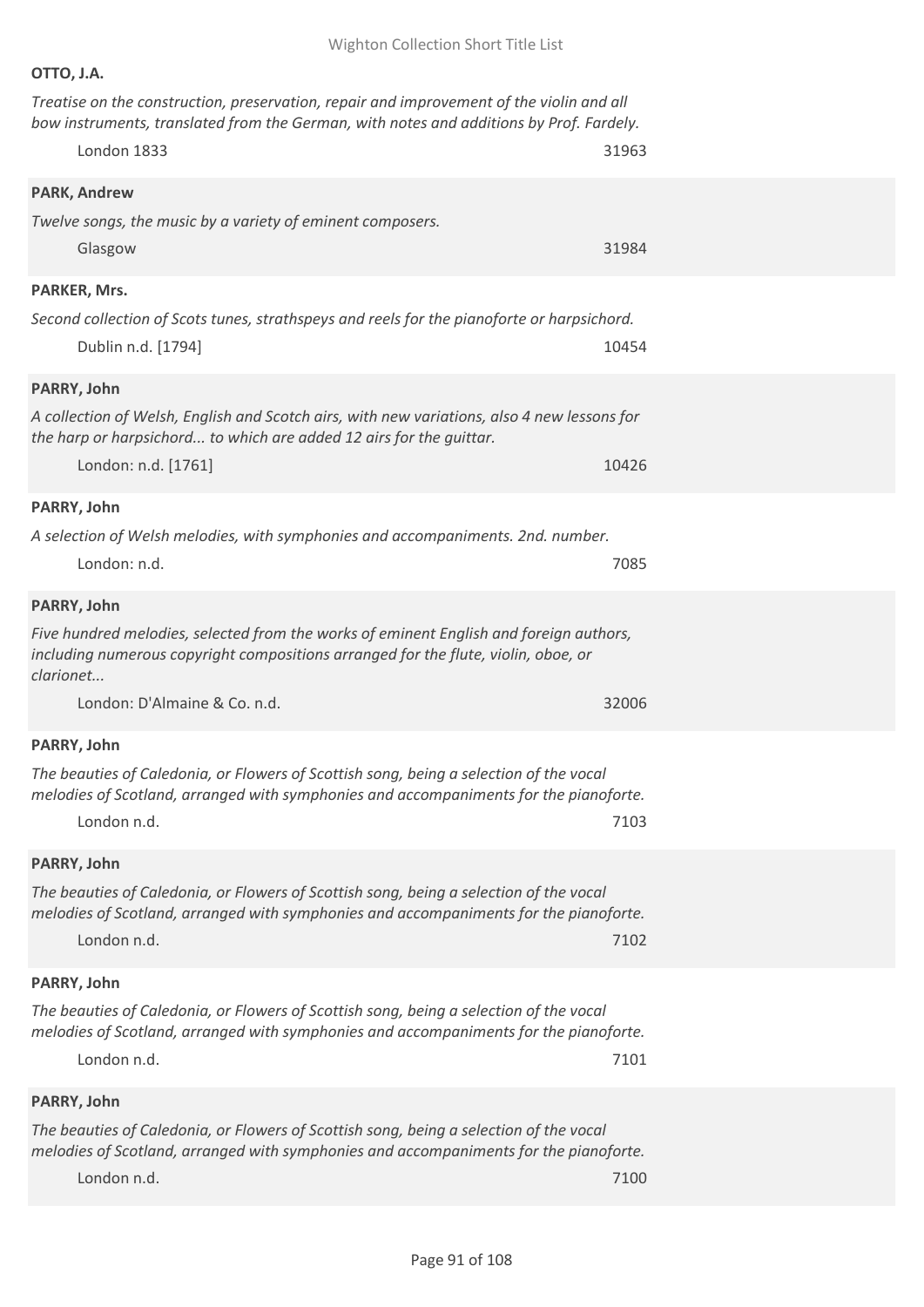**OTTO, J.A.**

*Treatise on the construction, preservation, repair and improvement of the violin and all bow instruments, translated from the German, with notes and additions by Prof. Fardely.*

London 1833 — 31963

**PARK, Andrew**

*Twelve songs, the music by a variety of eminent composers.*

Glasgow — 31984

**PARKER, Mrs.**

*Second collection of Scots tunes, strathspeys and reels for the pianoforte or harpsichord.*

Dublin n.d. [1794] — 10454

**PARRY, John**

*A collection of Welsh, English and Scotch airs, with new variations, also 4 new lessons for the harp or harpsichord... to which are added 12 airs for the guittar.*

London: n.d. [1761] — 10426

**PARRY, John**

*A selection of Welsh melodies, with symphonies and accompaniments. 2nd. number.*

London: n.d. — 7085

**PARRY, John**

*Five hundred melodies, selected from the works of eminent English and foreign authors, including numerous copyright compositions arranged for the flute, violin, oboe, or clarionet...*

London: D'Almaine & Co. n.d. — 32006

**PARRY, John**

*The beauties of Caledonia, or Flowers of Scottish song, being a selection of the vocal melodies of Scotland, arranged with symphonies and accompaniments for the pianoforte.*

London n.d. — 7103

**PARRY, John**

*The beauties of Caledonia, or Flowers of Scottish song, being a selection of the vocal melodies of Scotland, arranged with symphonies and accompaniments for the pianoforte.*

London n.d. — 7102

**PARRY, John**

*The beauties of Caledonia, or Flowers of Scottish song, being a selection of the vocal melodies of Scotland, arranged with symphonies and accompaniments for the pianoforte.*

London n.d. — 7101

**PARRY, John**

*The beauties of Caledonia, or Flowers of Scottish song, being a selection of the vocal melodies of Scotland, arranged with symphonies and accompaniments for the pianoforte.*

London n.d. — 7100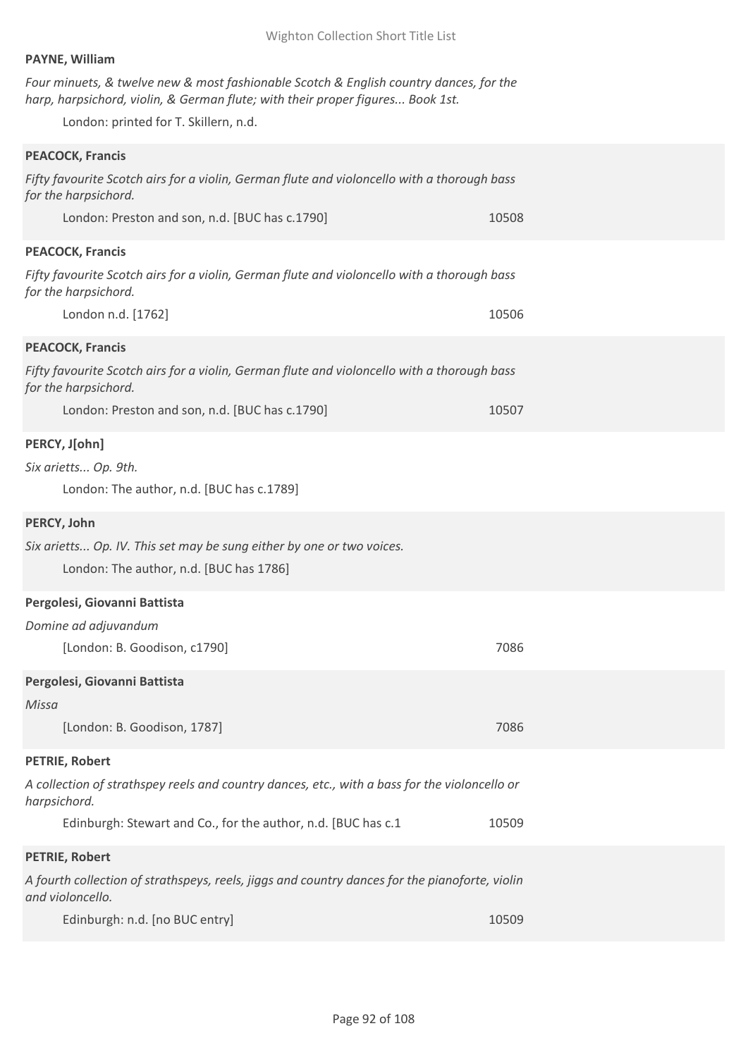**PAYNE, William**

*Four minuets, & twelve new & most fashionable Scotch & English country dances, for the harp, harpsichord, violin, & German flute; with their proper figures... Book 1st.*

London: printed for T. Skillern, n.d.

**PEACOCK, Francis**

*Fifty favourite Scotch airs for a violin, German flute and violoncello with a thorough bass for the harpsichord.*

London: Preston and son, n.d. [BUC has c.1790] 10508

**PEACOCK, Francis**

*Fifty favourite Scotch airs for a violin, German flute and violoncello with a thorough bass for the harpsichord.*

London n.d. [1762] 10506

**PEACOCK, Francis**

*Fifty favourite Scotch airs for a violin, German flute and violoncello with a thorough bass for the harpsichord.*

London: Preston and son, n.d. [BUC has c.1790] 10507

**PERCY, J[ohn]**

*Six arietts... Op. 9th.*

London: The author, n.d. [BUC has c.1789]

**PERCY, John**

*Six arietts... Op. IV. This set may be sung either by one or two voices.*

London: The author, n.d. [BUC has 1786]

**Pergolesi, Giovanni Battista**

*Domine ad adjuvandum*

[London: B. Goodison, c1790] 7086

**Pergolesi, Giovanni Battista**

*Missa*

[London: B. Goodison, 1787] 7086

**PETRIE, Robert**

*A collection of strathspey reels and country dances, etc., with a bass for the violoncello or harpsichord.*

Edinburgh: Stewart and Co., for the author, n.d. [BUC has c.1 10509

**PETRIE, Robert**

*A fourth collection of strathspeys, reels, jiggs and country dances for the pianoforte, violin and violoncello.*

Edinburgh: n.d. [no BUC entry] 10509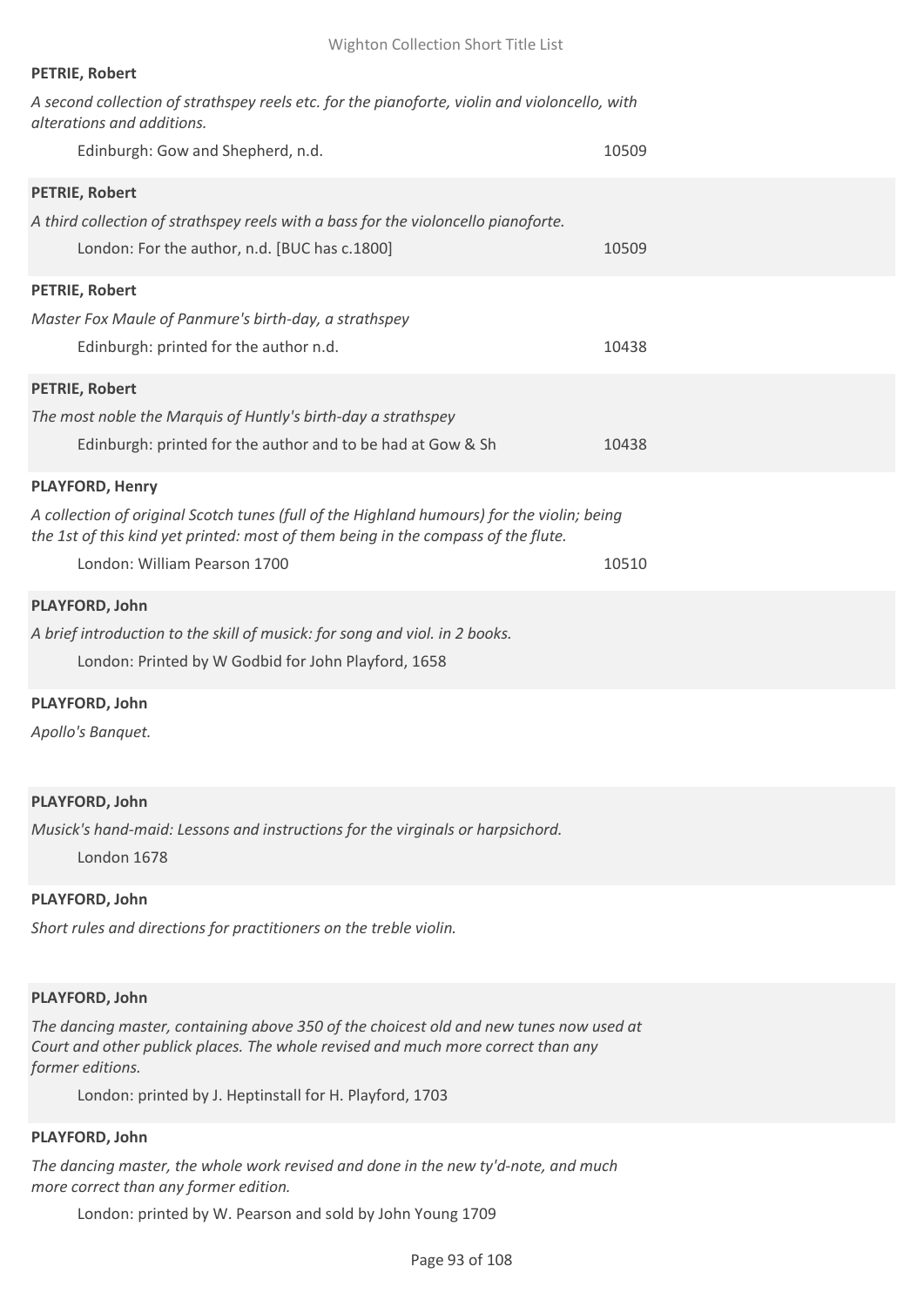**PETRIE, Robert**

*A second collection of strathspey reels etc. for the pianoforte, violin and violoncello, with alterations and additions.*

Edinburgh: Gow and Shepherd, n.d. — 10509

**PETRIE, Robert**

*A third collection of strathspey reels with a bass for the violoncello pianoforte.*

London: For the author, n.d. [BUC has c.1800] — 10509

**PETRIE, Robert**

*Master Fox Maule of Panmure's birth-day, a strathspey*

Edinburgh: printed for the author n.d. — 10438

**PETRIE, Robert**

*The most noble the Marquis of Huntly's birth-day a strathspey*

Edinburgh: printed for the author and to be had at Gow & Sh — 10438

**PLAYFORD, Henry**

*A collection of original Scotch tunes (full of the Highland humours) for the violin; being the 1st of this kind yet printed: most of them being in the compass of the flute.*

London: William Pearson 1700 — 10510

**PLAYFORD, John**

*A brief introduction to the skill of musick: for song and viol. in 2 books.*

London: Printed by W Godbid for John Playford, 1658

**PLAYFORD, John**

*Apollo's Banquet.*

**PLAYFORD, John**

*Musick's hand-maid: Lessons and instructions for the virginals or harpsichord.*

London 1678

**PLAYFORD, John**

*Short rules and directions for practitioners on the treble violin.*

**PLAYFORD, John**

*The dancing master, containing above 350 of the choicest old and new tunes now used at Court and other publick places. The whole revised and much more correct than any former editions.*

London: printed by J. Heptinstall for H. Playford, 1703

**PLAYFORD, John**

*The dancing master, the whole work revised and done in the new ty'd-note, and much more correct than any former edition.*

London: printed by W. Pearson and sold by John Young 1709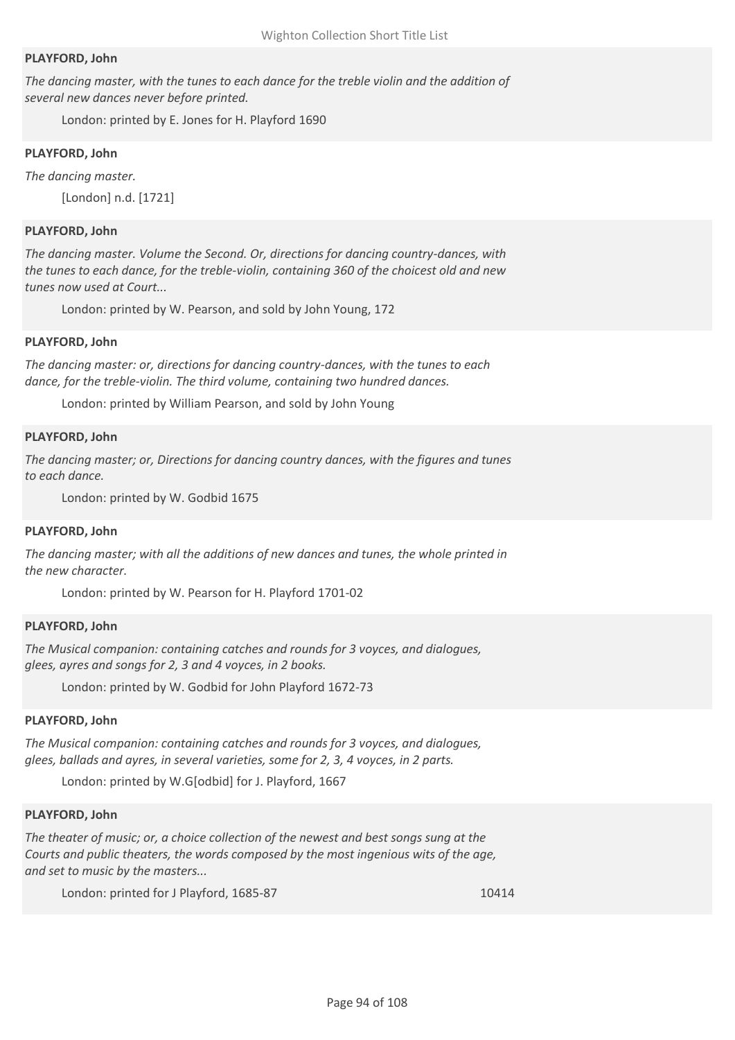**PLAYFORD, John**

*The dancing master, with the tunes to each dance for the treble violin and the addition of several new dances never before printed.*

London: printed by E. Jones for H. Playford 1690

**PLAYFORD, John**

*The dancing master.*

[London] n.d. [1721]

**PLAYFORD, John**

*The dancing master. Volume the Second. Or, directions for dancing country-dances, with the tunes to each dance, for the treble-violin, containing 360 of the choicest old and new tunes now used at Court...*

London: printed by W. Pearson, and sold by John Young, 172

**PLAYFORD, John**

*The dancing master: or, directions for dancing country-dances, with the tunes to each dance, for the treble-violin. The third volume, containing two hundred dances.*

London: printed by William Pearson, and sold by John Young

**PLAYFORD, John**

*The dancing master; or, Directions for dancing country dances, with the figures and tunes to each dance.*

London: printed by W. Godbid 1675

**PLAYFORD, John**

*The dancing master; with all the additions of new dances and tunes, the whole printed in the new character.*

London: printed by W. Pearson for H. Playford 1701-02

**PLAYFORD, John**

*The Musical companion: containing catches and rounds for 3 voyces, and dialogues, glees, ayres and songs for 2, 3 and 4 voyces, in 2 books.*

London: printed by W. Godbid for John Playford 1672-73

**PLAYFORD, John**

*The Musical companion: containing catches and rounds for 3 voyces, and dialogues, glees, ballads and ayres, in several varieties, some for 2, 3, 4 voyces, in 2 parts.*

London: printed by W.G[odbid] for J. Playford, 1667

**PLAYFORD, John**

*The theater of music; or, a choice collection of the newest and best songs sung at the Courts and public theaters, the words composed by the most ingenious wits of the age, and set to music by the masters...*

London: printed for J Playford, 1685-87 10414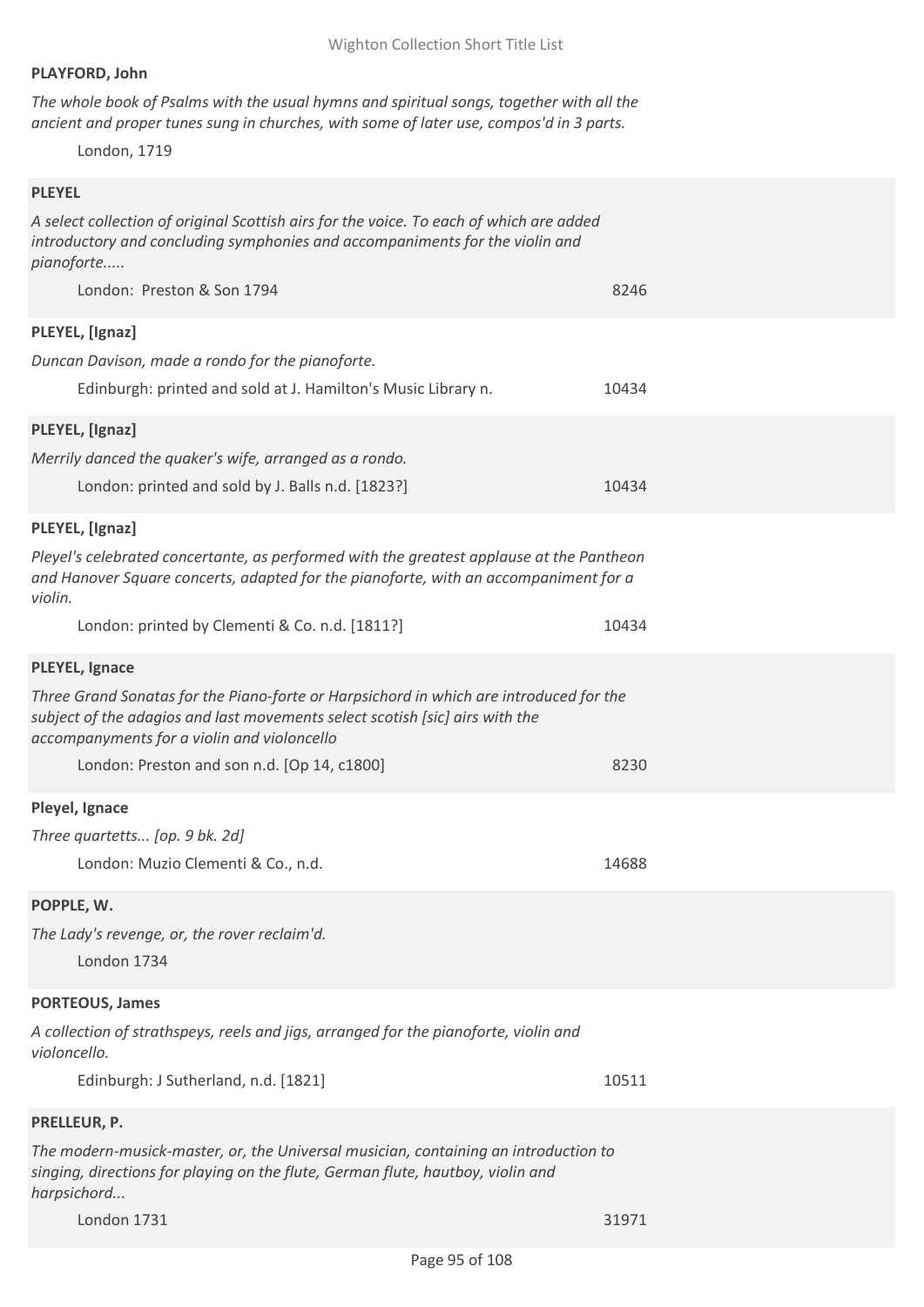**PLAYFORD, John**

*The whole book of Psalms with the usual hymns and spiritual songs, together with all the ancient and proper tunes sung in churches, with some of later use, compos'd in 3 parts.*

London, 1719

**PLEYEL**

*A select collection of original Scottish airs for the voice. To each of which are added introductory and concluding symphonies and accompaniments for the violin and pianoforte.....*

London: Preston & Son 1794 — 8246

**PLEYEL, [Ignaz]**

*Duncan Davison, made a rondo for the pianoforte.*

Edinburgh: printed and sold at J. Hamilton's Music Library n. — 10434

**PLEYEL, [Ignaz]**

*Merrily danced the quaker's wife, arranged as a rondo.*

London: printed and sold by J. Balls n.d. [1823?] — 10434

**PLEYEL, [Ignaz]**

*Pleyel's celebrated concertante, as performed with the greatest applause at the Pantheon and Hanover Square concerts, adapted for the pianoforte, with an accompaniment for a violin.*

London: printed by Clementi & Co. n.d. [1811?] — 10434

**PLEYEL, Ignace**

*Three Grand Sonatas for the Piano-forte or Harpsichord in which are introduced for the subject of the adagios and last movements select scotish [sic] airs with the accompanyments for a violin and violoncello*

London: Preston and son n.d. [Op 14, c1800] — 8230

**Pleyel, Ignace**

*Three quartetts... [op. 9 bk. 2d]*

London: Muzio Clementi & Co., n.d. — 14688

**POPPLE, W.**

*The Lady's revenge, or, the rover reclaim'd.*

London 1734

**PORTEOUS, James**

*A collection of strathspeys, reels and jigs, arranged for the pianoforte, violin and violoncello.*

Edinburgh: J Sutherland, n.d. [1821] — 10511

**PRELLEUR, P.**

*The modern-musick-master, or, the Universal musician, containing an introduction to singing, directions for playing on the flute, German flute, hautboy, violin and harpsichord...*

London 1731 — 31971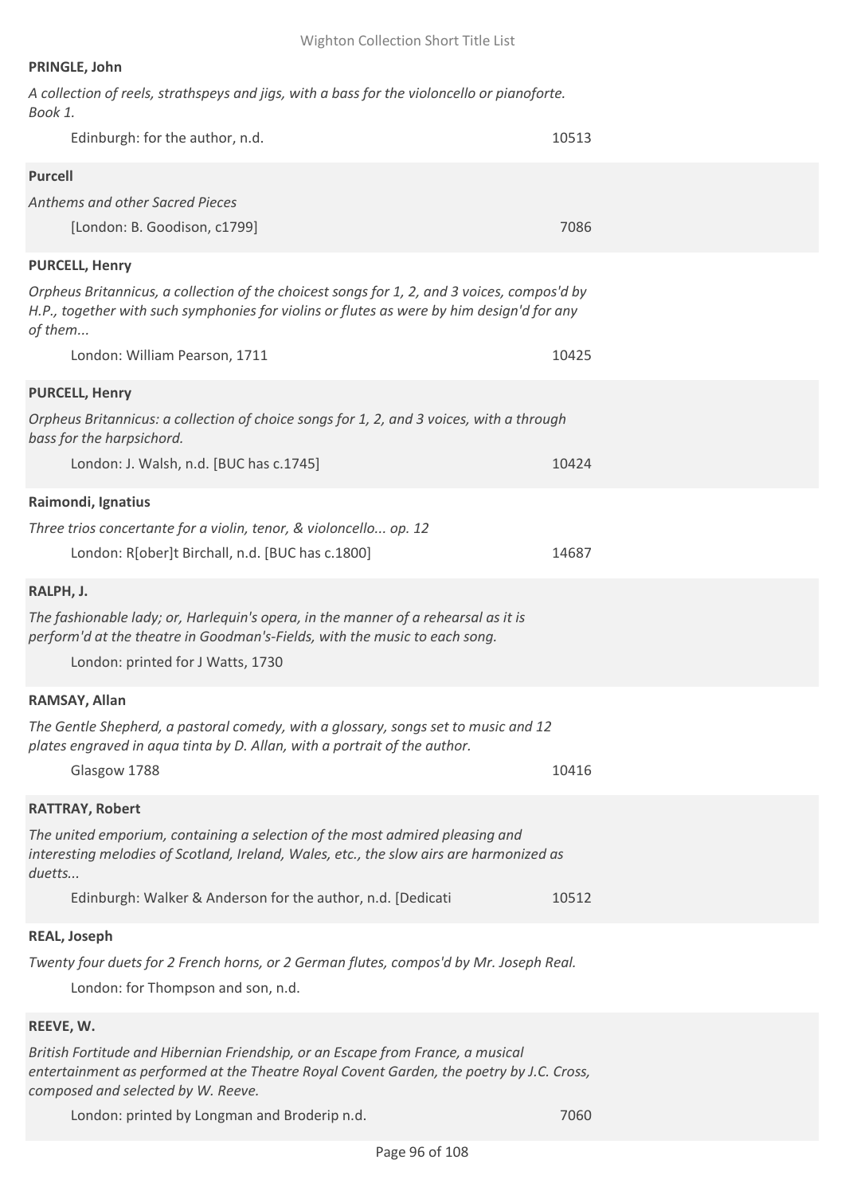**PRINGLE, John**

*A collection of reels, strathspeys and jigs, with a bass for the violoncello or pianoforte. Book 1.*

Edinburgh: for the author, n.d. 10513

**Purcell**

*Anthems and other Sacred Pieces*

[London: B. Goodison, c1799] 7086

**PURCELL, Henry**

*Orpheus Britannicus, a collection of the choicest songs for 1, 2, and 3 voices, compos'd by H.P., together with such symphonies for violins or flutes as were by him design'd for any of them...*

London: William Pearson, 1711 10425

**PURCELL, Henry**

*Orpheus Britannicus: a collection of choice songs for 1, 2, and 3 voices, with a through bass for the harpsichord.*

London: J. Walsh, n.d. [BUC has c.1745] 10424

**Raimondi, Ignatius**

*Three trios concertante for a violin, tenor, & violoncello... op. 12*

London: R[ober]t Birchall, n.d. [BUC has c.1800] 14687

**RALPH, J.**

*The fashionable lady; or, Harlequin's opera, in the manner of a rehearsal as it is perform'd at the theatre in Goodman's-Fields, with the music to each song.*

London: printed for J Watts, 1730

**RAMSAY, Allan**

*The Gentle Shepherd, a pastoral comedy, with a glossary, songs set to music and 12 plates engraved in aqua tinta by D. Allan, with a portrait of the author.*

Glasgow 1788 10416

**RATTRAY, Robert**

*The united emporium, containing a selection of the most admired pleasing and interesting melodies of Scotland, Ireland, Wales, etc., the slow airs are harmonized as duetts...*

Edinburgh: Walker & Anderson for the author, n.d. [Dedicati 10512

**REAL, Joseph**

*Twenty four duets for 2 French horns, or 2 German flutes, compos'd by Mr. Joseph Real.*

London: for Thompson and son, n.d.

**REEVE, W.**

*British Fortitude and Hibernian Friendship, or an Escape from France, a musical entertainment as performed at the Theatre Royal Covent Garden, the poetry by J.C. Cross, composed and selected by W. Reeve.*

London: printed by Longman and Broderip n.d. 7060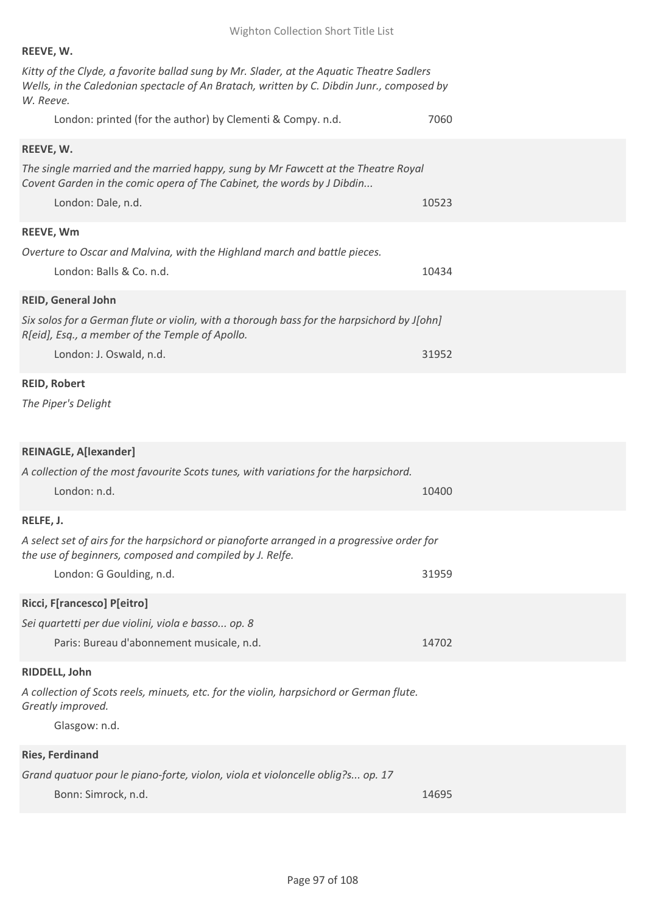**REEVE, W.**

*Kitty of the Clyde, a favorite ballad sung by Mr. Slader, at the Aquatic Theatre Sadlers Wells, in the Caledonian spectacle of An Bratach, written by C. Dibdin Junr., composed by W. Reeve.*

London: printed (for the author) by Clementi & Compy. n.d. 7060

**REEVE, W.**

*The single married and the married happy, sung by Mr Fawcett at the Theatre Royal Covent Garden in the comic opera of The Cabinet, the words by J Dibdin...*

London: Dale, n.d. 10523

**REEVE, Wm**

*Overture to Oscar and Malvina, with the Highland march and battle pieces.*

London: Balls & Co. n.d. 10434

**REID, General John**

*Six solos for a German flute or violin, with a thorough bass for the harpsichord by J[ohn] R[eid], Esq., a member of the Temple of Apollo.*

London: J. Oswald, n.d. 31952

**REID, Robert**

*The Piper's Delight*

**REINAGLE, A[lexander]**

*A collection of the most favourite Scots tunes, with variations for the harpsichord.*

London: n.d. 10400

**RELFE, J.**

*A select set of airs for the harpsichord or pianoforte arranged in a progressive order for the use of beginners, composed and compiled by J. Relfe.*

London: G Goulding, n.d. 31959

**Ricci, F[rancesco] P[eitro]**

*Sei quartetti per due violini, viola e basso... op. 8*

Paris: Bureau d'abonnement musicale, n.d. 14702

**RIDDELL, John**

*A collection of Scots reels, minuets, etc. for the violin, harpsichord or German flute. Greatly improved.*

Glasgow: n.d.

**Ries, Ferdinand**

*Grand quatuor pour le piano-forte, violon, viola et violoncelle oblig?s... op. 17*

Bonn: Simrock, n.d. 14695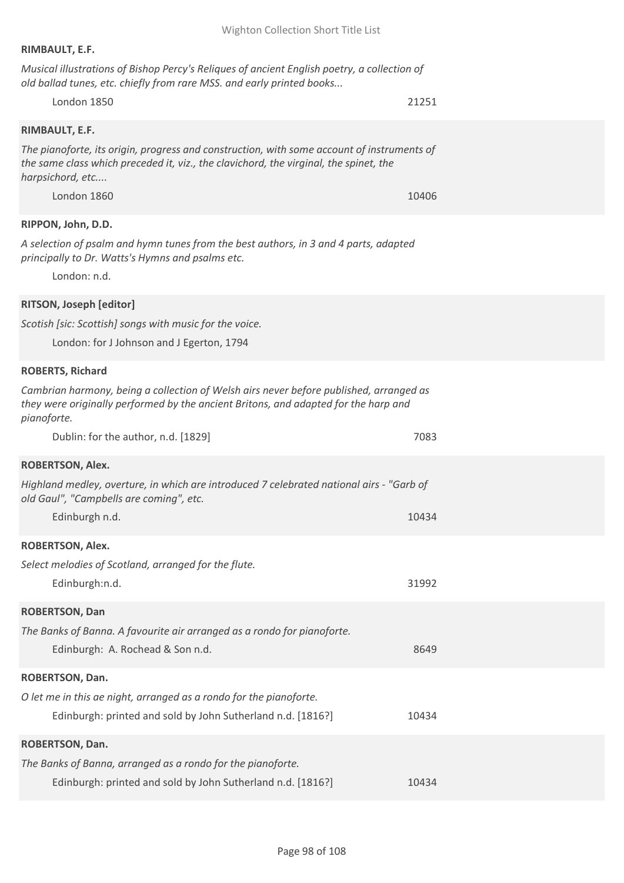**RIMBAULT, E.F.**

*Musical illustrations of Bishop Percy's Reliques of ancient English poetry, a collection of old ballad tunes, etc. chiefly from rare MSS. and early printed books...*

London 1850 — 21251

**RIMBAULT, E.F.**

*The pianoforte, its origin, progress and construction, with some account of instruments of the same class which preceded it, viz., the clavichord, the virginal, the spinet, the harpsichord, etc....*

London 1860 — 10406

**RIPPON, John, D.D.**

*A selection of psalm and hymn tunes from the best authors, in 3 and 4 parts, adapted principally to Dr. Watts's Hymns and psalms etc.*

London: n.d.

**RITSON, Joseph [editor]**

*Scotish [sic: Scottish] songs with music for the voice.*

London: for J Johnson and J Egerton, 1794

**ROBERTS, Richard**

*Cambrian harmony, being a collection of Welsh airs never before published, arranged as they were originally performed by the ancient Britons, and adapted for the harp and pianoforte.*

Dublin: for the author, n.d. [1829] — 7083

**ROBERTSON, Alex.**

*Highland medley, overture, in which are introduced 7 celebrated national airs - "Garb of old Gaul", "Campbells are coming", etc.*

Edinburgh n.d. — 10434

**ROBERTSON, Alex.**

*Select melodies of Scotland, arranged for the flute.*

Edinburgh:n.d. — 31992

**ROBERTSON, Dan**

*The Banks of Banna. A favourite air arranged as a rondo for pianoforte.*

Edinburgh: A. Rochead & Son n.d. — 8649

**ROBERTSON, Dan.**

*O let me in this ae night, arranged as a rondo for the pianoforte.*

Edinburgh: printed and sold by John Sutherland n.d. [1816?] — 10434

**ROBERTSON, Dan.**

*The Banks of Banna, arranged as a rondo for the pianoforte.*

Edinburgh: printed and sold by John Sutherland n.d. [1816?] — 10434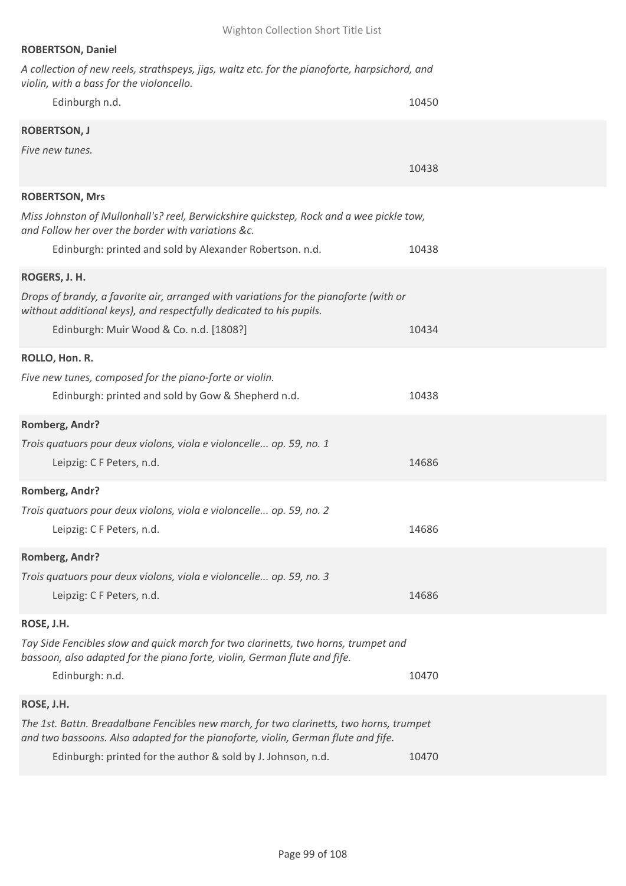**ROBERTSON, Daniel**

*A collection of new reels, strathspeys, jigs, waltz etc. for the pianoforte, harpsichord, and violin, with a bass for the violoncello.*

Edinburgh n.d. 10450

**ROBERTSON, J**

*Five new tunes.*

10438

**ROBERTSON, Mrs**

*Miss Johnston of Mullonhall's? reel, Berwickshire quickstep, Rock and a wee pickle tow, and Follow her over the border with variations &c.*

Edinburgh: printed and sold by Alexander Robertson. n.d. 10438

**ROGERS, J. H.**

*Drops of brandy, a favorite air, arranged with variations for the pianoforte (with or without additional keys), and respectfully dedicated to his pupils.*

Edinburgh: Muir Wood & Co. n.d. [1808?] 10434

**ROLLO, Hon. R.**

*Five new tunes, composed for the piano-forte or violin.*

Edinburgh: printed and sold by Gow & Shepherd n.d. 10438

**Romberg, Andr?**

*Trois quatuors pour deux violons, viola e violoncelle... op. 59, no. 1*

Leipzig: C F Peters, n.d. 14686

**Romberg, Andr?**

*Trois quatuors pour deux violons, viola e violoncelle... op. 59, no. 2*

Leipzig: C F Peters, n.d. 14686

**Romberg, Andr?**

*Trois quatuors pour deux violons, viola e violoncelle... op. 59, no. 3*

Leipzig: C F Peters, n.d. 14686

**ROSE, J.H.**

*Tay Side Fencibles slow and quick march for two clarinetts, two horns, trumpet and bassoon, also adapted for the piano forte, violin, German flute and fife.*

Edinburgh: n.d. 10470

**ROSE, J.H.**

*The 1st. Battn. Breadalbane Fencibles new march, for two clarinetts, two horns, trumpet and two bassoons. Also adapted for the pianoforte, violin, German flute and fife.*

Edinburgh: printed for the author & sold by J. Johnson, n.d. 10470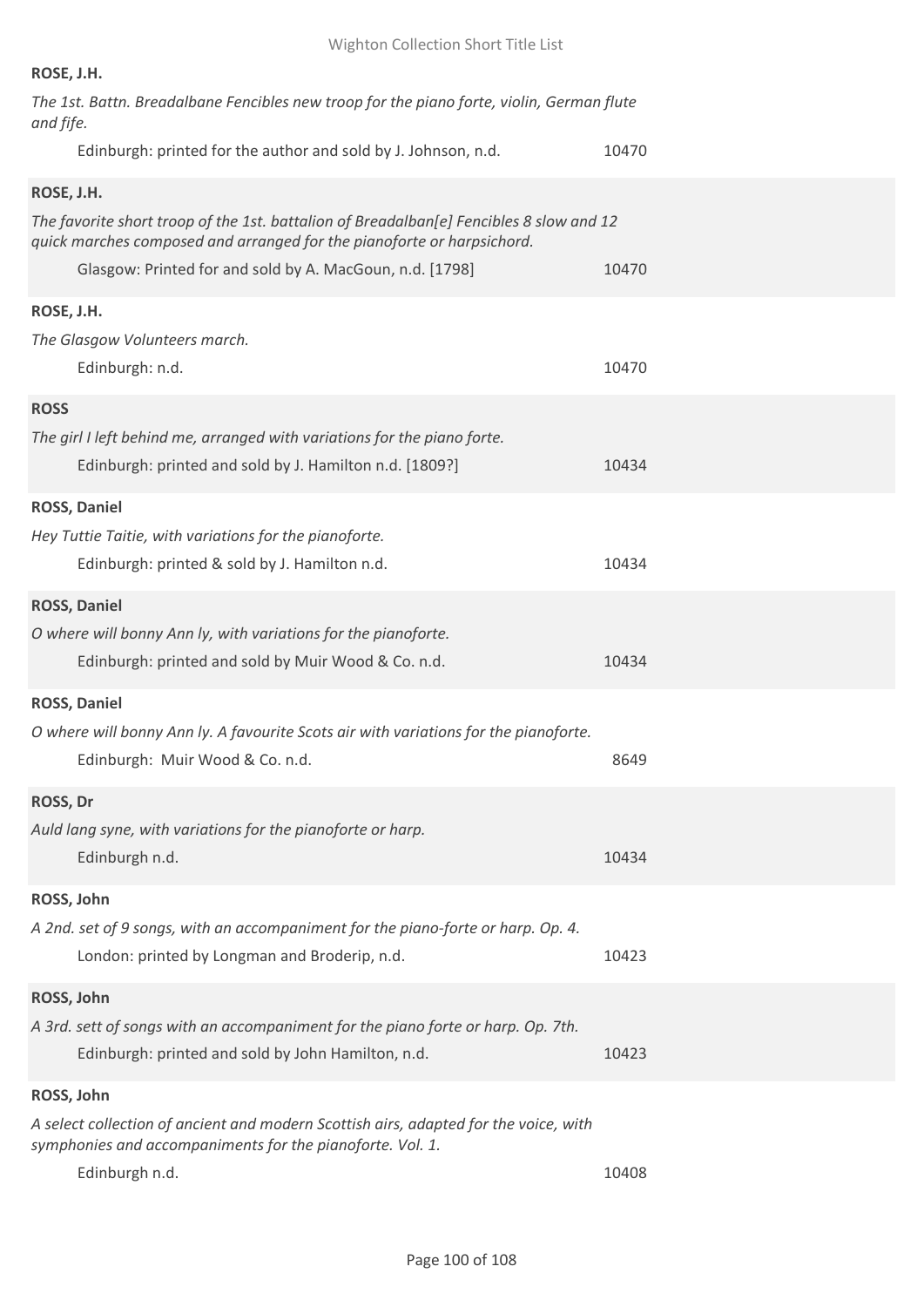**ROSE, J.H.**

*The 1st. Battn. Breadalbane Fencibles new troop for the piano forte, violin, German flute and fife.*

Edinburgh: printed for the author and sold by J. Johnson, n.d. 10470

**ROSE, J.H.**

*The favorite short troop of the 1st. battalion of Breadalban[e] Fencibles 8 slow and 12 quick marches composed and arranged for the pianoforte or harpsichord.*

Glasgow: Printed for and sold by A. MacGoun, n.d. [1798] 10470

**ROSE, J.H.**

*The Glasgow Volunteers march.*

Edinburgh: n.d. 10470

**ROSS**

*The girl I left behind me, arranged with variations for the piano forte.*

Edinburgh: printed and sold by J. Hamilton n.d. [1809?] 10434

**ROSS, Daniel**

*Hey Tuttie Taitie, with variations for the pianoforte.*

Edinburgh: printed & sold by J. Hamilton n.d. 10434

**ROSS, Daniel**

*O where will bonny Ann ly, with variations for the pianoforte.*

Edinburgh: printed and sold by Muir Wood & Co. n.d. 10434

**ROSS, Daniel**

*O where will bonny Ann ly. A favourite Scots air with variations for the pianoforte.*

Edinburgh: Muir Wood & Co. n.d. 8649

**ROSS, Dr**

*Auld lang syne, with variations for the pianoforte or harp.*

Edinburgh n.d. 10434

**ROSS, John**

*A 2nd. set of 9 songs, with an accompaniment for the piano-forte or harp. Op. 4.*

London: printed by Longman and Broderip, n.d. 10423

**ROSS, John**

*A 3rd. sett of songs with an accompaniment for the piano forte or harp. Op. 7th.*

Edinburgh: printed and sold by John Hamilton, n.d. 10423

**ROSS, John**

*A select collection of ancient and modern Scottish airs, adapted for the voice, with symphonies and accompaniments for the pianoforte. Vol. 1.*

Edinburgh n.d. 10408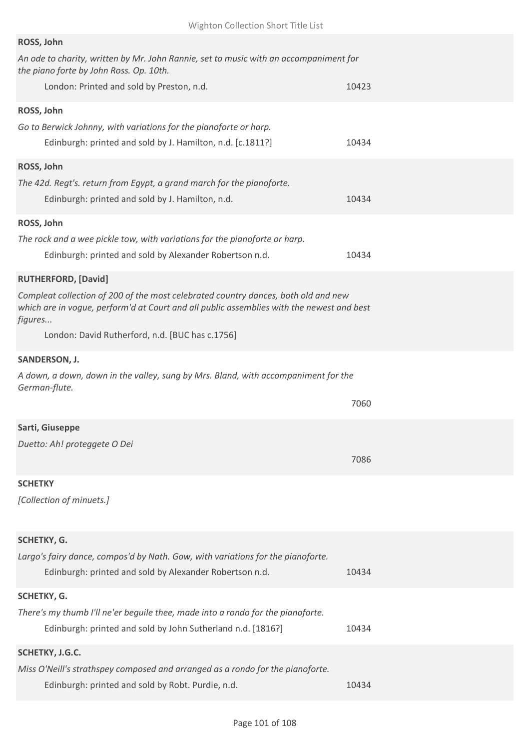**ROSS, John**

*An ode to charity, written by Mr. John Rannie, set to music with an accompaniment for the piano forte by John Ross. Op. 10th.*

London: Printed and sold by Preston, n.d. 10423

**ROSS, John**

*Go to Berwick Johnny, with variations for the pianoforte or harp.*

Edinburgh: printed and sold by J. Hamilton, n.d. [c.1811?] 10434

**ROSS, John**

*The 42d. Regt's. return from Egypt, a grand march for the pianoforte.*

Edinburgh: printed and sold by J. Hamilton, n.d. 10434

**ROSS, John**

*The rock and a wee pickle tow, with variations for the pianoforte or harp.*

Edinburgh: printed and sold by Alexander Robertson n.d. 10434

**RUTHERFORD, [David]**

*Compleat collection of 200 of the most celebrated country dances, both old and new which are in vogue, perform'd at Court and all public assemblies with the newest and best figures...*

London: David Rutherford, n.d. [BUC has c.1756]

**SANDERSON, J.**

*A down, a down, down in the valley, sung by Mrs. Bland, with accompaniment for the German-flute.*

7060

**Sarti, Giuseppe**

*Duetto: Ah! proteggete O Dei*

7086

**SCHETKY**

*[Collection of minuets.]*

**SCHETKY, G.**

*Largo's fairy dance, compos'd by Nath. Gow, with variations for the pianoforte.*

Edinburgh: printed and sold by Alexander Robertson n.d. 10434

**SCHETKY, G.**

*There's my thumb I'll ne'er beguile thee, made into a rondo for the pianoforte.*

Edinburgh: printed and sold by John Sutherland n.d. [1816?] 10434

**SCHETKY, J.G.C.**

*Miss O'Neill's strathspey composed and arranged as a rondo for the pianoforte.*

Edinburgh: printed and sold by Robt. Purdie, n.d. 10434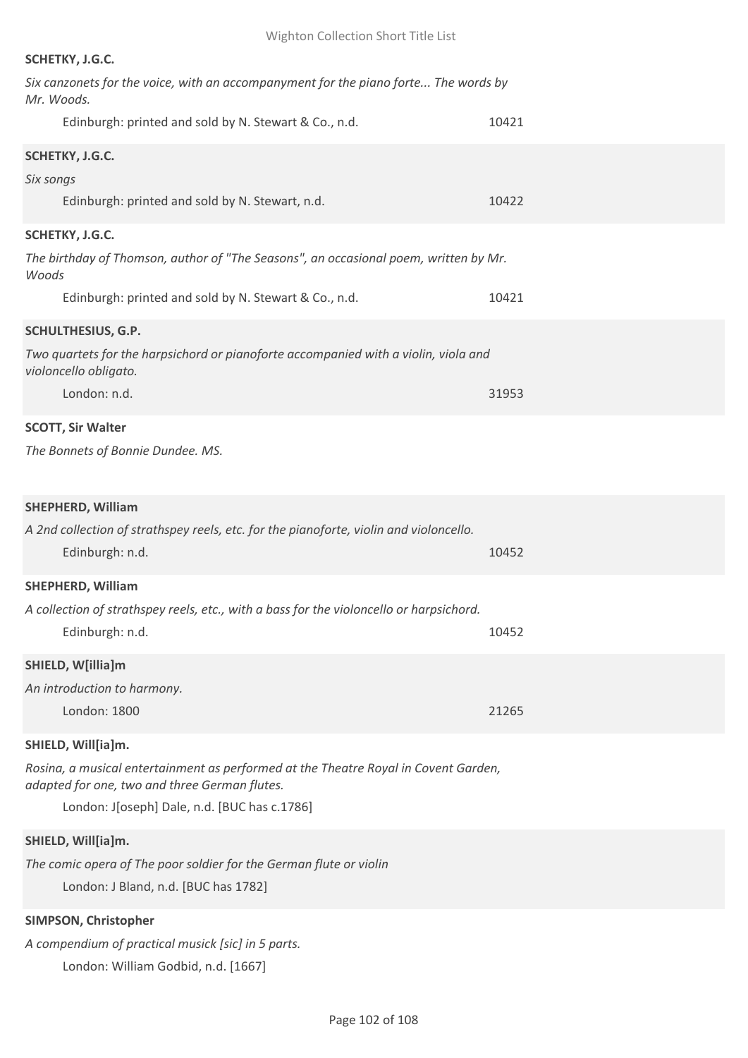**SCHETKY, J.G.C.**

*Six canzonets for the voice, with an accompanyment for the piano forte... The words by Mr. Woods.*

Edinburgh: printed and sold by N. Stewart & Co., n.d. 10421

**SCHETKY, J.G.C.**

*Six songs*

Edinburgh: printed and sold by N. Stewart, n.d. 10422

**SCHETKY, J.G.C.**

*The birthday of Thomson, author of "The Seasons", an occasional poem, written by Mr. Woods*

Edinburgh: printed and sold by N. Stewart & Co., n.d. 10421

**SCHULTHESIUS, G.P.**

*Two quartets for the harpsichord or pianoforte accompanied with a violin, viola and violoncello obligato.*

London: n.d. 31953

**SCOTT, Sir Walter**

*The Bonnets of Bonnie Dundee. MS.*

**SHEPHERD, William**

*A 2nd collection of strathspey reels, etc. for the pianoforte, violin and violoncello.*

Edinburgh: n.d. 10452

**SHEPHERD, William**

*A collection of strathspey reels, etc., with a bass for the violoncello or harpsichord.*

Edinburgh: n.d. 10452

**SHIELD, W[illia]m**

*An introduction to harmony.*

London: 1800 21265

**SHIELD, Will[ia]m.**

*Rosina, a musical entertainment as performed at the Theatre Royal in Covent Garden, adapted for one, two and three German flutes.*

London: J[oseph] Dale, n.d. [BUC has c.1786]

**SHIELD, Will[ia]m.**

*The comic opera of The poor soldier for the German flute or violin*

London: J Bland, n.d. [BUC has 1782]

**SIMPSON, Christopher**

*A compendium of practical musick [sic] in 5 parts.*

London: William Godbid, n.d. [1667]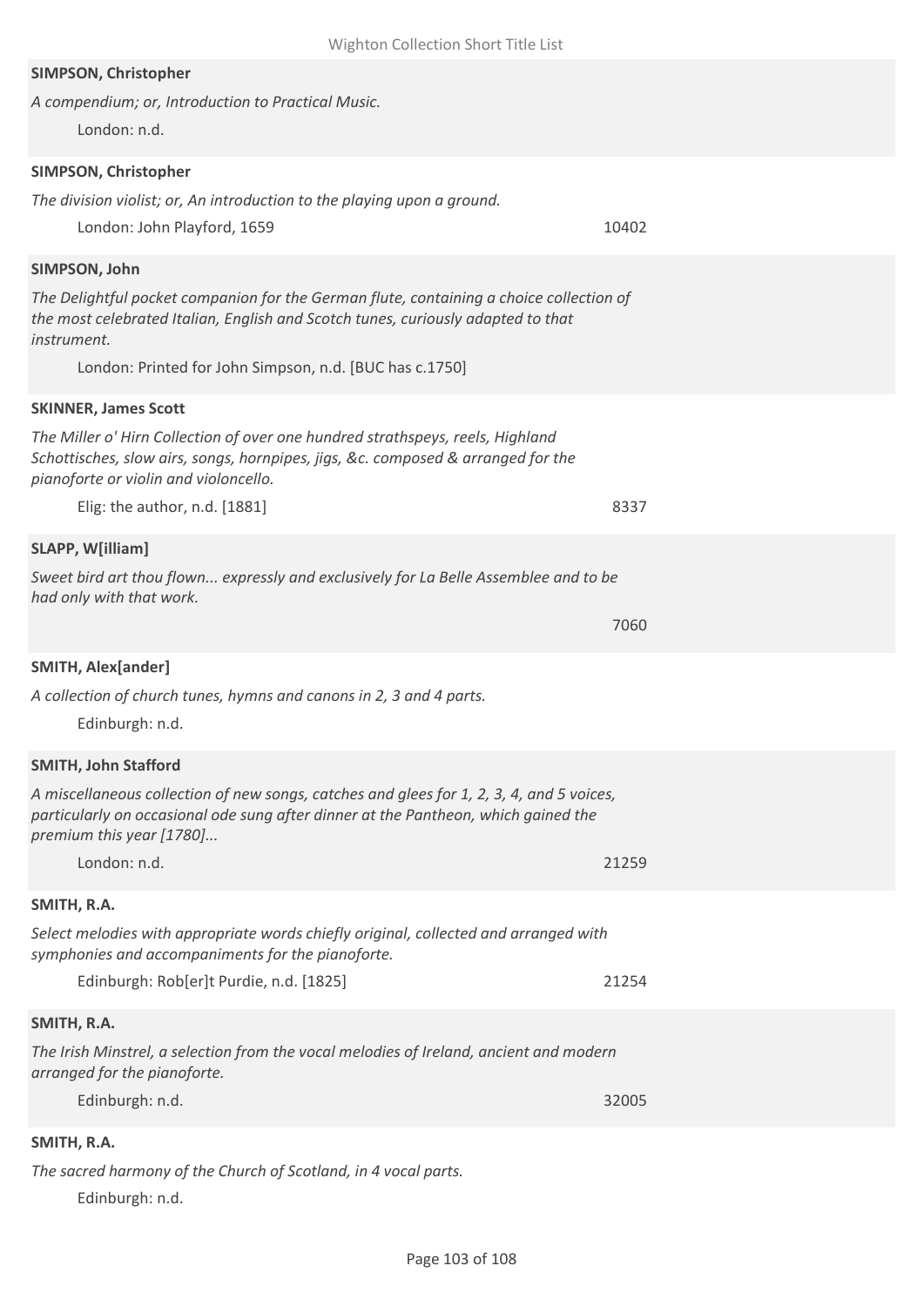**SIMPSON, Christopher**

*A compendium; or, Introduction to Practical Music.*

London: n.d.

**SIMPSON, Christopher**

*The division violist; or, An introduction to the playing upon a ground.*

London: John Playford, 1659 — 10402

**SIMPSON, John**

*The Delightful pocket companion for the German flute, containing a choice collection of the most celebrated Italian, English and Scotch tunes, curiously adapted to that instrument.*

London: Printed for John Simpson, n.d. [BUC has c.1750]

**SKINNER, James Scott**

*The Miller o' Hirn Collection of over one hundred strathspeys, reels, Highland Schottisches, slow airs, songs, hornpipes, jigs, &c. composed & arranged for the pianoforte or violin and violoncello.*

Elig: the author, n.d. [1881] — 8337

**SLAPP, W[illiam]**

*Sweet bird art thou flown... expressly and exclusively for La Belle Assemblee and to be had only with that work.*

7060

**SMITH, Alex[ander]**

*A collection of church tunes, hymns and canons in 2, 3 and 4 parts.*

Edinburgh: n.d.

**SMITH, John Stafford**

*A miscellaneous collection of new songs, catches and glees for 1, 2, 3, 4, and 5 voices, particularly on occasional ode sung after dinner at the Pantheon, which gained the premium this year [1780]...*

London: n.d. — 21259

**SMITH, R.A.**

*Select melodies with appropriate words chiefly original, collected and arranged with symphonies and accompaniments for the pianoforte.*

Edinburgh: Rob[er]t Purdie, n.d. [1825] — 21254

**SMITH, R.A.**

*The Irish Minstrel, a selection from the vocal melodies of Ireland, ancient and modern arranged for the pianoforte.*

Edinburgh: n.d. — 32005

**SMITH, R.A.**

*The sacred harmony of the Church of Scotland, in 4 vocal parts.*

Edinburgh: n.d.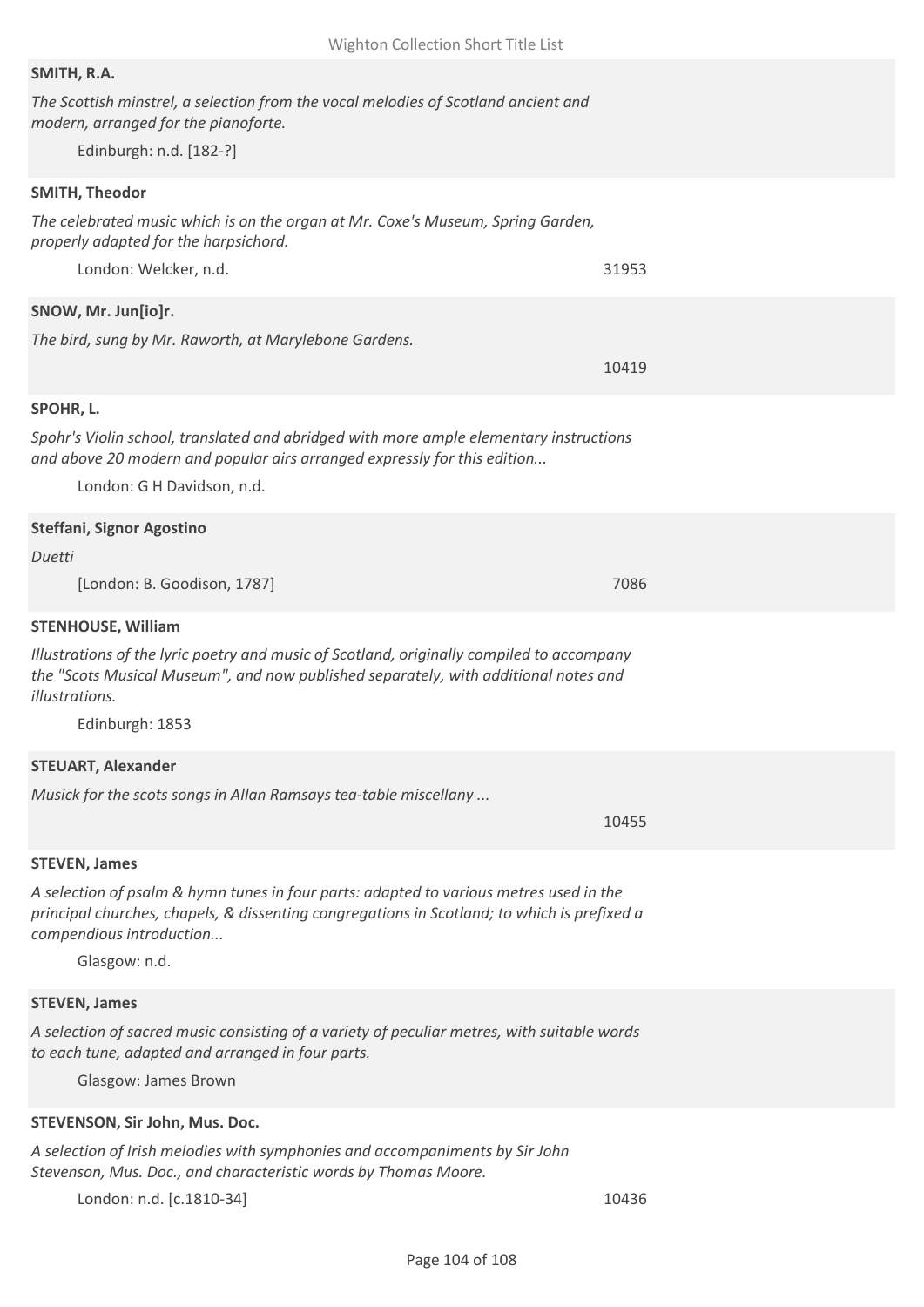**SMITH, R.A.**

*The Scottish minstrel, a selection from the vocal melodies of Scotland ancient and modern, arranged for the pianoforte.*

Edinburgh: n.d. [182-?]

**SMITH, Theodor**

*The celebrated music which is on the organ at Mr. Coxe's Museum, Spring Garden, properly adapted for the harpsichord.*

London: Welcker, n.d. 31953

**SNOW, Mr. Jun[io]r.**

*The bird, sung by Mr. Raworth, at Marylebone Gardens.*

10419

**SPOHR, L.**

*Spohr's Violin school, translated and abridged with more ample elementary instructions and above 20 modern and popular airs arranged expressly for this edition...*

London: G H Davidson, n.d.

**Steffani, Signor Agostino**

*Duetti*

[London: B. Goodison, 1787] 7086

**STENHOUSE, William**

*Illustrations of the lyric poetry and music of Scotland, originally compiled to accompany the "Scots Musical Museum", and now published separately, with additional notes and illustrations.*

Edinburgh: 1853

**STEUART, Alexander**

*Musick for the scots songs in Allan Ramsays tea-table miscellany ...*

10455

**STEVEN, James**

*A selection of psalm & hymn tunes in four parts: adapted to various metres used in the principal churches, chapels, & dissenting congregations in Scotland; to which is prefixed a compendious introduction...*

Glasgow: n.d.

**STEVEN, James**

*A selection of sacred music consisting of a variety of peculiar metres, with suitable words to each tune, adapted and arranged in four parts.*

Glasgow: James Brown

**STEVENSON, Sir John, Mus. Doc.**

*A selection of Irish melodies with symphonies and accompaniments by Sir John Stevenson, Mus. Doc., and characteristic words by Thomas Moore.*

London: n.d. [c.1810-34] 10436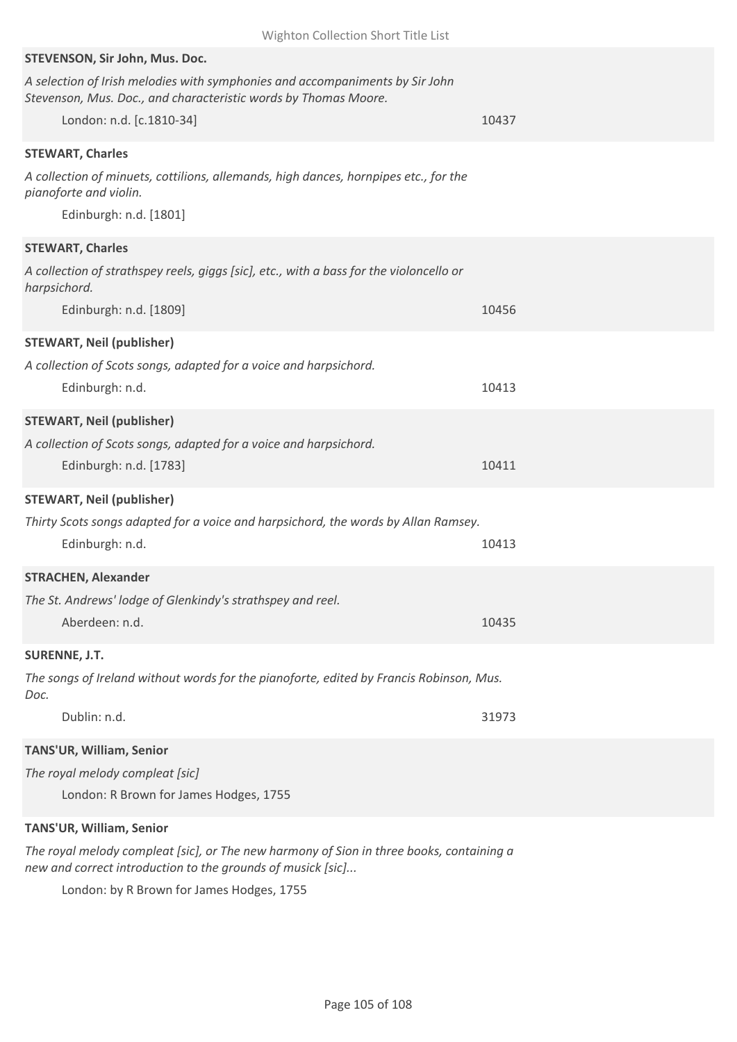**STEVENSON, Sir John, Mus. Doc.**

*A selection of Irish melodies with symphonies and accompaniments by Sir John Stevenson, Mus. Doc., and characteristic words by Thomas Moore.*

London: n.d. [c.1810-34] — 10437

**STEWART, Charles**

*A collection of minuets, cottilions, allemands, high dances, hornpipes etc., for the pianoforte and violin.*

Edinburgh: n.d. [1801]

**STEWART, Charles**

*A collection of strathspey reels, giggs [sic], etc., with a bass for the violoncello or harpsichord.*

Edinburgh: n.d. [1809] — 10456

**STEWART, Neil (publisher)**

*A collection of Scots songs, adapted for a voice and harpsichord.*

Edinburgh: n.d. — 10413

**STEWART, Neil (publisher)**

*A collection of Scots songs, adapted for a voice and harpsichord.*

Edinburgh: n.d. [1783] — 10411

**STEWART, Neil (publisher)**

*Thirty Scots songs adapted for a voice and harpsichord, the words by Allan Ramsey.*

Edinburgh: n.d. — 10413

**STRACHEN, Alexander**

*The St. Andrews' lodge of Glenkindy's strathspey and reel.*

Aberdeen: n.d. — 10435

**SURENNE, J.T.**

*The songs of Ireland without words for the pianoforte, edited by Francis Robinson, Mus. Doc.*

Dublin: n.d. — 31973

**TANS'UR, William, Senior**

*The royal melody compleat [sic]*

London: R Brown for James Hodges, 1755

**TANS'UR, William, Senior**

*The royal melody compleat [sic], or The new harmony of Sion in three books, containing a new and correct introduction to the grounds of musick [sic]...*

London: by R Brown for James Hodges, 1755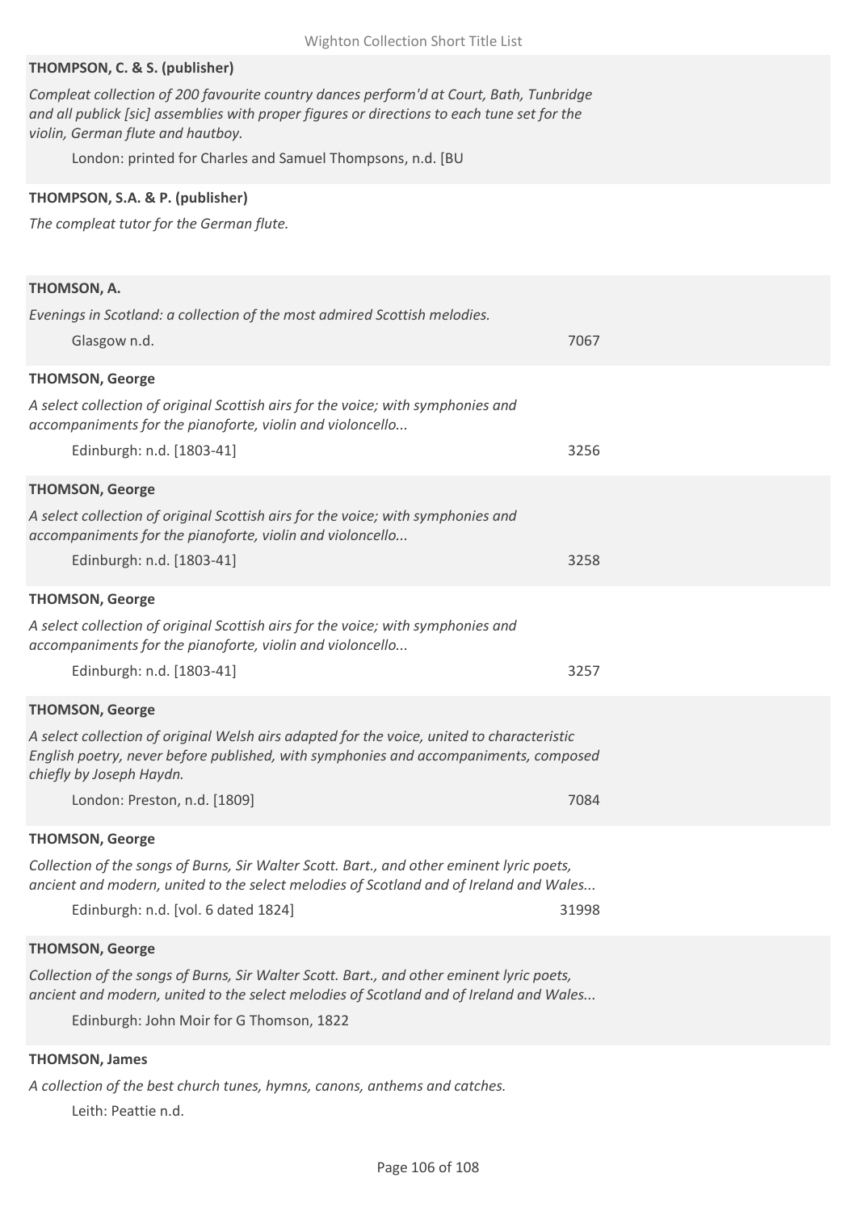**THOMPSON, C. & S. (publisher)**

*Compleat collection of 200 favourite country dances perform'd at Court, Bath, Tunbridge and all publick [sic] assemblies with proper figures or directions to each tune set for the violin, German flute and hautboy.*

London: printed for Charles and Samuel Thompsons, n.d. [BU

**THOMPSON, S.A. & P. (publisher)**

*The compleat tutor for the German flute.*

**THOMSON, A.**

*Evenings in Scotland: a collection of the most admired Scottish melodies.*

Glasgow n.d. 7067

**THOMSON, George**

*A select collection of original Scottish airs for the voice; with symphonies and accompaniments for the pianoforte, violin and violoncello...*

Edinburgh: n.d. [1803-41] 3256

**THOMSON, George**

*A select collection of original Scottish airs for the voice; with symphonies and accompaniments for the pianoforte, violin and violoncello...*

Edinburgh: n.d. [1803-41] 3258

**THOMSON, George**

*A select collection of original Scottish airs for the voice; with symphonies and accompaniments for the pianoforte, violin and violoncello...*

Edinburgh: n.d. [1803-41] 3257

**THOMSON, George**

*A select collection of original Welsh airs adapted for the voice, united to characteristic English poetry, never before published, with symphonies and accompaniments, composed chiefly by Joseph Haydn.*

London: Preston, n.d. [1809] 7084

**THOMSON, George**

*Collection of the songs of Burns, Sir Walter Scott. Bart., and other eminent lyric poets, ancient and modern, united to the select melodies of Scotland and of Ireland and Wales...*

Edinburgh: n.d. [vol. 6 dated 1824] 31998

**THOMSON, George**

*Collection of the songs of Burns, Sir Walter Scott. Bart., and other eminent lyric poets, ancient and modern, united to the select melodies of Scotland and of Ireland and Wales...*

Edinburgh: John Moir for G Thomson, 1822

**THOMSON, James**

*A collection of the best church tunes, hymns, canons, anthems and catches.*

Leith: Peattie n.d.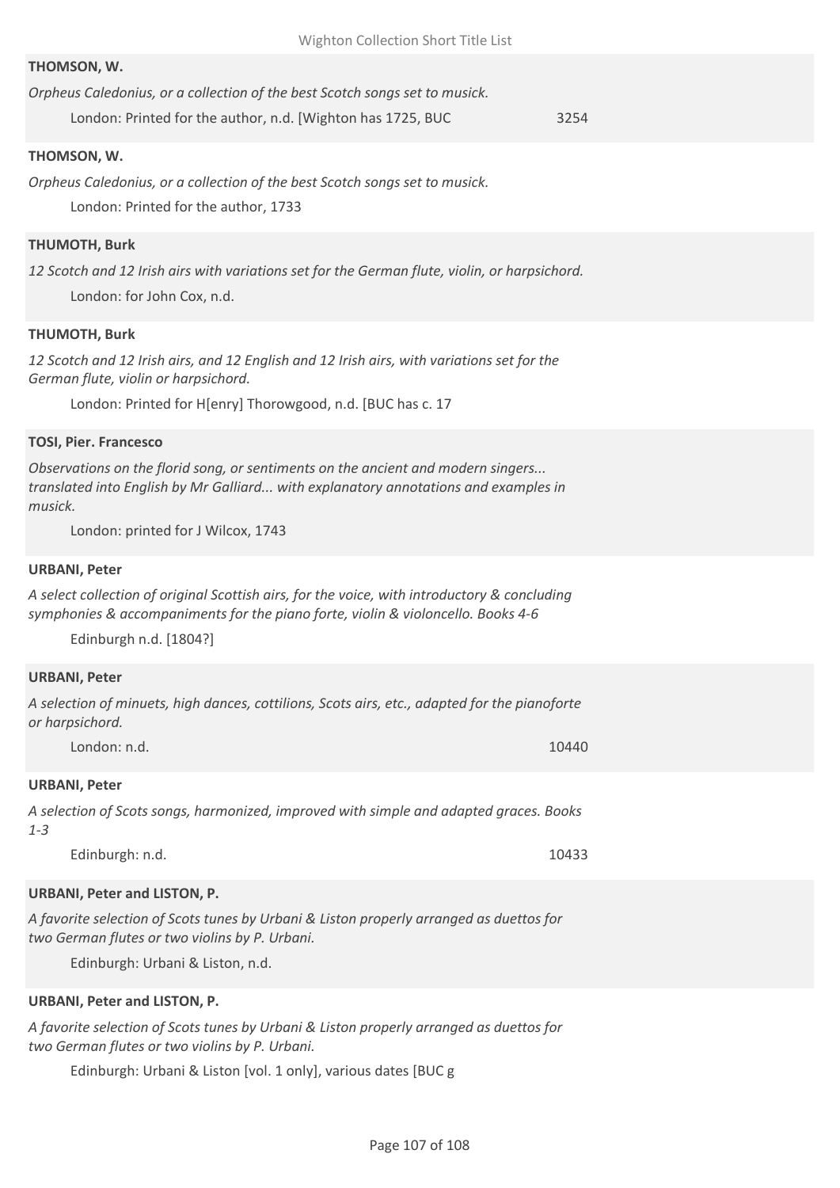**THOMSON, W.**

*Orpheus Caledonius, or a collection of the best Scotch songs set to musick.*

London: Printed for the author, n.d. [Wighton has 1725, BUC 3254

**THOMSON, W.**

*Orpheus Caledonius, or a collection of the best Scotch songs set to musick.*

London: Printed for the author, 1733

**THUMOTH, Burk**

*12 Scotch and 12 Irish airs with variations set for the German flute, violin, or harpsichord.*

London: for John Cox, n.d.

**THUMOTH, Burk**

*12 Scotch and 12 Irish airs, and 12 English and 12 Irish airs, with variations set for the German flute, violin or harpsichord.*

London: Printed for H[enry] Thorowgood, n.d. [BUC has c. 17

**TOSI, Pier. Francesco**

*Observations on the florid song, or sentiments on the ancient and modern singers... translated into English by Mr Galliard... with explanatory annotations and examples in musick.*

London: printed for J Wilcox, 1743

**URBANI, Peter**

*A select collection of original Scottish airs, for the voice, with introductory & concluding symphonies & accompaniments for the piano forte, violin & violoncello. Books 4-6*

Edinburgh n.d. [1804?]

**URBANI, Peter**

*A selection of minuets, high dances, cottilions, Scots airs, etc., adapted for the pianoforte or harpsichord.*

London: n.d. 10440

**URBANI, Peter**

*A selection of Scots songs, harmonized, improved with simple and adapted graces. Books 1-3*

Edinburgh: n.d. 10433

**URBANI, Peter and LISTON, P.**

*A favorite selection of Scots tunes by Urbani & Liston properly arranged as duettos for two German flutes or two violins by P. Urbani.*

Edinburgh: Urbani & Liston, n.d.

**URBANI, Peter and LISTON, P.**

*A favorite selection of Scots tunes by Urbani & Liston properly arranged as duettos for two German flutes or two violins by P. Urbani.*

Edinburgh: Urbani & Liston [vol. 1 only], various dates [BUC g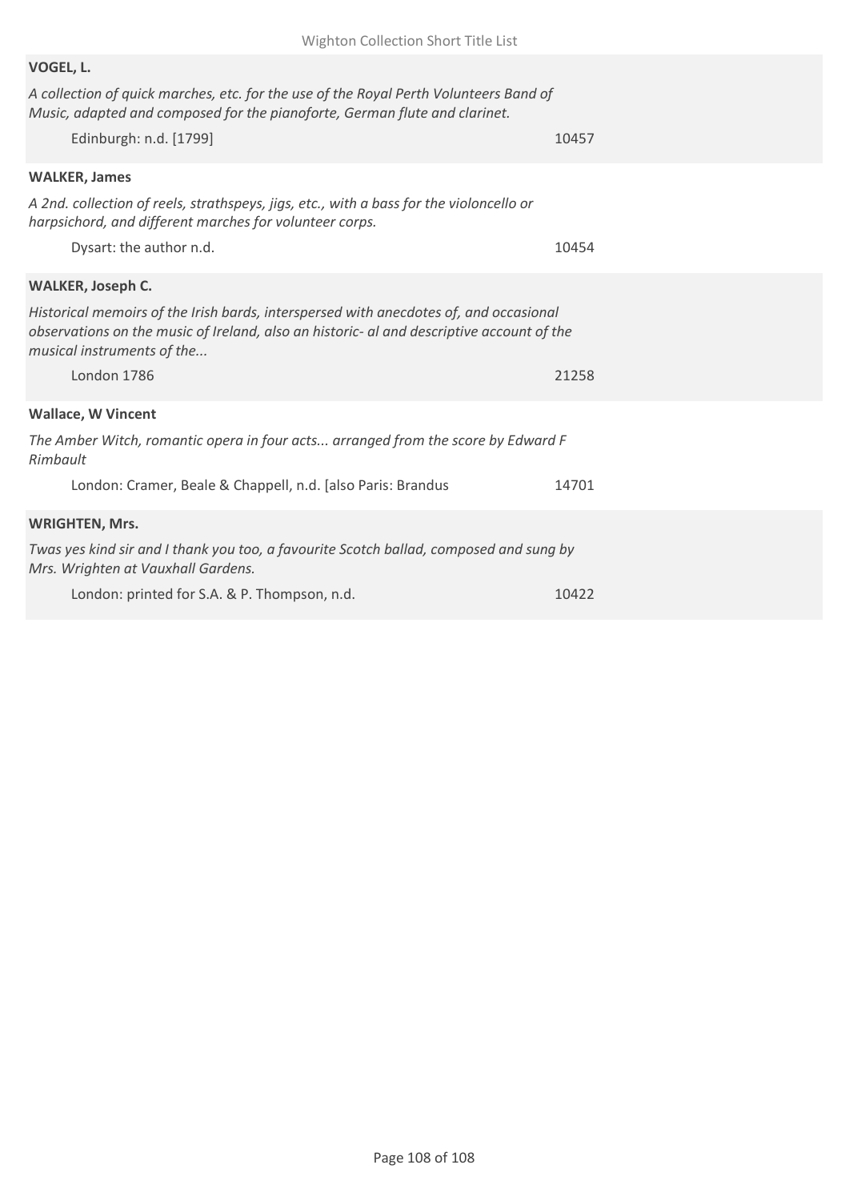**VOGEL, L.**

*A collection of quick marches, etc. for the use of the Royal Perth Volunteers Band of Music, adapted and composed for the pianoforte, German flute and clarinet.*

Edinburgh: n.d. [1799] 10457

**WALKER, James**

*A 2nd. collection of reels, strathspeys, jigs, etc., with a bass for the violoncello or harpsichord, and different marches for volunteer corps.*

Dysart: the author n.d. 10454

**WALKER, Joseph C.**

*Historical memoirs of the Irish bards, interspersed with anecdotes of, and occasional observations on the music of Ireland, also an historic- al and descriptive account of the musical instruments of the...*

London 1786 21258

**Wallace, W Vincent**

*The Amber Witch, romantic opera in four acts... arranged from the score by Edward F Rimbault*

London: Cramer, Beale & Chappell, n.d. [also Paris: Brandus 14701

**WRIGHTEN, Mrs.**

*Twas yes kind sir and I thank you too, a favourite Scotch ballad, composed and sung by Mrs. Wrighten at Vauxhall Gardens.*

London: printed for S.A. & P. Thompson, n.d. 10422